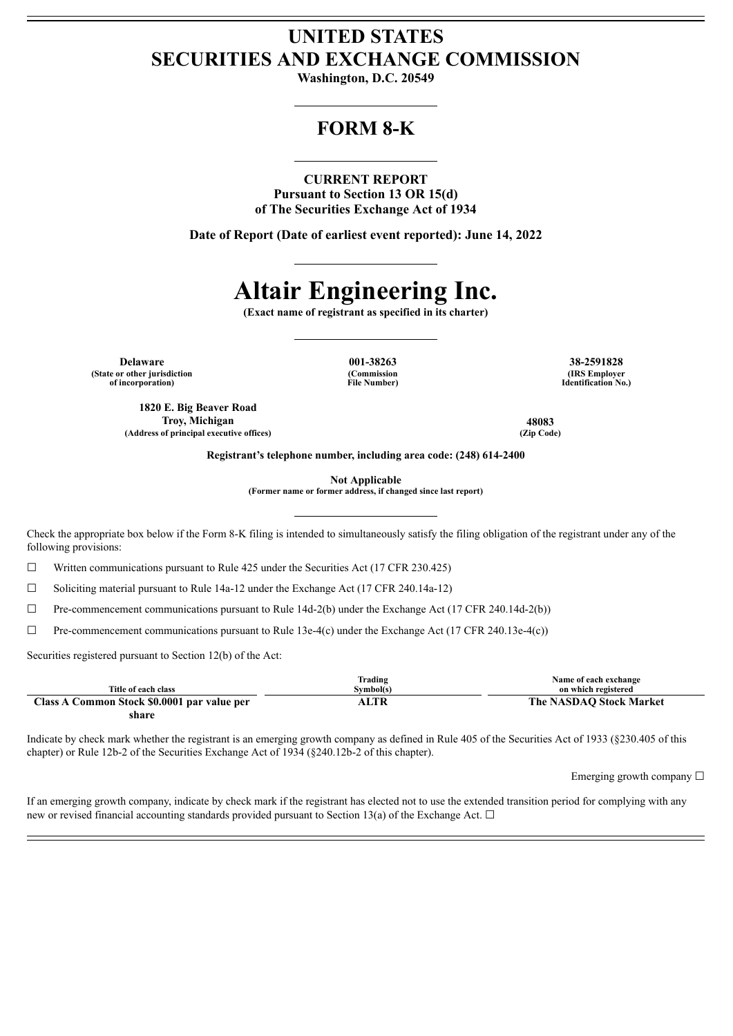# UNITED STATES
# SECURITIES AND EXCHANGE COMMISSION

**Washington, D.C. 20549**

## FORM 8-K

**CURRENT REPORT**
**Pursuant to Section 13 OR 15(d)**
**of The Securities Exchange Act of 1934**

**Date of Report (Date of earliest event reported): June 14, 2022**

# Altair Engineering Inc.

**(Exact name of registrant as specified in its charter)**

| **Delaware** | **001-38263** | **38-2591828** |
|---|---|---|
| **(State or other jurisdiction of incorporation)** | **(Commission File Number)** | **(IRS Employer Identification No.)** |

| **1820 E. Big Beaver Road Troy, Michigan** | **48083** |
|---|---|
| **(Address of principal executive offices)** | **(Zip Code)** |

**Registrant's telephone number, including area code: (248) 614-2400**

**Not Applicable**
**(Former name or former address, if changed since last report)**

Check the appropriate box below if the Form 8-K filing is intended to simultaneously satisfy the filing obligation of the registrant under any of the following provisions:

☐ Written communications pursuant to Rule 425 under the Securities Act (17 CFR 230.425)

☐ Soliciting material pursuant to Rule 14a-12 under the Exchange Act (17 CFR 240.14a-12)

☐ Pre-commencement communications pursuant to Rule 14d-2(b) under the Exchange Act (17 CFR 240.14d-2(b))

☐ Pre-commencement communications pursuant to Rule 13e-4(c) under the Exchange Act (17 CFR 240.13e-4(c))

Securities registered pursuant to Section 12(b) of the Act:

| Title of each class | Trading Symbol(s) | Name of each exchange on which registered |
|---|---|---|
| **Class A Common Stock $0.0001 par value per share** | **ALTR** | **The NASDAQ Stock Market** |

Indicate by check mark whether the registrant is an emerging growth company as defined in Rule 405 of the Securities Act of 1933 (§230.405 of this chapter) or Rule 12b-2 of the Securities Exchange Act of 1934 (§240.12b-2 of this chapter).

Emerging growth company ☐

If an emerging growth company, indicate by check mark if the registrant has elected not to use the extended transition period for complying with any new or revised financial accounting standards provided pursuant to Section 13(a) of the Exchange Act. ☐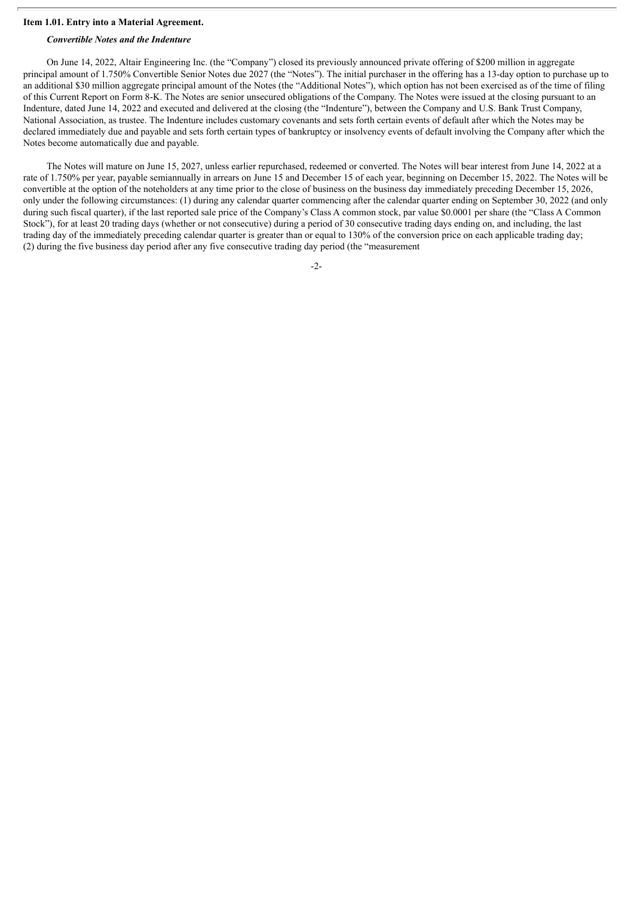**Item 1.01. Entry into a Material Agreement.**

***Convertible Notes and the Indenture***

On June 14, 2022, Altair Engineering Inc. (the "Company") closed its previously announced private offering of $200 million in aggregate principal amount of 1.750% Convertible Senior Notes due 2027 (the "Notes"). The initial purchaser in the offering has a 13-day option to purchase up to an additional $30 million aggregate principal amount of the Notes (the "Additional Notes"), which option has not been exercised as of the time of filing of this Current Report on Form 8-K. The Notes are senior unsecured obligations of the Company. The Notes were issued at the closing pursuant to an Indenture, dated June 14, 2022 and executed and delivered at the closing (the "Indenture"), between the Company and U.S. Bank Trust Company, National Association, as trustee. The Indenture includes customary covenants and sets forth certain events of default after which the Notes may be declared immediately due and payable and sets forth certain types of bankruptcy or insolvency events of default involving the Company after which the Notes become automatically due and payable.

The Notes will mature on June 15, 2027, unless earlier repurchased, redeemed or converted. The Notes will bear interest from June 14, 2022 at a rate of 1.750% per year, payable semiannually in arrears on June 15 and December 15 of each year, beginning on December 15, 2022. The Notes will be convertible at the option of the noteholders at any time prior to the close of business on the business day immediately preceding December 15, 2026, only under the following circumstances: (1) during any calendar quarter commencing after the calendar quarter ending on September 30, 2022 (and only during such fiscal quarter), if the last reported sale price of the Company's Class A common stock, par value $0.0001 per share (the "Class A Common Stock"), for at least 20 trading days (whether or not consecutive) during a period of 30 consecutive trading days ending on, and including, the last trading day of the immediately preceding calendar quarter is greater than or equal to 130% of the conversion price on each applicable trading day; (2) during the five business day period after any five consecutive trading day period (the "measurement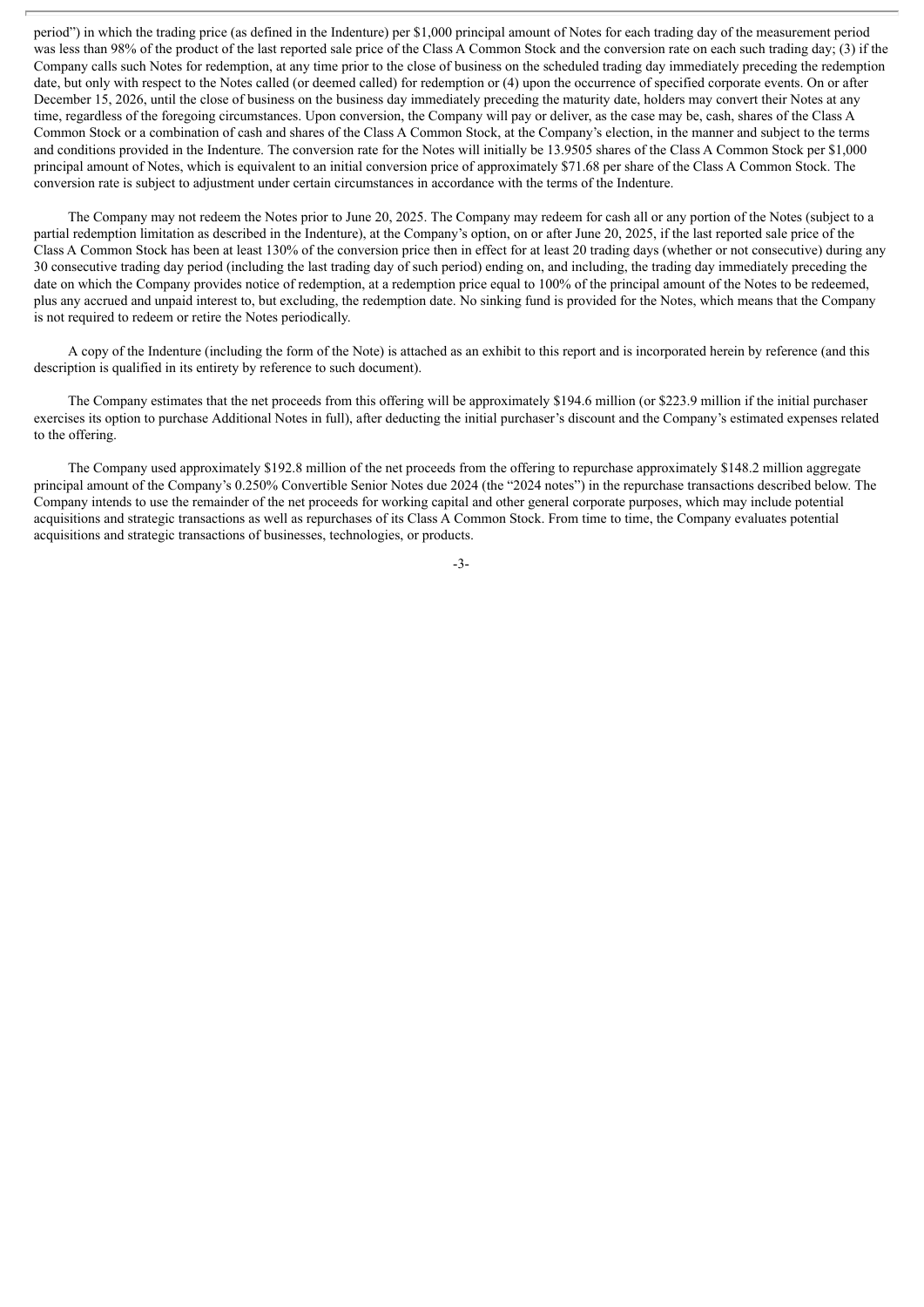period") in which the trading price (as defined in the Indenture) per $1,000 principal amount of Notes for each trading day of the measurement period was less than 98% of the product of the last reported sale price of the Class A Common Stock and the conversion rate on each such trading day; (3) if the Company calls such Notes for redemption, at any time prior to the close of business on the scheduled trading day immediately preceding the redemption date, but only with respect to the Notes called (or deemed called) for redemption or (4) upon the occurrence of specified corporate events. On or after December 15, 2026, until the close of business on the business day immediately preceding the maturity date, holders may convert their Notes at any time, regardless of the foregoing circumstances. Upon conversion, the Company will pay or deliver, as the case may be, cash, shares of the Class A Common Stock or a combination of cash and shares of the Class A Common Stock, at the Company's election, in the manner and subject to the terms and conditions provided in the Indenture. The conversion rate for the Notes will initially be 13.9505 shares of the Class A Common Stock per $1,000 principal amount of Notes, which is equivalent to an initial conversion price of approximately $71.68 per share of the Class A Common Stock. The conversion rate is subject to adjustment under certain circumstances in accordance with the terms of the Indenture.

The Company may not redeem the Notes prior to June 20, 2025. The Company may redeem for cash all or any portion of the Notes (subject to a partial redemption limitation as described in the Indenture), at the Company's option, on or after June 20, 2025, if the last reported sale price of the Class A Common Stock has been at least 130% of the conversion price then in effect for at least 20 trading days (whether or not consecutive) during any 30 consecutive trading day period (including the last trading day of such period) ending on, and including, the trading day immediately preceding the date on which the Company provides notice of redemption, at a redemption price equal to 100% of the principal amount of the Notes to be redeemed, plus any accrued and unpaid interest to, but excluding, the redemption date. No sinking fund is provided for the Notes, which means that the Company is not required to redeem or retire the Notes periodically.

A copy of the Indenture (including the form of the Note) is attached as an exhibit to this report and is incorporated herein by reference (and this description is qualified in its entirety by reference to such document).

The Company estimates that the net proceeds from this offering will be approximately $194.6 million (or $223.9 million if the initial purchaser exercises its option to purchase Additional Notes in full), after deducting the initial purchaser's discount and the Company's estimated expenses related to the offering.

The Company used approximately $192.8 million of the net proceeds from the offering to repurchase approximately $148.2 million aggregate principal amount of the Company's 0.250% Convertible Senior Notes due 2024 (the "2024 notes") in the repurchase transactions described below. The Company intends to use the remainder of the net proceeds for working capital and other general corporate purposes, which may include potential acquisitions and strategic transactions as well as repurchases of its Class A Common Stock. From time to time, the Company evaluates potential acquisitions and strategic transactions of businesses, technologies, or products.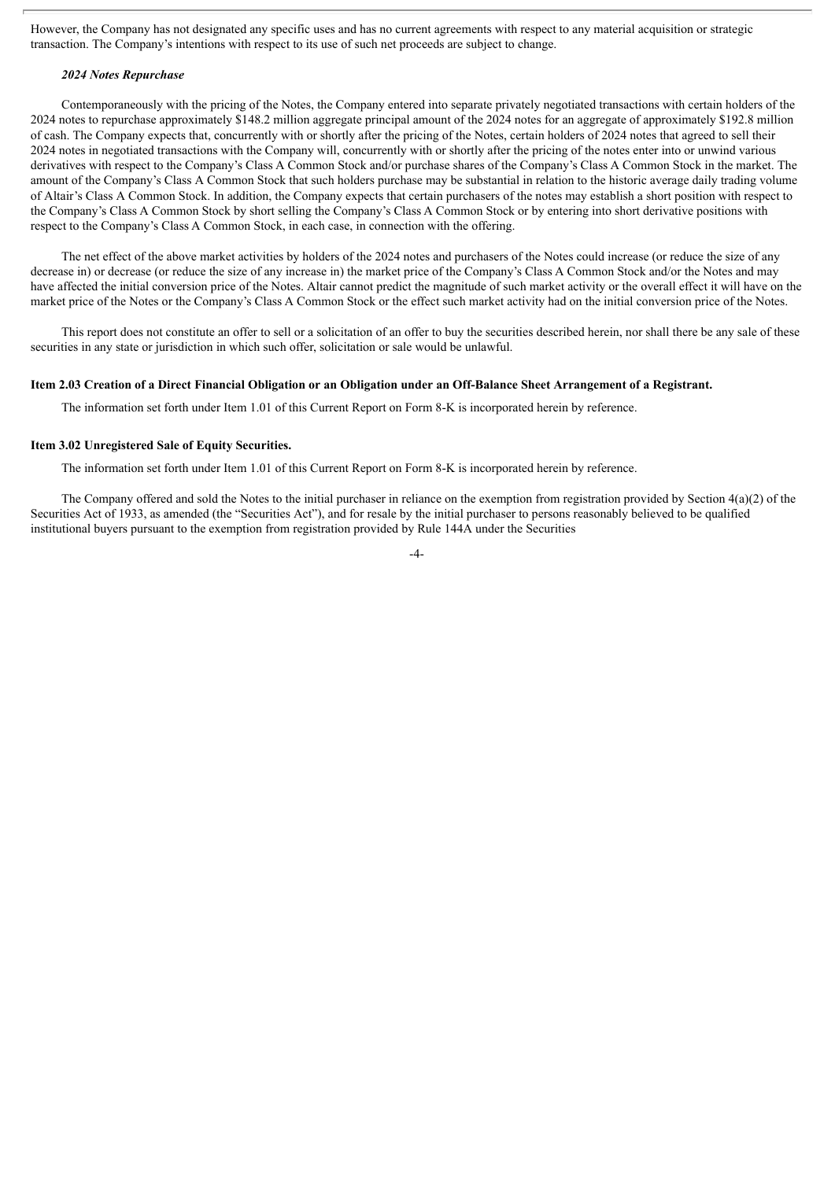However, the Company has not designated any specific uses and has no current agreements with respect to any material acquisition or strategic transaction. The Company's intentions with respect to its use of such net proceeds are subject to change.

***2024 Notes Repurchase***

Contemporaneously with the pricing of the Notes, the Company entered into separate privately negotiated transactions with certain holders of the 2024 notes to repurchase approximately $148.2 million aggregate principal amount of the 2024 notes for an aggregate of approximately $192.8 million of cash. The Company expects that, concurrently with or shortly after the pricing of the Notes, certain holders of 2024 notes that agreed to sell their 2024 notes in negotiated transactions with the Company will, concurrently with or shortly after the pricing of the notes enter into or unwind various derivatives with respect to the Company's Class A Common Stock and/or purchase shares of the Company's Class A Common Stock in the market. The amount of the Company's Class A Common Stock that such holders purchase may be substantial in relation to the historic average daily trading volume of Altair's Class A Common Stock. In addition, the Company expects that certain purchasers of the notes may establish a short position with respect to the Company's Class A Common Stock by short selling the Company's Class A Common Stock or by entering into short derivative positions with respect to the Company's Class A Common Stock, in each case, in connection with the offering.

The net effect of the above market activities by holders of the 2024 notes and purchasers of the Notes could increase (or reduce the size of any decrease in) or decrease (or reduce the size of any increase in) the market price of the Company's Class A Common Stock and/or the Notes and may have affected the initial conversion price of the Notes. Altair cannot predict the magnitude of such market activity or the overall effect it will have on the market price of the Notes or the Company's Class A Common Stock or the effect such market activity had on the initial conversion price of the Notes.

This report does not constitute an offer to sell or a solicitation of an offer to buy the securities described herein, nor shall there be any sale of these securities in any state or jurisdiction in which such offer, solicitation or sale would be unlawful.

**Item 2.03 Creation of a Direct Financial Obligation or an Obligation under an Off-Balance Sheet Arrangement of a Registrant.**

The information set forth under Item 1.01 of this Current Report on Form 8-K is incorporated herein by reference.

**Item 3.02 Unregistered Sale of Equity Securities.**

The information set forth under Item 1.01 of this Current Report on Form 8-K is incorporated herein by reference.

The Company offered and sold the Notes to the initial purchaser in reliance on the exemption from registration provided by Section 4(a)(2) of the Securities Act of 1933, as amended (the "Securities Act"), and for resale by the initial purchaser to persons reasonably believed to be qualified institutional buyers pursuant to the exemption from registration provided by Rule 144A under the Securities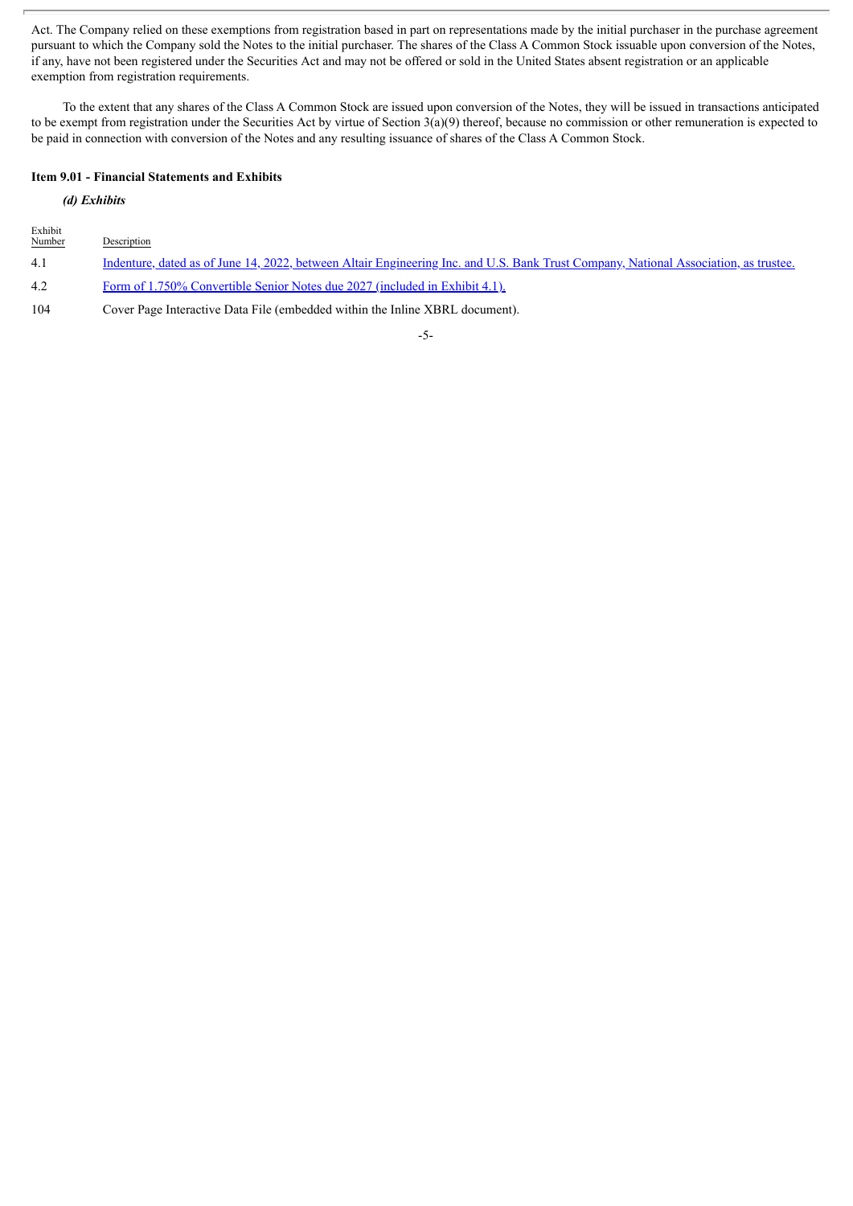Act. The Company relied on these exemptions from registration based in part on representations made by the initial purchaser in the purchase agreement pursuant to which the Company sold the Notes to the initial purchaser. The shares of the Class A Common Stock issuable upon conversion of the Notes, if any, have not been registered under the Securities Act and may not be offered or sold in the United States absent registration or an applicable exemption from registration requirements.

To the extent that any shares of the Class A Common Stock are issued upon conversion of the Notes, they will be issued in transactions anticipated to be exempt from registration under the Securities Act by virtue of Section 3(a)(9) thereof, because no commission or other remuneration is expected to be paid in connection with conversion of the Notes and any resulting issuance of shares of the Class A Common Stock.

**Item 9.01 - Financial Statements and Exhibits**

***(d) Exhibits***

| Exhibit Number | Description |
|---|---|
| 4.1 | Indenture, dated as of June 14, 2022, between Altair Engineering Inc. and U.S. Bank Trust Company, National Association, as trustee. |
| 4.2 | Form of 1.750% Convertible Senior Notes due 2027 (included in Exhibit 4.1). |
| 104 | Cover Page Interactive Data File (embedded within the Inline XBRL document). |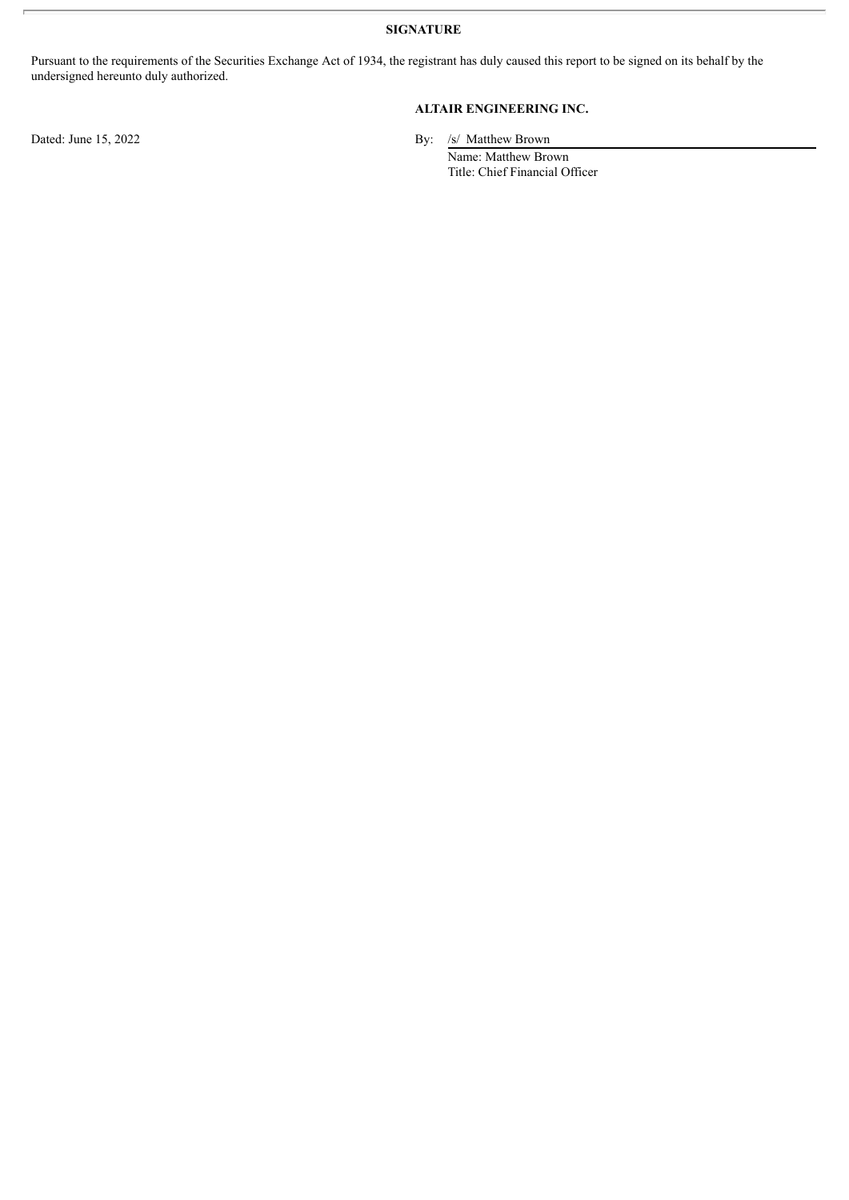**SIGNATURE**

Pursuant to the requirements of the Securities Exchange Act of 1934, the registrant has duly caused this report to be signed on its behalf by the undersigned hereunto duly authorized.

**ALTAIR ENGINEERING INC.**

Dated: June 15, 2022

By: /s/ Matthew Brown
Name: Matthew Brown
Title: Chief Financial Officer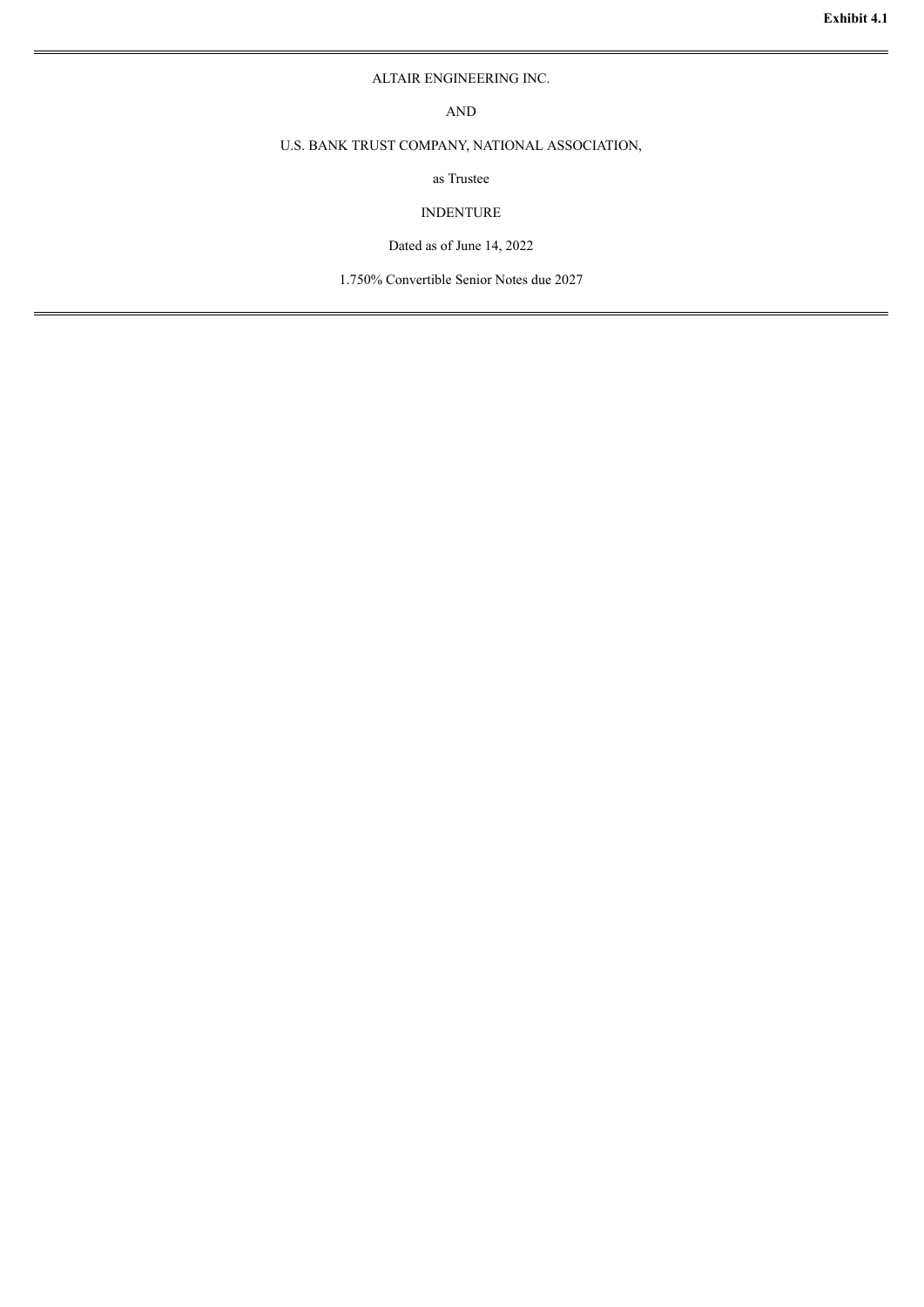**Exhibit 4.1**

---

ALTAIR ENGINEERING INC.

AND

U.S. BANK TRUST COMPANY, NATIONAL ASSOCIATION,

as Trustee

INDENTURE

Dated as of June 14, 2022

1.750% Convertible Senior Notes due 2027

---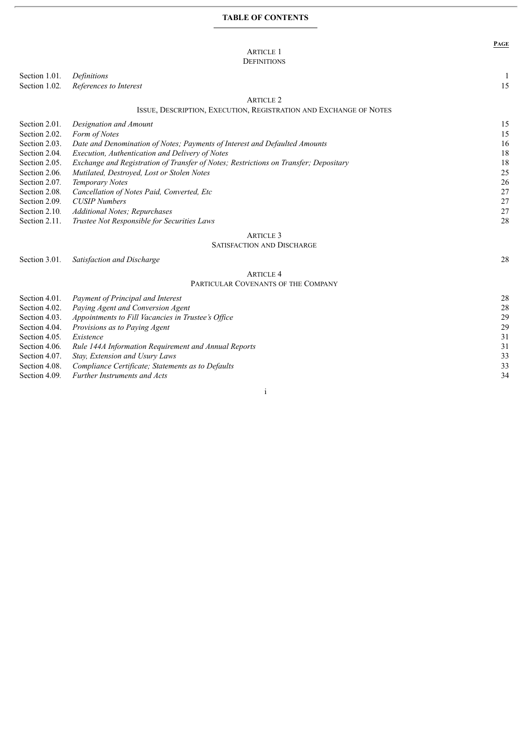**TABLE OF CONTENTS**

| | | **Page** |
|---|---|---|
| | **Article 1**<br>**Definitions** | |
| Section 1.01. | *Definitions* | 1 |
| Section 1.02. | *References to Interest* | 15 |
| | **Article 2**<br>**Issue, Description, Execution, Registration and Exchange of Notes** | |
| Section 2.01. | *Designation and Amount* | 15 |
| Section 2.02. | *Form of Notes* | 15 |
| Section 2.03. | *Date and Denomination of Notes; Payments of Interest and Defaulted Amounts* | 16 |
| Section 2.04. | *Execution, Authentication and Delivery of Notes* | 18 |
| Section 2.05. | *Exchange and Registration of Transfer of Notes; Restrictions on Transfer; Depositary* | 18 |
| Section 2.06. | *Mutilated, Destroyed, Lost or Stolen Notes* | 25 |
| Section 2.07. | *Temporary Notes* | 26 |
| Section 2.08. | *Cancellation of Notes Paid, Converted, Etc* | 27 |
| Section 2.09. | *CUSIP Numbers* | 27 |
| Section 2.10. | *Additional Notes; Repurchases* | 27 |
| Section 2.11. | *Trustee Not Responsible for Securities Laws* | 28 |
| | **Article 3**<br>**Satisfaction and Discharge** | |
| Section 3.01. | *Satisfaction and Discharge* | 28 |
| | **Article 4**<br>**Particular Covenants of the Company** | |
| Section 4.01. | *Payment of Principal and Interest* | 28 |
| Section 4.02. | *Paying Agent and Conversion Agent* | 28 |
| Section 4.03. | *Appointments to Fill Vacancies in Trustee's Office* | 29 |
| Section 4.04. | *Provisions as to Paying Agent* | 29 |
| Section 4.05. | *Existence* | 31 |
| Section 4.06. | *Rule 144A Information Requirement and Annual Reports* | 31 |
| Section 4.07. | *Stay, Extension and Usury Laws* | 33 |
| Section 4.08. | *Compliance Certificate; Statements as to Defaults* | 33 |
| Section 4.09. | *Further Instruments and Acts* | 34 |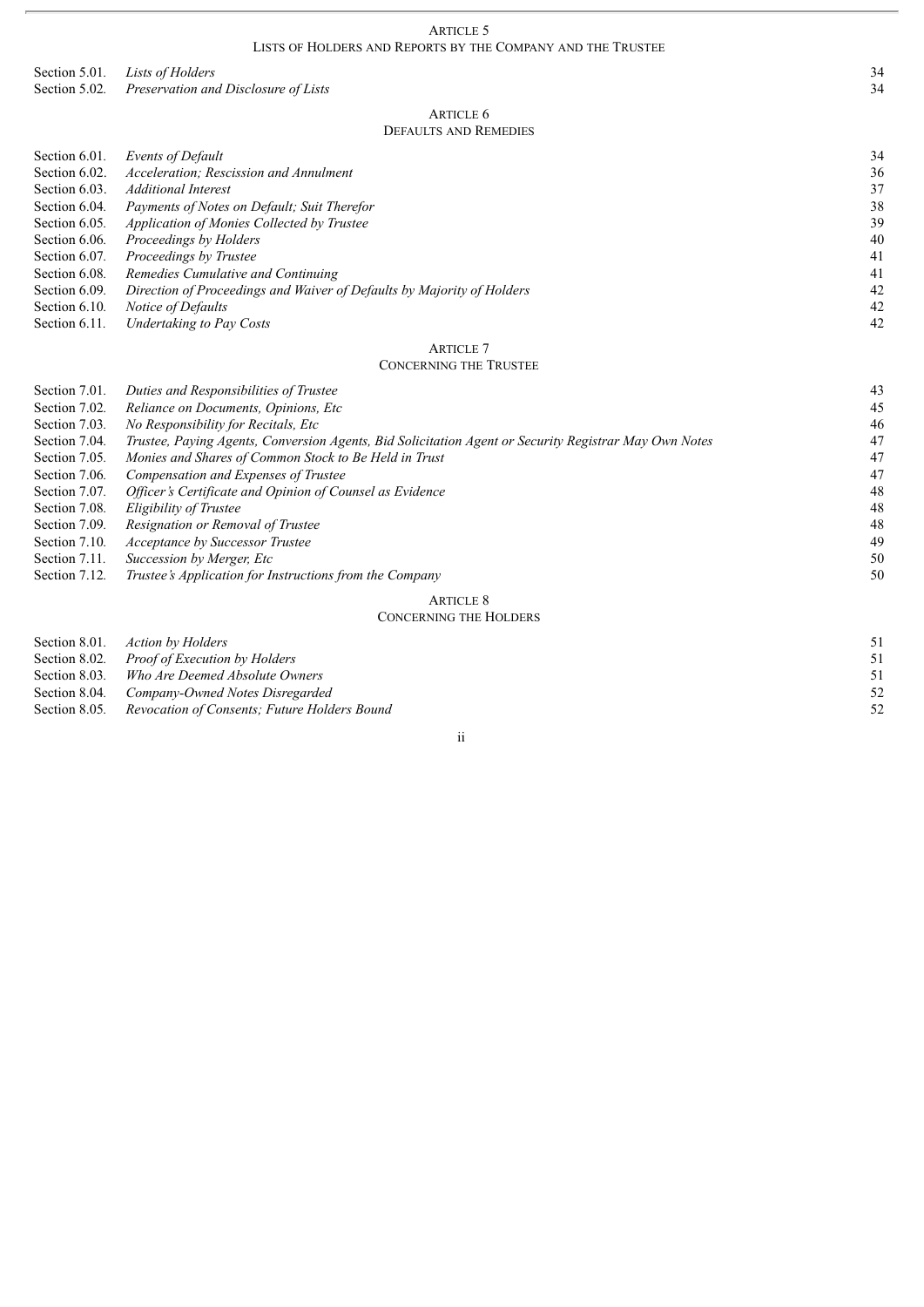ARTICLE 5
LISTS OF HOLDERS AND REPORTS BY THE COMPANY AND THE TRUSTEE

| | | |
|---|---|---|
| Section 5.01. | *Lists of Holders* | 34 |
| Section 5.02. | *Preservation and Disclosure of Lists* | 34 |

ARTICLE 6
DEFAULTS AND REMEDIES

| | | |
|---|---|---|
| Section 6.01. | *Events of Default* | 34 |
| Section 6.02. | *Acceleration; Rescission and Annulment* | 36 |
| Section 6.03. | *Additional Interest* | 37 |
| Section 6.04. | *Payments of Notes on Default; Suit Therefor* | 38 |
| Section 6.05. | *Application of Monies Collected by Trustee* | 39 |
| Section 6.06. | *Proceedings by Holders* | 40 |
| Section 6.07. | *Proceedings by Trustee* | 41 |
| Section 6.08. | *Remedies Cumulative and Continuing* | 41 |
| Section 6.09. | *Direction of Proceedings and Waiver of Defaults by Majority of Holders* | 42 |
| Section 6.10. | *Notice of Defaults* | 42 |
| Section 6.11. | *Undertaking to Pay Costs* | 42 |

ARTICLE 7
CONCERNING THE TRUSTEE

| | | |
|---|---|---|
| Section 7.01. | *Duties and Responsibilities of Trustee* | 43 |
| Section 7.02. | *Reliance on Documents, Opinions, Etc* | 45 |
| Section 7.03. | *No Responsibility for Recitals, Etc* | 46 |
| Section 7.04. | *Trustee, Paying Agents, Conversion Agents, Bid Solicitation Agent or Security Registrar May Own Notes* | 47 |
| Section 7.05. | *Monies and Shares of Common Stock to Be Held in Trust* | 47 |
| Section 7.06. | *Compensation and Expenses of Trustee* | 47 |
| Section 7.07. | *Officer's Certificate and Opinion of Counsel as Evidence* | 48 |
| Section 7.08. | *Eligibility of Trustee* | 48 |
| Section 7.09. | *Resignation or Removal of Trustee* | 48 |
| Section 7.10. | *Acceptance by Successor Trustee* | 49 |
| Section 7.11. | *Succession by Merger, Etc* | 50 |
| Section 7.12. | *Trustee's Application for Instructions from the Company* | 50 |

ARTICLE 8
CONCERNING THE HOLDERS

| | | |
|---|---|---|
| Section 8.01. | *Action by Holders* | 51 |
| Section 8.02. | *Proof of Execution by Holders* | 51 |
| Section 8.03. | *Who Are Deemed Absolute Owners* | 51 |
| Section 8.04. | *Company-Owned Notes Disregarded* | 52 |
| Section 8.05. | *Revocation of Consents; Future Holders Bound* | 52 |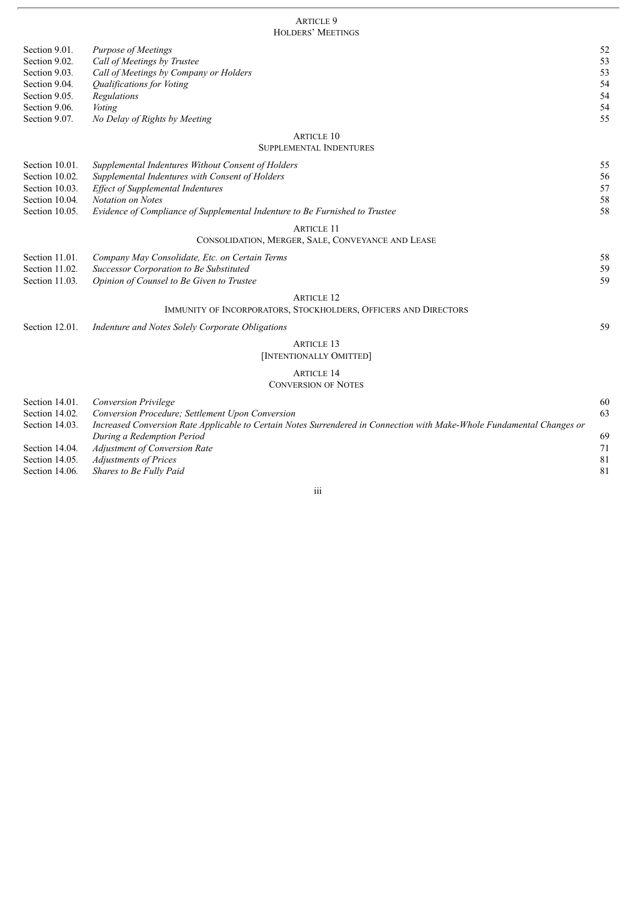ARTICLE 9
HOLDERS' MEETINGS

| | | |
|---|---|---|
| Section 9.01. | *Purpose of Meetings* | 52 |
| Section 9.02. | *Call of Meetings by Trustee* | 53 |
| Section 9.03. | *Call of Meetings by Company or Holders* | 53 |
| Section 9.04. | *Qualifications for Voting* | 54 |
| Section 9.05. | *Regulations* | 54 |
| Section 9.06. | *Voting* | 54 |
| Section 9.07. | *No Delay of Rights by Meeting* | 55 |

ARTICLE 10
SUPPLEMENTAL INDENTURES

| | | |
|---|---|---|
| Section 10.01. | *Supplemental Indentures Without Consent of Holders* | 55 |
| Section 10.02. | *Supplemental Indentures with Consent of Holders* | 56 |
| Section 10.03. | *Effect of Supplemental Indentures* | 57 |
| Section 10.04. | *Notation on Notes* | 58 |
| Section 10.05. | *Evidence of Compliance of Supplemental Indenture to Be Furnished to Trustee* | 58 |

ARTICLE 11
CONSOLIDATION, MERGER, SALE, CONVEYANCE AND LEASE

| | | |
|---|---|---|
| Section 11.01. | *Company May Consolidate, Etc. on Certain Terms* | 58 |
| Section 11.02. | *Successor Corporation to Be Substituted* | 59 |
| Section 11.03. | *Opinion of Counsel to Be Given to Trustee* | 59 |

ARTICLE 12
IMMUNITY OF INCORPORATORS, STOCKHOLDERS, OFFICERS AND DIRECTORS

| | | |
|---|---|---|
| Section 12.01. | *Indenture and Notes Solely Corporate Obligations* | 59 |

ARTICLE 13
[INTENTIONALLY OMITTED]

ARTICLE 14
CONVERSION OF NOTES

| | | |
|---|---|---|
| Section 14.01. | *Conversion Privilege* | 60 |
| Section 14.02. | *Conversion Procedure; Settlement Upon Conversion* | 63 |
| Section 14.03. | *Increased Conversion Rate Applicable to Certain Notes Surrendered in Connection with Make-Whole Fundamental Changes or During a Redemption Period* | 69 |
| Section 14.04. | *Adjustment of Conversion Rate* | 71 |
| Section 14.05. | *Adjustments of Prices* | 81 |
| Section 14.06. | *Shares to Be Fully Paid* | 81 |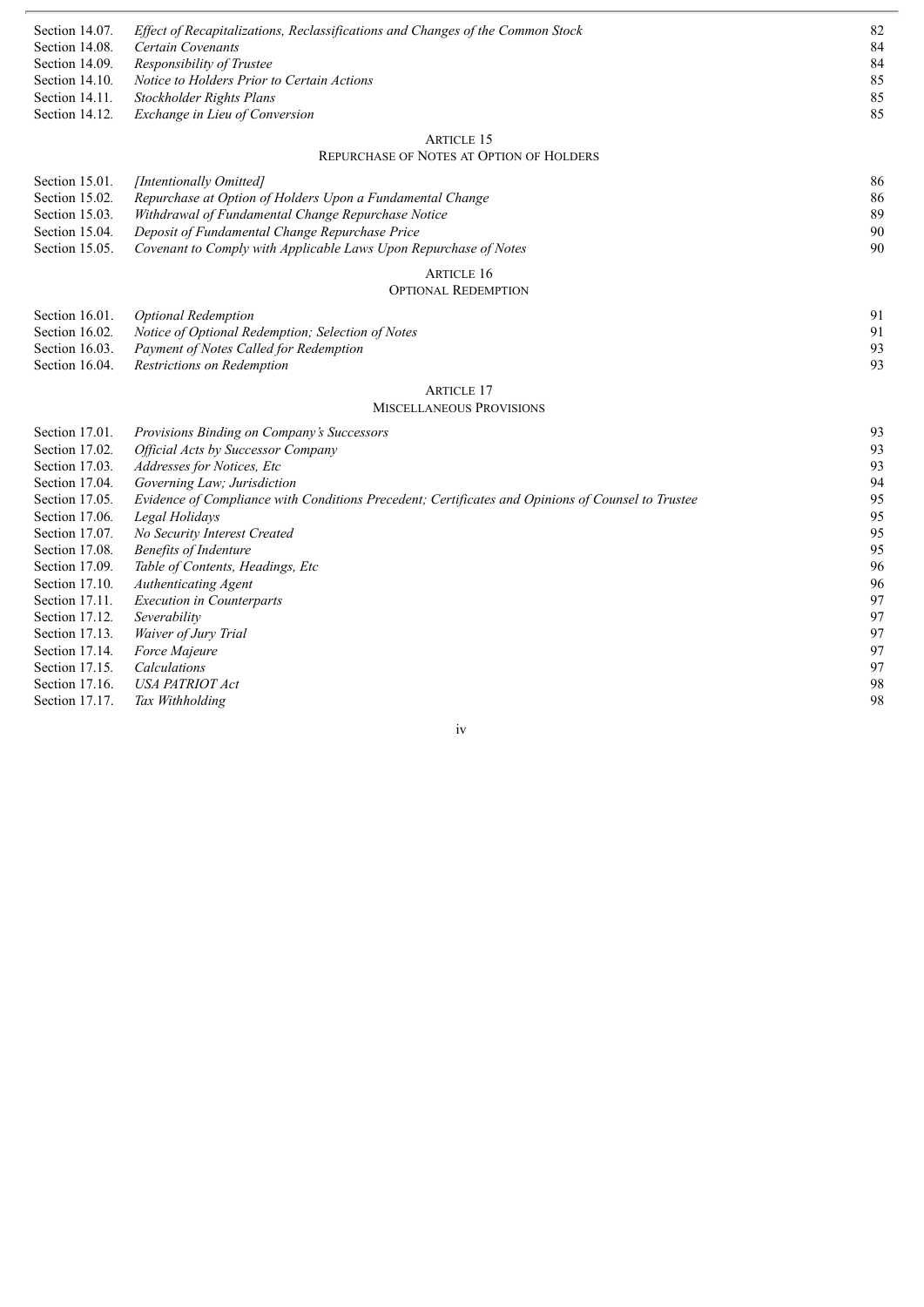| | | |
|---|---|---|
| Section 14.07. | *Effect of Recapitalizations, Reclassifications and Changes of the Common Stock* | 82 |
| Section 14.08. | *Certain Covenants* | 84 |
| Section 14.09. | *Responsibility of Trustee* | 84 |
| Section 14.10. | *Notice to Holders Prior to Certain Actions* | 85 |
| Section 14.11. | *Stockholder Rights Plans* | 85 |
| Section 14.12. | *Exchange in Lieu of Conversion* | 85 |

ARTICLE 15

REPURCHASE OF NOTES AT OPTION OF HOLDERS

| | | |
|---|---|---|
| Section 15.01. | *[Intentionally Omitted]* | 86 |
| Section 15.02. | *Repurchase at Option of Holders Upon a Fundamental Change* | 86 |
| Section 15.03. | *Withdrawal of Fundamental Change Repurchase Notice* | 89 |
| Section 15.04. | *Deposit of Fundamental Change Repurchase Price* | 90 |
| Section 15.05. | *Covenant to Comply with Applicable Laws Upon Repurchase of Notes* | 90 |

ARTICLE 16

OPTIONAL REDEMPTION

| | | |
|---|---|---|
| Section 16.01. | *Optional Redemption* | 91 |
| Section 16.02. | *Notice of Optional Redemption; Selection of Notes* | 91 |
| Section 16.03. | *Payment of Notes Called for Redemption* | 93 |
| Section 16.04. | *Restrictions on Redemption* | 93 |

ARTICLE 17

MISCELLANEOUS PROVISIONS

| | | |
|---|---|---|
| Section 17.01. | *Provisions Binding on Company's Successors* | 93 |
| Section 17.02. | *Official Acts by Successor Company* | 93 |
| Section 17.03. | *Addresses for Notices, Etc* | 93 |
| Section 17.04. | *Governing Law; Jurisdiction* | 94 |
| Section 17.05. | *Evidence of Compliance with Conditions Precedent; Certificates and Opinions of Counsel to Trustee* | 95 |
| Section 17.06. | *Legal Holidays* | 95 |
| Section 17.07. | *No Security Interest Created* | 95 |
| Section 17.08. | *Benefits of Indenture* | 95 |
| Section 17.09. | *Table of Contents, Headings, Etc* | 96 |
| Section 17.10. | *Authenticating Agent* | 96 |
| Section 17.11. | *Execution in Counterparts* | 97 |
| Section 17.12. | *Severability* | 97 |
| Section 17.13. | *Waiver of Jury Trial* | 97 |
| Section 17.14. | *Force Majeure* | 97 |
| Section 17.15. | *Calculations* | 97 |
| Section 17.16. | *USA PATRIOT Act* | 98 |
| Section 17.17. | *Tax Withholding* | 98 |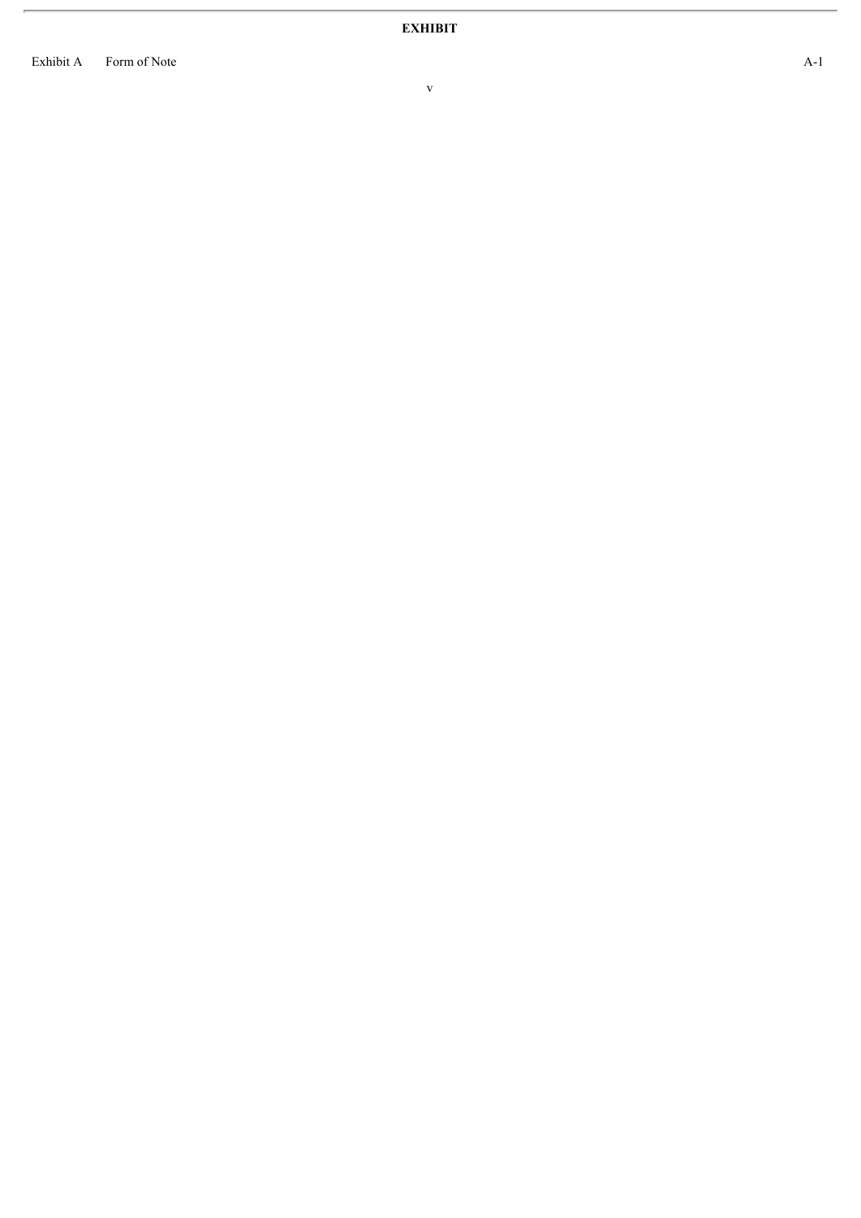**EXHIBIT**

| | | |
|---|---|---|
| Exhibit A | Form of Note | A-1 |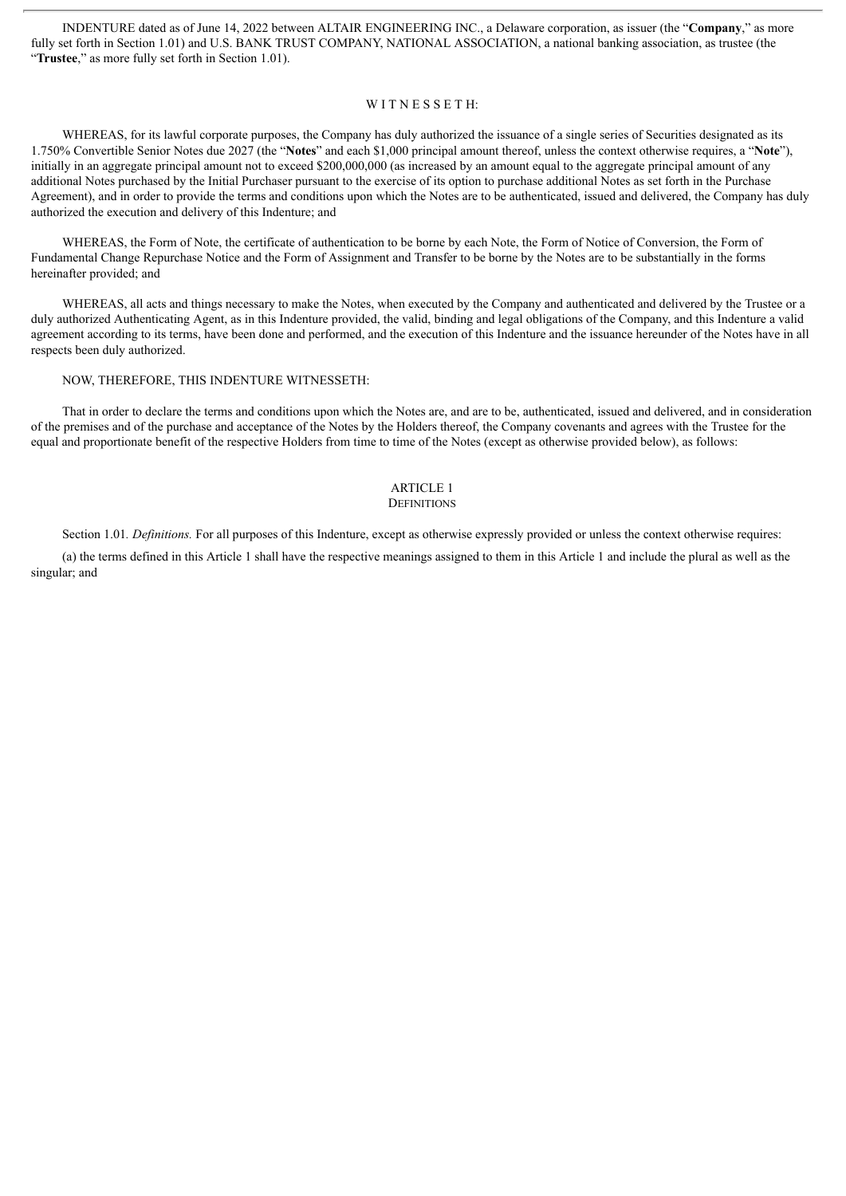INDENTURE dated as of June 14, 2022 between ALTAIR ENGINEERING INC., a Delaware corporation, as issuer (the "**Company**," as more fully set forth in Section 1.01) and U.S. BANK TRUST COMPANY, NATIONAL ASSOCIATION, a national banking association, as trustee (the "**Trustee**," as more fully set forth in Section 1.01).

W I T N E S S E T H:

WHEREAS, for its lawful corporate purposes, the Company has duly authorized the issuance of a single series of Securities designated as its 1.750% Convertible Senior Notes due 2027 (the "**Notes**" and each $1,000 principal amount thereof, unless the context otherwise requires, a "**Note**"), initially in an aggregate principal amount not to exceed $200,000,000 (as increased by an amount equal to the aggregate principal amount of any additional Notes purchased by the Initial Purchaser pursuant to the exercise of its option to purchase additional Notes as set forth in the Purchase Agreement), and in order to provide the terms and conditions upon which the Notes are to be authenticated, issued and delivered, the Company has duly authorized the execution and delivery of this Indenture; and

WHEREAS, the Form of Note, the certificate of authentication to be borne by each Note, the Form of Notice of Conversion, the Form of Fundamental Change Repurchase Notice and the Form of Assignment and Transfer to be borne by the Notes are to be substantially in the forms hereinafter provided; and

WHEREAS, all acts and things necessary to make the Notes, when executed by the Company and authenticated and delivered by the Trustee or a duly authorized Authenticating Agent, as in this Indenture provided, the valid, binding and legal obligations of the Company, and this Indenture a valid agreement according to its terms, have been done and performed, and the execution of this Indenture and the issuance hereunder of the Notes have in all respects been duly authorized.

NOW, THEREFORE, THIS INDENTURE WITNESSETH:

That in order to declare the terms and conditions upon which the Notes are, and are to be, authenticated, issued and delivered, and in consideration of the premises and of the purchase and acceptance of the Notes by the Holders thereof, the Company covenants and agrees with the Trustee for the equal and proportionate benefit of the respective Holders from time to time of the Notes (except as otherwise provided below), as follows:

# ARTICLE 1
## DEFINITIONS

Section 1.01. *Definitions.* For all purposes of this Indenture, except as otherwise expressly provided or unless the context otherwise requires:

(a) the terms defined in this Article 1 shall have the respective meanings assigned to them in this Article 1 and include the plural as well as the singular; and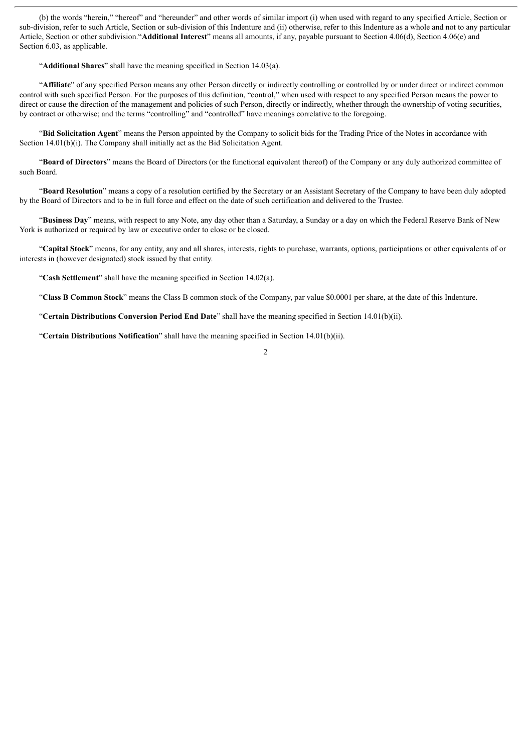(b) the words "herein," "hereof" and "hereunder" and other words of similar import (i) when used with regard to any specified Article, Section or sub-division, refer to such Article, Section or sub-division of this Indenture and (ii) otherwise, refer to this Indenture as a whole and not to any particular Article, Section or other subdivision."**Additional Interest**" means all amounts, if any, payable pursuant to Section 4.06(d), Section 4.06(e) and Section 6.03, as applicable.

"**Additional Shares**" shall have the meaning specified in Section 14.03(a).

"**Affiliate**" of any specified Person means any other Person directly or indirectly controlling or controlled by or under direct or indirect common control with such specified Person. For the purposes of this definition, "control," when used with respect to any specified Person means the power to direct or cause the direction of the management and policies of such Person, directly or indirectly, whether through the ownership of voting securities, by contract or otherwise; and the terms "controlling" and "controlled" have meanings correlative to the foregoing.

"**Bid Solicitation Agent**" means the Person appointed by the Company to solicit bids for the Trading Price of the Notes in accordance with Section 14.01(b)(i). The Company shall initially act as the Bid Solicitation Agent.

"**Board of Directors**" means the Board of Directors (or the functional equivalent thereof) of the Company or any duly authorized committee of such Board.

"**Board Resolution**" means a copy of a resolution certified by the Secretary or an Assistant Secretary of the Company to have been duly adopted by the Board of Directors and to be in full force and effect on the date of such certification and delivered to the Trustee.

"**Business Day**" means, with respect to any Note, any day other than a Saturday, a Sunday or a day on which the Federal Reserve Bank of New York is authorized or required by law or executive order to close or be closed.

"**Capital Stock**" means, for any entity, any and all shares, interests, rights to purchase, warrants, options, participations or other equivalents of or interests in (however designated) stock issued by that entity.

"**Cash Settlement**" shall have the meaning specified in Section 14.02(a).

"**Class B Common Stock**" means the Class B common stock of the Company, par value $0.0001 per share, at the date of this Indenture.

"**Certain Distributions Conversion Period End Date**" shall have the meaning specified in Section 14.01(b)(ii).

"**Certain Distributions Notification**" shall have the meaning specified in Section 14.01(b)(ii).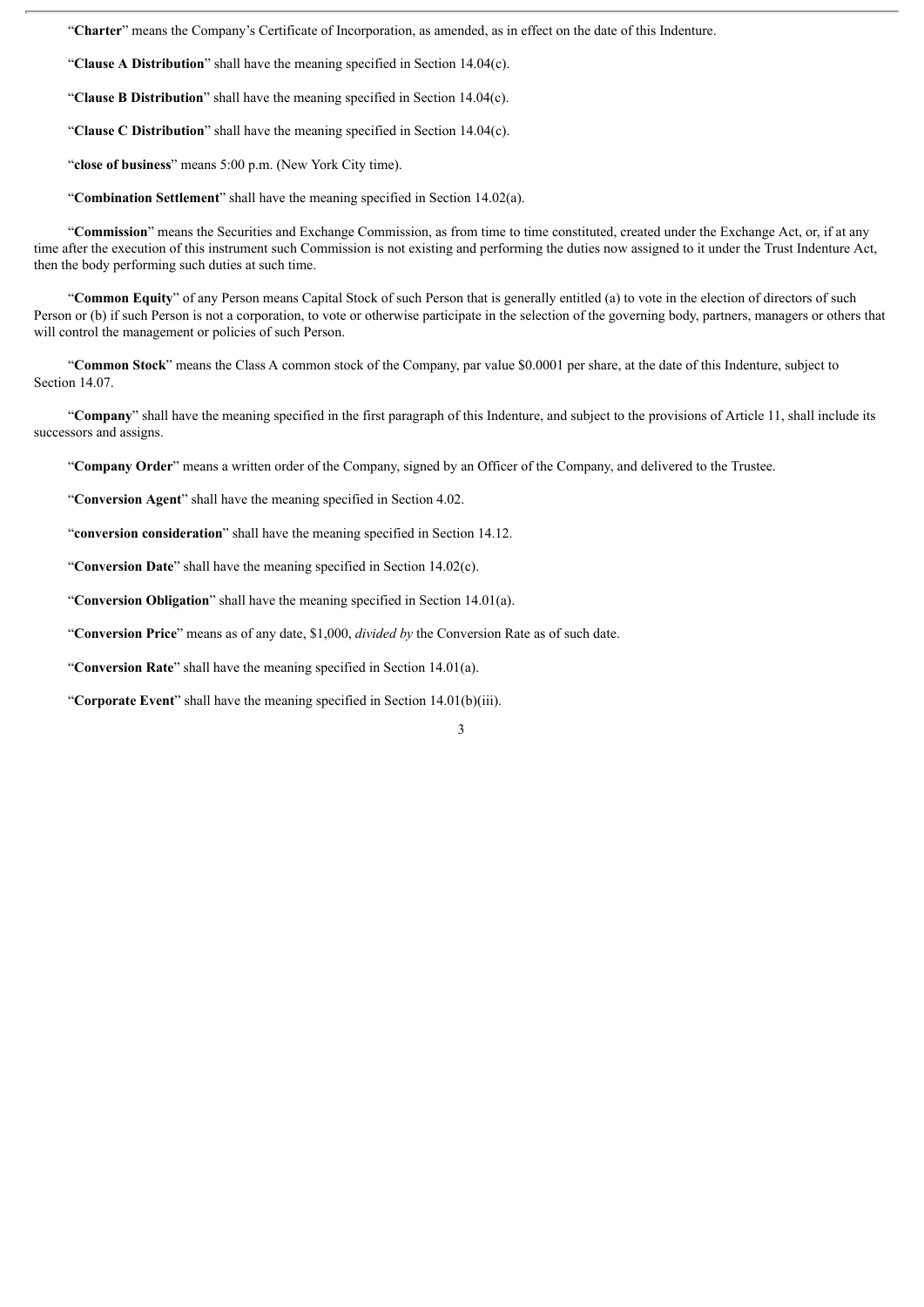"**Charter**" means the Company's Certificate of Incorporation, as amended, as in effect on the date of this Indenture.

"**Clause A Distribution**" shall have the meaning specified in Section 14.04(c).

"**Clause B Distribution**" shall have the meaning specified in Section 14.04(c).

"**Clause C Distribution**" shall have the meaning specified in Section 14.04(c).

"**close of business**" means 5:00 p.m. (New York City time).

"**Combination Settlement**" shall have the meaning specified in Section 14.02(a).

"**Commission**" means the Securities and Exchange Commission, as from time to time constituted, created under the Exchange Act, or, if at any time after the execution of this instrument such Commission is not existing and performing the duties now assigned to it under the Trust Indenture Act, then the body performing such duties at such time.

"**Common Equity**" of any Person means Capital Stock of such Person that is generally entitled (a) to vote in the election of directors of such Person or (b) if such Person is not a corporation, to vote or otherwise participate in the selection of the governing body, partners, managers or others that will control the management or policies of such Person.

"**Common Stock**" means the Class A common stock of the Company, par value $0.0001 per share, at the date of this Indenture, subject to Section 14.07.

"**Company**" shall have the meaning specified in the first paragraph of this Indenture, and subject to the provisions of Article 11, shall include its successors and assigns.

"**Company Order**" means a written order of the Company, signed by an Officer of the Company, and delivered to the Trustee.

"**Conversion Agent**" shall have the meaning specified in Section 4.02.

"**conversion consideration**" shall have the meaning specified in Section 14.12.

"**Conversion Date**" shall have the meaning specified in Section 14.02(c).

"**Conversion Obligation**" shall have the meaning specified in Section 14.01(a).

"**Conversion Price**" means as of any date, $1,000, *divided by* the Conversion Rate as of such date.

"**Conversion Rate**" shall have the meaning specified in Section 14.01(a).

"**Corporate Event**" shall have the meaning specified in Section 14.01(b)(iii).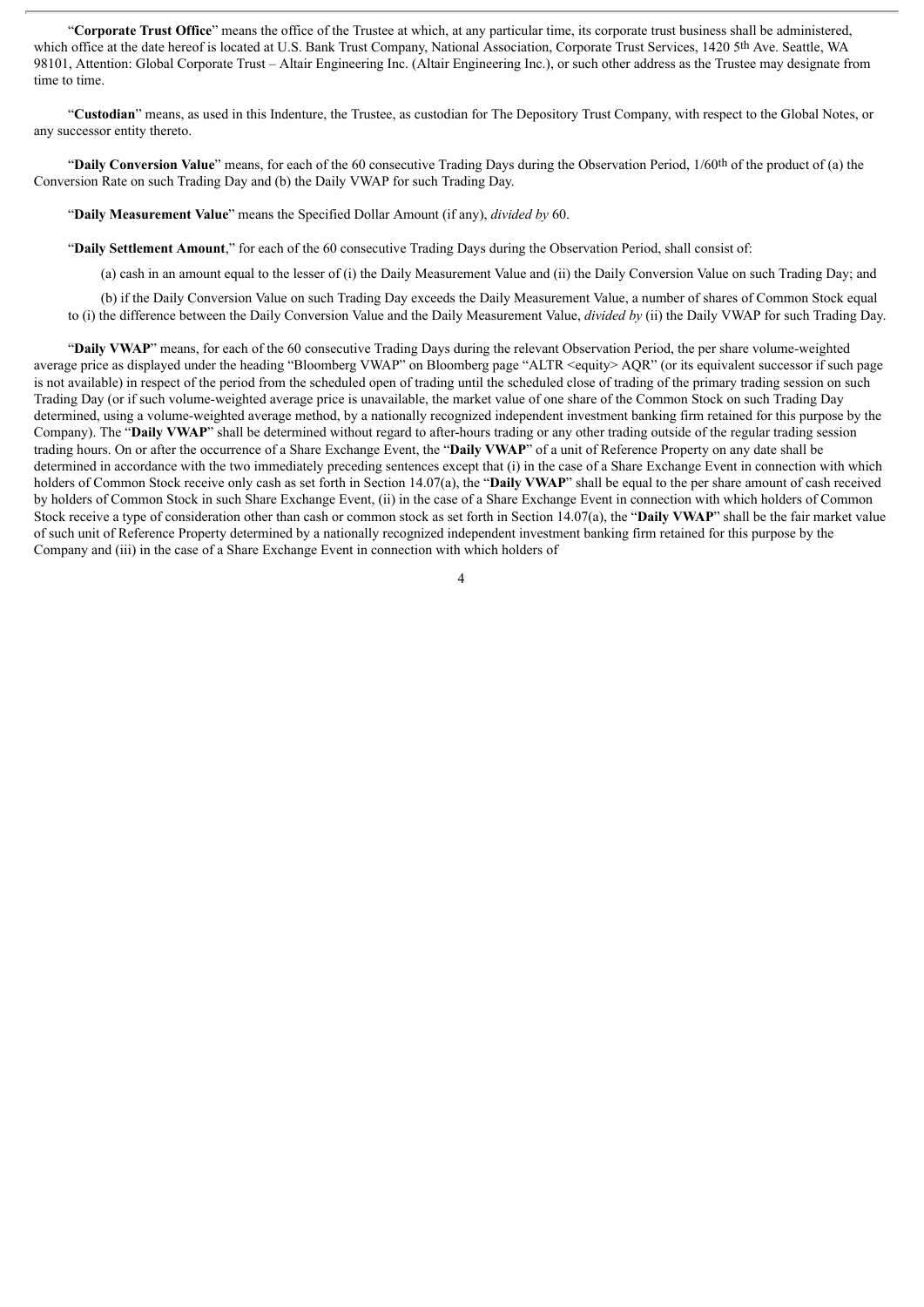"**Corporate Trust Office**" means the office of the Trustee at which, at any particular time, its corporate trust business shall be administered, which office at the date hereof is located at U.S. Bank Trust Company, National Association, Corporate Trust Services, 1420 5th Ave. Seattle, WA 98101, Attention: Global Corporate Trust – Altair Engineering Inc. (Altair Engineering Inc.), or such other address as the Trustee may designate from time to time.

"**Custodian**" means, as used in this Indenture, the Trustee, as custodian for The Depository Trust Company, with respect to the Global Notes, or any successor entity thereto.

"**Daily Conversion Value**" means, for each of the 60 consecutive Trading Days during the Observation Period, 1/60th of the product of (a) the Conversion Rate on such Trading Day and (b) the Daily VWAP for such Trading Day.

"**Daily Measurement Value**" means the Specified Dollar Amount (if any), *divided by* 60.

"**Daily Settlement Amount**," for each of the 60 consecutive Trading Days during the Observation Period, shall consist of:

(a) cash in an amount equal to the lesser of (i) the Daily Measurement Value and (ii) the Daily Conversion Value on such Trading Day; and

(b) if the Daily Conversion Value on such Trading Day exceeds the Daily Measurement Value, a number of shares of Common Stock equal to (i) the difference between the Daily Conversion Value and the Daily Measurement Value, *divided by* (ii) the Daily VWAP for such Trading Day.

"**Daily VWAP**" means, for each of the 60 consecutive Trading Days during the relevant Observation Period, the per share volume-weighted average price as displayed under the heading "Bloomberg VWAP" on Bloomberg page "ALTR <equity> AQR" (or its equivalent successor if such page is not available) in respect of the period from the scheduled open of trading until the scheduled close of trading of the primary trading session on such Trading Day (or if such volume-weighted average price is unavailable, the market value of one share of the Common Stock on such Trading Day determined, using a volume-weighted average method, by a nationally recognized independent investment banking firm retained for this purpose by the Company). The "**Daily VWAP**" shall be determined without regard to after-hours trading or any other trading outside of the regular trading session trading hours. On or after the occurrence of a Share Exchange Event, the "**Daily VWAP**" of a unit of Reference Property on any date shall be determined in accordance with the two immediately preceding sentences except that (i) in the case of a Share Exchange Event in connection with which holders of Common Stock receive only cash as set forth in Section 14.07(a), the "**Daily VWAP**" shall be equal to the per share amount of cash received by holders of Common Stock in such Share Exchange Event, (ii) in the case of a Share Exchange Event in connection with which holders of Common Stock receive a type of consideration other than cash or common stock as set forth in Section 14.07(a), the "**Daily VWAP**" shall be the fair market value of such unit of Reference Property determined by a nationally recognized independent investment banking firm retained for this purpose by the Company and (iii) in the case of a Share Exchange Event in connection with which holders of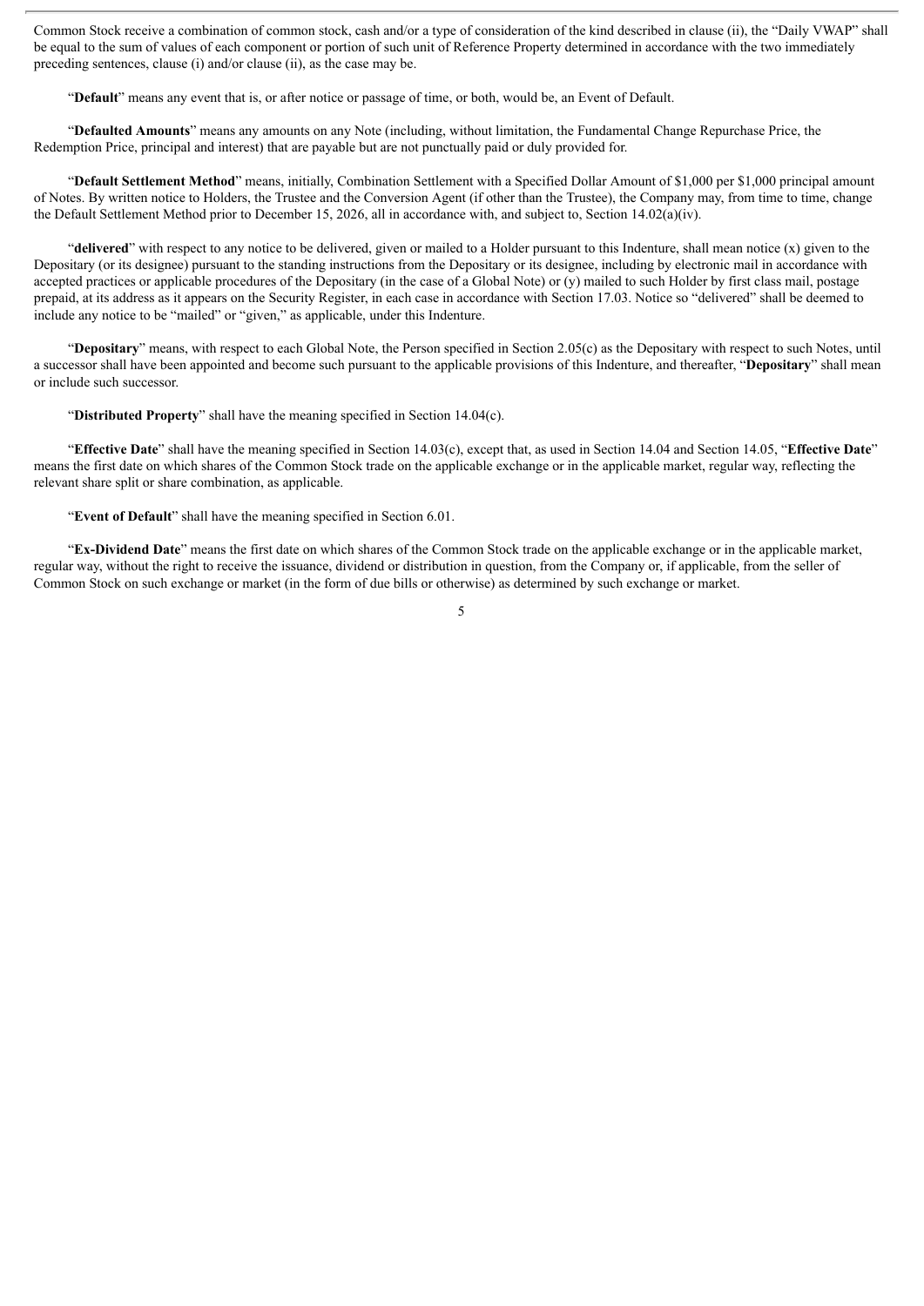Common Stock receive a combination of common stock, cash and/or a type of consideration of the kind described in clause (ii), the "Daily VWAP" shall be equal to the sum of values of each component or portion of such unit of Reference Property determined in accordance with the two immediately preceding sentences, clause (i) and/or clause (ii), as the case may be.

"**Default**" means any event that is, or after notice or passage of time, or both, would be, an Event of Default.

"**Defaulted Amounts**" means any amounts on any Note (including, without limitation, the Fundamental Change Repurchase Price, the Redemption Price, principal and interest) that are payable but are not punctually paid or duly provided for.

"**Default Settlement Method**" means, initially, Combination Settlement with a Specified Dollar Amount of $1,000 per $1,000 principal amount of Notes. By written notice to Holders, the Trustee and the Conversion Agent (if other than the Trustee), the Company may, from time to time, change the Default Settlement Method prior to December 15, 2026, all in accordance with, and subject to, Section 14.02(a)(iv).

"**delivered**" with respect to any notice to be delivered, given or mailed to a Holder pursuant to this Indenture, shall mean notice (x) given to the Depositary (or its designee) pursuant to the standing instructions from the Depositary or its designee, including by electronic mail in accordance with accepted practices or applicable procedures of the Depositary (in the case of a Global Note) or (y) mailed to such Holder by first class mail, postage prepaid, at its address as it appears on the Security Register, in each case in accordance with Section 17.03. Notice so "delivered" shall be deemed to include any notice to be "mailed" or "given," as applicable, under this Indenture.

"**Depositary**" means, with respect to each Global Note, the Person specified in Section 2.05(c) as the Depositary with respect to such Notes, until a successor shall have been appointed and become such pursuant to the applicable provisions of this Indenture, and thereafter, "**Depositary**" shall mean or include such successor.

"**Distributed Property**" shall have the meaning specified in Section 14.04(c).

"**Effective Date**" shall have the meaning specified in Section 14.03(c), except that, as used in Section 14.04 and Section 14.05, "**Effective Date**" means the first date on which shares of the Common Stock trade on the applicable exchange or in the applicable market, regular way, reflecting the relevant share split or share combination, as applicable.

"**Event of Default**" shall have the meaning specified in Section 6.01.

"**Ex-Dividend Date**" means the first date on which shares of the Common Stock trade on the applicable exchange or in the applicable market, regular way, without the right to receive the issuance, dividend or distribution in question, from the Company or, if applicable, from the seller of Common Stock on such exchange or market (in the form of due bills or otherwise) as determined by such exchange or market.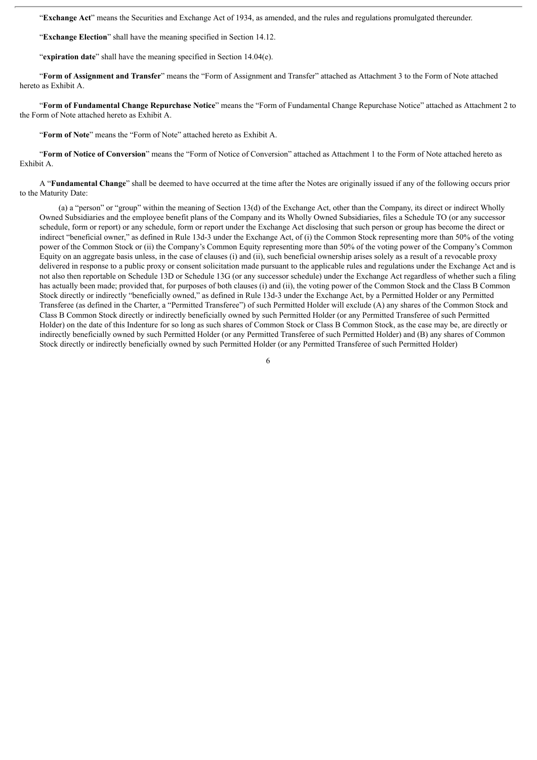"**Exchange Act**" means the Securities and Exchange Act of 1934, as amended, and the rules and regulations promulgated thereunder.

"**Exchange Election**" shall have the meaning specified in Section 14.12.

"**expiration date**" shall have the meaning specified in Section 14.04(e).

"**Form of Assignment and Transfer**" means the "Form of Assignment and Transfer" attached as Attachment 3 to the Form of Note attached hereto as Exhibit A.

"**Form of Fundamental Change Repurchase Notice**" means the "Form of Fundamental Change Repurchase Notice" attached as Attachment 2 to the Form of Note attached hereto as Exhibit A.

"**Form of Note**" means the "Form of Note" attached hereto as Exhibit A.

"**Form of Notice of Conversion**" means the "Form of Notice of Conversion" attached as Attachment 1 to the Form of Note attached hereto as Exhibit A.

A "**Fundamental Change**" shall be deemed to have occurred at the time after the Notes are originally issued if any of the following occurs prior to the Maturity Date:

(a) a "person" or "group" within the meaning of Section 13(d) of the Exchange Act, other than the Company, its direct or indirect Wholly Owned Subsidiaries and the employee benefit plans of the Company and its Wholly Owned Subsidiaries, files a Schedule TO (or any successor schedule, form or report) or any schedule, form or report under the Exchange Act disclosing that such person or group has become the direct or indirect "beneficial owner," as defined in Rule 13d-3 under the Exchange Act, of (i) the Common Stock representing more than 50% of the voting power of the Common Stock or (ii) the Company's Common Equity representing more than 50% of the voting power of the Company's Common Equity on an aggregate basis unless, in the case of clauses (i) and (ii), such beneficial ownership arises solely as a result of a revocable proxy delivered in response to a public proxy or consent solicitation made pursuant to the applicable rules and regulations under the Exchange Act and is not also then reportable on Schedule 13D or Schedule 13G (or any successor schedule) under the Exchange Act regardless of whether such a filing has actually been made; provided that, for purposes of both clauses (i) and (ii), the voting power of the Common Stock and the Class B Common Stock directly or indirectly "beneficially owned," as defined in Rule 13d-3 under the Exchange Act, by a Permitted Holder or any Permitted Transferee (as defined in the Charter, a "Permitted Transferee") of such Permitted Holder will exclude (A) any shares of the Common Stock and Class B Common Stock directly or indirectly beneficially owned by such Permitted Holder (or any Permitted Transferee of such Permitted Holder) on the date of this Indenture for so long as such shares of Common Stock or Class B Common Stock, as the case may be, are directly or indirectly beneficially owned by such Permitted Holder (or any Permitted Transferee of such Permitted Holder) and (B) any shares of Common Stock directly or indirectly beneficially owned by such Permitted Holder (or any Permitted Transferee of such Permitted Holder)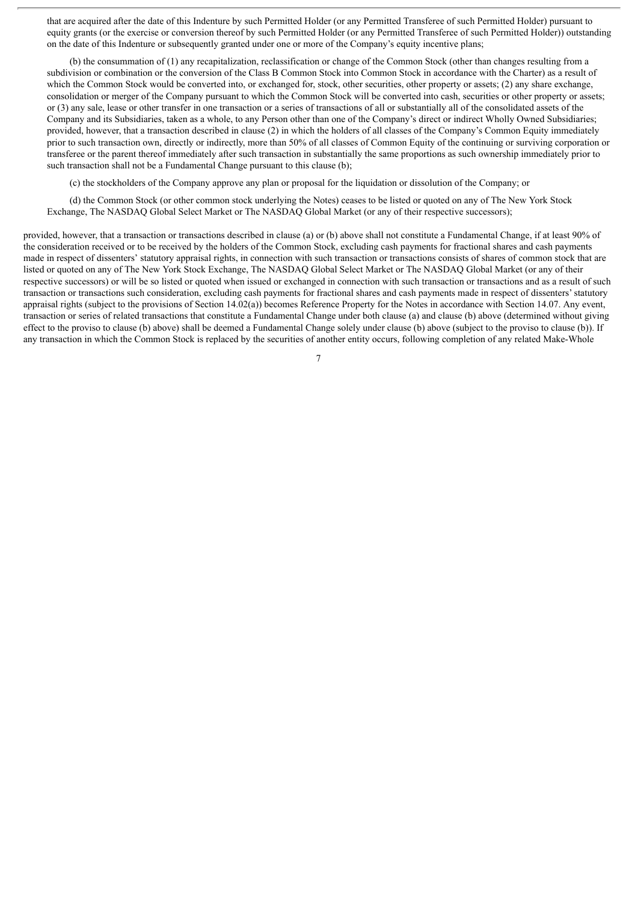that are acquired after the date of this Indenture by such Permitted Holder (or any Permitted Transferee of such Permitted Holder) pursuant to equity grants (or the exercise or conversion thereof by such Permitted Holder (or any Permitted Transferee of such Permitted Holder)) outstanding on the date of this Indenture or subsequently granted under one or more of the Company's equity incentive plans;

(b) the consummation of (1) any recapitalization, reclassification or change of the Common Stock (other than changes resulting from a subdivision or combination or the conversion of the Class B Common Stock into Common Stock in accordance with the Charter) as a result of which the Common Stock would be converted into, or exchanged for, stock, other securities, other property or assets; (2) any share exchange, consolidation or merger of the Company pursuant to which the Common Stock will be converted into cash, securities or other property or assets; or (3) any sale, lease or other transfer in one transaction or a series of transactions of all or substantially all of the consolidated assets of the Company and its Subsidiaries, taken as a whole, to any Person other than one of the Company's direct or indirect Wholly Owned Subsidiaries; provided, however, that a transaction described in clause (2) in which the holders of all classes of the Company's Common Equity immediately prior to such transaction own, directly or indirectly, more than 50% of all classes of Common Equity of the continuing or surviving corporation or transferee or the parent thereof immediately after such transaction in substantially the same proportions as such ownership immediately prior to such transaction shall not be a Fundamental Change pursuant to this clause (b);

(c) the stockholders of the Company approve any plan or proposal for the liquidation or dissolution of the Company; or

(d) the Common Stock (or other common stock underlying the Notes) ceases to be listed or quoted on any of The New York Stock Exchange, The NASDAQ Global Select Market or The NASDAQ Global Market (or any of their respective successors);

provided, however, that a transaction or transactions described in clause (a) or (b) above shall not constitute a Fundamental Change, if at least 90% of the consideration received or to be received by the holders of the Common Stock, excluding cash payments for fractional shares and cash payments made in respect of dissenters' statutory appraisal rights, in connection with such transaction or transactions consists of shares of common stock that are listed or quoted on any of The New York Stock Exchange, The NASDAQ Global Select Market or The NASDAQ Global Market (or any of their respective successors) or will be so listed or quoted when issued or exchanged in connection with such transaction or transactions and as a result of such transaction or transactions such consideration, excluding cash payments for fractional shares and cash payments made in respect of dissenters' statutory appraisal rights (subject to the provisions of Section 14.02(a)) becomes Reference Property for the Notes in accordance with Section 14.07. Any event, transaction or series of related transactions that constitute a Fundamental Change under both clause (a) and clause (b) above (determined without giving effect to the proviso to clause (b) above) shall be deemed a Fundamental Change solely under clause (b) above (subject to the proviso to clause (b)). If any transaction in which the Common Stock is replaced by the securities of another entity occurs, following completion of any related Make-Whole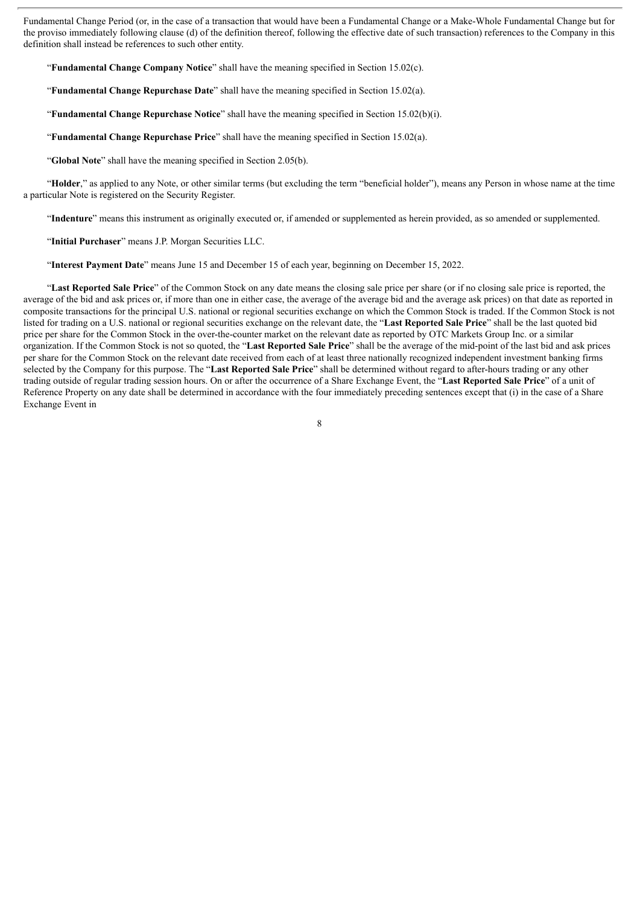Fundamental Change Period (or, in the case of a transaction that would have been a Fundamental Change or a Make-Whole Fundamental Change but for the proviso immediately following clause (d) of the definition thereof, following the effective date of such transaction) references to the Company in this definition shall instead be references to such other entity.

"**Fundamental Change Company Notice**" shall have the meaning specified in Section 15.02(c).

"**Fundamental Change Repurchase Date**" shall have the meaning specified in Section 15.02(a).

"**Fundamental Change Repurchase Notice**" shall have the meaning specified in Section 15.02(b)(i).

"**Fundamental Change Repurchase Price**" shall have the meaning specified in Section 15.02(a).

"**Global Note**" shall have the meaning specified in Section 2.05(b).

"**Holder**," as applied to any Note, or other similar terms (but excluding the term "beneficial holder"), means any Person in whose name at the time a particular Note is registered on the Security Register.

"**Indenture**" means this instrument as originally executed or, if amended or supplemented as herein provided, as so amended or supplemented.

"**Initial Purchaser**" means J.P. Morgan Securities LLC.

"**Interest Payment Date**" means June 15 and December 15 of each year, beginning on December 15, 2022.

"**Last Reported Sale Price**" of the Common Stock on any date means the closing sale price per share (or if no closing sale price is reported, the average of the bid and ask prices or, if more than one in either case, the average of the average bid and the average ask prices) on that date as reported in composite transactions for the principal U.S. national or regional securities exchange on which the Common Stock is traded. If the Common Stock is not listed for trading on a U.S. national or regional securities exchange on the relevant date, the "**Last Reported Sale Price**" shall be the last quoted bid price per share for the Common Stock in the over-the-counter market on the relevant date as reported by OTC Markets Group Inc. or a similar organization. If the Common Stock is not so quoted, the "**Last Reported Sale Price**" shall be the average of the mid-point of the last bid and ask prices per share for the Common Stock on the relevant date received from each of at least three nationally recognized independent investment banking firms selected by the Company for this purpose. The "**Last Reported Sale Price**" shall be determined without regard to after-hours trading or any other trading outside of regular trading session hours. On or after the occurrence of a Share Exchange Event, the "**Last Reported Sale Price**" of a unit of Reference Property on any date shall be determined in accordance with the four immediately preceding sentences except that (i) in the case of a Share Exchange Event in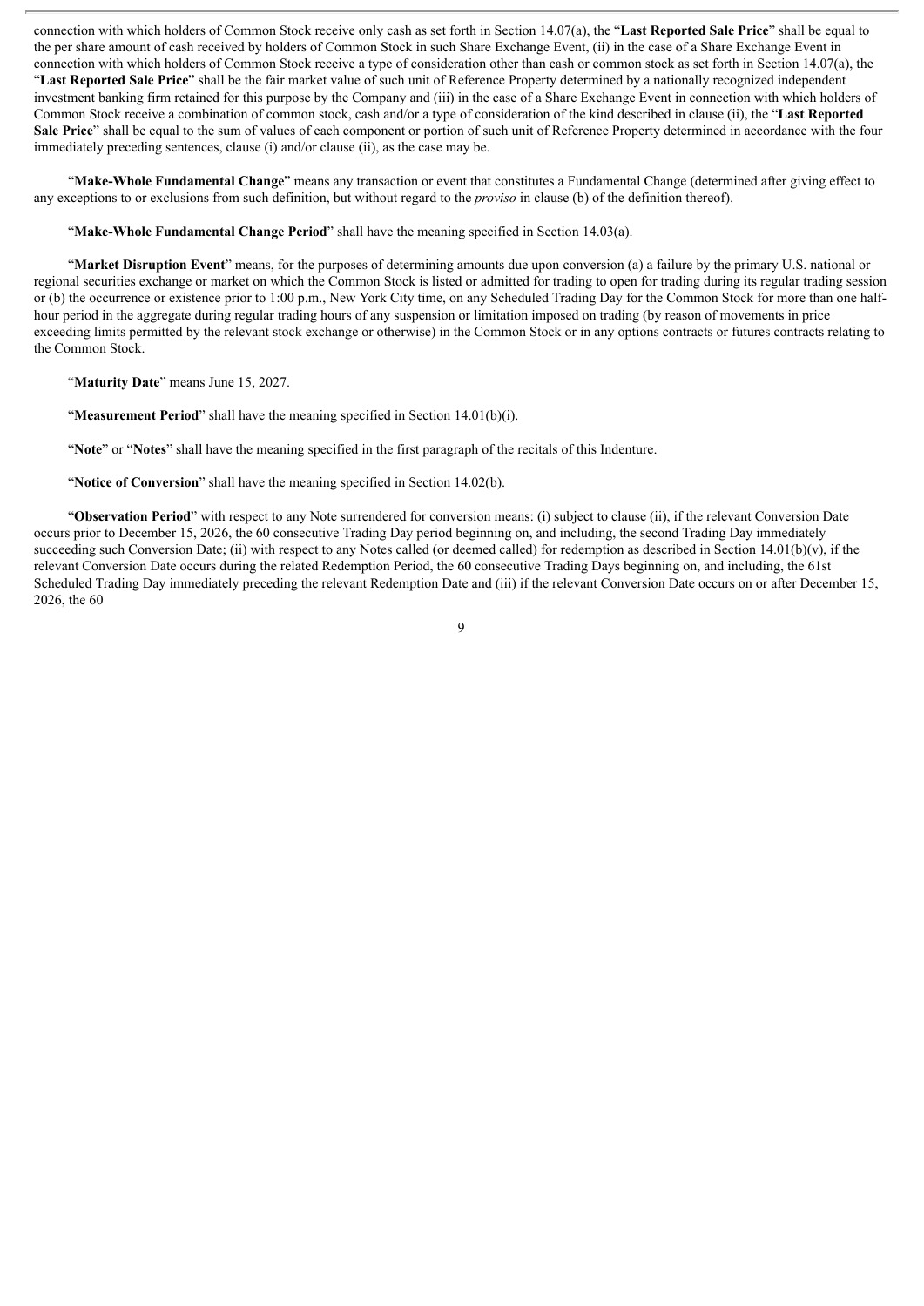connection with which holders of Common Stock receive only cash as set forth in Section 14.07(a), the "**Last Reported Sale Price**" shall be equal to the per share amount of cash received by holders of Common Stock in such Share Exchange Event, (ii) in the case of a Share Exchange Event in connection with which holders of Common Stock receive a type of consideration other than cash or common stock as set forth in Section 14.07(a), the "**Last Reported Sale Price**" shall be the fair market value of such unit of Reference Property determined by a nationally recognized independent investment banking firm retained for this purpose by the Company and (iii) in the case of a Share Exchange Event in connection with which holders of Common Stock receive a combination of common stock, cash and/or a type of consideration of the kind described in clause (ii), the "**Last Reported Sale Price**" shall be equal to the sum of values of each component or portion of such unit of Reference Property determined in accordance with the four immediately preceding sentences, clause (i) and/or clause (ii), as the case may be.

"**Make-Whole Fundamental Change**" means any transaction or event that constitutes a Fundamental Change (determined after giving effect to any exceptions to or exclusions from such definition, but without regard to the *proviso* in clause (b) of the definition thereof).

"**Make-Whole Fundamental Change Period**" shall have the meaning specified in Section 14.03(a).

"**Market Disruption Event**" means, for the purposes of determining amounts due upon conversion (a) a failure by the primary U.S. national or regional securities exchange or market on which the Common Stock is listed or admitted for trading to open for trading during its regular trading session or (b) the occurrence or existence prior to 1:00 p.m., New York City time, on any Scheduled Trading Day for the Common Stock for more than one half-hour period in the aggregate during regular trading hours of any suspension or limitation imposed on trading (by reason of movements in price exceeding limits permitted by the relevant stock exchange or otherwise) in the Common Stock or in any options contracts or futures contracts relating to the Common Stock.

"**Maturity Date**" means June 15, 2027.

"**Measurement Period**" shall have the meaning specified in Section 14.01(b)(i).

"**Note**" or "**Notes**" shall have the meaning specified in the first paragraph of the recitals of this Indenture.

"**Notice of Conversion**" shall have the meaning specified in Section 14.02(b).

"**Observation Period**" with respect to any Note surrendered for conversion means: (i) subject to clause (ii), if the relevant Conversion Date occurs prior to December 15, 2026, the 60 consecutive Trading Day period beginning on, and including, the second Trading Day immediately succeeding such Conversion Date; (ii) with respect to any Notes called (or deemed called) for redemption as described in Section 14.01(b)(v), if the relevant Conversion Date occurs during the related Redemption Period, the 60 consecutive Trading Days beginning on, and including, the 61st Scheduled Trading Day immediately preceding the relevant Redemption Date and (iii) if the relevant Conversion Date occurs on or after December 15, 2026, the 60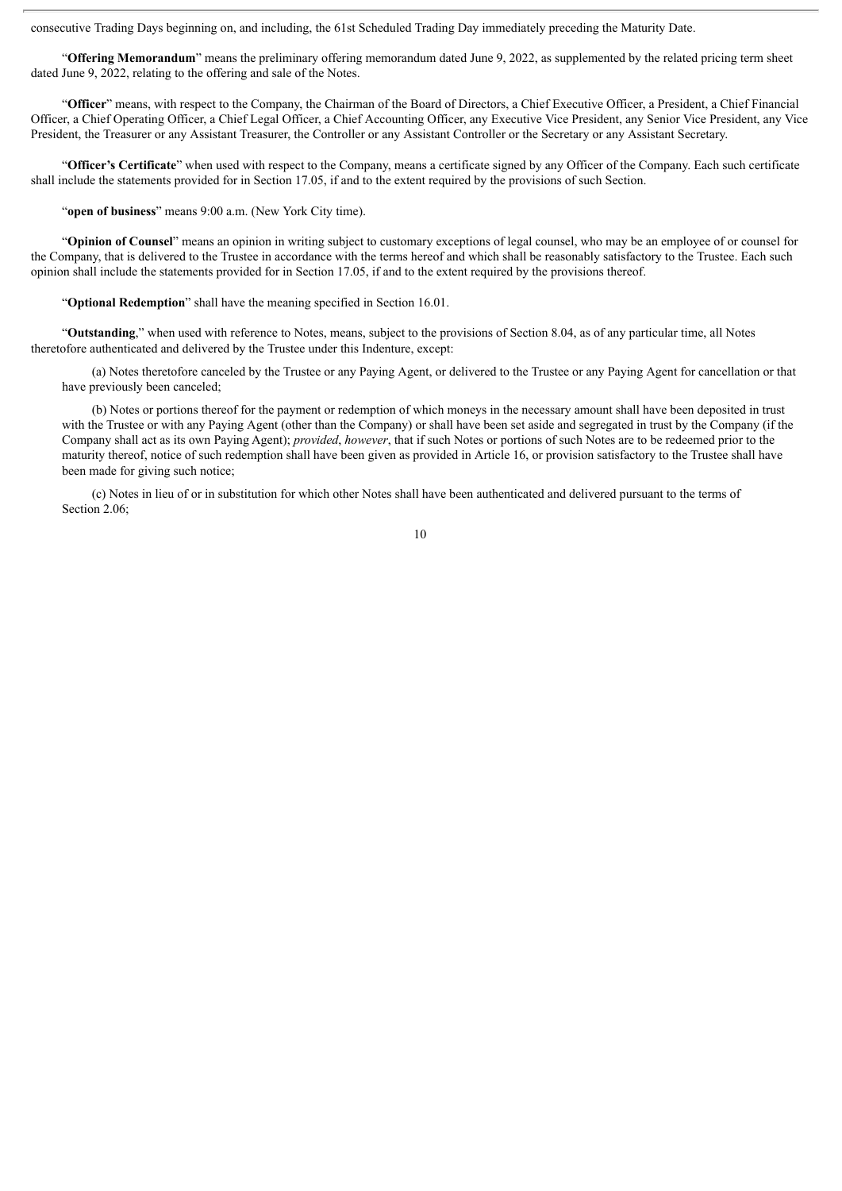consecutive Trading Days beginning on, and including, the 61st Scheduled Trading Day immediately preceding the Maturity Date.

"**Offering Memorandum**" means the preliminary offering memorandum dated June 9, 2022, as supplemented by the related pricing term sheet dated June 9, 2022, relating to the offering and sale of the Notes.

"**Officer**" means, with respect to the Company, the Chairman of the Board of Directors, a Chief Executive Officer, a President, a Chief Financial Officer, a Chief Operating Officer, a Chief Legal Officer, a Chief Accounting Officer, any Executive Vice President, any Senior Vice President, any Vice President, the Treasurer or any Assistant Treasurer, the Controller or any Assistant Controller or the Secretary or any Assistant Secretary.

"**Officer's Certificate**" when used with respect to the Company, means a certificate signed by any Officer of the Company. Each such certificate shall include the statements provided for in Section 17.05, if and to the extent required by the provisions of such Section.

"**open of business**" means 9:00 a.m. (New York City time).

"**Opinion of Counsel**" means an opinion in writing subject to customary exceptions of legal counsel, who may be an employee of or counsel for the Company, that is delivered to the Trustee in accordance with the terms hereof and which shall be reasonably satisfactory to the Trustee. Each such opinion shall include the statements provided for in Section 17.05, if and to the extent required by the provisions thereof.

"**Optional Redemption**" shall have the meaning specified in Section 16.01.

"**Outstanding**," when used with reference to Notes, means, subject to the provisions of Section 8.04, as of any particular time, all Notes theretofore authenticated and delivered by the Trustee under this Indenture, except:

(a) Notes theretofore canceled by the Trustee or any Paying Agent, or delivered to the Trustee or any Paying Agent for cancellation or that have previously been canceled;

(b) Notes or portions thereof for the payment or redemption of which moneys in the necessary amount shall have been deposited in trust with the Trustee or with any Paying Agent (other than the Company) or shall have been set aside and segregated in trust by the Company (if the Company shall act as its own Paying Agent); *provided*, *however*, that if such Notes or portions of such Notes are to be redeemed prior to the maturity thereof, notice of such redemption shall have been given as provided in Article 16, or provision satisfactory to the Trustee shall have been made for giving such notice;

(c) Notes in lieu of or in substitution for which other Notes shall have been authenticated and delivered pursuant to the terms of Section 2.06;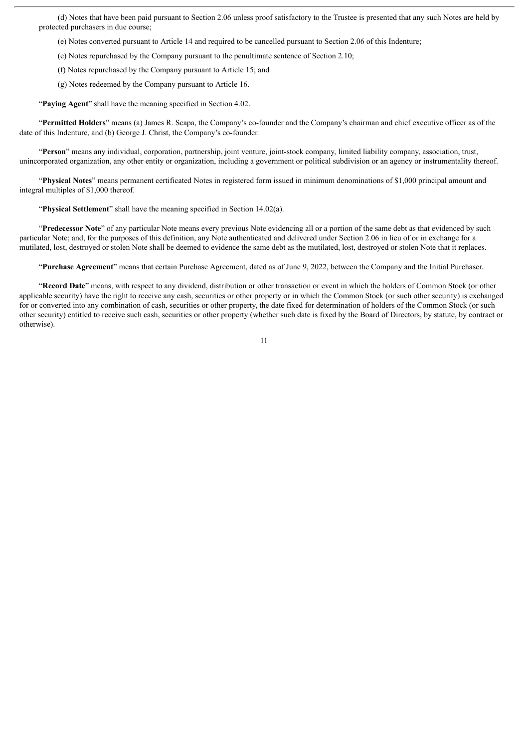(d) Notes that have been paid pursuant to Section 2.06 unless proof satisfactory to the Trustee is presented that any such Notes are held by protected purchasers in due course;

(e) Notes converted pursuant to Article 14 and required to be cancelled pursuant to Section 2.06 of this Indenture;

(e) Notes repurchased by the Company pursuant to the penultimate sentence of Section 2.10;

(f) Notes repurchased by the Company pursuant to Article 15; and

(g) Notes redeemed by the Company pursuant to Article 16.

"**Paying Agent**" shall have the meaning specified in Section 4.02.

"**Permitted Holders**" means (a) James R. Scapa, the Company's co-founder and the Company's chairman and chief executive officer as of the date of this Indenture, and (b) George J. Christ, the Company's co-founder.

"**Person**" means any individual, corporation, partnership, joint venture, joint-stock company, limited liability company, association, trust, unincorporated organization, any other entity or organization, including a government or political subdivision or an agency or instrumentality thereof.

"**Physical Notes**" means permanent certificated Notes in registered form issued in minimum denominations of $1,000 principal amount and integral multiples of $1,000 thereof.

"**Physical Settlement**" shall have the meaning specified in Section 14.02(a).

"**Predecessor Note**" of any particular Note means every previous Note evidencing all or a portion of the same debt as that evidenced by such particular Note; and, for the purposes of this definition, any Note authenticated and delivered under Section 2.06 in lieu of or in exchange for a mutilated, lost, destroyed or stolen Note shall be deemed to evidence the same debt as the mutilated, lost, destroyed or stolen Note that it replaces.

"**Purchase Agreement**" means that certain Purchase Agreement, dated as of June 9, 2022, between the Company and the Initial Purchaser.

"**Record Date**" means, with respect to any dividend, distribution or other transaction or event in which the holders of Common Stock (or other applicable security) have the right to receive any cash, securities or other property or in which the Common Stock (or such other security) is exchanged for or converted into any combination of cash, securities or other property, the date fixed for determination of holders of the Common Stock (or such other security) entitled to receive such cash, securities or other property (whether such date is fixed by the Board of Directors, by statute, by contract or otherwise).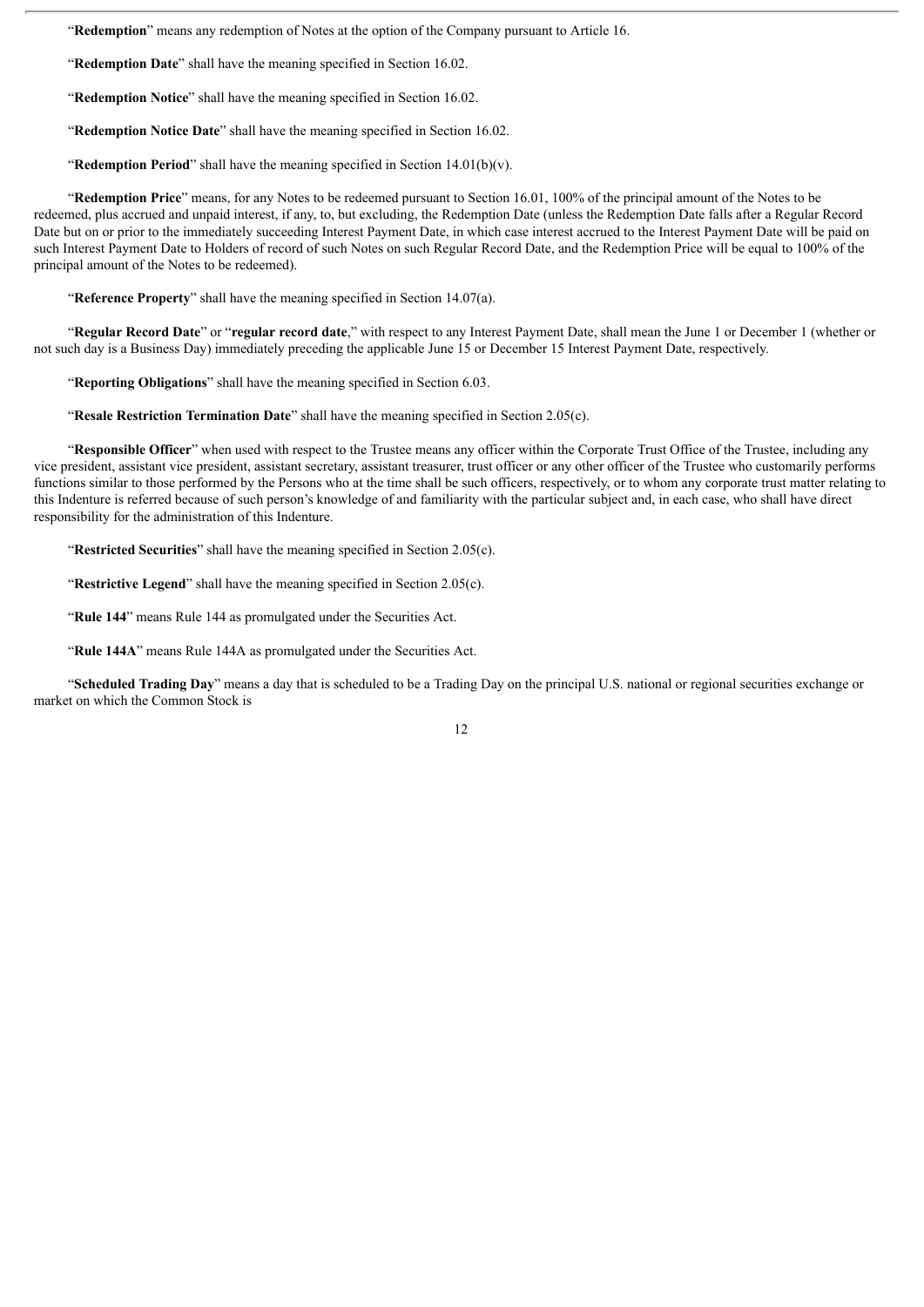"**Redemption**" means any redemption of Notes at the option of the Company pursuant to Article 16.

"**Redemption Date**" shall have the meaning specified in Section 16.02.

"**Redemption Notice**" shall have the meaning specified in Section 16.02.

"**Redemption Notice Date**" shall have the meaning specified in Section 16.02.

"**Redemption Period**" shall have the meaning specified in Section 14.01(b)(v).

"**Redemption Price**" means, for any Notes to be redeemed pursuant to Section 16.01, 100% of the principal amount of the Notes to be redeemed, plus accrued and unpaid interest, if any, to, but excluding, the Redemption Date (unless the Redemption Date falls after a Regular Record Date but on or prior to the immediately succeeding Interest Payment Date, in which case interest accrued to the Interest Payment Date will be paid on such Interest Payment Date to Holders of record of such Notes on such Regular Record Date, and the Redemption Price will be equal to 100% of the principal amount of the Notes to be redeemed).

"**Reference Property**" shall have the meaning specified in Section 14.07(a).

"**Regular Record Date**" or "**regular record date**," with respect to any Interest Payment Date, shall mean the June 1 or December 1 (whether or not such day is a Business Day) immediately preceding the applicable June 15 or December 15 Interest Payment Date, respectively.

"**Reporting Obligations**" shall have the meaning specified in Section 6.03.

"**Resale Restriction Termination Date**" shall have the meaning specified in Section 2.05(c).

"**Responsible Officer**" when used with respect to the Trustee means any officer within the Corporate Trust Office of the Trustee, including any vice president, assistant vice president, assistant secretary, assistant treasurer, trust officer or any other officer of the Trustee who customarily performs functions similar to those performed by the Persons who at the time shall be such officers, respectively, or to whom any corporate trust matter relating to this Indenture is referred because of such person's knowledge of and familiarity with the particular subject and, in each case, who shall have direct responsibility for the administration of this Indenture.

"**Restricted Securities**" shall have the meaning specified in Section 2.05(c).

"**Restrictive Legend**" shall have the meaning specified in Section 2.05(c).

"**Rule 144**" means Rule 144 as promulgated under the Securities Act.

"**Rule 144A**" means Rule 144A as promulgated under the Securities Act.

"**Scheduled Trading Day**" means a day that is scheduled to be a Trading Day on the principal U.S. national or regional securities exchange or market on which the Common Stock is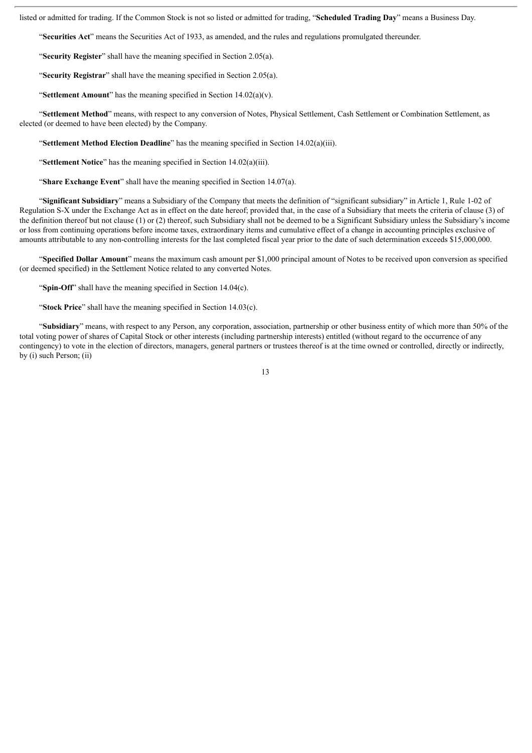listed or admitted for trading. If the Common Stock is not so listed or admitted for trading, "**Scheduled Trading Day**" means a Business Day.

"**Securities Act**" means the Securities Act of 1933, as amended, and the rules and regulations promulgated thereunder.

"**Security Register**" shall have the meaning specified in Section 2.05(a).

"**Security Registrar**" shall have the meaning specified in Section 2.05(a).

"**Settlement Amount**" has the meaning specified in Section 14.02(a)(v).

"**Settlement Method**" means, with respect to any conversion of Notes, Physical Settlement, Cash Settlement or Combination Settlement, as elected (or deemed to have been elected) by the Company.

"**Settlement Method Election Deadline**" has the meaning specified in Section 14.02(a)(iii).

"**Settlement Notice**" has the meaning specified in Section 14.02(a)(iii).

"**Share Exchange Event**" shall have the meaning specified in Section 14.07(a).

"**Significant Subsidiary**" means a Subsidiary of the Company that meets the definition of "significant subsidiary" in Article 1, Rule 1-02 of Regulation S-X under the Exchange Act as in effect on the date hereof; provided that, in the case of a Subsidiary that meets the criteria of clause (3) of the definition thereof but not clause (1) or (2) thereof, such Subsidiary shall not be deemed to be a Significant Subsidiary unless the Subsidiary's income or loss from continuing operations before income taxes, extraordinary items and cumulative effect of a change in accounting principles exclusive of amounts attributable to any non-controlling interests for the last completed fiscal year prior to the date of such determination exceeds $15,000,000.

"**Specified Dollar Amount**" means the maximum cash amount per $1,000 principal amount of Notes to be received upon conversion as specified (or deemed specified) in the Settlement Notice related to any converted Notes.

"**Spin-Off**" shall have the meaning specified in Section 14.04(c).

"**Stock Price**" shall have the meaning specified in Section 14.03(c).

"**Subsidiary**" means, with respect to any Person, any corporation, association, partnership or other business entity of which more than 50% of the total voting power of shares of Capital Stock or other interests (including partnership interests) entitled (without regard to the occurrence of any contingency) to vote in the election of directors, managers, general partners or trustees thereof is at the time owned or controlled, directly or indirectly, by (i) such Person; (ii)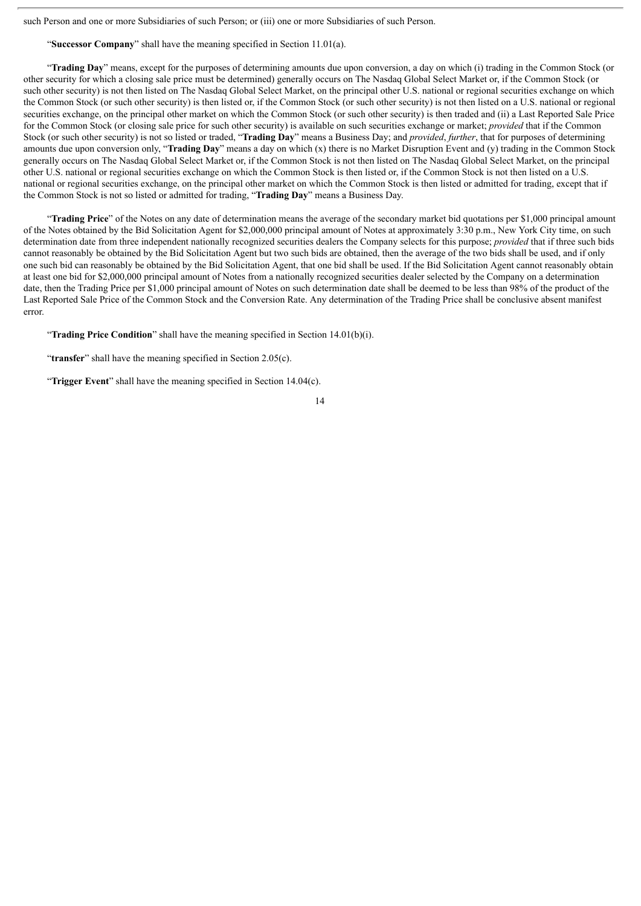such Person and one or more Subsidiaries of such Person; or (iii) one or more Subsidiaries of such Person.

"**Successor Company**" shall have the meaning specified in Section 11.01(a).

"**Trading Day**" means, except for the purposes of determining amounts due upon conversion, a day on which (i) trading in the Common Stock (or other security for which a closing sale price must be determined) generally occurs on The Nasdaq Global Select Market or, if the Common Stock (or such other security) is not then listed on The Nasdaq Global Select Market, on the principal other U.S. national or regional securities exchange on which the Common Stock (or such other security) is then listed or, if the Common Stock (or such other security) is not then listed on a U.S. national or regional securities exchange, on the principal other market on which the Common Stock (or such other security) is then traded and (ii) a Last Reported Sale Price for the Common Stock (or closing sale price for such other security) is available on such securities exchange or market; *provided* that if the Common Stock (or such other security) is not so listed or traded, "**Trading Day**" means a Business Day; and *provided*, *further*, that for purposes of determining amounts due upon conversion only, "**Trading Day**" means a day on which (x) there is no Market Disruption Event and (y) trading in the Common Stock generally occurs on The Nasdaq Global Select Market or, if the Common Stock is not then listed on The Nasdaq Global Select Market, on the principal other U.S. national or regional securities exchange on which the Common Stock is then listed or, if the Common Stock is not then listed on a U.S. national or regional securities exchange, on the principal other market on which the Common Stock is then listed or admitted for trading, except that if the Common Stock is not so listed or admitted for trading, "**Trading Day**" means a Business Day.

"**Trading Price**" of the Notes on any date of determination means the average of the secondary market bid quotations per $1,000 principal amount of the Notes obtained by the Bid Solicitation Agent for $2,000,000 principal amount of Notes at approximately 3:30 p.m., New York City time, on such determination date from three independent nationally recognized securities dealers the Company selects for this purpose; *provided* that if three such bids cannot reasonably be obtained by the Bid Solicitation Agent but two such bids are obtained, then the average of the two bids shall be used, and if only one such bid can reasonably be obtained by the Bid Solicitation Agent, that one bid shall be used. If the Bid Solicitation Agent cannot reasonably obtain at least one bid for $2,000,000 principal amount of Notes from a nationally recognized securities dealer selected by the Company on a determination date, then the Trading Price per $1,000 principal amount of Notes on such determination date shall be deemed to be less than 98% of the product of the Last Reported Sale Price of the Common Stock and the Conversion Rate. Any determination of the Trading Price shall be conclusive absent manifest error.

"**Trading Price Condition**" shall have the meaning specified in Section 14.01(b)(i).

"**transfer**" shall have the meaning specified in Section 2.05(c).

"**Trigger Event**" shall have the meaning specified in Section 14.04(c).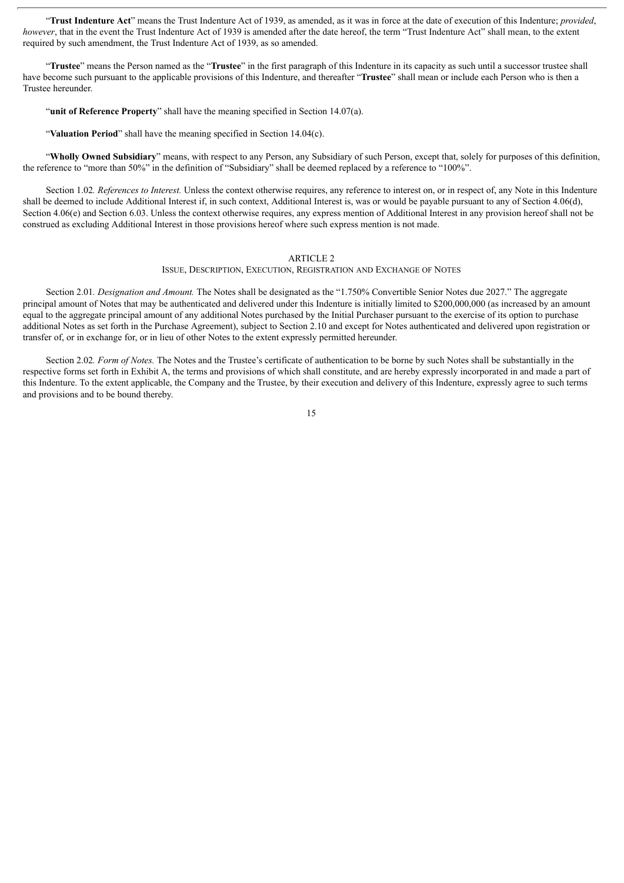"**Trust Indenture Act**" means the Trust Indenture Act of 1939, as amended, as it was in force at the date of execution of this Indenture; *provided*, *however*, that in the event the Trust Indenture Act of 1939 is amended after the date hereof, the term "Trust Indenture Act" shall mean, to the extent required by such amendment, the Trust Indenture Act of 1939, as so amended.

"**Trustee**" means the Person named as the "**Trustee**" in the first paragraph of this Indenture in its capacity as such until a successor trustee shall have become such pursuant to the applicable provisions of this Indenture, and thereafter "**Trustee**" shall mean or include each Person who is then a Trustee hereunder.

"**unit of Reference Property**" shall have the meaning specified in Section 14.07(a).

"**Valuation Period**" shall have the meaning specified in Section 14.04(c).

"**Wholly Owned Subsidiary**" means, with respect to any Person, any Subsidiary of such Person, except that, solely for purposes of this definition, the reference to "more than 50%" in the definition of "Subsidiary" shall be deemed replaced by a reference to "100%".

Section 1.02. *References to Interest.* Unless the context otherwise requires, any reference to interest on, or in respect of, any Note in this Indenture shall be deemed to include Additional Interest if, in such context, Additional Interest is, was or would be payable pursuant to any of Section 4.06(d), Section 4.06(e) and Section 6.03. Unless the context otherwise requires, any express mention of Additional Interest in any provision hereof shall not be construed as excluding Additional Interest in those provisions hereof where such express mention is not made.

## ARTICLE 2
## ISSUE, DESCRIPTION, EXECUTION, REGISTRATION AND EXCHANGE OF NOTES

Section 2.01. *Designation and Amount.* The Notes shall be designated as the "1.750% Convertible Senior Notes due 2027." The aggregate principal amount of Notes that may be authenticated and delivered under this Indenture is initially limited to $200,000,000 (as increased by an amount equal to the aggregate principal amount of any additional Notes purchased by the Initial Purchaser pursuant to the exercise of its option to purchase additional Notes as set forth in the Purchase Agreement), subject to Section 2.10 and except for Notes authenticated and delivered upon registration or transfer of, or in exchange for, or in lieu of other Notes to the extent expressly permitted hereunder.

Section 2.02. *Form of Notes.* The Notes and the Trustee's certificate of authentication to be borne by such Notes shall be substantially in the respective forms set forth in Exhibit A, the terms and provisions of which shall constitute, and are hereby expressly incorporated in and made a part of this Indenture. To the extent applicable, the Company and the Trustee, by their execution and delivery of this Indenture, expressly agree to such terms and provisions and to be bound thereby.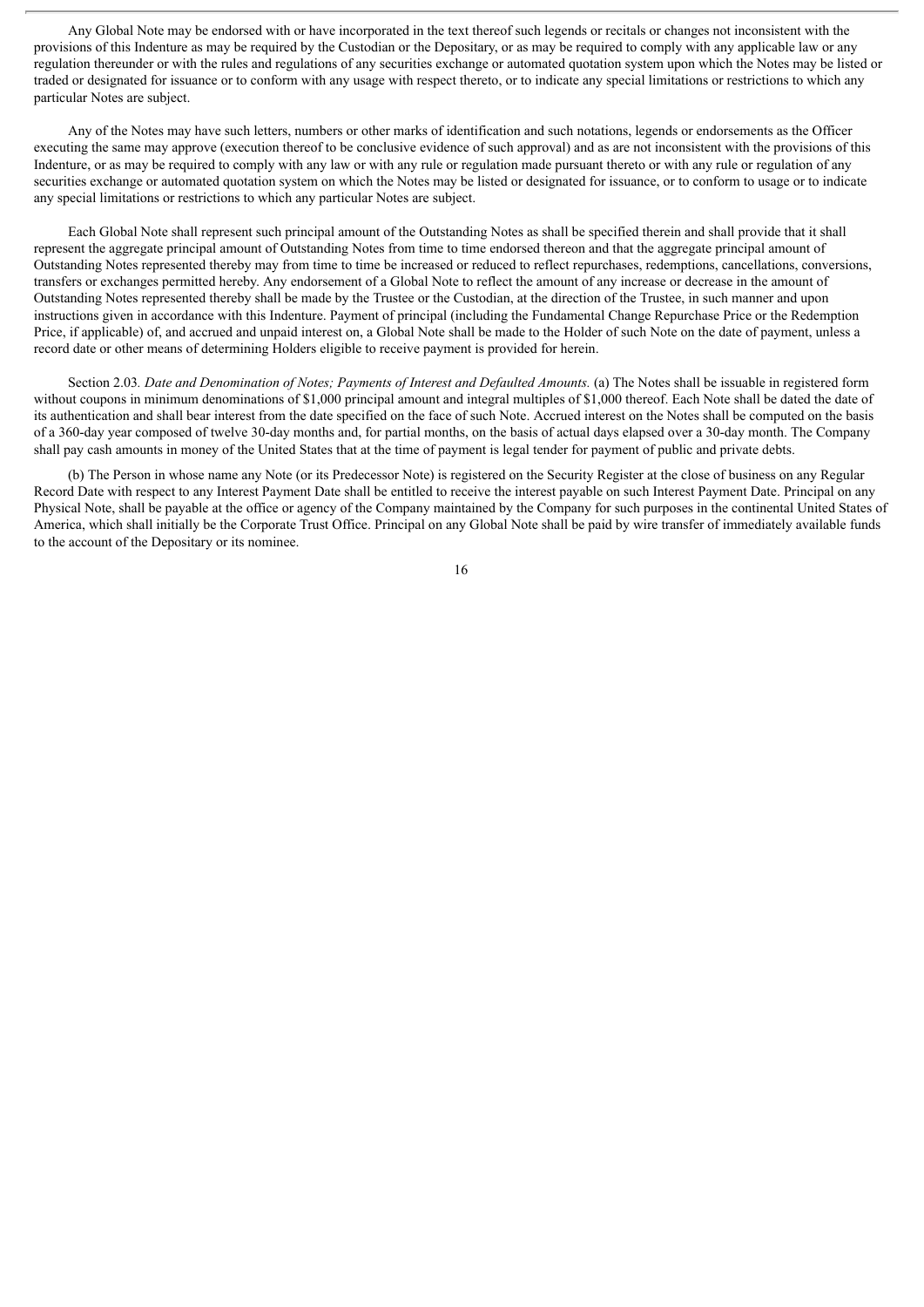Any Global Note may be endorsed with or have incorporated in the text thereof such legends or recitals or changes not inconsistent with the provisions of this Indenture as may be required by the Custodian or the Depositary, or as may be required to comply with any applicable law or any regulation thereunder or with the rules and regulations of any securities exchange or automated quotation system upon which the Notes may be listed or traded or designated for issuance or to conform with any usage with respect thereto, or to indicate any special limitations or restrictions to which any particular Notes are subject.

Any of the Notes may have such letters, numbers or other marks of identification and such notations, legends or endorsements as the Officer executing the same may approve (execution thereof to be conclusive evidence of such approval) and as are not inconsistent with the provisions of this Indenture, or as may be required to comply with any law or with any rule or regulation made pursuant thereto or with any rule or regulation of any securities exchange or automated quotation system on which the Notes may be listed or designated for issuance, or to conform to usage or to indicate any special limitations or restrictions to which any particular Notes are subject.

Each Global Note shall represent such principal amount of the Outstanding Notes as shall be specified therein and shall provide that it shall represent the aggregate principal amount of Outstanding Notes from time to time endorsed thereon and that the aggregate principal amount of Outstanding Notes represented thereby may from time to time be increased or reduced to reflect repurchases, redemptions, cancellations, conversions, transfers or exchanges permitted hereby. Any endorsement of a Global Note to reflect the amount of any increase or decrease in the amount of Outstanding Notes represented thereby shall be made by the Trustee or the Custodian, at the direction of the Trustee, in such manner and upon instructions given in accordance with this Indenture. Payment of principal (including the Fundamental Change Repurchase Price or the Redemption Price, if applicable) of, and accrued and unpaid interest on, a Global Note shall be made to the Holder of such Note on the date of payment, unless a record date or other means of determining Holders eligible to receive payment is provided for herein.

Section 2.03. *Date and Denomination of Notes; Payments of Interest and Defaulted Amounts.* (a) The Notes shall be issuable in registered form without coupons in minimum denominations of $1,000 principal amount and integral multiples of $1,000 thereof. Each Note shall be dated the date of its authentication and shall bear interest from the date specified on the face of such Note. Accrued interest on the Notes shall be computed on the basis of a 360-day year composed of twelve 30-day months and, for partial months, on the basis of actual days elapsed over a 30-day month. The Company shall pay cash amounts in money of the United States that at the time of payment is legal tender for payment of public and private debts.

(b) The Person in whose name any Note (or its Predecessor Note) is registered on the Security Register at the close of business on any Regular Record Date with respect to any Interest Payment Date shall be entitled to receive the interest payable on such Interest Payment Date. Principal on any Physical Note, shall be payable at the office or agency of the Company maintained by the Company for such purposes in the continental United States of America, which shall initially be the Corporate Trust Office. Principal on any Global Note shall be paid by wire transfer of immediately available funds to the account of the Depositary or its nominee.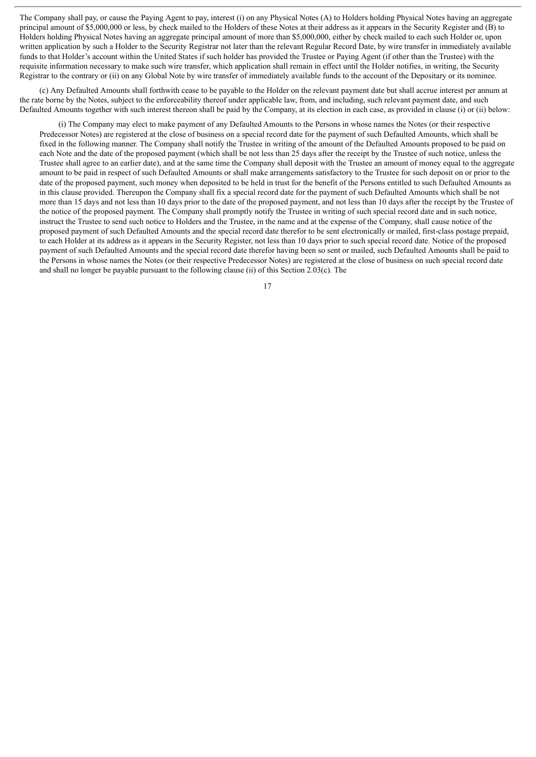The Company shall pay, or cause the Paying Agent to pay, interest (i) on any Physical Notes (A) to Holders holding Physical Notes having an aggregate principal amount of $5,000,000 or less, by check mailed to the Holders of these Notes at their address as it appears in the Security Register and (B) to Holders holding Physical Notes having an aggregate principal amount of more than $5,000,000, either by check mailed to each such Holder or, upon written application by such a Holder to the Security Registrar not later than the relevant Regular Record Date, by wire transfer in immediately available funds to that Holder's account within the United States if such holder has provided the Trustee or Paying Agent (if other than the Trustee) with the requisite information necessary to make such wire transfer, which application shall remain in effect until the Holder notifies, in writing, the Security Registrar to the contrary or (ii) on any Global Note by wire transfer of immediately available funds to the account of the Depositary or its nominee.

(c) Any Defaulted Amounts shall forthwith cease to be payable to the Holder on the relevant payment date but shall accrue interest per annum at the rate borne by the Notes, subject to the enforceability thereof under applicable law, from, and including, such relevant payment date, and such Defaulted Amounts together with such interest thereon shall be paid by the Company, at its election in each case, as provided in clause (i) or (ii) below:

(i) The Company may elect to make payment of any Defaulted Amounts to the Persons in whose names the Notes (or their respective Predecessor Notes) are registered at the close of business on a special record date for the payment of such Defaulted Amounts, which shall be fixed in the following manner. The Company shall notify the Trustee in writing of the amount of the Defaulted Amounts proposed to be paid on each Note and the date of the proposed payment (which shall be not less than 25 days after the receipt by the Trustee of such notice, unless the Trustee shall agree to an earlier date), and at the same time the Company shall deposit with the Trustee an amount of money equal to the aggregate amount to be paid in respect of such Defaulted Amounts or shall make arrangements satisfactory to the Trustee for such deposit on or prior to the date of the proposed payment, such money when deposited to be held in trust for the benefit of the Persons entitled to such Defaulted Amounts as in this clause provided. Thereupon the Company shall fix a special record date for the payment of such Defaulted Amounts which shall be not more than 15 days and not less than 10 days prior to the date of the proposed payment, and not less than 10 days after the receipt by the Trustee of the notice of the proposed payment. The Company shall promptly notify the Trustee in writing of such special record date and in such notice, instruct the Trustee to send such notice to Holders and the Trustee, in the name and at the expense of the Company, shall cause notice of the proposed payment of such Defaulted Amounts and the special record date therefor to be sent electronically or mailed, first-class postage prepaid, to each Holder at its address as it appears in the Security Register, not less than 10 days prior to such special record date. Notice of the proposed payment of such Defaulted Amounts and the special record date therefor having been so sent or mailed, such Defaulted Amounts shall be paid to the Persons in whose names the Notes (or their respective Predecessor Notes) are registered at the close of business on such special record date and shall no longer be payable pursuant to the following clause (ii) of this Section 2.03(c). The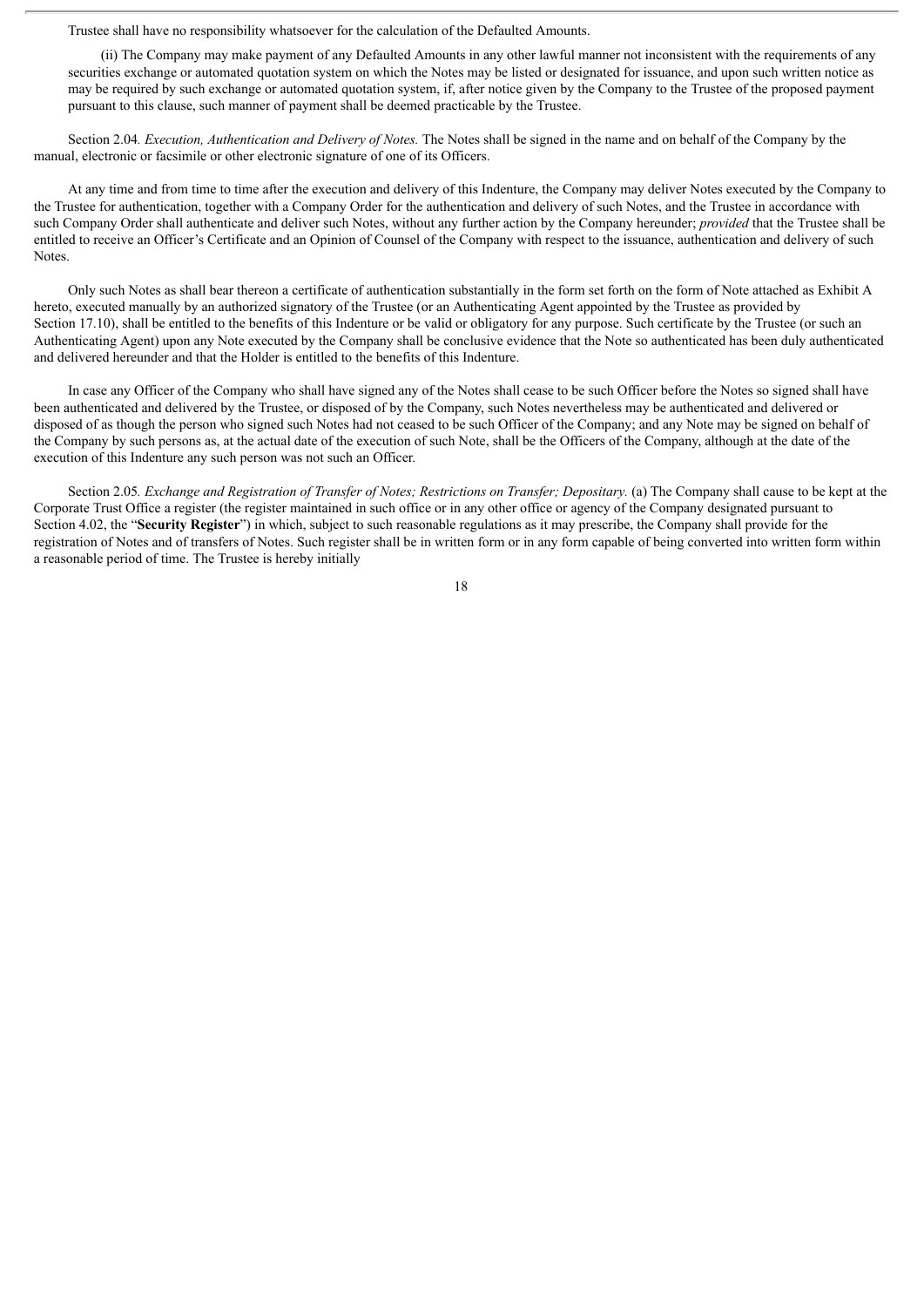Trustee shall have no responsibility whatsoever for the calculation of the Defaulted Amounts.

(ii) The Company may make payment of any Defaulted Amounts in any other lawful manner not inconsistent with the requirements of any securities exchange or automated quotation system on which the Notes may be listed or designated for issuance, and upon such written notice as may be required by such exchange or automated quotation system, if, after notice given by the Company to the Trustee of the proposed payment pursuant to this clause, such manner of payment shall be deemed practicable by the Trustee.

Section 2.04*. Execution, Authentication and Delivery of Notes.* The Notes shall be signed in the name and on behalf of the Company by the manual, electronic or facsimile or other electronic signature of one of its Officers.

At any time and from time to time after the execution and delivery of this Indenture, the Company may deliver Notes executed by the Company to the Trustee for authentication, together with a Company Order for the authentication and delivery of such Notes, and the Trustee in accordance with such Company Order shall authenticate and deliver such Notes, without any further action by the Company hereunder; *provided* that the Trustee shall be entitled to receive an Officer's Certificate and an Opinion of Counsel of the Company with respect to the issuance, authentication and delivery of such Notes.

Only such Notes as shall bear thereon a certificate of authentication substantially in the form set forth on the form of Note attached as Exhibit A hereto, executed manually by an authorized signatory of the Trustee (or an Authenticating Agent appointed by the Trustee as provided by Section 17.10), shall be entitled to the benefits of this Indenture or be valid or obligatory for any purpose. Such certificate by the Trustee (or such an Authenticating Agent) upon any Note executed by the Company shall be conclusive evidence that the Note so authenticated has been duly authenticated and delivered hereunder and that the Holder is entitled to the benefits of this Indenture.

In case any Officer of the Company who shall have signed any of the Notes shall cease to be such Officer before the Notes so signed shall have been authenticated and delivered by the Trustee, or disposed of by the Company, such Notes nevertheless may be authenticated and delivered or disposed of as though the person who signed such Notes had not ceased to be such Officer of the Company; and any Note may be signed on behalf of the Company by such persons as, at the actual date of the execution of such Note, shall be the Officers of the Company, although at the date of the execution of this Indenture any such person was not such an Officer.

Section 2.05*. Exchange and Registration of Transfer of Notes; Restrictions on Transfer; Depositary.* (a) The Company shall cause to be kept at the Corporate Trust Office a register (the register maintained in such office or in any other office or agency of the Company designated pursuant to Section 4.02, the "**Security Register**") in which, subject to such reasonable regulations as it may prescribe, the Company shall provide for the registration of Notes and of transfers of Notes. Such register shall be in written form or in any form capable of being converted into written form within a reasonable period of time. The Trustee is hereby initially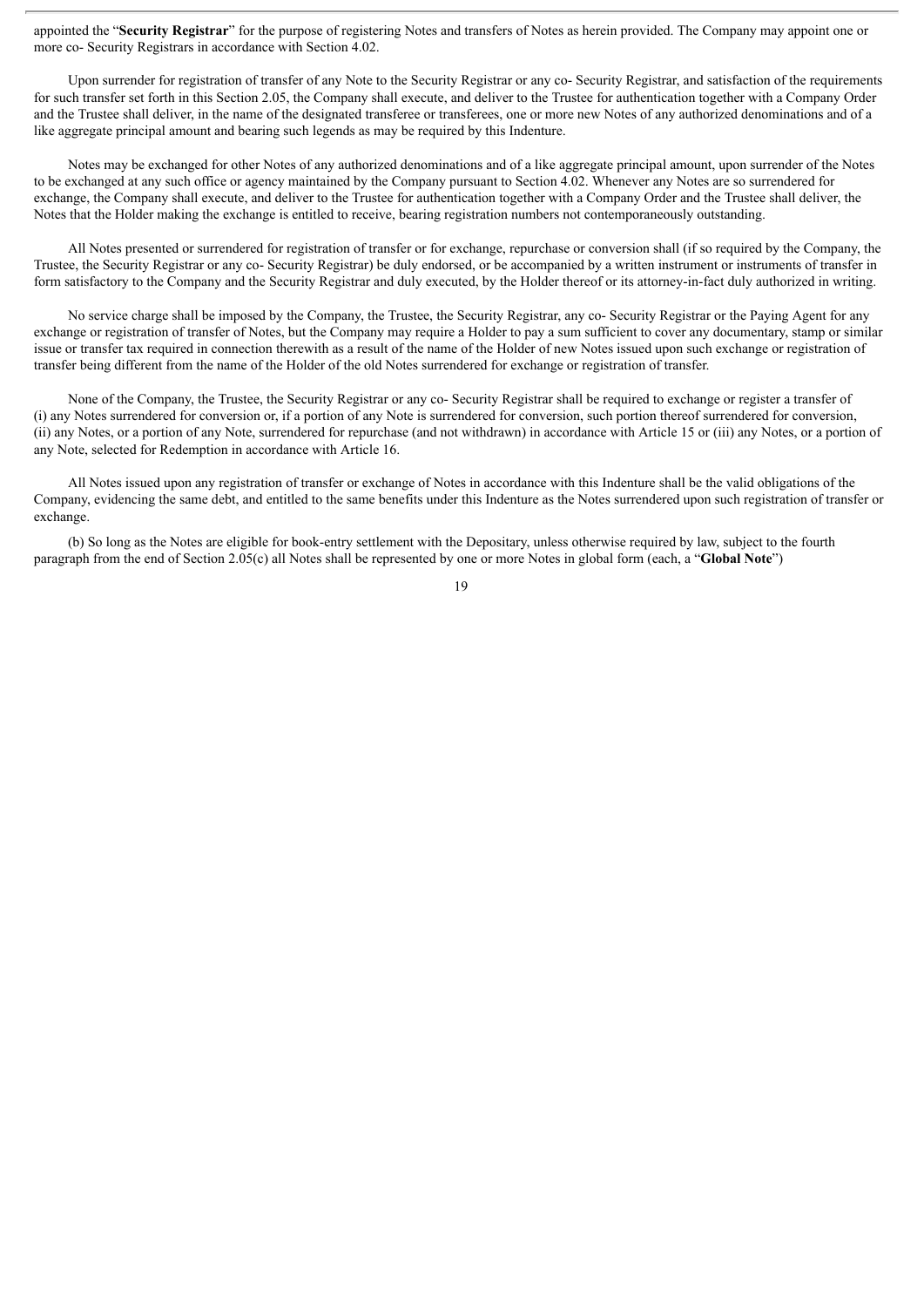appointed the "**Security Registrar**" for the purpose of registering Notes and transfers of Notes as herein provided. The Company may appoint one or more co- Security Registrars in accordance with Section 4.02.

Upon surrender for registration of transfer of any Note to the Security Registrar or any co- Security Registrar, and satisfaction of the requirements for such transfer set forth in this Section 2.05, the Company shall execute, and deliver to the Trustee for authentication together with a Company Order and the Trustee shall deliver, in the name of the designated transferee or transferees, one or more new Notes of any authorized denominations and of a like aggregate principal amount and bearing such legends as may be required by this Indenture.

Notes may be exchanged for other Notes of any authorized denominations and of a like aggregate principal amount, upon surrender of the Notes to be exchanged at any such office or agency maintained by the Company pursuant to Section 4.02. Whenever any Notes are so surrendered for exchange, the Company shall execute, and deliver to the Trustee for authentication together with a Company Order and the Trustee shall deliver, the Notes that the Holder making the exchange is entitled to receive, bearing registration numbers not contemporaneously outstanding.

All Notes presented or surrendered for registration of transfer or for exchange, repurchase or conversion shall (if so required by the Company, the Trustee, the Security Registrar or any co- Security Registrar) be duly endorsed, or be accompanied by a written instrument or instruments of transfer in form satisfactory to the Company and the Security Registrar and duly executed, by the Holder thereof or its attorney-in-fact duly authorized in writing.

No service charge shall be imposed by the Company, the Trustee, the Security Registrar, any co- Security Registrar or the Paying Agent for any exchange or registration of transfer of Notes, but the Company may require a Holder to pay a sum sufficient to cover any documentary, stamp or similar issue or transfer tax required in connection therewith as a result of the name of the Holder of new Notes issued upon such exchange or registration of transfer being different from the name of the Holder of the old Notes surrendered for exchange or registration of transfer.

None of the Company, the Trustee, the Security Registrar or any co- Security Registrar shall be required to exchange or register a transfer of (i) any Notes surrendered for conversion or, if a portion of any Note is surrendered for conversion, such portion thereof surrendered for conversion, (ii) any Notes, or a portion of any Note, surrendered for repurchase (and not withdrawn) in accordance with Article 15 or (iii) any Notes, or a portion of any Note, selected for Redemption in accordance with Article 16.

All Notes issued upon any registration of transfer or exchange of Notes in accordance with this Indenture shall be the valid obligations of the Company, evidencing the same debt, and entitled to the same benefits under this Indenture as the Notes surrendered upon such registration of transfer or exchange.

(b) So long as the Notes are eligible for book-entry settlement with the Depositary, unless otherwise required by law, subject to the fourth paragraph from the end of Section 2.05(c) all Notes shall be represented by one or more Notes in global form (each, a "**Global Note**")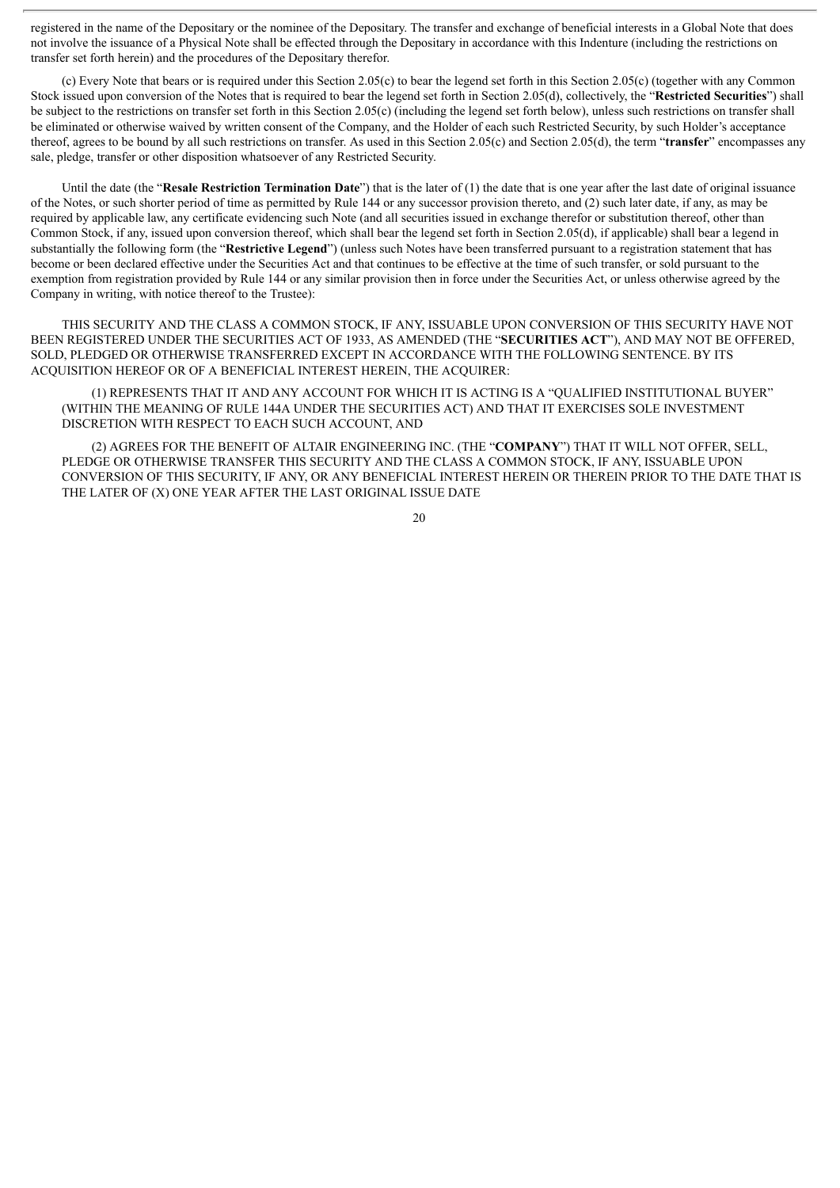registered in the name of the Depositary or the nominee of the Depositary. The transfer and exchange of beneficial interests in a Global Note that does not involve the issuance of a Physical Note shall be effected through the Depositary in accordance with this Indenture (including the restrictions on transfer set forth herein) and the procedures of the Depositary therefor.

(c) Every Note that bears or is required under this Section 2.05(c) to bear the legend set forth in this Section 2.05(c) (together with any Common Stock issued upon conversion of the Notes that is required to bear the legend set forth in Section 2.05(d), collectively, the "**Restricted Securities**") shall be subject to the restrictions on transfer set forth in this Section 2.05(c) (including the legend set forth below), unless such restrictions on transfer shall be eliminated or otherwise waived by written consent of the Company, and the Holder of each such Restricted Security, by such Holder's acceptance thereof, agrees to be bound by all such restrictions on transfer. As used in this Section 2.05(c) and Section 2.05(d), the term "**transfer**" encompasses any sale, pledge, transfer or other disposition whatsoever of any Restricted Security.

Until the date (the "**Resale Restriction Termination Date**") that is the later of (1) the date that is one year after the last date of original issuance of the Notes, or such shorter period of time as permitted by Rule 144 or any successor provision thereto, and (2) such later date, if any, as may be required by applicable law, any certificate evidencing such Note (and all securities issued in exchange therefor or substitution thereof, other than Common Stock, if any, issued upon conversion thereof, which shall bear the legend set forth in Section 2.05(d), if applicable) shall bear a legend in substantially the following form (the "**Restrictive Legend**") (unless such Notes have been transferred pursuant to a registration statement that has become or been declared effective under the Securities Act and that continues to be effective at the time of such transfer, or sold pursuant to the exemption from registration provided by Rule 144 or any similar provision then in force under the Securities Act, or unless otherwise agreed by the Company in writing, with notice thereof to the Trustee):

THIS SECURITY AND THE CLASS A COMMON STOCK, IF ANY, ISSUABLE UPON CONVERSION OF THIS SECURITY HAVE NOT BEEN REGISTERED UNDER THE SECURITIES ACT OF 1933, AS AMENDED (THE "**SECURITIES ACT**"), AND MAY NOT BE OFFERED, SOLD, PLEDGED OR OTHERWISE TRANSFERRED EXCEPT IN ACCORDANCE WITH THE FOLLOWING SENTENCE. BY ITS ACQUISITION HEREOF OR OF A BENEFICIAL INTEREST HEREIN, THE ACQUIRER:

(1) REPRESENTS THAT IT AND ANY ACCOUNT FOR WHICH IT IS ACTING IS A "QUALIFIED INSTITUTIONAL BUYER" (WITHIN THE MEANING OF RULE 144A UNDER THE SECURITIES ACT) AND THAT IT EXERCISES SOLE INVESTMENT DISCRETION WITH RESPECT TO EACH SUCH ACCOUNT, AND

(2) AGREES FOR THE BENEFIT OF ALTAIR ENGINEERING INC. (THE "**COMPANY**") THAT IT WILL NOT OFFER, SELL, PLEDGE OR OTHERWISE TRANSFER THIS SECURITY AND THE CLASS A COMMON STOCK, IF ANY, ISSUABLE UPON CONVERSION OF THIS SECURITY, IF ANY, OR ANY BENEFICIAL INTEREST HEREIN OR THEREIN PRIOR TO THE DATE THAT IS THE LATER OF (X) ONE YEAR AFTER THE LAST ORIGINAL ISSUE DATE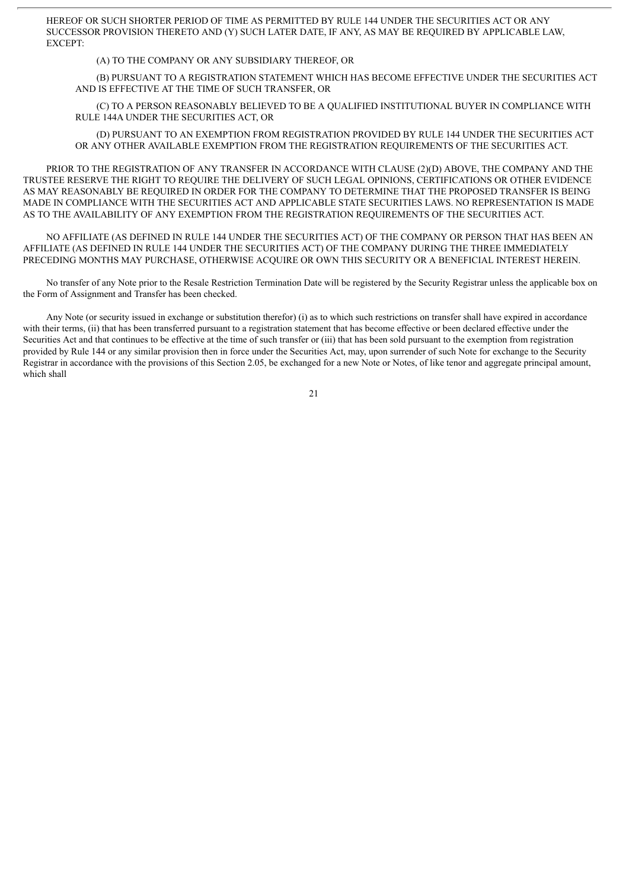HEREOF OR SUCH SHORTER PERIOD OF TIME AS PERMITTED BY RULE 144 UNDER THE SECURITIES ACT OR ANY SUCCESSOR PROVISION THERETO AND (Y) SUCH LATER DATE, IF ANY, AS MAY BE REQUIRED BY APPLICABLE LAW, EXCEPT:

(A) TO THE COMPANY OR ANY SUBSIDIARY THEREOF, OR

(B) PURSUANT TO A REGISTRATION STATEMENT WHICH HAS BECOME EFFECTIVE UNDER THE SECURITIES ACT AND IS EFFECTIVE AT THE TIME OF SUCH TRANSFER, OR

(C) TO A PERSON REASONABLY BELIEVED TO BE A QUALIFIED INSTITUTIONAL BUYER IN COMPLIANCE WITH RULE 144A UNDER THE SECURITIES ACT, OR

(D) PURSUANT TO AN EXEMPTION FROM REGISTRATION PROVIDED BY RULE 144 UNDER THE SECURITIES ACT OR ANY OTHER AVAILABLE EXEMPTION FROM THE REGISTRATION REQUIREMENTS OF THE SECURITIES ACT.

PRIOR TO THE REGISTRATION OF ANY TRANSFER IN ACCORDANCE WITH CLAUSE (2)(D) ABOVE, THE COMPANY AND THE TRUSTEE RESERVE THE RIGHT TO REQUIRE THE DELIVERY OF SUCH LEGAL OPINIONS, CERTIFICATIONS OR OTHER EVIDENCE AS MAY REASONABLY BE REQUIRED IN ORDER FOR THE COMPANY TO DETERMINE THAT THE PROPOSED TRANSFER IS BEING MADE IN COMPLIANCE WITH THE SECURITIES ACT AND APPLICABLE STATE SECURITIES LAWS. NO REPRESENTATION IS MADE AS TO THE AVAILABILITY OF ANY EXEMPTION FROM THE REGISTRATION REQUIREMENTS OF THE SECURITIES ACT.

NO AFFILIATE (AS DEFINED IN RULE 144 UNDER THE SECURITIES ACT) OF THE COMPANY OR PERSON THAT HAS BEEN AN AFFILIATE (AS DEFINED IN RULE 144 UNDER THE SECURITIES ACT) OF THE COMPANY DURING THE THREE IMMEDIATELY PRECEDING MONTHS MAY PURCHASE, OTHERWISE ACQUIRE OR OWN THIS SECURITY OR A BENEFICIAL INTEREST HEREIN.

No transfer of any Note prior to the Resale Restriction Termination Date will be registered by the Security Registrar unless the applicable box on the Form of Assignment and Transfer has been checked.

Any Note (or security issued in exchange or substitution therefor) (i) as to which such restrictions on transfer shall have expired in accordance with their terms, (ii) that has been transferred pursuant to a registration statement that has become effective or been declared effective under the Securities Act and that continues to be effective at the time of such transfer or (iii) that has been sold pursuant to the exemption from registration provided by Rule 144 or any similar provision then in force under the Securities Act, may, upon surrender of such Note for exchange to the Security Registrar in accordance with the provisions of this Section 2.05, be exchanged for a new Note or Notes, of like tenor and aggregate principal amount, which shall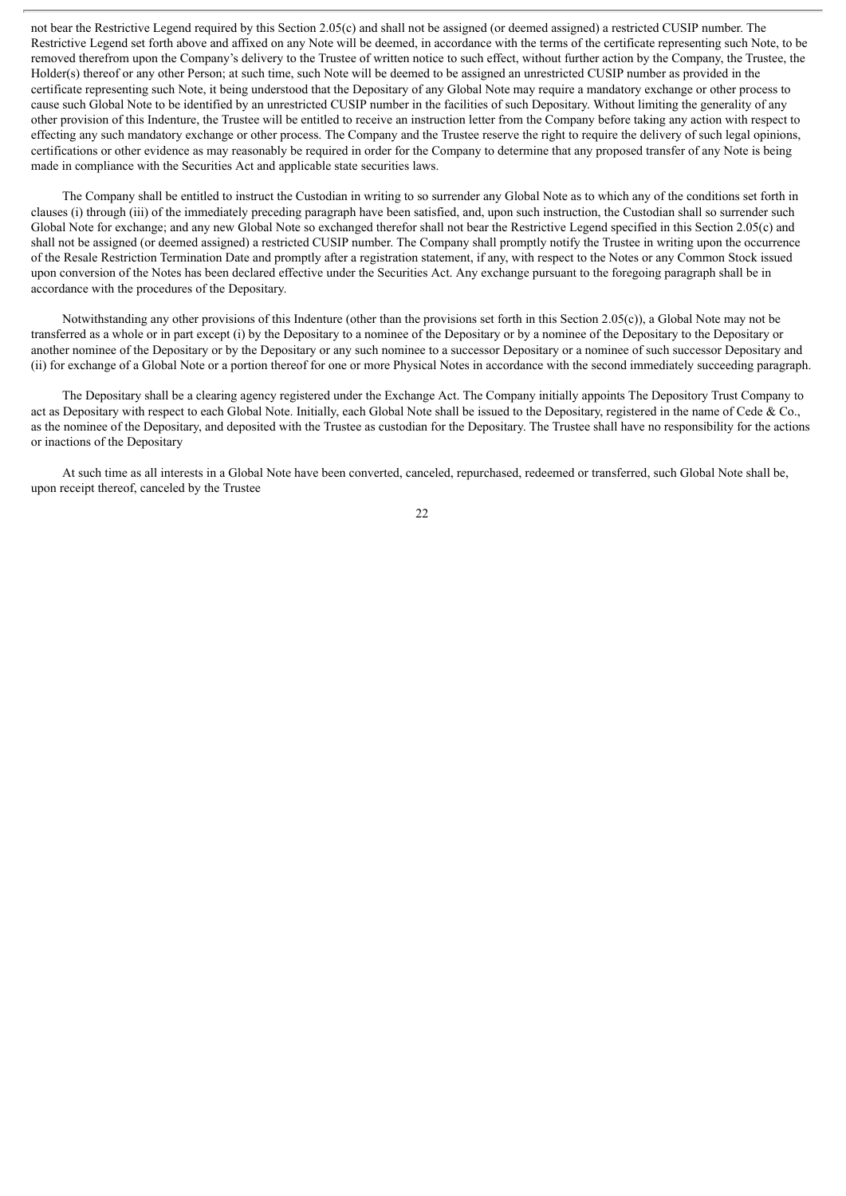not bear the Restrictive Legend required by this Section 2.05(c) and shall not be assigned (or deemed assigned) a restricted CUSIP number. The Restrictive Legend set forth above and affixed on any Note will be deemed, in accordance with the terms of the certificate representing such Note, to be removed therefrom upon the Company's delivery to the Trustee of written notice to such effect, without further action by the Company, the Trustee, the Holder(s) thereof or any other Person; at such time, such Note will be deemed to be assigned an unrestricted CUSIP number as provided in the certificate representing such Note, it being understood that the Depositary of any Global Note may require a mandatory exchange or other process to cause such Global Note to be identified by an unrestricted CUSIP number in the facilities of such Depositary. Without limiting the generality of any other provision of this Indenture, the Trustee will be entitled to receive an instruction letter from the Company before taking any action with respect to effecting any such mandatory exchange or other process. The Company and the Trustee reserve the right to require the delivery of such legal opinions, certifications or other evidence as may reasonably be required in order for the Company to determine that any proposed transfer of any Note is being made in compliance with the Securities Act and applicable state securities laws.

The Company shall be entitled to instruct the Custodian in writing to so surrender any Global Note as to which any of the conditions set forth in clauses (i) through (iii) of the immediately preceding paragraph have been satisfied, and, upon such instruction, the Custodian shall so surrender such Global Note for exchange; and any new Global Note so exchanged therefor shall not bear the Restrictive Legend specified in this Section 2.05(c) and shall not be assigned (or deemed assigned) a restricted CUSIP number. The Company shall promptly notify the Trustee in writing upon the occurrence of the Resale Restriction Termination Date and promptly after a registration statement, if any, with respect to the Notes or any Common Stock issued upon conversion of the Notes has been declared effective under the Securities Act. Any exchange pursuant to the foregoing paragraph shall be in accordance with the procedures of the Depositary.

Notwithstanding any other provisions of this Indenture (other than the provisions set forth in this Section 2.05(c)), a Global Note may not be transferred as a whole or in part except (i) by the Depositary to a nominee of the Depositary or by a nominee of the Depositary to the Depositary or another nominee of the Depositary or by the Depositary or any such nominee to a successor Depositary or a nominee of such successor Depositary and (ii) for exchange of a Global Note or a portion thereof for one or more Physical Notes in accordance with the second immediately succeeding paragraph.

The Depositary shall be a clearing agency registered under the Exchange Act. The Company initially appoints The Depository Trust Company to act as Depositary with respect to each Global Note. Initially, each Global Note shall be issued to the Depositary, registered in the name of Cede & Co., as the nominee of the Depositary, and deposited with the Trustee as custodian for the Depositary. The Trustee shall have no responsibility for the actions or inactions of the Depositary

At such time as all interests in a Global Note have been converted, canceled, repurchased, redeemed or transferred, such Global Note shall be, upon receipt thereof, canceled by the Trustee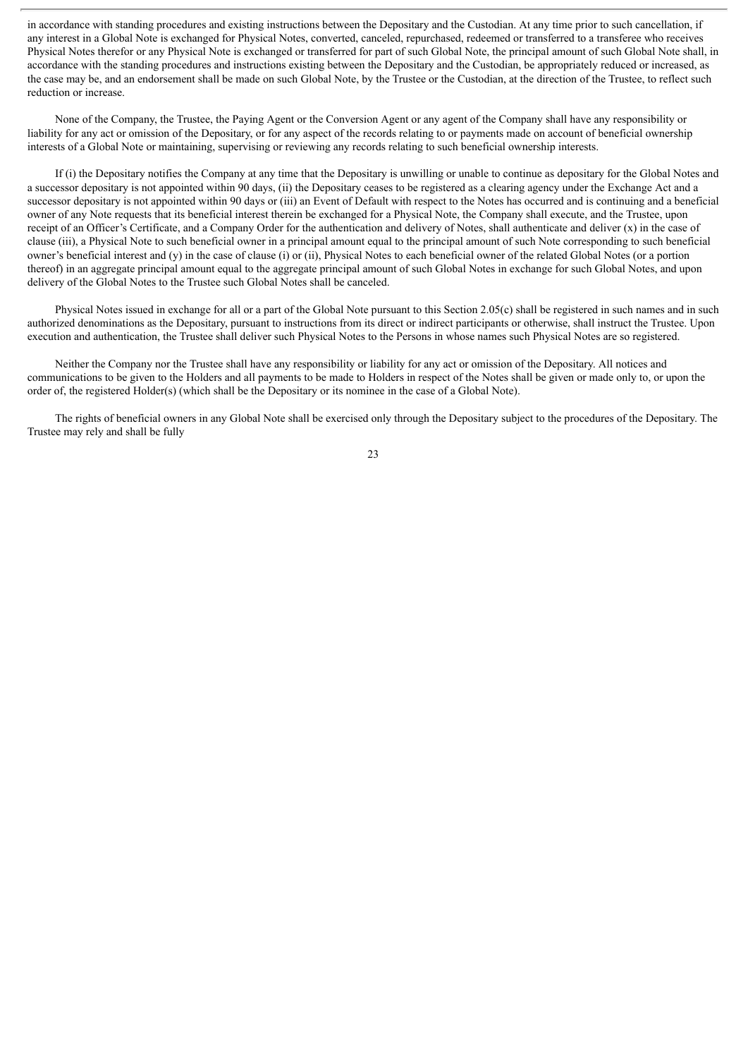in accordance with standing procedures and existing instructions between the Depositary and the Custodian. At any time prior to such cancellation, if any interest in a Global Note is exchanged for Physical Notes, converted, canceled, repurchased, redeemed or transferred to a transferee who receives Physical Notes therefor or any Physical Note is exchanged or transferred for part of such Global Note, the principal amount of such Global Note shall, in accordance with the standing procedures and instructions existing between the Depositary and the Custodian, be appropriately reduced or increased, as the case may be, and an endorsement shall be made on such Global Note, by the Trustee or the Custodian, at the direction of the Trustee, to reflect such reduction or increase.

None of the Company, the Trustee, the Paying Agent or the Conversion Agent or any agent of the Company shall have any responsibility or liability for any act or omission of the Depositary, or for any aspect of the records relating to or payments made on account of beneficial ownership interests of a Global Note or maintaining, supervising or reviewing any records relating to such beneficial ownership interests.

If (i) the Depositary notifies the Company at any time that the Depositary is unwilling or unable to continue as depositary for the Global Notes and a successor depositary is not appointed within 90 days, (ii) the Depositary ceases to be registered as a clearing agency under the Exchange Act and a successor depositary is not appointed within 90 days or (iii) an Event of Default with respect to the Notes has occurred and is continuing and a beneficial owner of any Note requests that its beneficial interest therein be exchanged for a Physical Note, the Company shall execute, and the Trustee, upon receipt of an Officer's Certificate, and a Company Order for the authentication and delivery of Notes, shall authenticate and deliver (x) in the case of clause (iii), a Physical Note to such beneficial owner in a principal amount equal to the principal amount of such Note corresponding to such beneficial owner's beneficial interest and (y) in the case of clause (i) or (ii), Physical Notes to each beneficial owner of the related Global Notes (or a portion thereof) in an aggregate principal amount equal to the aggregate principal amount of such Global Notes in exchange for such Global Notes, and upon delivery of the Global Notes to the Trustee such Global Notes shall be canceled.

Physical Notes issued in exchange for all or a part of the Global Note pursuant to this Section 2.05(c) shall be registered in such names and in such authorized denominations as the Depositary, pursuant to instructions from its direct or indirect participants or otherwise, shall instruct the Trustee. Upon execution and authentication, the Trustee shall deliver such Physical Notes to the Persons in whose names such Physical Notes are so registered.

Neither the Company nor the Trustee shall have any responsibility or liability for any act or omission of the Depositary. All notices and communications to be given to the Holders and all payments to be made to Holders in respect of the Notes shall be given or made only to, or upon the order of, the registered Holder(s) (which shall be the Depositary or its nominee in the case of a Global Note).

The rights of beneficial owners in any Global Note shall be exercised only through the Depositary subject to the procedures of the Depositary. The Trustee may rely and shall be fully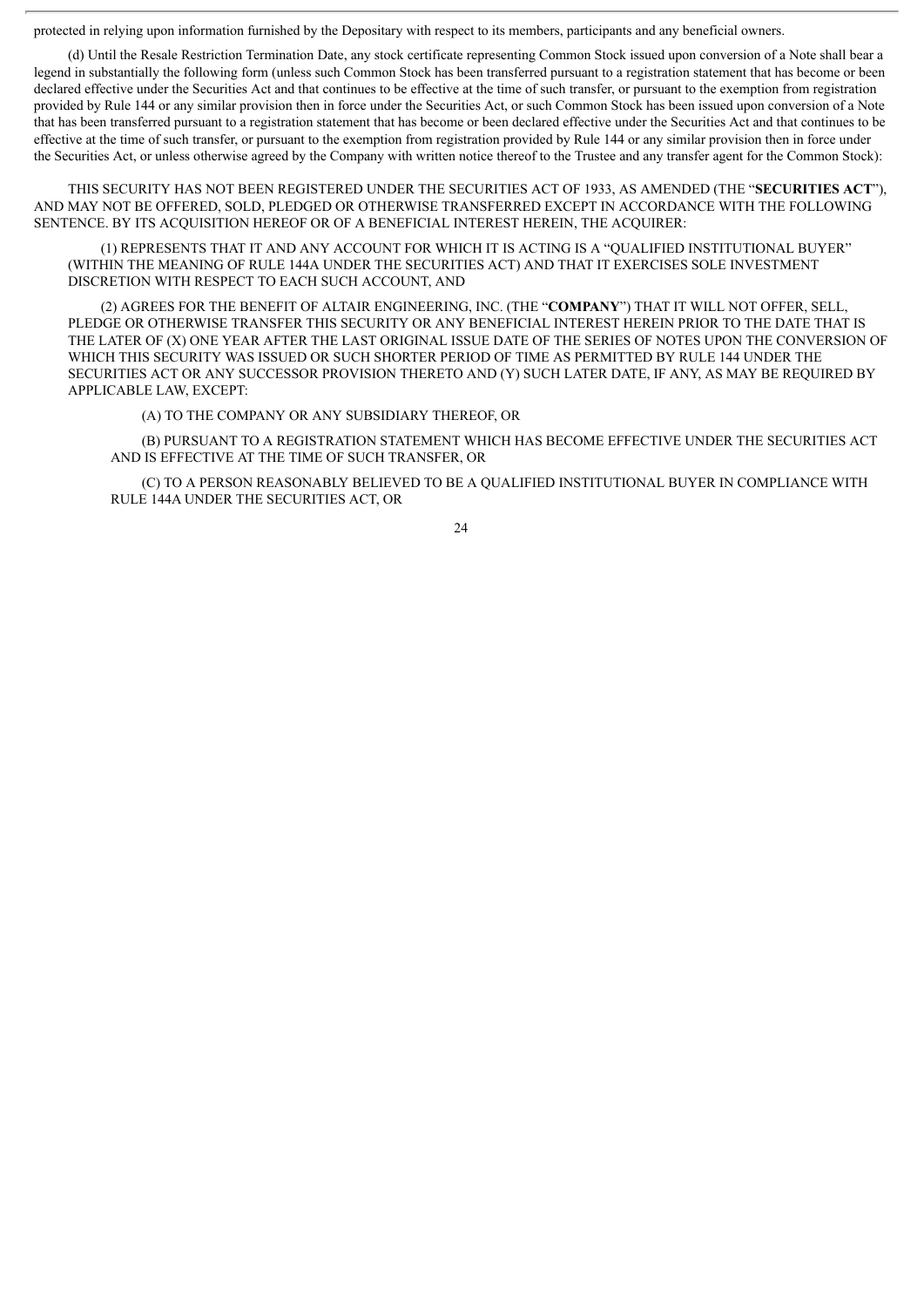protected in relying upon information furnished by the Depositary with respect to its members, participants and any beneficial owners.

(d) Until the Resale Restriction Termination Date, any stock certificate representing Common Stock issued upon conversion of a Note shall bear a legend in substantially the following form (unless such Common Stock has been transferred pursuant to a registration statement that has become or been declared effective under the Securities Act and that continues to be effective at the time of such transfer, or pursuant to the exemption from registration provided by Rule 144 or any similar provision then in force under the Securities Act, or such Common Stock has been issued upon conversion of a Note that has been transferred pursuant to a registration statement that has become or been declared effective under the Securities Act and that continues to be effective at the time of such transfer, or pursuant to the exemption from registration provided by Rule 144 or any similar provision then in force under the Securities Act, or unless otherwise agreed by the Company with written notice thereof to the Trustee and any transfer agent for the Common Stock):

THIS SECURITY HAS NOT BEEN REGISTERED UNDER THE SECURITIES ACT OF 1933, AS AMENDED (THE "**SECURITIES ACT**"), AND MAY NOT BE OFFERED, SOLD, PLEDGED OR OTHERWISE TRANSFERRED EXCEPT IN ACCORDANCE WITH THE FOLLOWING SENTENCE. BY ITS ACQUISITION HEREOF OR OF A BENEFICIAL INTEREST HEREIN, THE ACQUIRER:

(1) REPRESENTS THAT IT AND ANY ACCOUNT FOR WHICH IT IS ACTING IS A "QUALIFIED INSTITUTIONAL BUYER" (WITHIN THE MEANING OF RULE 144A UNDER THE SECURITIES ACT) AND THAT IT EXERCISES SOLE INVESTMENT DISCRETION WITH RESPECT TO EACH SUCH ACCOUNT, AND

(2) AGREES FOR THE BENEFIT OF ALTAIR ENGINEERING, INC. (THE "**COMPANY**") THAT IT WILL NOT OFFER, SELL, PLEDGE OR OTHERWISE TRANSFER THIS SECURITY OR ANY BENEFICIAL INTEREST HEREIN PRIOR TO THE DATE THAT IS THE LATER OF (X) ONE YEAR AFTER THE LAST ORIGINAL ISSUE DATE OF THE SERIES OF NOTES UPON THE CONVERSION OF WHICH THIS SECURITY WAS ISSUED OR SUCH SHORTER PERIOD OF TIME AS PERMITTED BY RULE 144 UNDER THE SECURITIES ACT OR ANY SUCCESSOR PROVISION THERETO AND (Y) SUCH LATER DATE, IF ANY, AS MAY BE REQUIRED BY APPLICABLE LAW, EXCEPT:

(A) TO THE COMPANY OR ANY SUBSIDIARY THEREOF, OR

(B) PURSUANT TO A REGISTRATION STATEMENT WHICH HAS BECOME EFFECTIVE UNDER THE SECURITIES ACT AND IS EFFECTIVE AT THE TIME OF SUCH TRANSFER, OR

(C) TO A PERSON REASONABLY BELIEVED TO BE A QUALIFIED INSTITUTIONAL BUYER IN COMPLIANCE WITH RULE 144A UNDER THE SECURITIES ACT, OR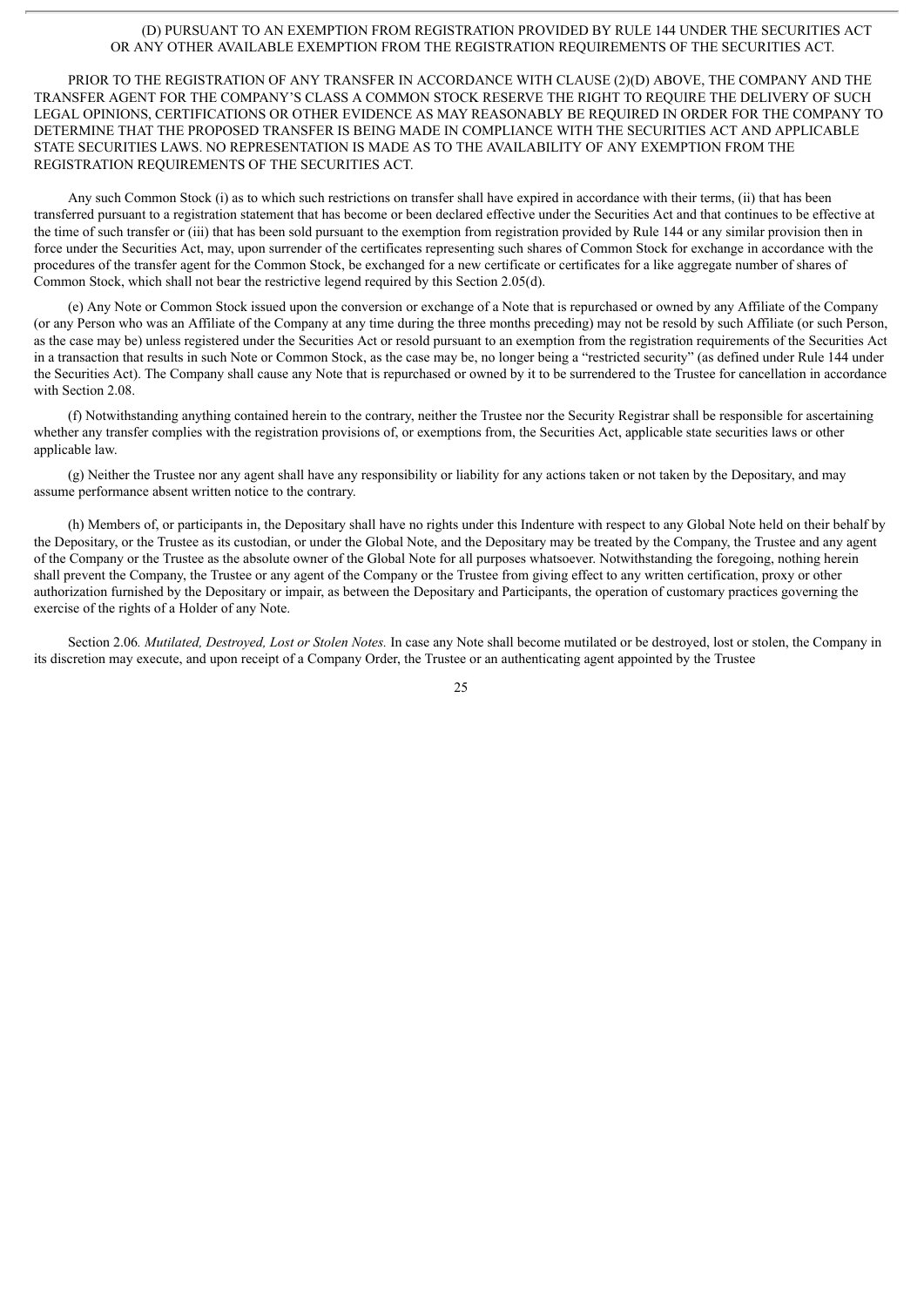(D) PURSUANT TO AN EXEMPTION FROM REGISTRATION PROVIDED BY RULE 144 UNDER THE SECURITIES ACT OR ANY OTHER AVAILABLE EXEMPTION FROM THE REGISTRATION REQUIREMENTS OF THE SECURITIES ACT.

PRIOR TO THE REGISTRATION OF ANY TRANSFER IN ACCORDANCE WITH CLAUSE (2)(D) ABOVE, THE COMPANY AND THE TRANSFER AGENT FOR THE COMPANY'S CLASS A COMMON STOCK RESERVE THE RIGHT TO REQUIRE THE DELIVERY OF SUCH LEGAL OPINIONS, CERTIFICATIONS OR OTHER EVIDENCE AS MAY REASONABLY BE REQUIRED IN ORDER FOR THE COMPANY TO DETERMINE THAT THE PROPOSED TRANSFER IS BEING MADE IN COMPLIANCE WITH THE SECURITIES ACT AND APPLICABLE STATE SECURITIES LAWS. NO REPRESENTATION IS MADE AS TO THE AVAILABILITY OF ANY EXEMPTION FROM THE REGISTRATION REQUIREMENTS OF THE SECURITIES ACT.

Any such Common Stock (i) as to which such restrictions on transfer shall have expired in accordance with their terms, (ii) that has been transferred pursuant to a registration statement that has become or been declared effective under the Securities Act and that continues to be effective at the time of such transfer or (iii) that has been sold pursuant to the exemption from registration provided by Rule 144 or any similar provision then in force under the Securities Act, may, upon surrender of the certificates representing such shares of Common Stock for exchange in accordance with the procedures of the transfer agent for the Common Stock, be exchanged for a new certificate or certificates for a like aggregate number of shares of Common Stock, which shall not bear the restrictive legend required by this Section 2.05(d).

(e) Any Note or Common Stock issued upon the conversion or exchange of a Note that is repurchased or owned by any Affiliate of the Company (or any Person who was an Affiliate of the Company at any time during the three months preceding) may not be resold by such Affiliate (or such Person, as the case may be) unless registered under the Securities Act or resold pursuant to an exemption from the registration requirements of the Securities Act in a transaction that results in such Note or Common Stock, as the case may be, no longer being a "restricted security" (as defined under Rule 144 under the Securities Act). The Company shall cause any Note that is repurchased or owned by it to be surrendered to the Trustee for cancellation in accordance with Section 2.08.

(f) Notwithstanding anything contained herein to the contrary, neither the Trustee nor the Security Registrar shall be responsible for ascertaining whether any transfer complies with the registration provisions of, or exemptions from, the Securities Act, applicable state securities laws or other applicable law.

(g) Neither the Trustee nor any agent shall have any responsibility or liability for any actions taken or not taken by the Depositary, and may assume performance absent written notice to the contrary.

(h) Members of, or participants in, the Depositary shall have no rights under this Indenture with respect to any Global Note held on their behalf by the Depositary, or the Trustee as its custodian, or under the Global Note, and the Depositary may be treated by the Company, the Trustee and any agent of the Company or the Trustee as the absolute owner of the Global Note for all purposes whatsoever. Notwithstanding the foregoing, nothing herein shall prevent the Company, the Trustee or any agent of the Company or the Trustee from giving effect to any written certification, proxy or other authorization furnished by the Depositary or impair, as between the Depositary and Participants, the operation of customary practices governing the exercise of the rights of a Holder of any Note.

Section 2.06. *Mutilated, Destroyed, Lost or Stolen Notes.* In case any Note shall become mutilated or be destroyed, lost or stolen, the Company in its discretion may execute, and upon receipt of a Company Order, the Trustee or an authenticating agent appointed by the Trustee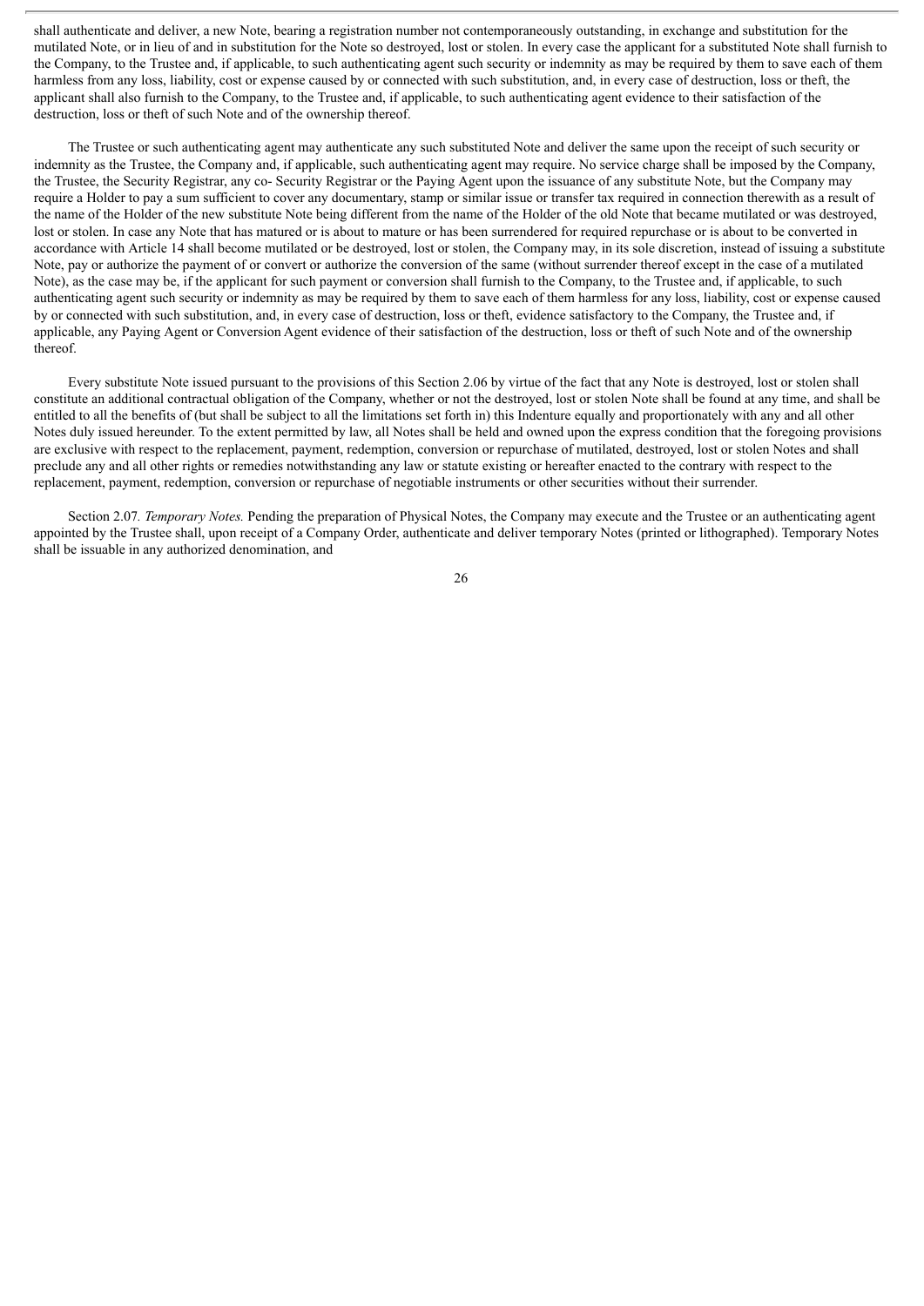shall authenticate and deliver, a new Note, bearing a registration number not contemporaneously outstanding, in exchange and substitution for the mutilated Note, or in lieu of and in substitution for the Note so destroyed, lost or stolen. In every case the applicant for a substituted Note shall furnish to the Company, to the Trustee and, if applicable, to such authenticating agent such security or indemnity as may be required by them to save each of them harmless from any loss, liability, cost or expense caused by or connected with such substitution, and, in every case of destruction, loss or theft, the applicant shall also furnish to the Company, to the Trustee and, if applicable, to such authenticating agent evidence to their satisfaction of the destruction, loss or theft of such Note and of the ownership thereof.

The Trustee or such authenticating agent may authenticate any such substituted Note and deliver the same upon the receipt of such security or indemnity as the Trustee, the Company and, if applicable, such authenticating agent may require. No service charge shall be imposed by the Company, the Trustee, the Security Registrar, any co- Security Registrar or the Paying Agent upon the issuance of any substitute Note, but the Company may require a Holder to pay a sum sufficient to cover any documentary, stamp or similar issue or transfer tax required in connection therewith as a result of the name of the Holder of the new substitute Note being different from the name of the Holder of the old Note that became mutilated or was destroyed, lost or stolen. In case any Note that has matured or is about to mature or has been surrendered for required repurchase or is about to be converted in accordance with Article 14 shall become mutilated or be destroyed, lost or stolen, the Company may, in its sole discretion, instead of issuing a substitute Note, pay or authorize the payment of or convert or authorize the conversion of the same (without surrender thereof except in the case of a mutilated Note), as the case may be, if the applicant for such payment or conversion shall furnish to the Company, to the Trustee and, if applicable, to such authenticating agent such security or indemnity as may be required by them to save each of them harmless for any loss, liability, cost or expense caused by or connected with such substitution, and, in every case of destruction, loss or theft, evidence satisfactory to the Company, the Trustee and, if applicable, any Paying Agent or Conversion Agent evidence of their satisfaction of the destruction, loss or theft of such Note and of the ownership thereof.

Every substitute Note issued pursuant to the provisions of this Section 2.06 by virtue of the fact that any Note is destroyed, lost or stolen shall constitute an additional contractual obligation of the Company, whether or not the destroyed, lost or stolen Note shall be found at any time, and shall be entitled to all the benefits of (but shall be subject to all the limitations set forth in) this Indenture equally and proportionately with any and all other Notes duly issued hereunder. To the extent permitted by law, all Notes shall be held and owned upon the express condition that the foregoing provisions are exclusive with respect to the replacement, payment, redemption, conversion or repurchase of mutilated, destroyed, lost or stolen Notes and shall preclude any and all other rights or remedies notwithstanding any law or statute existing or hereafter enacted to the contrary with respect to the replacement, payment, redemption, conversion or repurchase of negotiable instruments or other securities without their surrender.

Section 2.07. *Temporary Notes.* Pending the preparation of Physical Notes, the Company may execute and the Trustee or an authenticating agent appointed by the Trustee shall, upon receipt of a Company Order, authenticate and deliver temporary Notes (printed or lithographed). Temporary Notes shall be issuable in any authorized denomination, and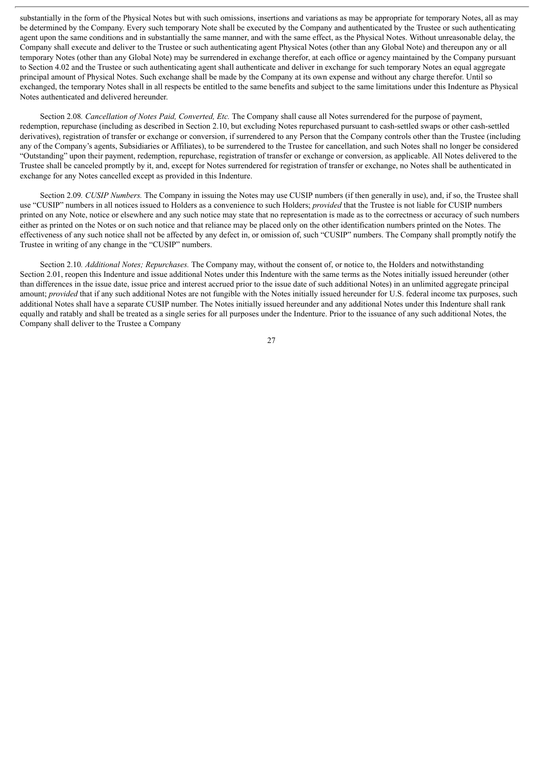substantially in the form of the Physical Notes but with such omissions, insertions and variations as may be appropriate for temporary Notes, all as may be determined by the Company. Every such temporary Note shall be executed by the Company and authenticated by the Trustee or such authenticating agent upon the same conditions and in substantially the same manner, and with the same effect, as the Physical Notes. Without unreasonable delay, the Company shall execute and deliver to the Trustee or such authenticating agent Physical Notes (other than any Global Note) and thereupon any or all temporary Notes (other than any Global Note) may be surrendered in exchange therefor, at each office or agency maintained by the Company pursuant to Section 4.02 and the Trustee or such authenticating agent shall authenticate and deliver in exchange for such temporary Notes an equal aggregate principal amount of Physical Notes. Such exchange shall be made by the Company at its own expense and without any charge therefor. Until so exchanged, the temporary Notes shall in all respects be entitled to the same benefits and subject to the same limitations under this Indenture as Physical Notes authenticated and delivered hereunder.

Section 2.08*. Cancellation of Notes Paid, Converted, Etc.* The Company shall cause all Notes surrendered for the purpose of payment, redemption, repurchase (including as described in Section 2.10, but excluding Notes repurchased pursuant to cash-settled swaps or other cash-settled derivatives), registration of transfer or exchange or conversion, if surrendered to any Person that the Company controls other than the Trustee (including any of the Company's agents, Subsidiaries or Affiliates), to be surrendered to the Trustee for cancellation, and such Notes shall no longer be considered "Outstanding" upon their payment, redemption, repurchase, registration of transfer or exchange or conversion, as applicable. All Notes delivered to the Trustee shall be canceled promptly by it, and, except for Notes surrendered for registration of transfer or exchange, no Notes shall be authenticated in exchange for any Notes cancelled except as provided in this Indenture.

Section 2.09*. CUSIP Numbers.* The Company in issuing the Notes may use CUSIP numbers (if then generally in use), and, if so, the Trustee shall use "CUSIP" numbers in all notices issued to Holders as a convenience to such Holders; *provided* that the Trustee is not liable for CUSIP numbers printed on any Note, notice or elsewhere and any such notice may state that no representation is made as to the correctness or accuracy of such numbers either as printed on the Notes or on such notice and that reliance may be placed only on the other identification numbers printed on the Notes. The effectiveness of any such notice shall not be affected by any defect in, or omission of, such "CUSIP" numbers. The Company shall promptly notify the Trustee in writing of any change in the "CUSIP" numbers.

Section 2.10*. Additional Notes; Repurchases.* The Company may, without the consent of, or notice to, the Holders and notwithstanding Section 2.01, reopen this Indenture and issue additional Notes under this Indenture with the same terms as the Notes initially issued hereunder (other than differences in the issue date, issue price and interest accrued prior to the issue date of such additional Notes) in an unlimited aggregate principal amount; *provided* that if any such additional Notes are not fungible with the Notes initially issued hereunder for U.S. federal income tax purposes, such additional Notes shall have a separate CUSIP number. The Notes initially issued hereunder and any additional Notes under this Indenture shall rank equally and ratably and shall be treated as a single series for all purposes under the Indenture. Prior to the issuance of any such additional Notes, the Company shall deliver to the Trustee a Company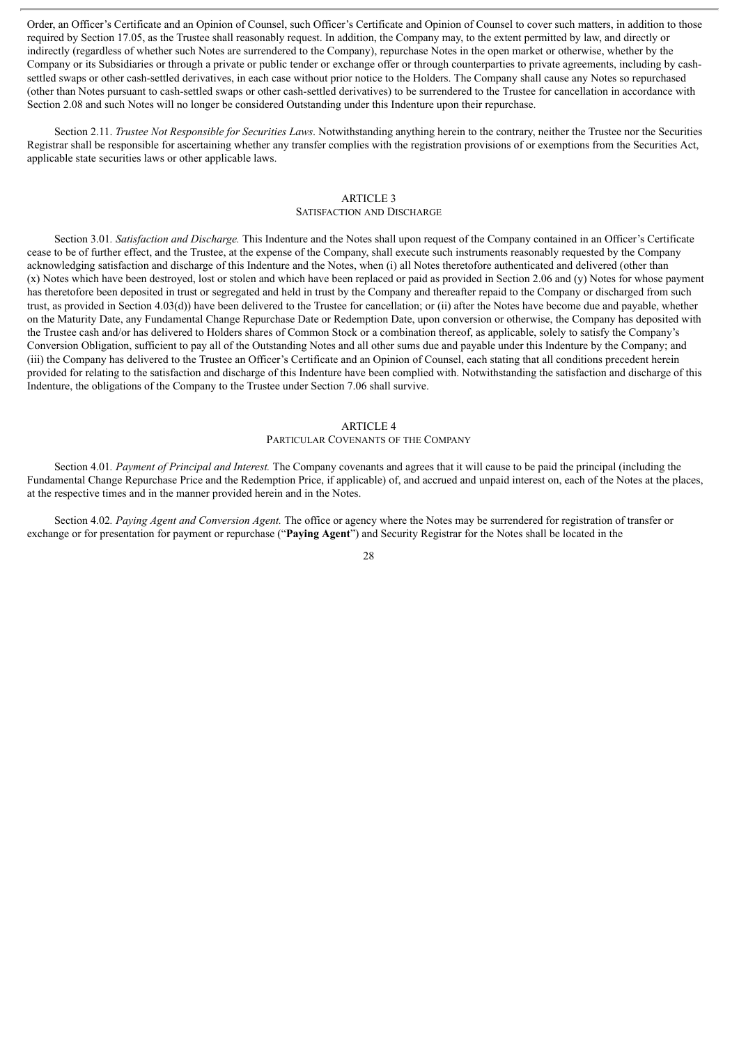Order, an Officer's Certificate and an Opinion of Counsel, such Officer's Certificate and Opinion of Counsel to cover such matters, in addition to those required by Section 17.05, as the Trustee shall reasonably request. In addition, the Company may, to the extent permitted by law, and directly or indirectly (regardless of whether such Notes are surrendered to the Company), repurchase Notes in the open market or otherwise, whether by the Company or its Subsidiaries or through a private or public tender or exchange offer or through counterparties to private agreements, including by cash-settled swaps or other cash-settled derivatives, in each case without prior notice to the Holders. The Company shall cause any Notes so repurchased (other than Notes pursuant to cash-settled swaps or other cash-settled derivatives) to be surrendered to the Trustee for cancellation in accordance with Section 2.08 and such Notes will no longer be considered Outstanding under this Indenture upon their repurchase.

Section 2.11. *Trustee Not Responsible for Securities Laws*. Notwithstanding anything herein to the contrary, neither the Trustee nor the Securities Registrar shall be responsible for ascertaining whether any transfer complies with the registration provisions of or exemptions from the Securities Act, applicable state securities laws or other applicable laws.

## ARTICLE 3
### SATISFACTION AND DISCHARGE

Section 3.01*. Satisfaction and Discharge.* This Indenture and the Notes shall upon request of the Company contained in an Officer's Certificate cease to be of further effect, and the Trustee, at the expense of the Company, shall execute such instruments reasonably requested by the Company acknowledging satisfaction and discharge of this Indenture and the Notes, when (i) all Notes theretofore authenticated and delivered (other than (x) Notes which have been destroyed, lost or stolen and which have been replaced or paid as provided in Section 2.06 and (y) Notes for whose payment has theretofore been deposited in trust or segregated and held in trust by the Company and thereafter repaid to the Company or discharged from such trust, as provided in Section 4.03(d)) have been delivered to the Trustee for cancellation; or (ii) after the Notes have become due and payable, whether on the Maturity Date, any Fundamental Change Repurchase Date or Redemption Date, upon conversion or otherwise, the Company has deposited with the Trustee cash and/or has delivered to Holders shares of Common Stock or a combination thereof, as applicable, solely to satisfy the Company's Conversion Obligation, sufficient to pay all of the Outstanding Notes and all other sums due and payable under this Indenture by the Company; and (iii) the Company has delivered to the Trustee an Officer's Certificate and an Opinion of Counsel, each stating that all conditions precedent herein provided for relating to the satisfaction and discharge of this Indenture have been complied with. Notwithstanding the satisfaction and discharge of this Indenture, the obligations of the Company to the Trustee under Section 7.06 shall survive.

## ARTICLE 4
### PARTICULAR COVENANTS OF THE COMPANY

Section 4.01*. Payment of Principal and Interest.* The Company covenants and agrees that it will cause to be paid the principal (including the Fundamental Change Repurchase Price and the Redemption Price, if applicable) of, and accrued and unpaid interest on, each of the Notes at the places, at the respective times and in the manner provided herein and in the Notes.

Section 4.02*. Paying Agent and Conversion Agent.* The office or agency where the Notes may be surrendered for registration of transfer or exchange or for presentation for payment or repurchase ("**Paying Agent**") and Security Registrar for the Notes shall be located in the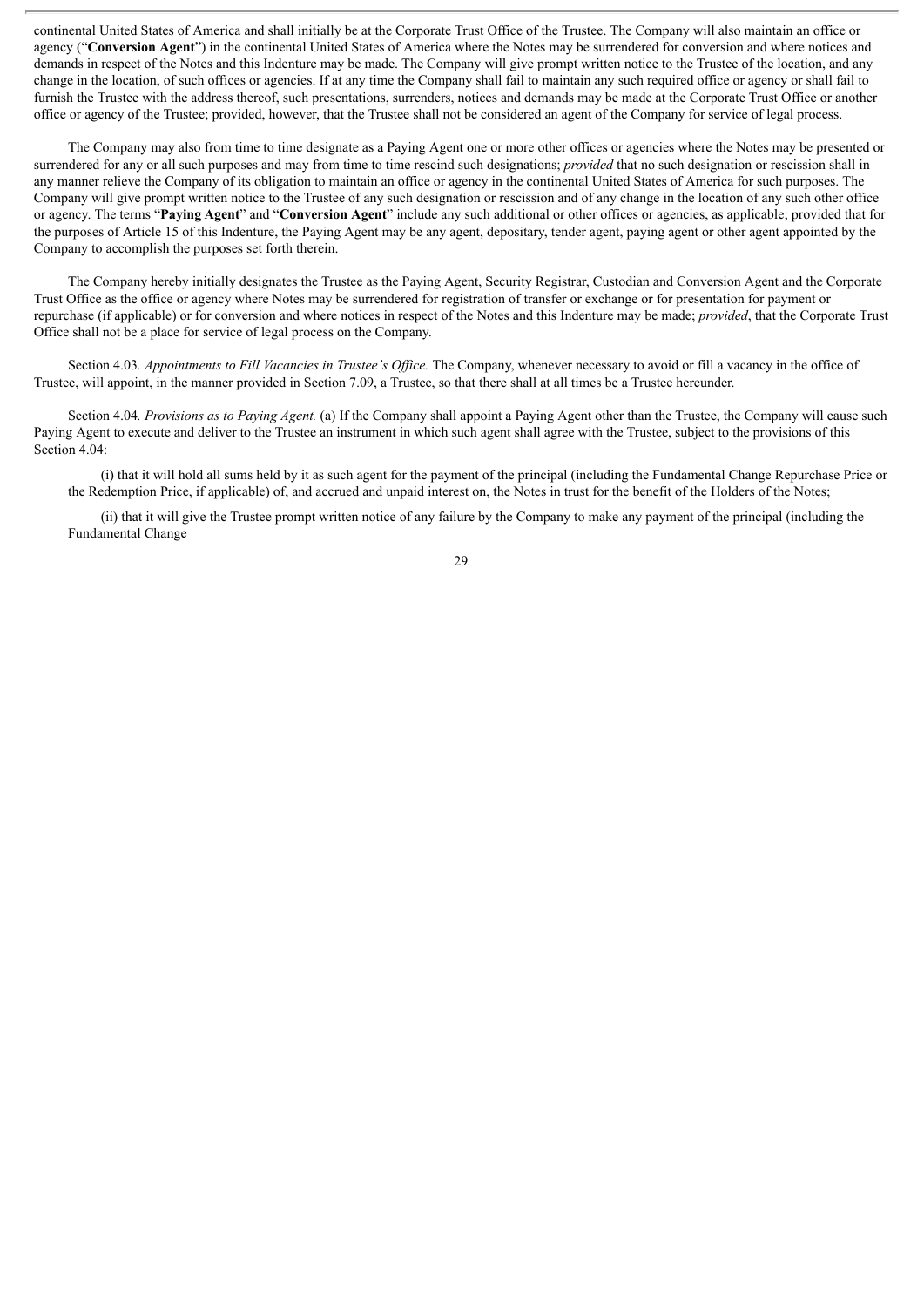continental United States of America and shall initially be at the Corporate Trust Office of the Trustee. The Company will also maintain an office or agency ("**Conversion Agent**") in the continental United States of America where the Notes may be surrendered for conversion and where notices and demands in respect of the Notes and this Indenture may be made. The Company will give prompt written notice to the Trustee of the location, and any change in the location, of such offices or agencies. If at any time the Company shall fail to maintain any such required office or agency or shall fail to furnish the Trustee with the address thereof, such presentations, surrenders, notices and demands may be made at the Corporate Trust Office or another office or agency of the Trustee; provided, however, that the Trustee shall not be considered an agent of the Company for service of legal process.

The Company may also from time to time designate as a Paying Agent one or more other offices or agencies where the Notes may be presented or surrendered for any or all such purposes and may from time to time rescind such designations; *provided* that no such designation or rescission shall in any manner relieve the Company of its obligation to maintain an office or agency in the continental United States of America for such purposes. The Company will give prompt written notice to the Trustee of any such designation or rescission and of any change in the location of any such other office or agency. The terms "**Paying Agent**" and "**Conversion Agent**" include any such additional or other offices or agencies, as applicable; provided that for the purposes of Article 15 of this Indenture, the Paying Agent may be any agent, depositary, tender agent, paying agent or other agent appointed by the Company to accomplish the purposes set forth therein.

The Company hereby initially designates the Trustee as the Paying Agent, Security Registrar, Custodian and Conversion Agent and the Corporate Trust Office as the office or agency where Notes may be surrendered for registration of transfer or exchange or for presentation for payment or repurchase (if applicable) or for conversion and where notices in respect of the Notes and this Indenture may be made; *provided*, that the Corporate Trust Office shall not be a place for service of legal process on the Company.

Section 4.03*. Appointments to Fill Vacancies in Trustee's Office.* The Company, whenever necessary to avoid or fill a vacancy in the office of Trustee, will appoint, in the manner provided in Section 7.09, a Trustee, so that there shall at all times be a Trustee hereunder.

Section 4.04*. Provisions as to Paying Agent.* (a) If the Company shall appoint a Paying Agent other than the Trustee, the Company will cause such Paying Agent to execute and deliver to the Trustee an instrument in which such agent shall agree with the Trustee, subject to the provisions of this Section 4.04:

(i) that it will hold all sums held by it as such agent for the payment of the principal (including the Fundamental Change Repurchase Price or the Redemption Price, if applicable) of, and accrued and unpaid interest on, the Notes in trust for the benefit of the Holders of the Notes;

(ii) that it will give the Trustee prompt written notice of any failure by the Company to make any payment of the principal (including the Fundamental Change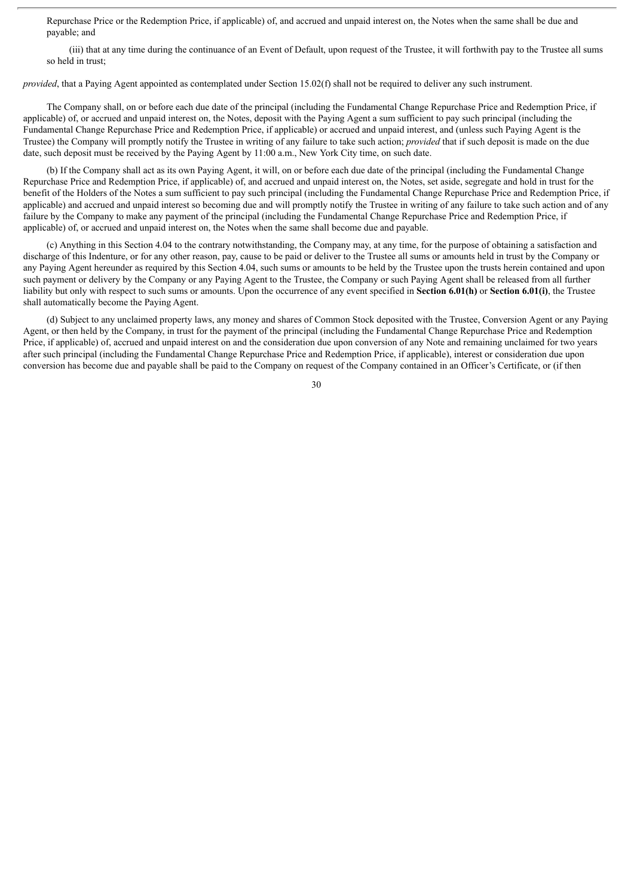Repurchase Price or the Redemption Price, if applicable) of, and accrued and unpaid interest on, the Notes when the same shall be due and payable; and

(iii) that at any time during the continuance of an Event of Default, upon request of the Trustee, it will forthwith pay to the Trustee all sums so held in trust;

*provided*, that a Paying Agent appointed as contemplated under Section 15.02(f) shall not be required to deliver any such instrument.

The Company shall, on or before each due date of the principal (including the Fundamental Change Repurchase Price and Redemption Price, if applicable) of, or accrued and unpaid interest on, the Notes, deposit with the Paying Agent a sum sufficient to pay such principal (including the Fundamental Change Repurchase Price and Redemption Price, if applicable) or accrued and unpaid interest, and (unless such Paying Agent is the Trustee) the Company will promptly notify the Trustee in writing of any failure to take such action; *provided* that if such deposit is made on the due date, such deposit must be received by the Paying Agent by 11:00 a.m., New York City time, on such date.

(b) If the Company shall act as its own Paying Agent, it will, on or before each due date of the principal (including the Fundamental Change Repurchase Price and Redemption Price, if applicable) of, and accrued and unpaid interest on, the Notes, set aside, segregate and hold in trust for the benefit of the Holders of the Notes a sum sufficient to pay such principal (including the Fundamental Change Repurchase Price and Redemption Price, if applicable) and accrued and unpaid interest so becoming due and will promptly notify the Trustee in writing of any failure to take such action and of any failure by the Company to make any payment of the principal (including the Fundamental Change Repurchase Price and Redemption Price, if applicable) of, or accrued and unpaid interest on, the Notes when the same shall become due and payable.

(c) Anything in this Section 4.04 to the contrary notwithstanding, the Company may, at any time, for the purpose of obtaining a satisfaction and discharge of this Indenture, or for any other reason, pay, cause to be paid or deliver to the Trustee all sums or amounts held in trust by the Company or any Paying Agent hereunder as required by this Section 4.04, such sums or amounts to be held by the Trustee upon the trusts herein contained and upon such payment or delivery by the Company or any Paying Agent to the Trustee, the Company or such Paying Agent shall be released from all further liability but only with respect to such sums or amounts. Upon the occurrence of any event specified in **Section 6.01(h)** or **Section 6.01(i)**, the Trustee shall automatically become the Paying Agent.

(d) Subject to any unclaimed property laws, any money and shares of Common Stock deposited with the Trustee, Conversion Agent or any Paying Agent, or then held by the Company, in trust for the payment of the principal (including the Fundamental Change Repurchase Price and Redemption Price, if applicable) of, accrued and unpaid interest on and the consideration due upon conversion of any Note and remaining unclaimed for two years after such principal (including the Fundamental Change Repurchase Price and Redemption Price, if applicable), interest or consideration due upon conversion has become due and payable shall be paid to the Company on request of the Company contained in an Officer's Certificate, or (if then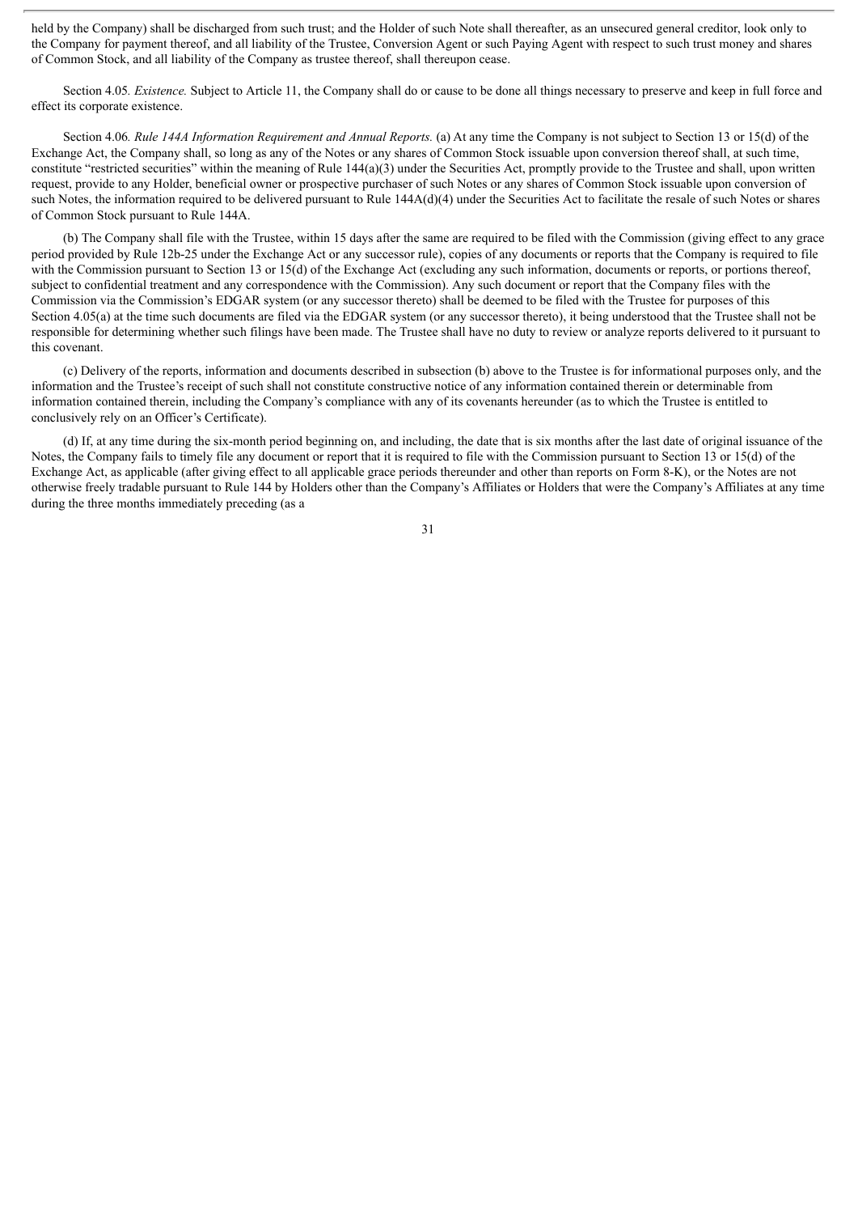held by the Company) shall be discharged from such trust; and the Holder of such Note shall thereafter, as an unsecured general creditor, look only to the Company for payment thereof, and all liability of the Trustee, Conversion Agent or such Paying Agent with respect to such trust money and shares of Common Stock, and all liability of the Company as trustee thereof, shall thereupon cease.

Section 4.05. *Existence.* Subject to Article 11, the Company shall do or cause to be done all things necessary to preserve and keep in full force and effect its corporate existence.

Section 4.06. *Rule 144A Information Requirement and Annual Reports.* (a) At any time the Company is not subject to Section 13 or 15(d) of the Exchange Act, the Company shall, so long as any of the Notes or any shares of Common Stock issuable upon conversion thereof shall, at such time, constitute "restricted securities" within the meaning of Rule 144(a)(3) under the Securities Act, promptly provide to the Trustee and shall, upon written request, provide to any Holder, beneficial owner or prospective purchaser of such Notes or any shares of Common Stock issuable upon conversion of such Notes, the information required to be delivered pursuant to Rule 144A(d)(4) under the Securities Act to facilitate the resale of such Notes or shares of Common Stock pursuant to Rule 144A.

(b) The Company shall file with the Trustee, within 15 days after the same are required to be filed with the Commission (giving effect to any grace period provided by Rule 12b-25 under the Exchange Act or any successor rule), copies of any documents or reports that the Company is required to file with the Commission pursuant to Section 13 or 15(d) of the Exchange Act (excluding any such information, documents or reports, or portions thereof, subject to confidential treatment and any correspondence with the Commission). Any such document or report that the Company files with the Commission via the Commission's EDGAR system (or any successor thereto) shall be deemed to be filed with the Trustee for purposes of this Section 4.05(a) at the time such documents are filed via the EDGAR system (or any successor thereto), it being understood that the Trustee shall not be responsible for determining whether such filings have been made. The Trustee shall have no duty to review or analyze reports delivered to it pursuant to this covenant.

(c) Delivery of the reports, information and documents described in subsection (b) above to the Trustee is for informational purposes only, and the information and the Trustee's receipt of such shall not constitute constructive notice of any information contained therein or determinable from information contained therein, including the Company's compliance with any of its covenants hereunder (as to which the Trustee is entitled to conclusively rely on an Officer's Certificate).

(d) If, at any time during the six-month period beginning on, and including, the date that is six months after the last date of original issuance of the Notes, the Company fails to timely file any document or report that it is required to file with the Commission pursuant to Section 13 or 15(d) of the Exchange Act, as applicable (after giving effect to all applicable grace periods thereunder and other than reports on Form 8-K), or the Notes are not otherwise freely tradable pursuant to Rule 144 by Holders other than the Company's Affiliates or Holders that were the Company's Affiliates at any time during the three months immediately preceding (as a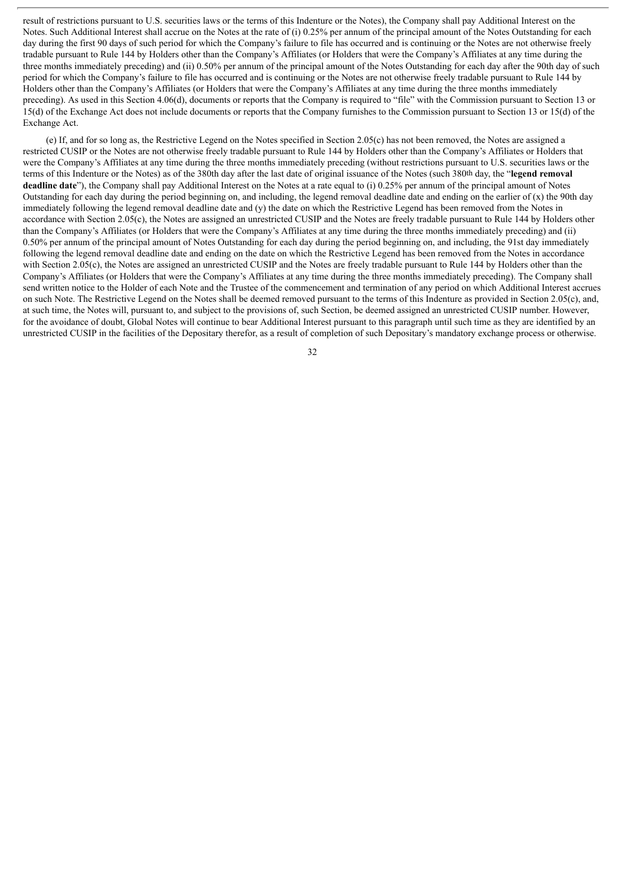result of restrictions pursuant to U.S. securities laws or the terms of this Indenture or the Notes), the Company shall pay Additional Interest on the Notes. Such Additional Interest shall accrue on the Notes at the rate of (i) 0.25% per annum of the principal amount of the Notes Outstanding for each day during the first 90 days of such period for which the Company's failure to file has occurred and is continuing or the Notes are not otherwise freely tradable pursuant to Rule 144 by Holders other than the Company's Affiliates (or Holders that were the Company's Affiliates at any time during the three months immediately preceding) and (ii) 0.50% per annum of the principal amount of the Notes Outstanding for each day after the 90th day of such period for which the Company's failure to file has occurred and is continuing or the Notes are not otherwise freely tradable pursuant to Rule 144 by Holders other than the Company's Affiliates (or Holders that were the Company's Affiliates at any time during the three months immediately preceding). As used in this Section 4.06(d), documents or reports that the Company is required to "file" with the Commission pursuant to Section 13 or 15(d) of the Exchange Act does not include documents or reports that the Company furnishes to the Commission pursuant to Section 13 or 15(d) of the Exchange Act.

(e) If, and for so long as, the Restrictive Legend on the Notes specified in Section 2.05(c) has not been removed, the Notes are assigned a restricted CUSIP or the Notes are not otherwise freely tradable pursuant to Rule 144 by Holders other than the Company's Affiliates or Holders that were the Company's Affiliates at any time during the three months immediately preceding (without restrictions pursuant to U.S. securities laws or the terms of this Indenture or the Notes) as of the 380th day after the last date of original issuance of the Notes (such 380th day, the "**legend removal deadline date**"), the Company shall pay Additional Interest on the Notes at a rate equal to (i) 0.25% per annum of the principal amount of Notes Outstanding for each day during the period beginning on, and including, the legend removal deadline date and ending on the earlier of (x) the 90th day immediately following the legend removal deadline date and (y) the date on which the Restrictive Legend has been removed from the Notes in accordance with Section 2.05(c), the Notes are assigned an unrestricted CUSIP and the Notes are freely tradable pursuant to Rule 144 by Holders other than the Company's Affiliates (or Holders that were the Company's Affiliates at any time during the three months immediately preceding) and (ii) 0.50% per annum of the principal amount of Notes Outstanding for each day during the period beginning on, and including, the 91st day immediately following the legend removal deadline date and ending on the date on which the Restrictive Legend has been removed from the Notes in accordance with Section 2.05(c), the Notes are assigned an unrestricted CUSIP and the Notes are freely tradable pursuant to Rule 144 by Holders other than the Company's Affiliates (or Holders that were the Company's Affiliates at any time during the three months immediately preceding). The Company shall send written notice to the Holder of each Note and the Trustee of the commencement and termination of any period on which Additional Interest accrues on such Note. The Restrictive Legend on the Notes shall be deemed removed pursuant to the terms of this Indenture as provided in Section 2.05(c), and, at such time, the Notes will, pursuant to, and subject to the provisions of, such Section, be deemed assigned an unrestricted CUSIP number. However, for the avoidance of doubt, Global Notes will continue to bear Additional Interest pursuant to this paragraph until such time as they are identified by an unrestricted CUSIP in the facilities of the Depositary therefor, as a result of completion of such Depositary's mandatory exchange process or otherwise.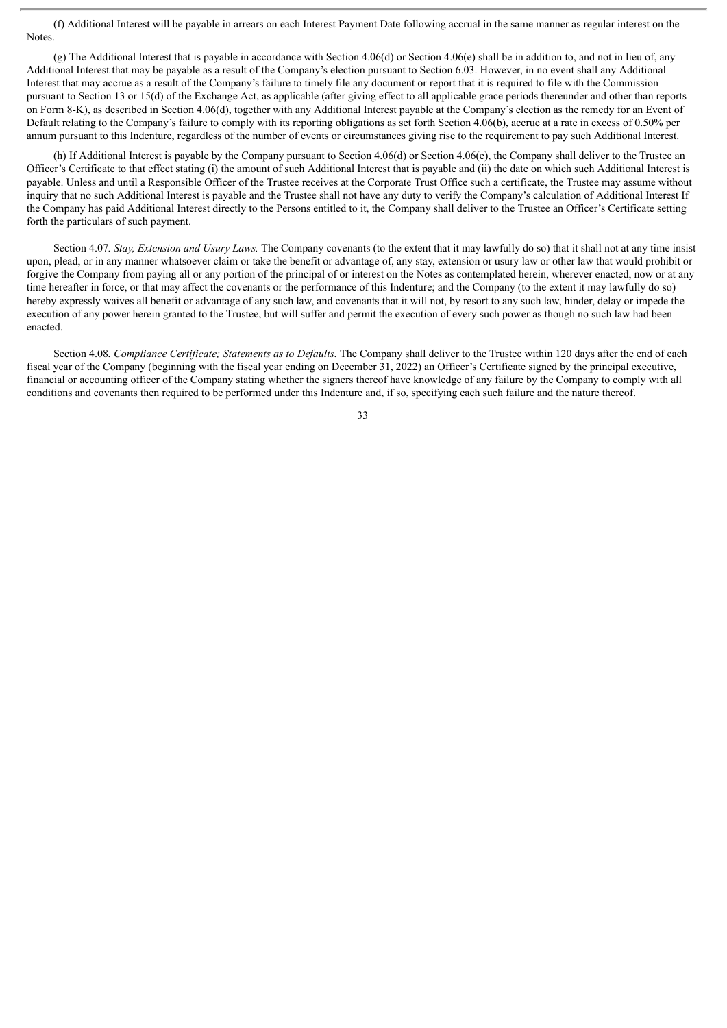(f) Additional Interest will be payable in arrears on each Interest Payment Date following accrual in the same manner as regular interest on the Notes.

(g) The Additional Interest that is payable in accordance with Section 4.06(d) or Section 4.06(e) shall be in addition to, and not in lieu of, any Additional Interest that may be payable as a result of the Company's election pursuant to Section 6.03. However, in no event shall any Additional Interest that may accrue as a result of the Company's failure to timely file any document or report that it is required to file with the Commission pursuant to Section 13 or 15(d) of the Exchange Act, as applicable (after giving effect to all applicable grace periods thereunder and other than reports on Form 8-K), as described in Section 4.06(d), together with any Additional Interest payable at the Company's election as the remedy for an Event of Default relating to the Company's failure to comply with its reporting obligations as set forth Section 4.06(b), accrue at a rate in excess of 0.50% per annum pursuant to this Indenture, regardless of the number of events or circumstances giving rise to the requirement to pay such Additional Interest.

(h) If Additional Interest is payable by the Company pursuant to Section 4.06(d) or Section 4.06(e), the Company shall deliver to the Trustee an Officer's Certificate to that effect stating (i) the amount of such Additional Interest that is payable and (ii) the date on which such Additional Interest is payable. Unless and until a Responsible Officer of the Trustee receives at the Corporate Trust Office such a certificate, the Trustee may assume without inquiry that no such Additional Interest is payable and the Trustee shall not have any duty to verify the Company's calculation of Additional Interest If the Company has paid Additional Interest directly to the Persons entitled to it, the Company shall deliver to the Trustee an Officer's Certificate setting forth the particulars of such payment.

Section 4.07. *Stay, Extension and Usury Laws.* The Company covenants (to the extent that it may lawfully do so) that it shall not at any time insist upon, plead, or in any manner whatsoever claim or take the benefit or advantage of, any stay, extension or usury law or other law that would prohibit or forgive the Company from paying all or any portion of the principal of or interest on the Notes as contemplated herein, wherever enacted, now or at any time hereafter in force, or that may affect the covenants or the performance of this Indenture; and the Company (to the extent it may lawfully do so) hereby expressly waives all benefit or advantage of any such law, and covenants that it will not, by resort to any such law, hinder, delay or impede the execution of any power herein granted to the Trustee, but will suffer and permit the execution of every such power as though no such law had been enacted.

Section 4.08. *Compliance Certificate; Statements as to Defaults.* The Company shall deliver to the Trustee within 120 days after the end of each fiscal year of the Company (beginning with the fiscal year ending on December 31, 2022) an Officer's Certificate signed by the principal executive, financial or accounting officer of the Company stating whether the signers thereof have knowledge of any failure by the Company to comply with all conditions and covenants then required to be performed under this Indenture and, if so, specifying each such failure and the nature thereof.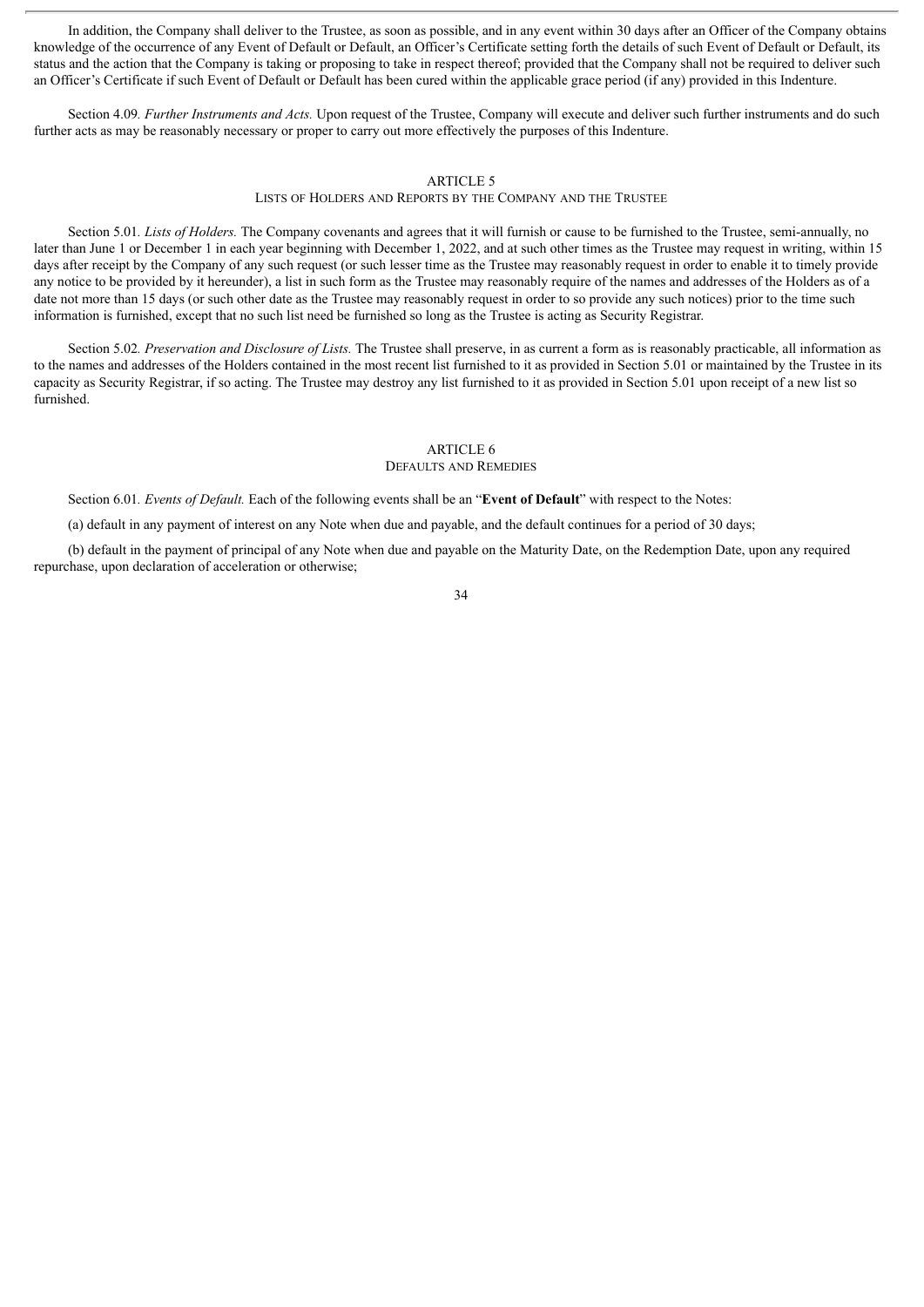In addition, the Company shall deliver to the Trustee, as soon as possible, and in any event within 30 days after an Officer of the Company obtains knowledge of the occurrence of any Event of Default or Default, an Officer's Certificate setting forth the details of such Event of Default or Default, its status and the action that the Company is taking or proposing to take in respect thereof; provided that the Company shall not be required to deliver such an Officer's Certificate if such Event of Default or Default has been cured within the applicable grace period (if any) provided in this Indenture.

Section 4.09. *Further Instruments and Acts.* Upon request of the Trustee, Company will execute and deliver such further instruments and do such further acts as may be reasonably necessary or proper to carry out more effectively the purposes of this Indenture.

## ARTICLE 5
## LISTS OF HOLDERS AND REPORTS BY THE COMPANY AND THE TRUSTEE

Section 5.01. *Lists of Holders.* The Company covenants and agrees that it will furnish or cause to be furnished to the Trustee, semi-annually, no later than June 1 or December 1 in each year beginning with December 1, 2022, and at such other times as the Trustee may request in writing, within 15 days after receipt by the Company of any such request (or such lesser time as the Trustee may reasonably request in order to enable it to timely provide any notice to be provided by it hereunder), a list in such form as the Trustee may reasonably require of the names and addresses of the Holders as of a date not more than 15 days (or such other date as the Trustee may reasonably request in order to so provide any such notices) prior to the time such information is furnished, except that no such list need be furnished so long as the Trustee is acting as Security Registrar.

Section 5.02. *Preservation and Disclosure of Lists.* The Trustee shall preserve, in as current a form as is reasonably practicable, all information as to the names and addresses of the Holders contained in the most recent list furnished to it as provided in Section 5.01 or maintained by the Trustee in its capacity as Security Registrar, if so acting. The Trustee may destroy any list furnished to it as provided in Section 5.01 upon receipt of a new list so furnished.

## ARTICLE 6
## DEFAULTS AND REMEDIES

Section 6.01. *Events of Default.* Each of the following events shall be an "**Event of Default**" with respect to the Notes:

(a) default in any payment of interest on any Note when due and payable, and the default continues for a period of 30 days;

(b) default in the payment of principal of any Note when due and payable on the Maturity Date, on the Redemption Date, upon any required repurchase, upon declaration of acceleration or otherwise;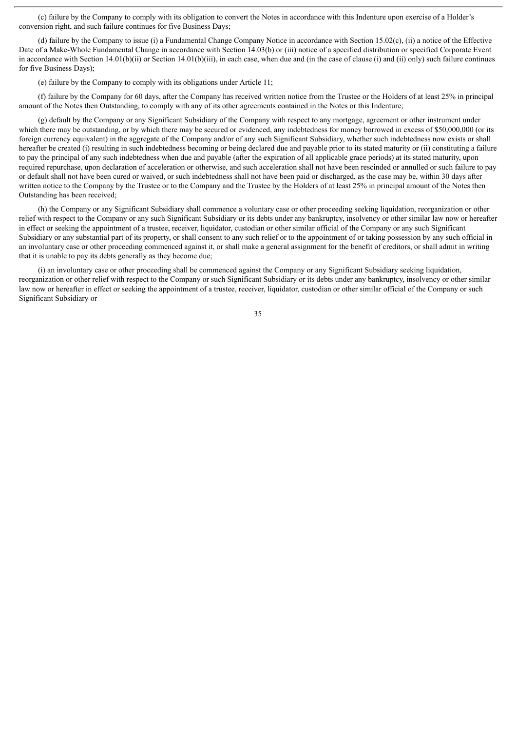(c) failure by the Company to comply with its obligation to convert the Notes in accordance with this Indenture upon exercise of a Holder's conversion right, and such failure continues for five Business Days;

(d) failure by the Company to issue (i) a Fundamental Change Company Notice in accordance with Section 15.02(c), (ii) a notice of the Effective Date of a Make-Whole Fundamental Change in accordance with Section 14.03(b) or (iii) notice of a specified distribution or specified Corporate Event in accordance with Section 14.01(b)(ii) or Section 14.01(b)(iii), in each case, when due and (in the case of clause (i) and (ii) only) such failure continues for five Business Days);

(e) failure by the Company to comply with its obligations under Article 11;

(f) failure by the Company for 60 days, after the Company has received written notice from the Trustee or the Holders of at least 25% in principal amount of the Notes then Outstanding, to comply with any of its other agreements contained in the Notes or this Indenture;

(g) default by the Company or any Significant Subsidiary of the Company with respect to any mortgage, agreement or other instrument under which there may be outstanding, or by which there may be secured or evidenced, any indebtedness for money borrowed in excess of $50,000,000 (or its foreign currency equivalent) in the aggregate of the Company and/or of any such Significant Subsidiary, whether such indebtedness now exists or shall hereafter be created (i) resulting in such indebtedness becoming or being declared due and payable prior to its stated maturity or (ii) constituting a failure to pay the principal of any such indebtedness when due and payable (after the expiration of all applicable grace periods) at its stated maturity, upon required repurchase, upon declaration of acceleration or otherwise, and such acceleration shall not have been rescinded or annulled or such failure to pay or default shall not have been cured or waived, or such indebtedness shall not have been paid or discharged, as the case may be, within 30 days after written notice to the Company by the Trustee or to the Company and the Trustee by the Holders of at least 25% in principal amount of the Notes then Outstanding has been received;

(h) the Company or any Significant Subsidiary shall commence a voluntary case or other proceeding seeking liquidation, reorganization or other relief with respect to the Company or any such Significant Subsidiary or its debts under any bankruptcy, insolvency or other similar law now or hereafter in effect or seeking the appointment of a trustee, receiver, liquidator, custodian or other similar official of the Company or any such Significant Subsidiary or any substantial part of its property, or shall consent to any such relief or to the appointment of or taking possession by any such official in an involuntary case or other proceeding commenced against it, or shall make a general assignment for the benefit of creditors, or shall admit in writing that it is unable to pay its debts generally as they become due;

(i) an involuntary case or other proceeding shall be commenced against the Company or any Significant Subsidiary seeking liquidation, reorganization or other relief with respect to the Company or such Significant Subsidiary or its debts under any bankruptcy, insolvency or other similar law now or hereafter in effect or seeking the appointment of a trustee, receiver, liquidator, custodian or other similar official of the Company or such Significant Subsidiary or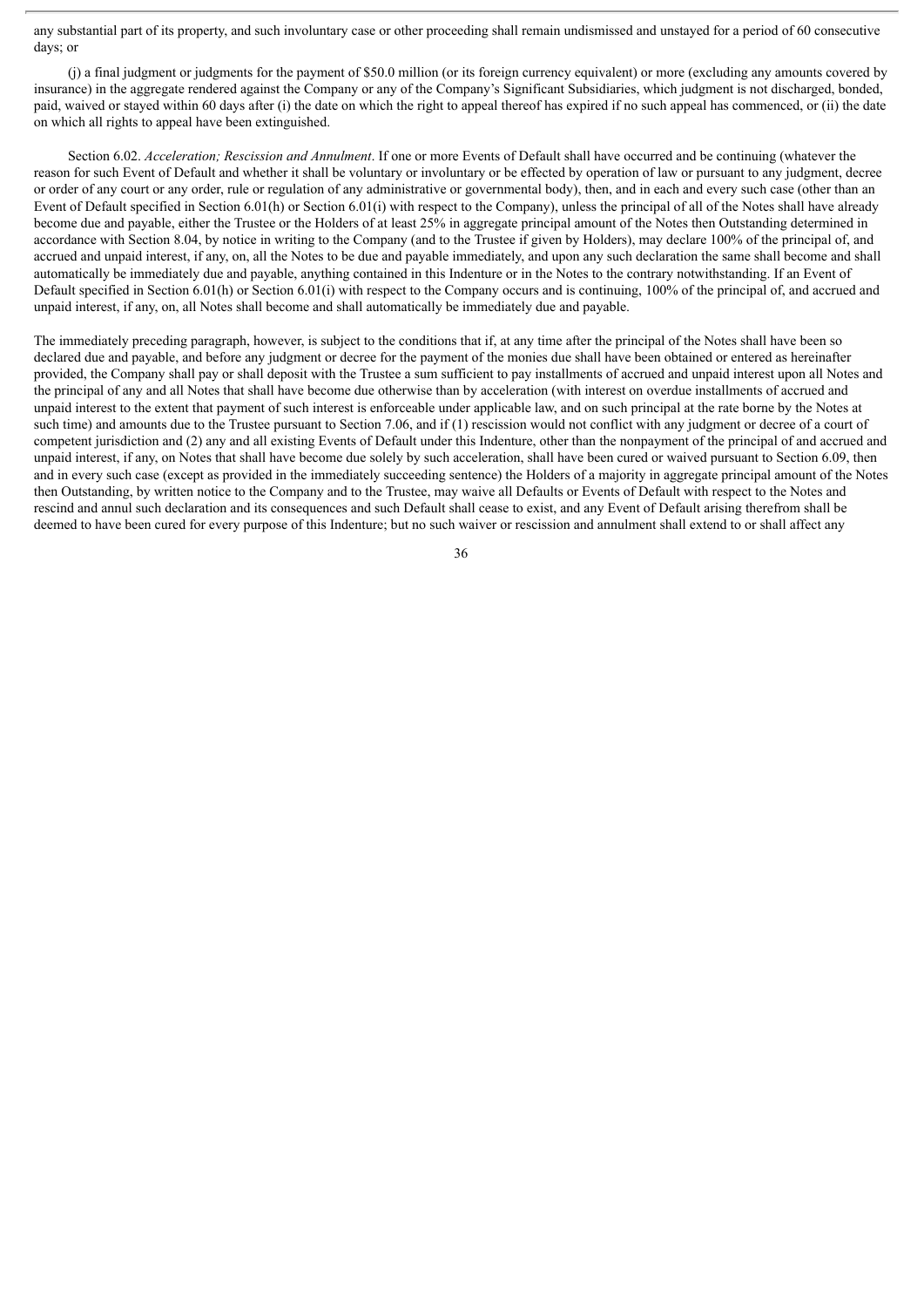any substantial part of its property, and such involuntary case or other proceeding shall remain undismissed and unstayed for a period of 60 consecutive days; or

(j) a final judgment or judgments for the payment of $50.0 million (or its foreign currency equivalent) or more (excluding any amounts covered by insurance) in the aggregate rendered against the Company or any of the Company's Significant Subsidiaries, which judgment is not discharged, bonded, paid, waived or stayed within 60 days after (i) the date on which the right to appeal thereof has expired if no such appeal has commenced, or (ii) the date on which all rights to appeal have been extinguished.

Section 6.02. *Acceleration; Rescission and Annulment*. If one or more Events of Default shall have occurred and be continuing (whatever the reason for such Event of Default and whether it shall be voluntary or involuntary or be effected by operation of law or pursuant to any judgment, decree or order of any court or any order, rule or regulation of any administrative or governmental body), then, and in each and every such case (other than an Event of Default specified in Section 6.01(h) or Section 6.01(i) with respect to the Company), unless the principal of all of the Notes shall have already become due and payable, either the Trustee or the Holders of at least 25% in aggregate principal amount of the Notes then Outstanding determined in accordance with Section 8.04, by notice in writing to the Company (and to the Trustee if given by Holders), may declare 100% of the principal of, and accrued and unpaid interest, if any, on, all the Notes to be due and payable immediately, and upon any such declaration the same shall become and shall automatically be immediately due and payable, anything contained in this Indenture or in the Notes to the contrary notwithstanding. If an Event of Default specified in Section 6.01(h) or Section 6.01(i) with respect to the Company occurs and is continuing, 100% of the principal of, and accrued and unpaid interest, if any, on, all Notes shall become and shall automatically be immediately due and payable.

The immediately preceding paragraph, however, is subject to the conditions that if, at any time after the principal of the Notes shall have been so declared due and payable, and before any judgment or decree for the payment of the monies due shall have been obtained or entered as hereinafter provided, the Company shall pay or shall deposit with the Trustee a sum sufficient to pay installments of accrued and unpaid interest upon all Notes and the principal of any and all Notes that shall have become due otherwise than by acceleration (with interest on overdue installments of accrued and unpaid interest to the extent that payment of such interest is enforceable under applicable law, and on such principal at the rate borne by the Notes at such time) and amounts due to the Trustee pursuant to Section 7.06, and if (1) rescission would not conflict with any judgment or decree of a court of competent jurisdiction and (2) any and all existing Events of Default under this Indenture, other than the nonpayment of the principal of and accrued and unpaid interest, if any, on Notes that shall have become due solely by such acceleration, shall have been cured or waived pursuant to Section 6.09, then and in every such case (except as provided in the immediately succeeding sentence) the Holders of a majority in aggregate principal amount of the Notes then Outstanding, by written notice to the Company and to the Trustee, may waive all Defaults or Events of Default with respect to the Notes and rescind and annul such declaration and its consequences and such Default shall cease to exist, and any Event of Default arising therefrom shall be deemed to have been cured for every purpose of this Indenture; but no such waiver or rescission and annulment shall extend to or shall affect any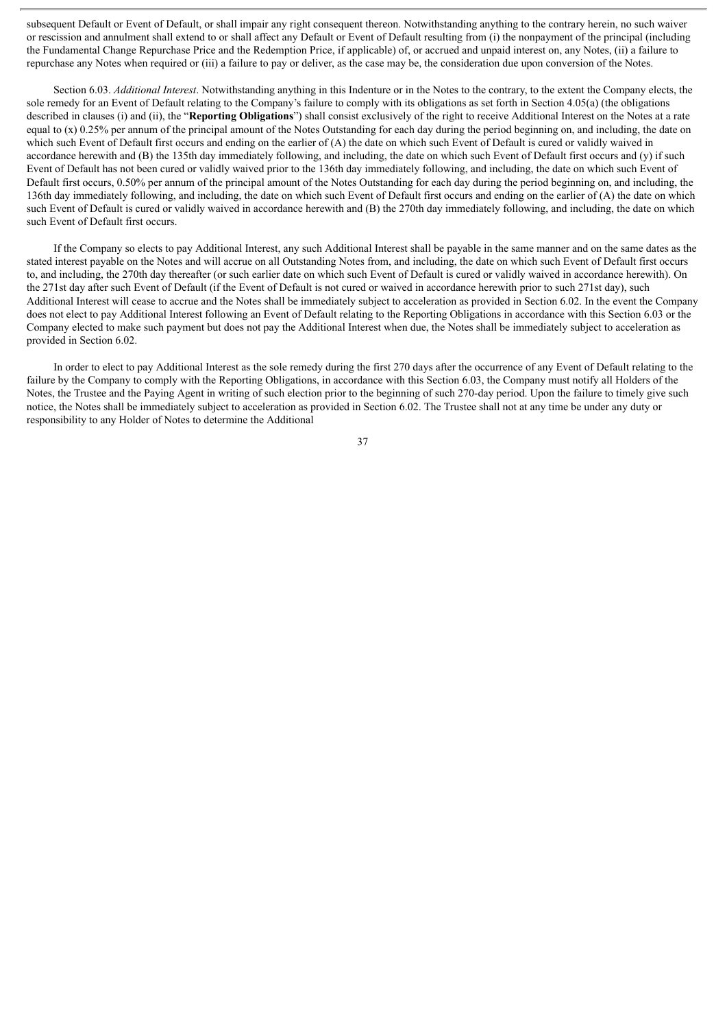subsequent Default or Event of Default, or shall impair any right consequent thereon. Notwithstanding anything to the contrary herein, no such waiver or rescission and annulment shall extend to or shall affect any Default or Event of Default resulting from (i) the nonpayment of the principal (including the Fundamental Change Repurchase Price and the Redemption Price, if applicable) of, or accrued and unpaid interest on, any Notes, (ii) a failure to repurchase any Notes when required or (iii) a failure to pay or deliver, as the case may be, the consideration due upon conversion of the Notes.

Section 6.03. *Additional Interest*. Notwithstanding anything in this Indenture or in the Notes to the contrary, to the extent the Company elects, the sole remedy for an Event of Default relating to the Company's failure to comply with its obligations as set forth in Section 4.05(a) (the obligations described in clauses (i) and (ii), the "**Reporting Obligations**") shall consist exclusively of the right to receive Additional Interest on the Notes at a rate equal to (x) 0.25% per annum of the principal amount of the Notes Outstanding for each day during the period beginning on, and including, the date on which such Event of Default first occurs and ending on the earlier of (A) the date on which such Event of Default is cured or validly waived in accordance herewith and (B) the 135th day immediately following, and including, the date on which such Event of Default first occurs and (y) if such Event of Default has not been cured or validly waived prior to the 136th day immediately following, and including, the date on which such Event of Default first occurs, 0.50% per annum of the principal amount of the Notes Outstanding for each day during the period beginning on, and including, the 136th day immediately following, and including, the date on which such Event of Default first occurs and ending on the earlier of (A) the date on which such Event of Default is cured or validly waived in accordance herewith and (B) the 270th day immediately following, and including, the date on which such Event of Default first occurs.

If the Company so elects to pay Additional Interest, any such Additional Interest shall be payable in the same manner and on the same dates as the stated interest payable on the Notes and will accrue on all Outstanding Notes from, and including, the date on which such Event of Default first occurs to, and including, the 270th day thereafter (or such earlier date on which such Event of Default is cured or validly waived in accordance herewith). On the 271st day after such Event of Default (if the Event of Default is not cured or waived in accordance herewith prior to such 271st day), such Additional Interest will cease to accrue and the Notes shall be immediately subject to acceleration as provided in Section 6.02. In the event the Company does not elect to pay Additional Interest following an Event of Default relating to the Reporting Obligations in accordance with this Section 6.03 or the Company elected to make such payment but does not pay the Additional Interest when due, the Notes shall be immediately subject to acceleration as provided in Section 6.02.

In order to elect to pay Additional Interest as the sole remedy during the first 270 days after the occurrence of any Event of Default relating to the failure by the Company to comply with the Reporting Obligations, in accordance with this Section 6.03, the Company must notify all Holders of the Notes, the Trustee and the Paying Agent in writing of such election prior to the beginning of such 270-day period. Upon the failure to timely give such notice, the Notes shall be immediately subject to acceleration as provided in Section 6.02. The Trustee shall not at any time be under any duty or responsibility to any Holder of Notes to determine the Additional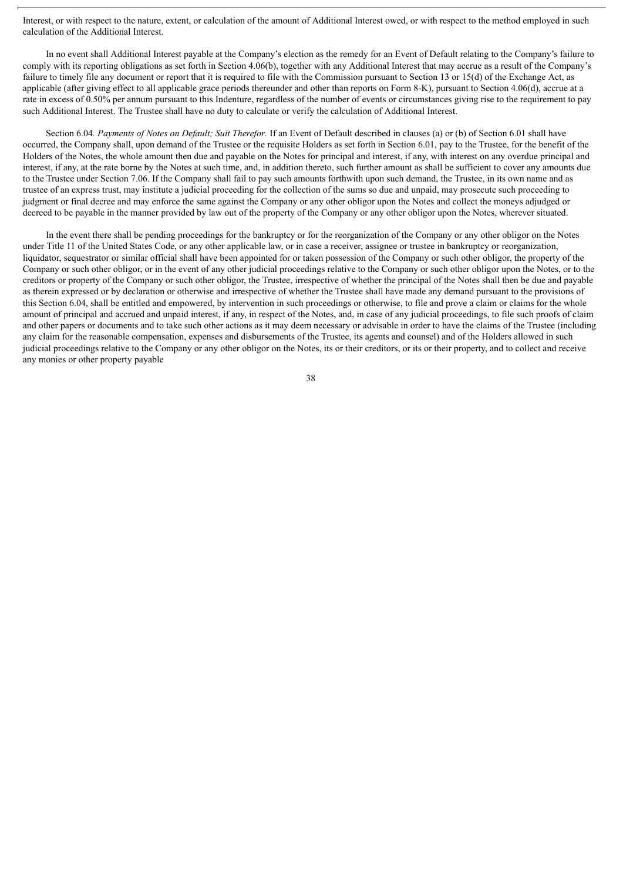Interest, or with respect to the nature, extent, or calculation of the amount of Additional Interest owed, or with respect to the method employed in such calculation of the Additional Interest.

In no event shall Additional Interest payable at the Company's election as the remedy for an Event of Default relating to the Company's failure to comply with its reporting obligations as set forth in Section 4.06(b), together with any Additional Interest that may accrue as a result of the Company's failure to timely file any document or report that it is required to file with the Commission pursuant to Section 13 or 15(d) of the Exchange Act, as applicable (after giving effect to all applicable grace periods thereunder and other than reports on Form 8-K), pursuant to Section 4.06(d), accrue at a rate in excess of 0.50% per annum pursuant to this Indenture, regardless of the number of events or circumstances giving rise to the requirement to pay such Additional Interest. The Trustee shall have no duty to calculate or verify the calculation of Additional Interest.

Section 6.04*. Payments of Notes on Default; Suit Therefor.* If an Event of Default described in clauses (a) or (b) of Section 6.01 shall have occurred, the Company shall, upon demand of the Trustee or the requisite Holders as set forth in Section 6.01, pay to the Trustee, for the benefit of the Holders of the Notes, the whole amount then due and payable on the Notes for principal and interest, if any, with interest on any overdue principal and interest, if any, at the rate borne by the Notes at such time, and, in addition thereto, such further amount as shall be sufficient to cover any amounts due to the Trustee under Section 7.06. If the Company shall fail to pay such amounts forthwith upon such demand, the Trustee, in its own name and as trustee of an express trust, may institute a judicial proceeding for the collection of the sums so due and unpaid, may prosecute such proceeding to judgment or final decree and may enforce the same against the Company or any other obligor upon the Notes and collect the moneys adjudged or decreed to be payable in the manner provided by law out of the property of the Company or any other obligor upon the Notes, wherever situated.

In the event there shall be pending proceedings for the bankruptcy or for the reorganization of the Company or any other obligor on the Notes under Title 11 of the United States Code, or any other applicable law, or in case a receiver, assignee or trustee in bankruptcy or reorganization, liquidator, sequestrator or similar official shall have been appointed for or taken possession of the Company or such other obligor, the property of the Company or such other obligor, or in the event of any other judicial proceedings relative to the Company or such other obligor upon the Notes, or to the creditors or property of the Company or such other obligor, the Trustee, irrespective of whether the principal of the Notes shall then be due and payable as therein expressed or by declaration or otherwise and irrespective of whether the Trustee shall have made any demand pursuant to the provisions of this Section 6.04, shall be entitled and empowered, by intervention in such proceedings or otherwise, to file and prove a claim or claims for the whole amount of principal and accrued and unpaid interest, if any, in respect of the Notes, and, in case of any judicial proceedings, to file such proofs of claim and other papers or documents and to take such other actions as it may deem necessary or advisable in order to have the claims of the Trustee (including any claim for the reasonable compensation, expenses and disbursements of the Trustee, its agents and counsel) and of the Holders allowed in such judicial proceedings relative to the Company or any other obligor on the Notes, its or their creditors, or its or their property, and to collect and receive any monies or other property payable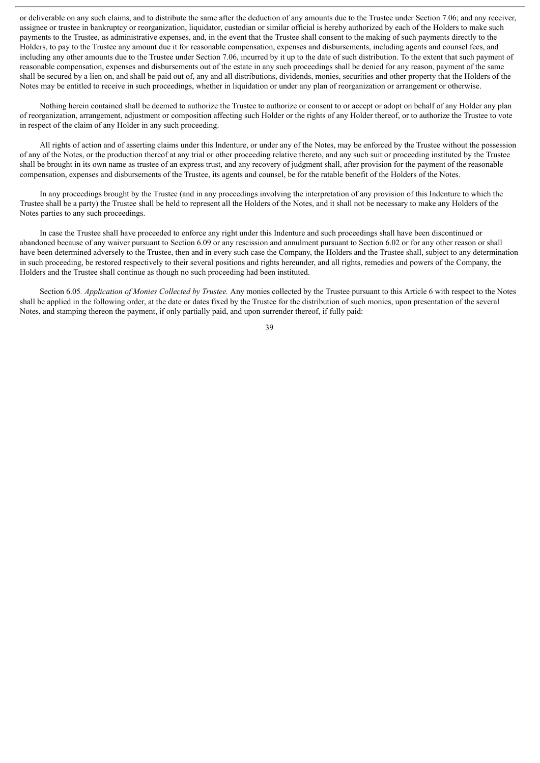or deliverable on any such claims, and to distribute the same after the deduction of any amounts due to the Trustee under Section 7.06; and any receiver, assignee or trustee in bankruptcy or reorganization, liquidator, custodian or similar official is hereby authorized by each of the Holders to make such payments to the Trustee, as administrative expenses, and, in the event that the Trustee shall consent to the making of such payments directly to the Holders, to pay to the Trustee any amount due it for reasonable compensation, expenses and disbursements, including agents and counsel fees, and including any other amounts due to the Trustee under Section 7.06, incurred by it up to the date of such distribution. To the extent that such payment of reasonable compensation, expenses and disbursements out of the estate in any such proceedings shall be denied for any reason, payment of the same shall be secured by a lien on, and shall be paid out of, any and all distributions, dividends, monies, securities and other property that the Holders of the Notes may be entitled to receive in such proceedings, whether in liquidation or under any plan of reorganization or arrangement or otherwise.

Nothing herein contained shall be deemed to authorize the Trustee to authorize or consent to or accept or adopt on behalf of any Holder any plan of reorganization, arrangement, adjustment or composition affecting such Holder or the rights of any Holder thereof, or to authorize the Trustee to vote in respect of the claim of any Holder in any such proceeding.

All rights of action and of asserting claims under this Indenture, or under any of the Notes, may be enforced by the Trustee without the possession of any of the Notes, or the production thereof at any trial or other proceeding relative thereto, and any such suit or proceeding instituted by the Trustee shall be brought in its own name as trustee of an express trust, and any recovery of judgment shall, after provision for the payment of the reasonable compensation, expenses and disbursements of the Trustee, its agents and counsel, be for the ratable benefit of the Holders of the Notes.

In any proceedings brought by the Trustee (and in any proceedings involving the interpretation of any provision of this Indenture to which the Trustee shall be a party) the Trustee shall be held to represent all the Holders of the Notes, and it shall not be necessary to make any Holders of the Notes parties to any such proceedings.

In case the Trustee shall have proceeded to enforce any right under this Indenture and such proceedings shall have been discontinued or abandoned because of any waiver pursuant to Section 6.09 or any rescission and annulment pursuant to Section 6.02 or for any other reason or shall have been determined adversely to the Trustee, then and in every such case the Company, the Holders and the Trustee shall, subject to any determination in such proceeding, be restored respectively to their several positions and rights hereunder, and all rights, remedies and powers of the Company, the Holders and the Trustee shall continue as though no such proceeding had been instituted.

Section 6.05. *Application of Monies Collected by Trustee.* Any monies collected by the Trustee pursuant to this Article 6 with respect to the Notes shall be applied in the following order, at the date or dates fixed by the Trustee for the distribution of such monies, upon presentation of the several Notes, and stamping thereon the payment, if only partially paid, and upon surrender thereof, if fully paid: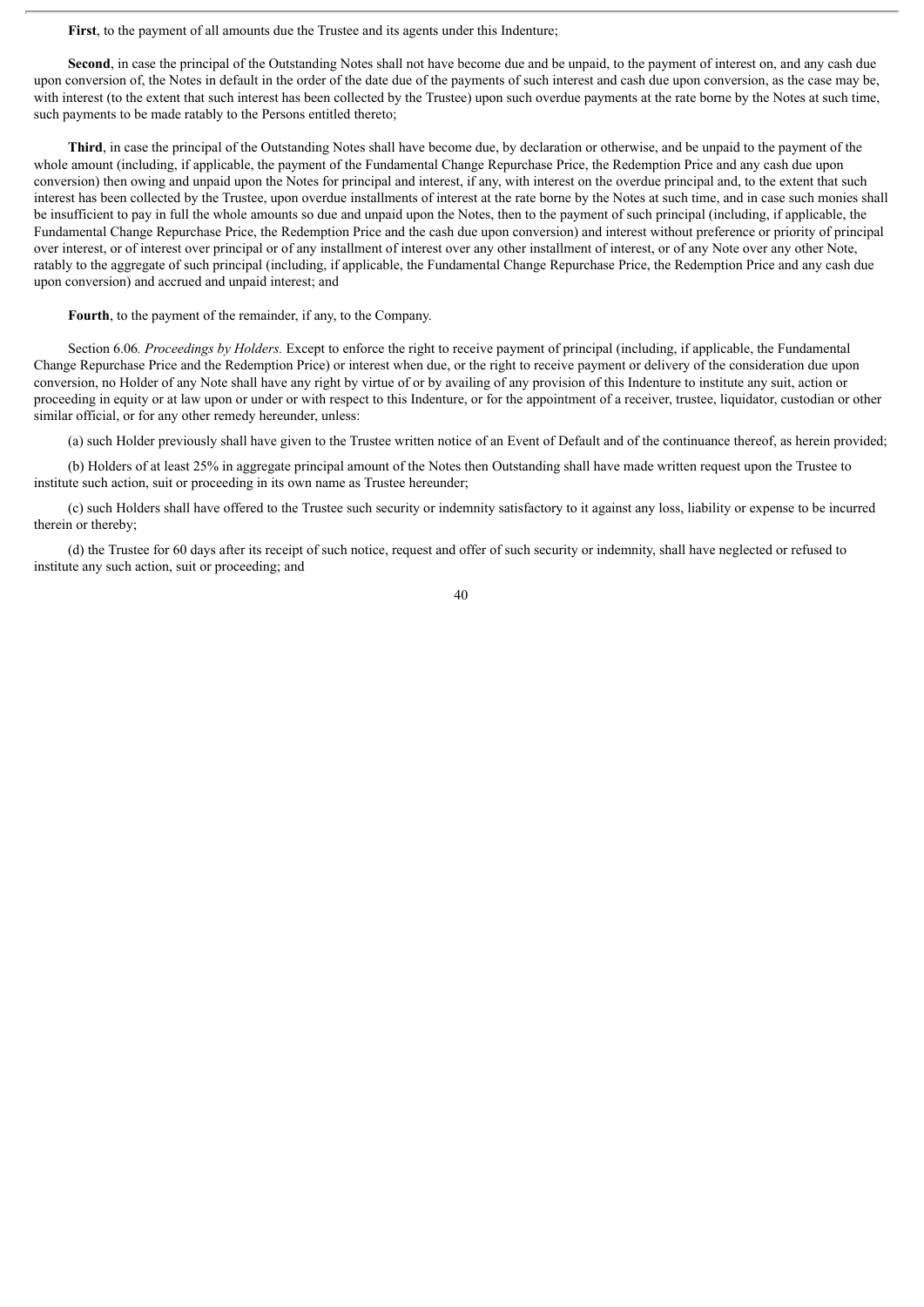**First**, to the payment of all amounts due the Trustee and its agents under this Indenture;

**Second**, in case the principal of the Outstanding Notes shall not have become due and be unpaid, to the payment of interest on, and any cash due upon conversion of, the Notes in default in the order of the date due of the payments of such interest and cash due upon conversion, as the case may be, with interest (to the extent that such interest has been collected by the Trustee) upon such overdue payments at the rate borne by the Notes at such time, such payments to be made ratably to the Persons entitled thereto;

**Third**, in case the principal of the Outstanding Notes shall have become due, by declaration or otherwise, and be unpaid to the payment of the whole amount (including, if applicable, the payment of the Fundamental Change Repurchase Price, the Redemption Price and any cash due upon conversion) then owing and unpaid upon the Notes for principal and interest, if any, with interest on the overdue principal and, to the extent that such interest has been collected by the Trustee, upon overdue installments of interest at the rate borne by the Notes at such time, and in case such monies shall be insufficient to pay in full the whole amounts so due and unpaid upon the Notes, then to the payment of such principal (including, if applicable, the Fundamental Change Repurchase Price, the Redemption Price and the cash due upon conversion) and interest without preference or priority of principal over interest, or of interest over principal or of any installment of interest over any other installment of interest, or of any Note over any other Note, ratably to the aggregate of such principal (including, if applicable, the Fundamental Change Repurchase Price, the Redemption Price and any cash due upon conversion) and accrued and unpaid interest; and

**Fourth**, to the payment of the remainder, if any, to the Company.

Section 6.06*. Proceedings by Holders.* Except to enforce the right to receive payment of principal (including, if applicable, the Fundamental Change Repurchase Price and the Redemption Price) or interest when due, or the right to receive payment or delivery of the consideration due upon conversion, no Holder of any Note shall have any right by virtue of or by availing of any provision of this Indenture to institute any suit, action or proceeding in equity or at law upon or under or with respect to this Indenture, or for the appointment of a receiver, trustee, liquidator, custodian or other similar official, or for any other remedy hereunder, unless:

(a) such Holder previously shall have given to the Trustee written notice of an Event of Default and of the continuance thereof, as herein provided;

(b) Holders of at least 25% in aggregate principal amount of the Notes then Outstanding shall have made written request upon the Trustee to institute such action, suit or proceeding in its own name as Trustee hereunder;

(c) such Holders shall have offered to the Trustee such security or indemnity satisfactory to it against any loss, liability or expense to be incurred therein or thereby;

(d) the Trustee for 60 days after its receipt of such notice, request and offer of such security or indemnity, shall have neglected or refused to institute any such action, suit or proceeding; and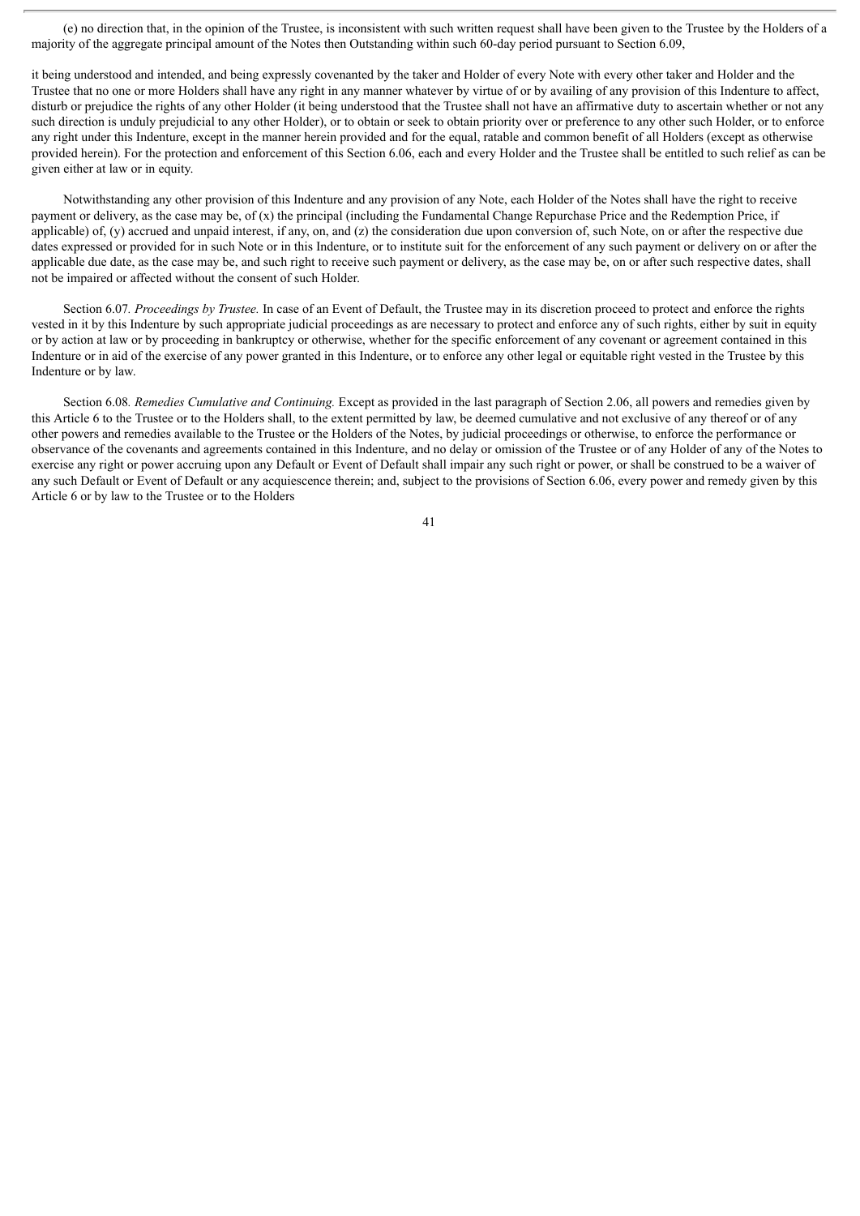(e) no direction that, in the opinion of the Trustee, is inconsistent with such written request shall have been given to the Trustee by the Holders of a majority of the aggregate principal amount of the Notes then Outstanding within such 60-day period pursuant to Section 6.09,

it being understood and intended, and being expressly covenanted by the taker and Holder of every Note with every other taker and Holder and the Trustee that no one or more Holders shall have any right in any manner whatever by virtue of or by availing of any provision of this Indenture to affect, disturb or prejudice the rights of any other Holder (it being understood that the Trustee shall not have an affirmative duty to ascertain whether or not any such direction is unduly prejudicial to any other Holder), or to obtain or seek to obtain priority over or preference to any other such Holder, or to enforce any right under this Indenture, except in the manner herein provided and for the equal, ratable and common benefit of all Holders (except as otherwise provided herein). For the protection and enforcement of this Section 6.06, each and every Holder and the Trustee shall be entitled to such relief as can be given either at law or in equity.

Notwithstanding any other provision of this Indenture and any provision of any Note, each Holder of the Notes shall have the right to receive payment or delivery, as the case may be, of (x) the principal (including the Fundamental Change Repurchase Price and the Redemption Price, if applicable) of, (y) accrued and unpaid interest, if any, on, and (z) the consideration due upon conversion of, such Note, on or after the respective due dates expressed or provided for in such Note or in this Indenture, or to institute suit for the enforcement of any such payment or delivery on or after the applicable due date, as the case may be, and such right to receive such payment or delivery, as the case may be, on or after such respective dates, shall not be impaired or affected without the consent of such Holder.

Section 6.07. *Proceedings by Trustee.* In case of an Event of Default, the Trustee may in its discretion proceed to protect and enforce the rights vested in it by this Indenture by such appropriate judicial proceedings as are necessary to protect and enforce any of such rights, either by suit in equity or by action at law or by proceeding in bankruptcy or otherwise, whether for the specific enforcement of any covenant or agreement contained in this Indenture or in aid of the exercise of any power granted in this Indenture, or to enforce any other legal or equitable right vested in the Trustee by this Indenture or by law.

Section 6.08. *Remedies Cumulative and Continuing.* Except as provided in the last paragraph of Section 2.06, all powers and remedies given by this Article 6 to the Trustee or to the Holders shall, to the extent permitted by law, be deemed cumulative and not exclusive of any thereof or of any other powers and remedies available to the Trustee or the Holders of the Notes, by judicial proceedings or otherwise, to enforce the performance or observance of the covenants and agreements contained in this Indenture, and no delay or omission of the Trustee or of any Holder of any of the Notes to exercise any right or power accruing upon any Default or Event of Default shall impair any such right or power, or shall be construed to be a waiver of any such Default or Event of Default or any acquiescence therein; and, subject to the provisions of Section 6.06, every power and remedy given by this Article 6 or by law to the Trustee or to the Holders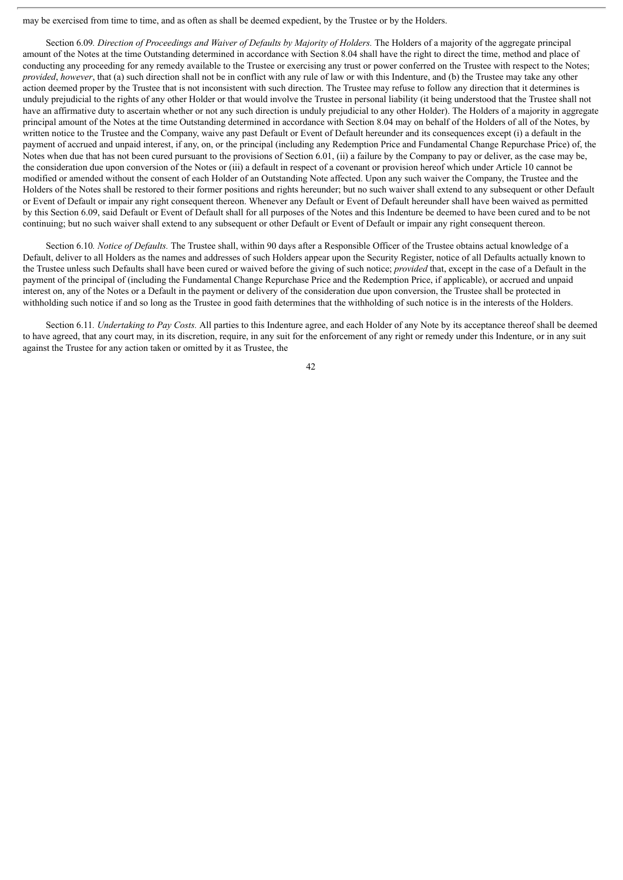may be exercised from time to time, and as often as shall be deemed expedient, by the Trustee or by the Holders.

Section 6.09*. Direction of Proceedings and Waiver of Defaults by Majority of Holders.* The Holders of a majority of the aggregate principal amount of the Notes at the time Outstanding determined in accordance with Section 8.04 shall have the right to direct the time, method and place of conducting any proceeding for any remedy available to the Trustee or exercising any trust or power conferred on the Trustee with respect to the Notes; *provided*, *however*, that (a) such direction shall not be in conflict with any rule of law or with this Indenture, and (b) the Trustee may take any other action deemed proper by the Trustee that is not inconsistent with such direction. The Trustee may refuse to follow any direction that it determines is unduly prejudicial to the rights of any other Holder or that would involve the Trustee in personal liability (it being understood that the Trustee shall not have an affirmative duty to ascertain whether or not any such direction is unduly prejudicial to any other Holder). The Holders of a majority in aggregate principal amount of the Notes at the time Outstanding determined in accordance with Section 8.04 may on behalf of the Holders of all of the Notes, by written notice to the Trustee and the Company, waive any past Default or Event of Default hereunder and its consequences except (i) a default in the payment of accrued and unpaid interest, if any, on, or the principal (including any Redemption Price and Fundamental Change Repurchase Price) of, the Notes when due that has not been cured pursuant to the provisions of Section 6.01, (ii) a failure by the Company to pay or deliver, as the case may be, the consideration due upon conversion of the Notes or (iii) a default in respect of a covenant or provision hereof which under Article 10 cannot be modified or amended without the consent of each Holder of an Outstanding Note affected. Upon any such waiver the Company, the Trustee and the Holders of the Notes shall be restored to their former positions and rights hereunder; but no such waiver shall extend to any subsequent or other Default or Event of Default or impair any right consequent thereon. Whenever any Default or Event of Default hereunder shall have been waived as permitted by this Section 6.09, said Default or Event of Default shall for all purposes of the Notes and this Indenture be deemed to have been cured and to be not continuing; but no such waiver shall extend to any subsequent or other Default or Event of Default or impair any right consequent thereon.

Section 6.10*. Notice of Defaults.* The Trustee shall, within 90 days after a Responsible Officer of the Trustee obtains actual knowledge of a Default, deliver to all Holders as the names and addresses of such Holders appear upon the Security Register, notice of all Defaults actually known to the Trustee unless such Defaults shall have been cured or waived before the giving of such notice; *provided* that, except in the case of a Default in the payment of the principal of (including the Fundamental Change Repurchase Price and the Redemption Price, if applicable), or accrued and unpaid interest on, any of the Notes or a Default in the payment or delivery of the consideration due upon conversion, the Trustee shall be protected in withholding such notice if and so long as the Trustee in good faith determines that the withholding of such notice is in the interests of the Holders.

Section 6.11*. Undertaking to Pay Costs.* All parties to this Indenture agree, and each Holder of any Note by its acceptance thereof shall be deemed to have agreed, that any court may, in its discretion, require, in any suit for the enforcement of any right or remedy under this Indenture, or in any suit against the Trustee for any action taken or omitted by it as Trustee, the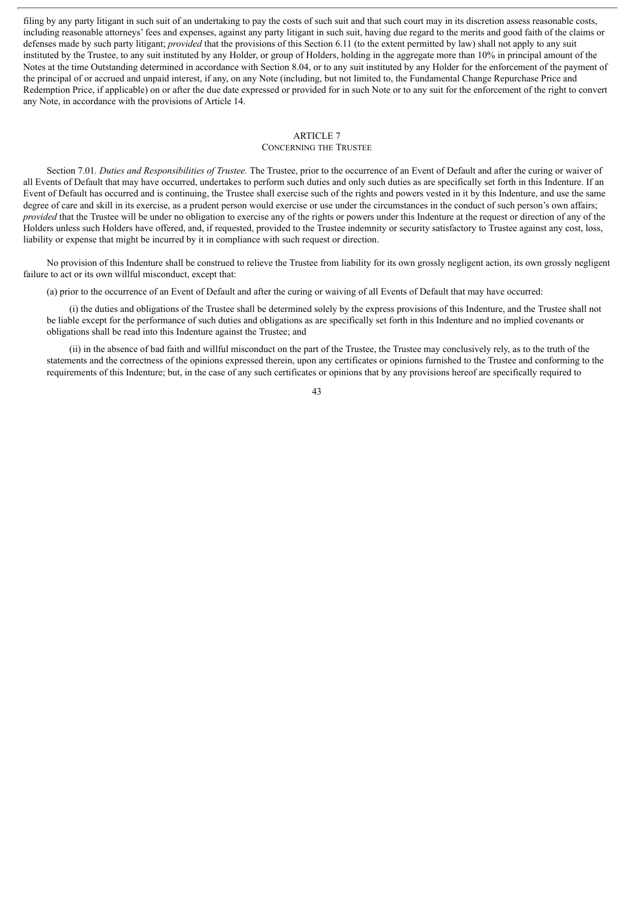filing by any party litigant in such suit of an undertaking to pay the costs of such suit and that such court may in its discretion assess reasonable costs, including reasonable attorneys' fees and expenses, against any party litigant in such suit, having due regard to the merits and good faith of the claims or defenses made by such party litigant; *provided* that the provisions of this Section 6.11 (to the extent permitted by law) shall not apply to any suit instituted by the Trustee, to any suit instituted by any Holder, or group of Holders, holding in the aggregate more than 10% in principal amount of the Notes at the time Outstanding determined in accordance with Section 8.04, or to any suit instituted by any Holder for the enforcement of the payment of the principal of or accrued and unpaid interest, if any, on any Note (including, but not limited to, the Fundamental Change Repurchase Price and Redemption Price, if applicable) on or after the due date expressed or provided for in such Note or to any suit for the enforcement of the right to convert any Note, in accordance with the provisions of Article 14.

## ARTICLE 7
### CONCERNING THE TRUSTEE

Section 7.01. *Duties and Responsibilities of Trustee.* The Trustee, prior to the occurrence of an Event of Default and after the curing or waiver of all Events of Default that may have occurred, undertakes to perform such duties and only such duties as are specifically set forth in this Indenture. If an Event of Default has occurred and is continuing, the Trustee shall exercise such of the rights and powers vested in it by this Indenture, and use the same degree of care and skill in its exercise, as a prudent person would exercise or use under the circumstances in the conduct of such person's own affairs; *provided* that the Trustee will be under no obligation to exercise any of the rights or powers under this Indenture at the request or direction of any of the Holders unless such Holders have offered, and, if requested, provided to the Trustee indemnity or security satisfactory to Trustee against any cost, loss, liability or expense that might be incurred by it in compliance with such request or direction.

No provision of this Indenture shall be construed to relieve the Trustee from liability for its own grossly negligent action, its own grossly negligent failure to act or its own willful misconduct, except that:

(a) prior to the occurrence of an Event of Default and after the curing or waiving of all Events of Default that may have occurred:

(i) the duties and obligations of the Trustee shall be determined solely by the express provisions of this Indenture, and the Trustee shall not be liable except for the performance of such duties and obligations as are specifically set forth in this Indenture and no implied covenants or obligations shall be read into this Indenture against the Trustee; and

(ii) in the absence of bad faith and willful misconduct on the part of the Trustee, the Trustee may conclusively rely, as to the truth of the statements and the correctness of the opinions expressed therein, upon any certificates or opinions furnished to the Trustee and conforming to the requirements of this Indenture; but, in the case of any such certificates or opinions that by any provisions hereof are specifically required to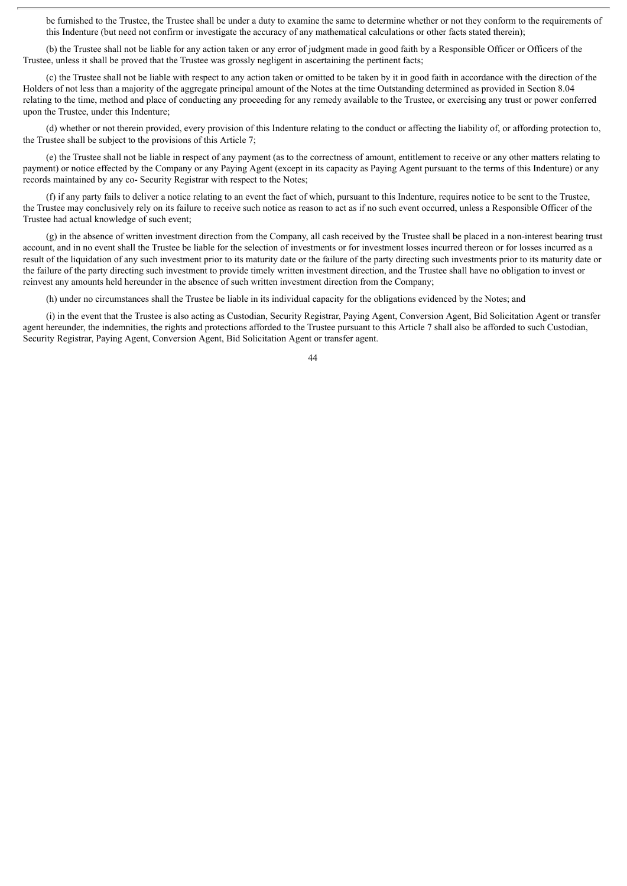be furnished to the Trustee, the Trustee shall be under a duty to examine the same to determine whether or not they conform to the requirements of this Indenture (but need not confirm or investigate the accuracy of any mathematical calculations or other facts stated therein);

(b) the Trustee shall not be liable for any action taken or any error of judgment made in good faith by a Responsible Officer or Officers of the Trustee, unless it shall be proved that the Trustee was grossly negligent in ascertaining the pertinent facts;

(c) the Trustee shall not be liable with respect to any action taken or omitted to be taken by it in good faith in accordance with the direction of the Holders of not less than a majority of the aggregate principal amount of the Notes at the time Outstanding determined as provided in Section 8.04 relating to the time, method and place of conducting any proceeding for any remedy available to the Trustee, or exercising any trust or power conferred upon the Trustee, under this Indenture;

(d) whether or not therein provided, every provision of this Indenture relating to the conduct or affecting the liability of, or affording protection to, the Trustee shall be subject to the provisions of this Article 7;

(e) the Trustee shall not be liable in respect of any payment (as to the correctness of amount, entitlement to receive or any other matters relating to payment) or notice effected by the Company or any Paying Agent (except in its capacity as Paying Agent pursuant to the terms of this Indenture) or any records maintained by any co- Security Registrar with respect to the Notes;

(f) if any party fails to deliver a notice relating to an event the fact of which, pursuant to this Indenture, requires notice to be sent to the Trustee, the Trustee may conclusively rely on its failure to receive such notice as reason to act as if no such event occurred, unless a Responsible Officer of the Trustee had actual knowledge of such event;

(g) in the absence of written investment direction from the Company, all cash received by the Trustee shall be placed in a non-interest bearing trust account, and in no event shall the Trustee be liable for the selection of investments or for investment losses incurred thereon or for losses incurred as a result of the liquidation of any such investment prior to its maturity date or the failure of the party directing such investments prior to its maturity date or the failure of the party directing such investment to provide timely written investment direction, and the Trustee shall have no obligation to invest or reinvest any amounts held hereunder in the absence of such written investment direction from the Company;

(h) under no circumstances shall the Trustee be liable in its individual capacity for the obligations evidenced by the Notes; and

(i) in the event that the Trustee is also acting as Custodian, Security Registrar, Paying Agent, Conversion Agent, Bid Solicitation Agent or transfer agent hereunder, the indemnities, the rights and protections afforded to the Trustee pursuant to this Article 7 shall also be afforded to such Custodian, Security Registrar, Paying Agent, Conversion Agent, Bid Solicitation Agent or transfer agent.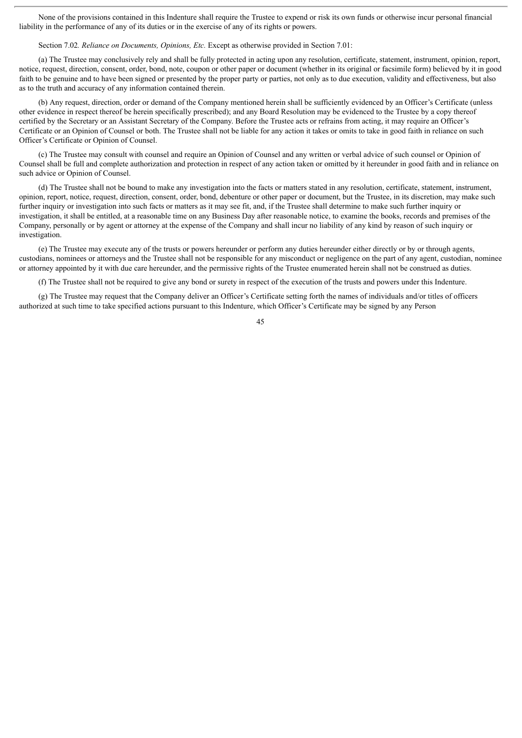None of the provisions contained in this Indenture shall require the Trustee to expend or risk its own funds or otherwise incur personal financial liability in the performance of any of its duties or in the exercise of any of its rights or powers.

Section 7.02. *Reliance on Documents, Opinions, Etc.* Except as otherwise provided in Section 7.01:

(a) The Trustee may conclusively rely and shall be fully protected in acting upon any resolution, certificate, statement, instrument, opinion, report, notice, request, direction, consent, order, bond, note, coupon or other paper or document (whether in its original or facsimile form) believed by it in good faith to be genuine and to have been signed or presented by the proper party or parties, not only as to due execution, validity and effectiveness, but also as to the truth and accuracy of any information contained therein.

(b) Any request, direction, order or demand of the Company mentioned herein shall be sufficiently evidenced by an Officer's Certificate (unless other evidence in respect thereof be herein specifically prescribed); and any Board Resolution may be evidenced to the Trustee by a copy thereof certified by the Secretary or an Assistant Secretary of the Company. Before the Trustee acts or refrains from acting, it may require an Officer's Certificate or an Opinion of Counsel or both. The Trustee shall not be liable for any action it takes or omits to take in good faith in reliance on such Officer's Certificate or Opinion of Counsel.

(c) The Trustee may consult with counsel and require an Opinion of Counsel and any written or verbal advice of such counsel or Opinion of Counsel shall be full and complete authorization and protection in respect of any action taken or omitted by it hereunder in good faith and in reliance on such advice or Opinion of Counsel.

(d) The Trustee shall not be bound to make any investigation into the facts or matters stated in any resolution, certificate, statement, instrument, opinion, report, notice, request, direction, consent, order, bond, debenture or other paper or document, but the Trustee, in its discretion, may make such further inquiry or investigation into such facts or matters as it may see fit, and, if the Trustee shall determine to make such further inquiry or investigation, it shall be entitled, at a reasonable time on any Business Day after reasonable notice, to examine the books, records and premises of the Company, personally or by agent or attorney at the expense of the Company and shall incur no liability of any kind by reason of such inquiry or investigation.

(e) The Trustee may execute any of the trusts or powers hereunder or perform any duties hereunder either directly or by or through agents, custodians, nominees or attorneys and the Trustee shall not be responsible for any misconduct or negligence on the part of any agent, custodian, nominee or attorney appointed by it with due care hereunder, and the permissive rights of the Trustee enumerated herein shall not be construed as duties.

(f) The Trustee shall not be required to give any bond or surety in respect of the execution of the trusts and powers under this Indenture.

(g) The Trustee may request that the Company deliver an Officer's Certificate setting forth the names of individuals and/or titles of officers authorized at such time to take specified actions pursuant to this Indenture, which Officer's Certificate may be signed by any Person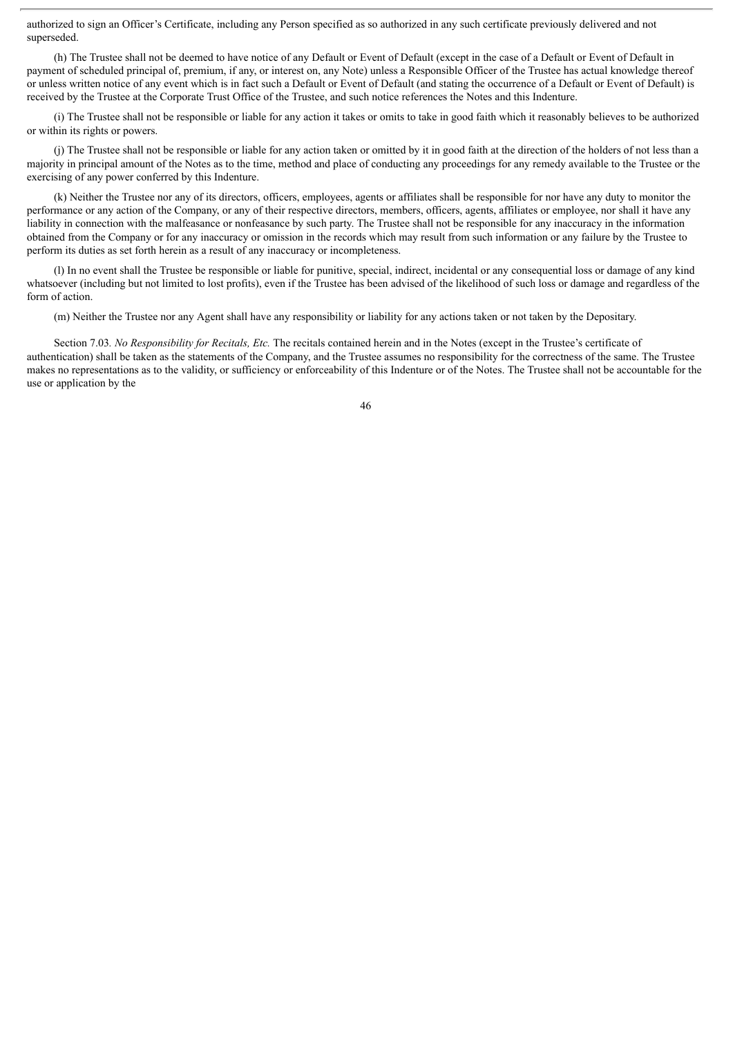authorized to sign an Officer's Certificate, including any Person specified as so authorized in any such certificate previously delivered and not superseded.

(h) The Trustee shall not be deemed to have notice of any Default or Event of Default (except in the case of a Default or Event of Default in payment of scheduled principal of, premium, if any, or interest on, any Note) unless a Responsible Officer of the Trustee has actual knowledge thereof or unless written notice of any event which is in fact such a Default or Event of Default (and stating the occurrence of a Default or Event of Default) is received by the Trustee at the Corporate Trust Office of the Trustee, and such notice references the Notes and this Indenture.

(i) The Trustee shall not be responsible or liable for any action it takes or omits to take in good faith which it reasonably believes to be authorized or within its rights or powers.

(j) The Trustee shall not be responsible or liable for any action taken or omitted by it in good faith at the direction of the holders of not less than a majority in principal amount of the Notes as to the time, method and place of conducting any proceedings for any remedy available to the Trustee or the exercising of any power conferred by this Indenture.

(k) Neither the Trustee nor any of its directors, officers, employees, agents or affiliates shall be responsible for nor have any duty to monitor the performance or any action of the Company, or any of their respective directors, members, officers, agents, affiliates or employee, nor shall it have any liability in connection with the malfeasance or nonfeasance by such party. The Trustee shall not be responsible for any inaccuracy in the information obtained from the Company or for any inaccuracy or omission in the records which may result from such information or any failure by the Trustee to perform its duties as set forth herein as a result of any inaccuracy or incompleteness.

(l) In no event shall the Trustee be responsible or liable for punitive, special, indirect, incidental or any consequential loss or damage of any kind whatsoever (including but not limited to lost profits), even if the Trustee has been advised of the likelihood of such loss or damage and regardless of the form of action.

(m) Neither the Trustee nor any Agent shall have any responsibility or liability for any actions taken or not taken by the Depositary.

Section 7.03. *No Responsibility for Recitals, Etc.* The recitals contained herein and in the Notes (except in the Trustee's certificate of authentication) shall be taken as the statements of the Company, and the Trustee assumes no responsibility for the correctness of the same. The Trustee makes no representations as to the validity, or sufficiency or enforceability of this Indenture or of the Notes. The Trustee shall not be accountable for the use or application by the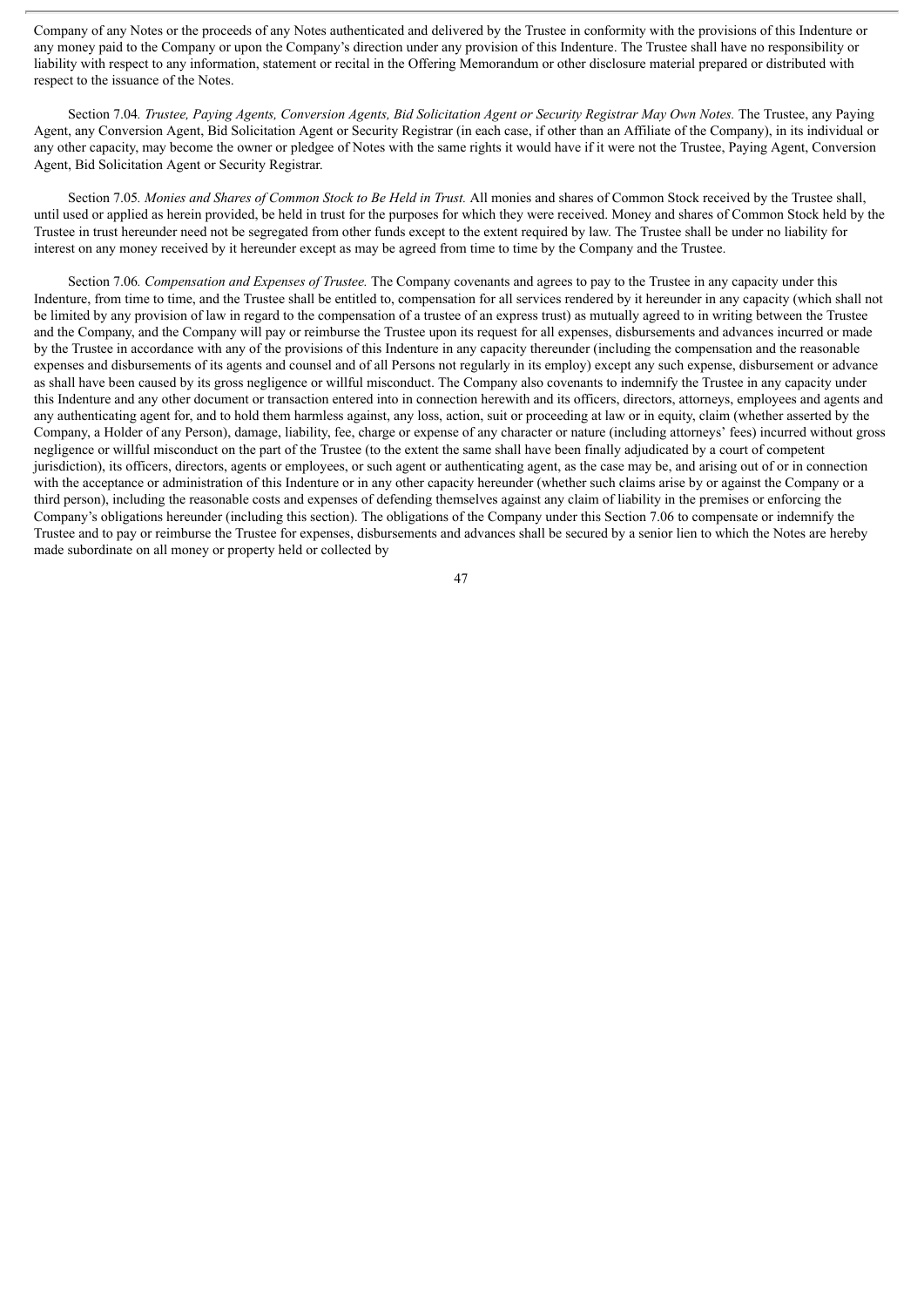Company of any Notes or the proceeds of any Notes authenticated and delivered by the Trustee in conformity with the provisions of this Indenture or any money paid to the Company or upon the Company's direction under any provision of this Indenture. The Trustee shall have no responsibility or liability with respect to any information, statement or recital in the Offering Memorandum or other disclosure material prepared or distributed with respect to the issuance of the Notes.

Section 7.04. *Trustee, Paying Agents, Conversion Agents, Bid Solicitation Agent or Security Registrar May Own Notes.* The Trustee, any Paying Agent, any Conversion Agent, Bid Solicitation Agent or Security Registrar (in each case, if other than an Affiliate of the Company), in its individual or any other capacity, may become the owner or pledgee of Notes with the same rights it would have if it were not the Trustee, Paying Agent, Conversion Agent, Bid Solicitation Agent or Security Registrar.

Section 7.05. *Monies and Shares of Common Stock to Be Held in Trust.* All monies and shares of Common Stock received by the Trustee shall, until used or applied as herein provided, be held in trust for the purposes for which they were received. Money and shares of Common Stock held by the Trustee in trust hereunder need not be segregated from other funds except to the extent required by law. The Trustee shall be under no liability for interest on any money received by it hereunder except as may be agreed from time to time by the Company and the Trustee.

Section 7.06. *Compensation and Expenses of Trustee.* The Company covenants and agrees to pay to the Trustee in any capacity under this Indenture, from time to time, and the Trustee shall be entitled to, compensation for all services rendered by it hereunder in any capacity (which shall not be limited by any provision of law in regard to the compensation of a trustee of an express trust) as mutually agreed to in writing between the Trustee and the Company, and the Company will pay or reimburse the Trustee upon its request for all expenses, disbursements and advances incurred or made by the Trustee in accordance with any of the provisions of this Indenture in any capacity thereunder (including the compensation and the reasonable expenses and disbursements of its agents and counsel and of all Persons not regularly in its employ) except any such expense, disbursement or advance as shall have been caused by its gross negligence or willful misconduct. The Company also covenants to indemnify the Trustee in any capacity under this Indenture and any other document or transaction entered into in connection herewith and its officers, directors, attorneys, employees and agents and any authenticating agent for, and to hold them harmless against, any loss, action, suit or proceeding at law or in equity, claim (whether asserted by the Company, a Holder of any Person), damage, liability, fee, charge or expense of any character or nature (including attorneys' fees) incurred without gross negligence or willful misconduct on the part of the Trustee (to the extent the same shall have been finally adjudicated by a court of competent jurisdiction), its officers, directors, agents or employees, or such agent or authenticating agent, as the case may be, and arising out of or in connection with the acceptance or administration of this Indenture or in any other capacity hereunder (whether such claims arise by or against the Company or a third person), including the reasonable costs and expenses of defending themselves against any claim of liability in the premises or enforcing the Company's obligations hereunder (including this section). The obligations of the Company under this Section 7.06 to compensate or indemnify the Trustee and to pay or reimburse the Trustee for expenses, disbursements and advances shall be secured by a senior lien to which the Notes are hereby made subordinate on all money or property held or collected by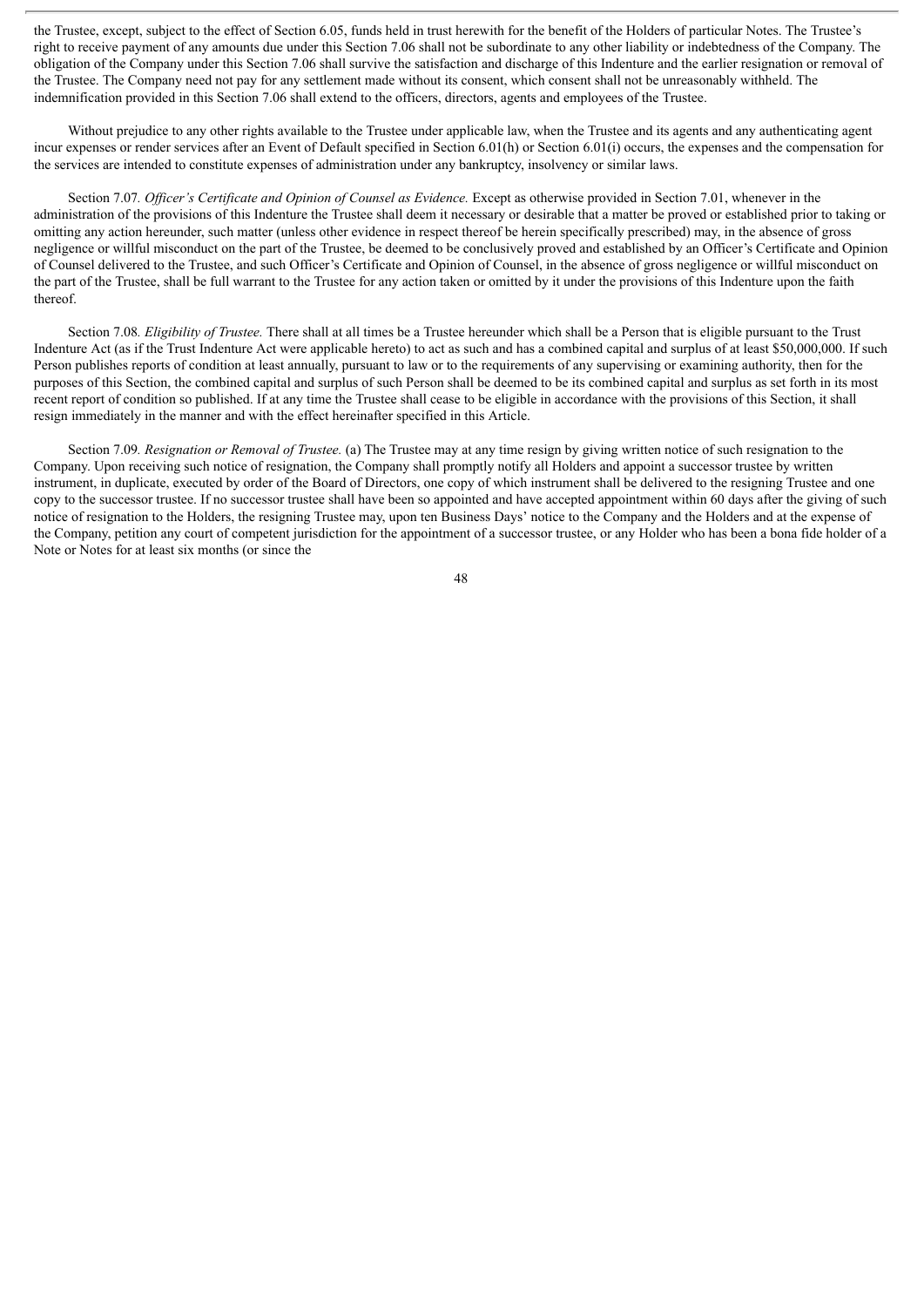the Trustee, except, subject to the effect of Section 6.05, funds held in trust herewith for the benefit of the Holders of particular Notes. The Trustee's right to receive payment of any amounts due under this Section 7.06 shall not be subordinate to any other liability or indebtedness of the Company. The obligation of the Company under this Section 7.06 shall survive the satisfaction and discharge of this Indenture and the earlier resignation or removal of the Trustee. The Company need not pay for any settlement made without its consent, which consent shall not be unreasonably withheld. The indemnification provided in this Section 7.06 shall extend to the officers, directors, agents and employees of the Trustee.

Without prejudice to any other rights available to the Trustee under applicable law, when the Trustee and its agents and any authenticating agent incur expenses or render services after an Event of Default specified in Section 6.01(h) or Section 6.01(i) occurs, the expenses and the compensation for the services are intended to constitute expenses of administration under any bankruptcy, insolvency or similar laws.

Section 7.07. *Officer's Certificate and Opinion of Counsel as Evidence.* Except as otherwise provided in Section 7.01, whenever in the administration of the provisions of this Indenture the Trustee shall deem it necessary or desirable that a matter be proved or established prior to taking or omitting any action hereunder, such matter (unless other evidence in respect thereof be herein specifically prescribed) may, in the absence of gross negligence or willful misconduct on the part of the Trustee, be deemed to be conclusively proved and established by an Officer's Certificate and Opinion of Counsel delivered to the Trustee, and such Officer's Certificate and Opinion of Counsel, in the absence of gross negligence or willful misconduct on the part of the Trustee, shall be full warrant to the Trustee for any action taken or omitted by it under the provisions of this Indenture upon the faith thereof.

Section 7.08. *Eligibility of Trustee.* There shall at all times be a Trustee hereunder which shall be a Person that is eligible pursuant to the Trust Indenture Act (as if the Trust Indenture Act were applicable hereto) to act as such and has a combined capital and surplus of at least $50,000,000. If such Person publishes reports of condition at least annually, pursuant to law or to the requirements of any supervising or examining authority, then for the purposes of this Section, the combined capital and surplus of such Person shall be deemed to be its combined capital and surplus as set forth in its most recent report of condition so published. If at any time the Trustee shall cease to be eligible in accordance with the provisions of this Section, it shall resign immediately in the manner and with the effect hereinafter specified in this Article.

Section 7.09. *Resignation or Removal of Trustee.* (a) The Trustee may at any time resign by giving written notice of such resignation to the Company. Upon receiving such notice of resignation, the Company shall promptly notify all Holders and appoint a successor trustee by written instrument, in duplicate, executed by order of the Board of Directors, one copy of which instrument shall be delivered to the resigning Trustee and one copy to the successor trustee. If no successor trustee shall have been so appointed and have accepted appointment within 60 days after the giving of such notice of resignation to the Holders, the resigning Trustee may, upon ten Business Days' notice to the Company and the Holders and at the expense of the Company, petition any court of competent jurisdiction for the appointment of a successor trustee, or any Holder who has been a bona fide holder of a Note or Notes for at least six months (or since the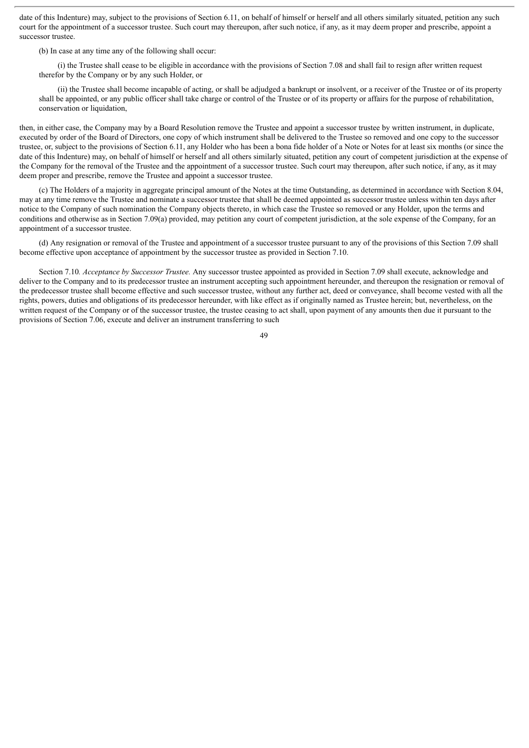date of this Indenture) may, subject to the provisions of Section 6.11, on behalf of himself or herself and all others similarly situated, petition any such court for the appointment of a successor trustee. Such court may thereupon, after such notice, if any, as it may deem proper and prescribe, appoint a successor trustee.

(b) In case at any time any of the following shall occur:

(i) the Trustee shall cease to be eligible in accordance with the provisions of Section 7.08 and shall fail to resign after written request therefor by the Company or by any such Holder, or

(ii) the Trustee shall become incapable of acting, or shall be adjudged a bankrupt or insolvent, or a receiver of the Trustee or of its property shall be appointed, or any public officer shall take charge or control of the Trustee or of its property or affairs for the purpose of rehabilitation, conservation or liquidation,

then, in either case, the Company may by a Board Resolution remove the Trustee and appoint a successor trustee by written instrument, in duplicate, executed by order of the Board of Directors, one copy of which instrument shall be delivered to the Trustee so removed and one copy to the successor trustee, or, subject to the provisions of Section 6.11, any Holder who has been a bona fide holder of a Note or Notes for at least six months (or since the date of this Indenture) may, on behalf of himself or herself and all others similarly situated, petition any court of competent jurisdiction at the expense of the Company for the removal of the Trustee and the appointment of a successor trustee. Such court may thereupon, after such notice, if any, as it may deem proper and prescribe, remove the Trustee and appoint a successor trustee.

(c) The Holders of a majority in aggregate principal amount of the Notes at the time Outstanding, as determined in accordance with Section 8.04, may at any time remove the Trustee and nominate a successor trustee that shall be deemed appointed as successor trustee unless within ten days after notice to the Company of such nomination the Company objects thereto, in which case the Trustee so removed or any Holder, upon the terms and conditions and otherwise as in Section 7.09(a) provided, may petition any court of competent jurisdiction, at the sole expense of the Company, for an appointment of a successor trustee.

(d) Any resignation or removal of the Trustee and appointment of a successor trustee pursuant to any of the provisions of this Section 7.09 shall become effective upon acceptance of appointment by the successor trustee as provided in Section 7.10.

Section 7.10. *Acceptance by Successor Trustee.* Any successor trustee appointed as provided in Section 7.09 shall execute, acknowledge and deliver to the Company and to its predecessor trustee an instrument accepting such appointment hereunder, and thereupon the resignation or removal of the predecessor trustee shall become effective and such successor trustee, without any further act, deed or conveyance, shall become vested with all the rights, powers, duties and obligations of its predecessor hereunder, with like effect as if originally named as Trustee herein; but, nevertheless, on the written request of the Company or of the successor trustee, the trustee ceasing to act shall, upon payment of any amounts then due it pursuant to the provisions of Section 7.06, execute and deliver an instrument transferring to such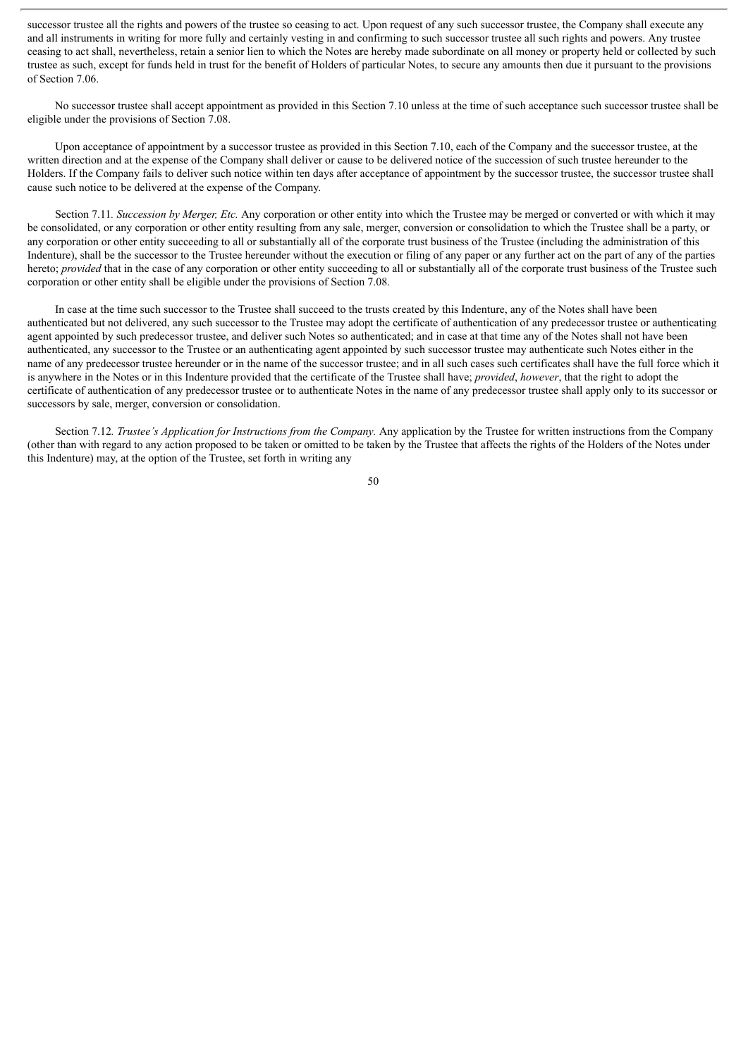successor trustee all the rights and powers of the trustee so ceasing to act. Upon request of any such successor trustee, the Company shall execute any and all instruments in writing for more fully and certainly vesting in and confirming to such successor trustee all such rights and powers. Any trustee ceasing to act shall, nevertheless, retain a senior lien to which the Notes are hereby made subordinate on all money or property held or collected by such trustee as such, except for funds held in trust for the benefit of Holders of particular Notes, to secure any amounts then due it pursuant to the provisions of Section 7.06.

No successor trustee shall accept appointment as provided in this Section 7.10 unless at the time of such acceptance such successor trustee shall be eligible under the provisions of Section 7.08.

Upon acceptance of appointment by a successor trustee as provided in this Section 7.10, each of the Company and the successor trustee, at the written direction and at the expense of the Company shall deliver or cause to be delivered notice of the succession of such trustee hereunder to the Holders. If the Company fails to deliver such notice within ten days after acceptance of appointment by the successor trustee, the successor trustee shall cause such notice to be delivered at the expense of the Company.

Section 7.11. *Succession by Merger, Etc.* Any corporation or other entity into which the Trustee may be merged or converted or with which it may be consolidated, or any corporation or other entity resulting from any sale, merger, conversion or consolidation to which the Trustee shall be a party, or any corporation or other entity succeeding to all or substantially all of the corporate trust business of the Trustee (including the administration of this Indenture), shall be the successor to the Trustee hereunder without the execution or filing of any paper or any further act on the part of any of the parties hereto; *provided* that in the case of any corporation or other entity succeeding to all or substantially all of the corporate trust business of the Trustee such corporation or other entity shall be eligible under the provisions of Section 7.08.

In case at the time such successor to the Trustee shall succeed to the trusts created by this Indenture, any of the Notes shall have been authenticated but not delivered, any such successor to the Trustee may adopt the certificate of authentication of any predecessor trustee or authenticating agent appointed by such predecessor trustee, and deliver such Notes so authenticated; and in case at that time any of the Notes shall not have been authenticated, any successor to the Trustee or an authenticating agent appointed by such successor trustee may authenticate such Notes either in the name of any predecessor trustee hereunder or in the name of the successor trustee; and in all such cases such certificates shall have the full force which it is anywhere in the Notes or in this Indenture provided that the certificate of the Trustee shall have; *provided*, *however*, that the right to adopt the certificate of authentication of any predecessor trustee or to authenticate Notes in the name of any predecessor trustee shall apply only to its successor or successors by sale, merger, conversion or consolidation.

Section 7.12. *Trustee's Application for Instructions from the Company*. Any application by the Trustee for written instructions from the Company (other than with regard to any action proposed to be taken or omitted to be taken by the Trustee that affects the rights of the Holders of the Notes under this Indenture) may, at the option of the Trustee, set forth in writing any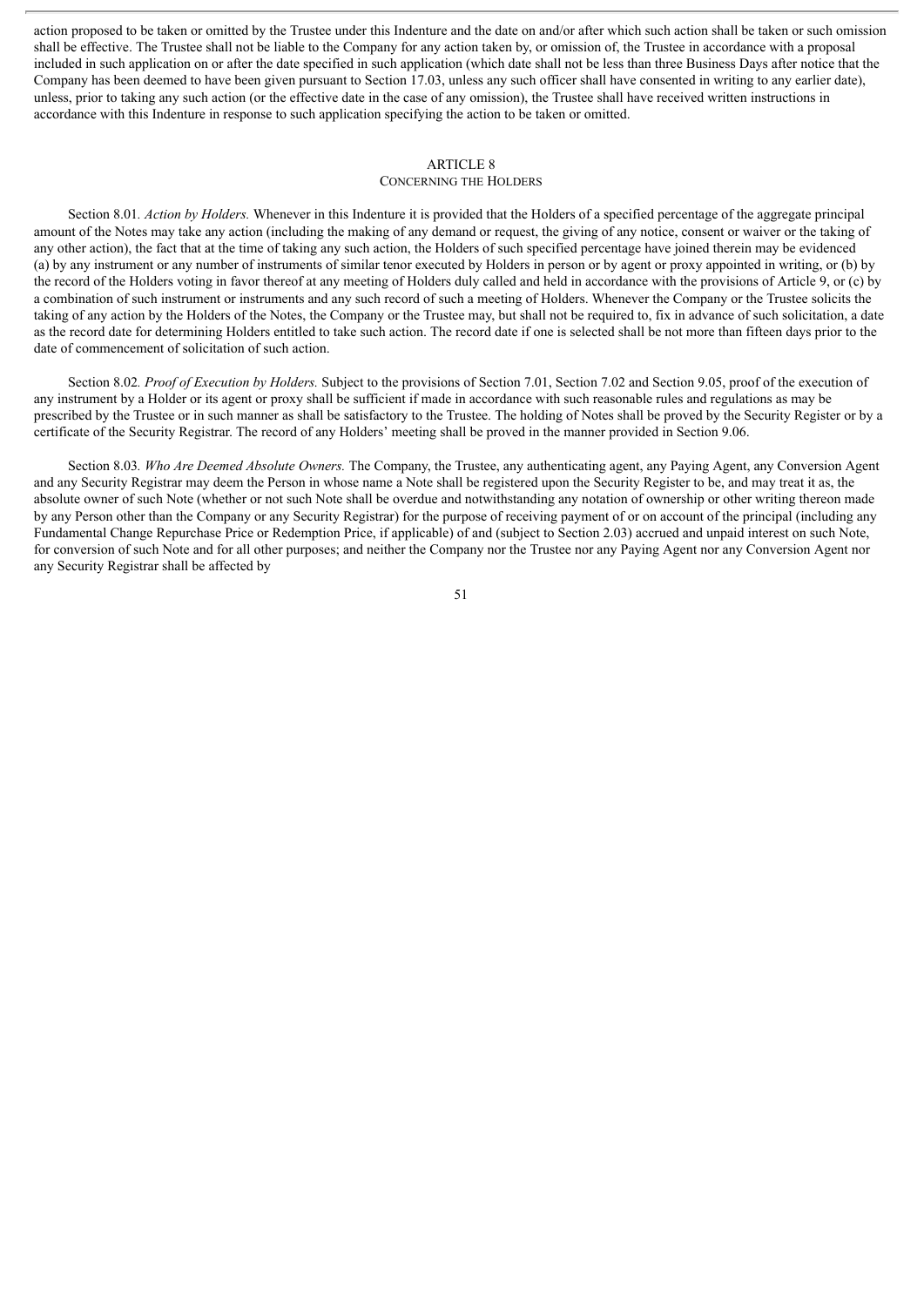action proposed to be taken or omitted by the Trustee under this Indenture and the date on and/or after which such action shall be taken or such omission shall be effective. The Trustee shall not be liable to the Company for any action taken by, or omission of, the Trustee in accordance with a proposal included in such application on or after the date specified in such application (which date shall not be less than three Business Days after notice that the Company has been deemed to have been given pursuant to Section 17.03, unless any such officer shall have consented in writing to any earlier date), unless, prior to taking any such action (or the effective date in the case of any omission), the Trustee shall have received written instructions in accordance with this Indenture in response to such application specifying the action to be taken or omitted.

## ARTICLE 8
## CONCERNING THE HOLDERS

Section 8.01. *Action by Holders.* Whenever in this Indenture it is provided that the Holders of a specified percentage of the aggregate principal amount of the Notes may take any action (including the making of any demand or request, the giving of any notice, consent or waiver or the taking of any other action), the fact that at the time of taking any such action, the Holders of such specified percentage have joined therein may be evidenced (a) by any instrument or any number of instruments of similar tenor executed by Holders in person or by agent or proxy appointed in writing, or (b) by the record of the Holders voting in favor thereof at any meeting of Holders duly called and held in accordance with the provisions of Article 9, or (c) by a combination of such instrument or instruments and any such record of such a meeting of Holders. Whenever the Company or the Trustee solicits the taking of any action by the Holders of the Notes, the Company or the Trustee may, but shall not be required to, fix in advance of such solicitation, a date as the record date for determining Holders entitled to take such action. The record date if one is selected shall be not more than fifteen days prior to the date of commencement of solicitation of such action.

Section 8.02. *Proof of Execution by Holders.* Subject to the provisions of Section 7.01, Section 7.02 and Section 9.05, proof of the execution of any instrument by a Holder or its agent or proxy shall be sufficient if made in accordance with such reasonable rules and regulations as may be prescribed by the Trustee or in such manner as shall be satisfactory to the Trustee. The holding of Notes shall be proved by the Security Register or by a certificate of the Security Registrar. The record of any Holders' meeting shall be proved in the manner provided in Section 9.06.

Section 8.03. *Who Are Deemed Absolute Owners.* The Company, the Trustee, any authenticating agent, any Paying Agent, any Conversion Agent and any Security Registrar may deem the Person in whose name a Note shall be registered upon the Security Register to be, and may treat it as, the absolute owner of such Note (whether or not such Note shall be overdue and notwithstanding any notation of ownership or other writing thereon made by any Person other than the Company or any Security Registrar) for the purpose of receiving payment of or on account of the principal (including any Fundamental Change Repurchase Price or Redemption Price, if applicable) of and (subject to Section 2.03) accrued and unpaid interest on such Note, for conversion of such Note and for all other purposes; and neither the Company nor the Trustee nor any Paying Agent nor any Conversion Agent nor any Security Registrar shall be affected by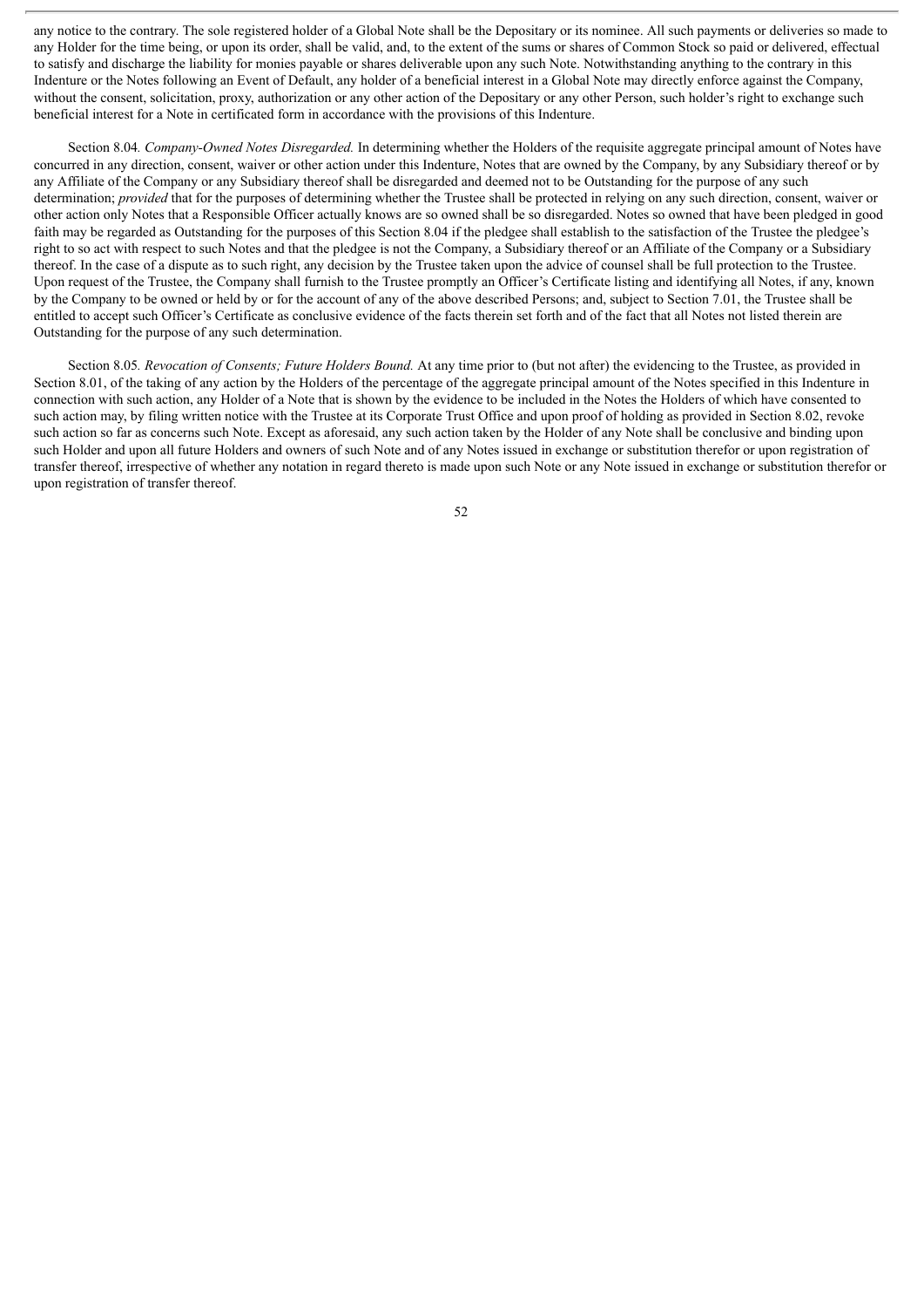any notice to the contrary. The sole registered holder of a Global Note shall be the Depositary or its nominee. All such payments or deliveries so made to any Holder for the time being, or upon its order, shall be valid, and, to the extent of the sums or shares of Common Stock so paid or delivered, effectual to satisfy and discharge the liability for monies payable or shares deliverable upon any such Note. Notwithstanding anything to the contrary in this Indenture or the Notes following an Event of Default, any holder of a beneficial interest in a Global Note may directly enforce against the Company, without the consent, solicitation, proxy, authorization or any other action of the Depositary or any other Person, such holder's right to exchange such beneficial interest for a Note in certificated form in accordance with the provisions of this Indenture.

Section 8.04. *Company-Owned Notes Disregarded.* In determining whether the Holders of the requisite aggregate principal amount of Notes have concurred in any direction, consent, waiver or other action under this Indenture, Notes that are owned by the Company, by any Subsidiary thereof or by any Affiliate of the Company or any Subsidiary thereof shall be disregarded and deemed not to be Outstanding for the purpose of any such determination; *provided* that for the purposes of determining whether the Trustee shall be protected in relying on any such direction, consent, waiver or other action only Notes that a Responsible Officer actually knows are so owned shall be so disregarded. Notes so owned that have been pledged in good faith may be regarded as Outstanding for the purposes of this Section 8.04 if the pledgee shall establish to the satisfaction of the Trustee the pledgee's right to so act with respect to such Notes and that the pledgee is not the Company, a Subsidiary thereof or an Affiliate of the Company or a Subsidiary thereof. In the case of a dispute as to such right, any decision by the Trustee taken upon the advice of counsel shall be full protection to the Trustee. Upon request of the Trustee, the Company shall furnish to the Trustee promptly an Officer's Certificate listing and identifying all Notes, if any, known by the Company to be owned or held by or for the account of any of the above described Persons; and, subject to Section 7.01, the Trustee shall be entitled to accept such Officer's Certificate as conclusive evidence of the facts therein set forth and of the fact that all Notes not listed therein are Outstanding for the purpose of any such determination.

Section 8.05. *Revocation of Consents; Future Holders Bound.* At any time prior to (but not after) the evidencing to the Trustee, as provided in Section 8.01, of the taking of any action by the Holders of the percentage of the aggregate principal amount of the Notes specified in this Indenture in connection with such action, any Holder of a Note that is shown by the evidence to be included in the Notes the Holders of which have consented to such action may, by filing written notice with the Trustee at its Corporate Trust Office and upon proof of holding as provided in Section 8.02, revoke such action so far as concerns such Note. Except as aforesaid, any such action taken by the Holder of any Note shall be conclusive and binding upon such Holder and upon all future Holders and owners of such Note and of any Notes issued in exchange or substitution therefor or upon registration of transfer thereof, irrespective of whether any notation in regard thereto is made upon such Note or any Note issued in exchange or substitution therefor or upon registration of transfer thereof.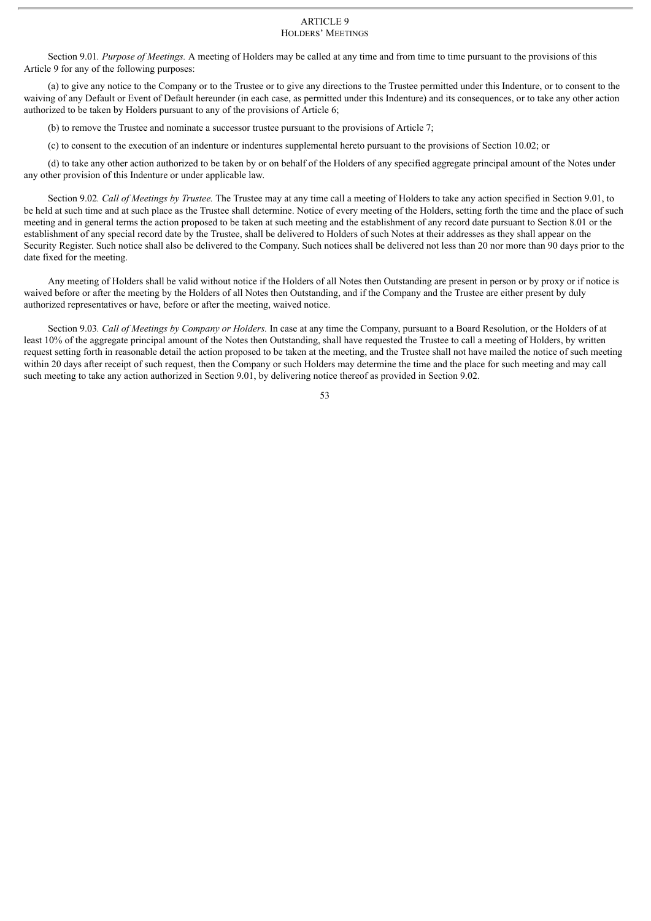# ARTICLE 9
## HOLDERS' MEETINGS

Section 9.01. *Purpose of Meetings.* A meeting of Holders may be called at any time and from time to time pursuant to the provisions of this Article 9 for any of the following purposes:

(a) to give any notice to the Company or to the Trustee or to give any directions to the Trustee permitted under this Indenture, or to consent to the waiving of any Default or Event of Default hereunder (in each case, as permitted under this Indenture) and its consequences, or to take any other action authorized to be taken by Holders pursuant to any of the provisions of Article 6;

(b) to remove the Trustee and nominate a successor trustee pursuant to the provisions of Article 7;

(c) to consent to the execution of an indenture or indentures supplemental hereto pursuant to the provisions of Section 10.02; or

(d) to take any other action authorized to be taken by or on behalf of the Holders of any specified aggregate principal amount of the Notes under any other provision of this Indenture or under applicable law.

Section 9.02. *Call of Meetings by Trustee.* The Trustee may at any time call a meeting of Holders to take any action specified in Section 9.01, to be held at such time and at such place as the Trustee shall determine. Notice of every meeting of the Holders, setting forth the time and the place of such meeting and in general terms the action proposed to be taken at such meeting and the establishment of any record date pursuant to Section 8.01 or the establishment of any special record date by the Trustee, shall be delivered to Holders of such Notes at their addresses as they shall appear on the Security Register. Such notice shall also be delivered to the Company. Such notices shall be delivered not less than 20 nor more than 90 days prior to the date fixed for the meeting.

Any meeting of Holders shall be valid without notice if the Holders of all Notes then Outstanding are present in person or by proxy or if notice is waived before or after the meeting by the Holders of all Notes then Outstanding, and if the Company and the Trustee are either present by duly authorized representatives or have, before or after the meeting, waived notice.

Section 9.03. *Call of Meetings by Company or Holders.* In case at any time the Company, pursuant to a Board Resolution, or the Holders of at least 10% of the aggregate principal amount of the Notes then Outstanding, shall have requested the Trustee to call a meeting of Holders, by written request setting forth in reasonable detail the action proposed to be taken at the meeting, and the Trustee shall not have mailed the notice of such meeting within 20 days after receipt of such request, then the Company or such Holders may determine the time and the place for such meeting and may call such meeting to take any action authorized in Section 9.01, by delivering notice thereof as provided in Section 9.02.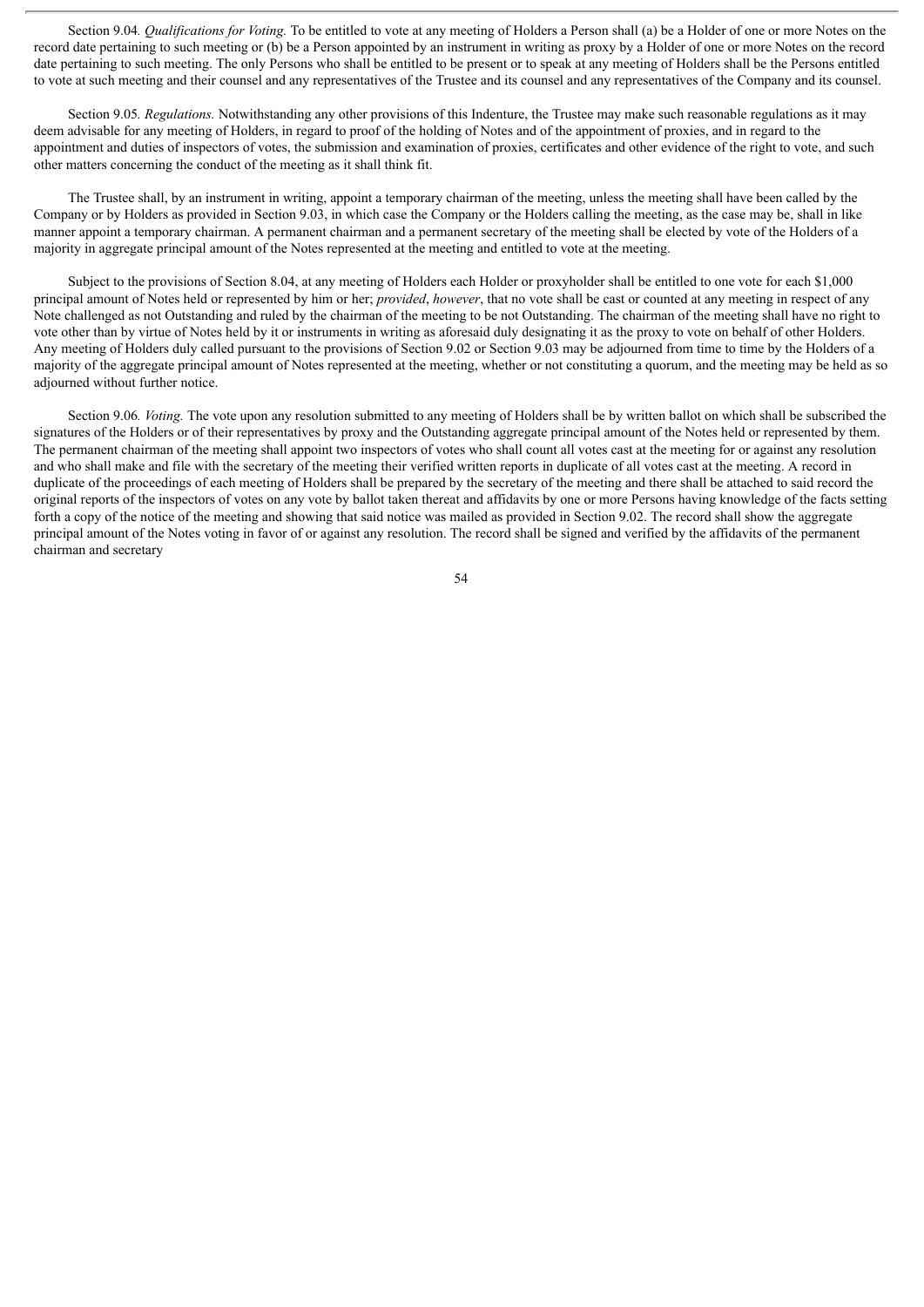Section 9.04*. Qualifications for Voting.* To be entitled to vote at any meeting of Holders a Person shall (a) be a Holder of one or more Notes on the record date pertaining to such meeting or (b) be a Person appointed by an instrument in writing as proxy by a Holder of one or more Notes on the record date pertaining to such meeting. The only Persons who shall be entitled to be present or to speak at any meeting of Holders shall be the Persons entitled to vote at such meeting and their counsel and any representatives of the Trustee and its counsel and any representatives of the Company and its counsel.

Section 9.05*. Regulations.* Notwithstanding any other provisions of this Indenture, the Trustee may make such reasonable regulations as it may deem advisable for any meeting of Holders, in regard to proof of the holding of Notes and of the appointment of proxies, and in regard to the appointment and duties of inspectors of votes, the submission and examination of proxies, certificates and other evidence of the right to vote, and such other matters concerning the conduct of the meeting as it shall think fit.

The Trustee shall, by an instrument in writing, appoint a temporary chairman of the meeting, unless the meeting shall have been called by the Company or by Holders as provided in Section 9.03, in which case the Company or the Holders calling the meeting, as the case may be, shall in like manner appoint a temporary chairman. A permanent chairman and a permanent secretary of the meeting shall be elected by vote of the Holders of a majority in aggregate principal amount of the Notes represented at the meeting and entitled to vote at the meeting.

Subject to the provisions of Section 8.04, at any meeting of Holders each Holder or proxyholder shall be entitled to one vote for each $1,000 principal amount of Notes held or represented by him or her; *provided*, *however*, that no vote shall be cast or counted at any meeting in respect of any Note challenged as not Outstanding and ruled by the chairman of the meeting to be not Outstanding. The chairman of the meeting shall have no right to vote other than by virtue of Notes held by it or instruments in writing as aforesaid duly designating it as the proxy to vote on behalf of other Holders. Any meeting of Holders duly called pursuant to the provisions of Section 9.02 or Section 9.03 may be adjourned from time to time by the Holders of a majority of the aggregate principal amount of Notes represented at the meeting, whether or not constituting a quorum, and the meeting may be held as so adjourned without further notice.

Section 9.06*. Voting.* The vote upon any resolution submitted to any meeting of Holders shall be by written ballot on which shall be subscribed the signatures of the Holders or of their representatives by proxy and the Outstanding aggregate principal amount of the Notes held or represented by them. The permanent chairman of the meeting shall appoint two inspectors of votes who shall count all votes cast at the meeting for or against any resolution and who shall make and file with the secretary of the meeting their verified written reports in duplicate of all votes cast at the meeting. A record in duplicate of the proceedings of each meeting of Holders shall be prepared by the secretary of the meeting and there shall be attached to said record the original reports of the inspectors of votes on any vote by ballot taken thereat and affidavits by one or more Persons having knowledge of the facts setting forth a copy of the notice of the meeting and showing that said notice was mailed as provided in Section 9.02. The record shall show the aggregate principal amount of the Notes voting in favor of or against any resolution. The record shall be signed and verified by the affidavits of the permanent chairman and secretary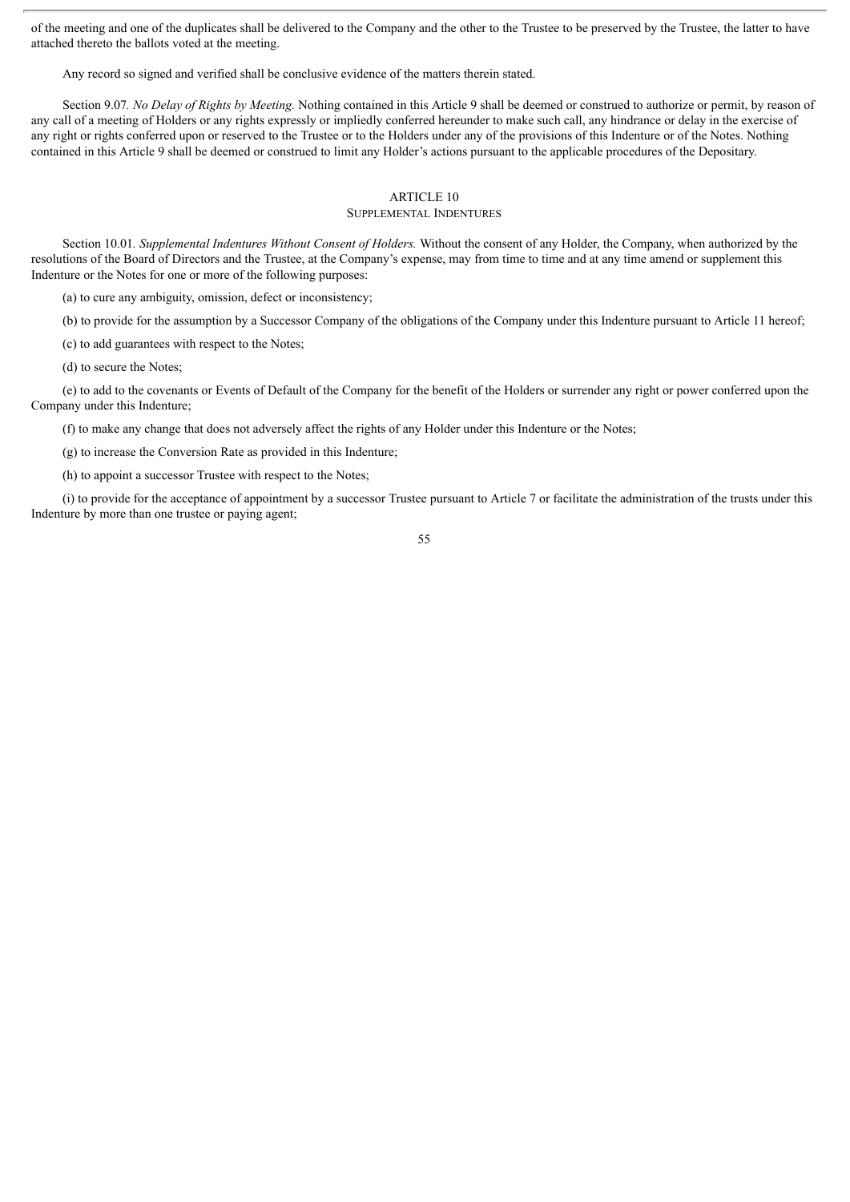of the meeting and one of the duplicates shall be delivered to the Company and the other to the Trustee to be preserved by the Trustee, the latter to have attached thereto the ballots voted at the meeting.

Any record so signed and verified shall be conclusive evidence of the matters therein stated.

Section 9.07. *No Delay of Rights by Meeting.* Nothing contained in this Article 9 shall be deemed or construed to authorize or permit, by reason of any call of a meeting of Holders or any rights expressly or impliedly conferred hereunder to make such call, any hindrance or delay in the exercise of any right or rights conferred upon or reserved to the Trustee or to the Holders under any of the provisions of this Indenture or of the Notes. Nothing contained in this Article 9 shall be deemed or construed to limit any Holder's actions pursuant to the applicable procedures of the Depositary.

## ARTICLE 10
## SUPPLEMENTAL INDENTURES

Section 10.01. *Supplemental Indentures Without Consent of Holders.* Without the consent of any Holder, the Company, when authorized by the resolutions of the Board of Directors and the Trustee, at the Company's expense, may from time to time and at any time amend or supplement this Indenture or the Notes for one or more of the following purposes:

(a) to cure any ambiguity, omission, defect or inconsistency;

(b) to provide for the assumption by a Successor Company of the obligations of the Company under this Indenture pursuant to Article 11 hereof;

(c) to add guarantees with respect to the Notes;

(d) to secure the Notes;

(e) to add to the covenants or Events of Default of the Company for the benefit of the Holders or surrender any right or power conferred upon the Company under this Indenture;

(f) to make any change that does not adversely affect the rights of any Holder under this Indenture or the Notes;

(g) to increase the Conversion Rate as provided in this Indenture;

(h) to appoint a successor Trustee with respect to the Notes;

(i) to provide for the acceptance of appointment by a successor Trustee pursuant to Article 7 or facilitate the administration of the trusts under this Indenture by more than one trustee or paying agent;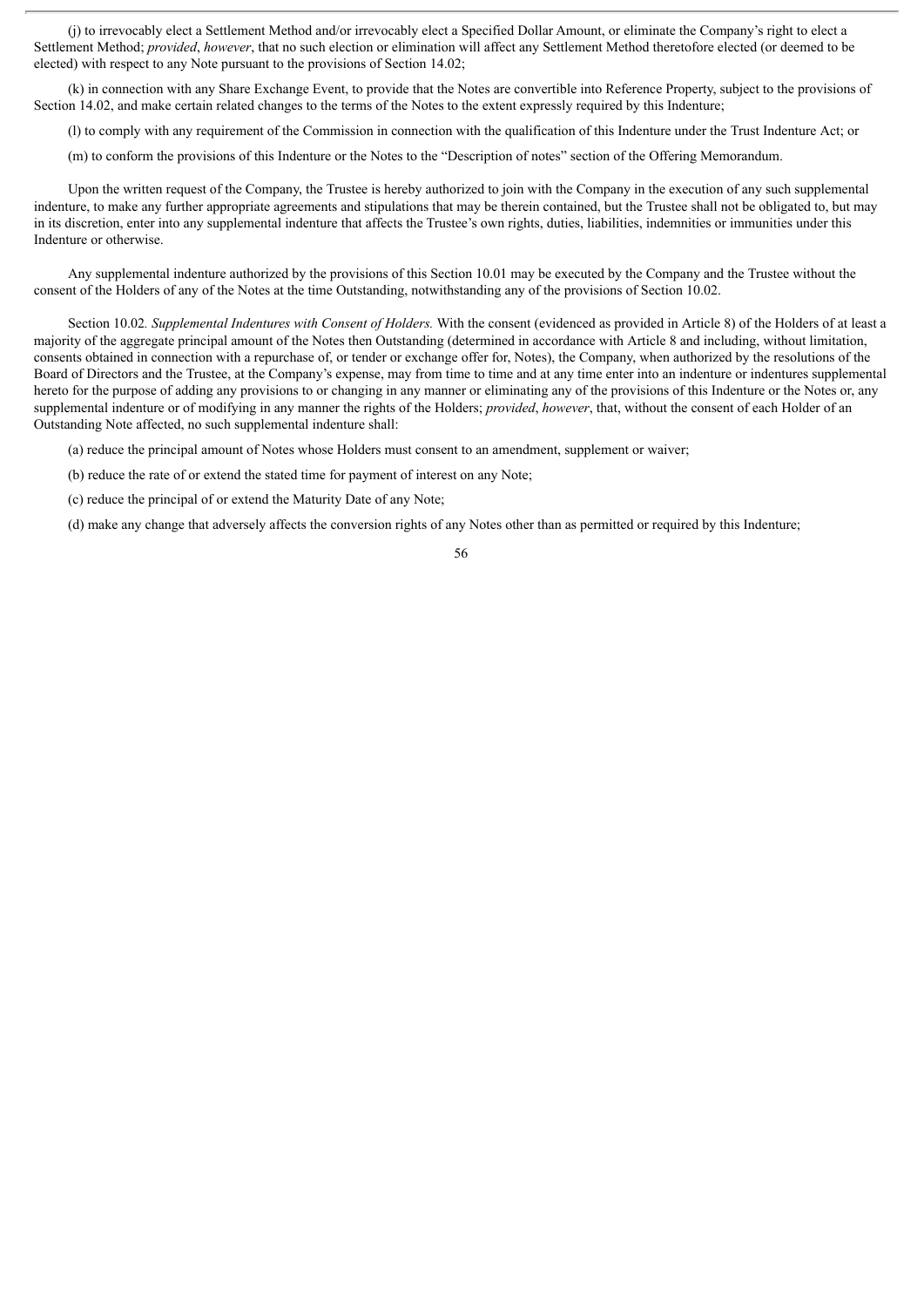(j) to irrevocably elect a Settlement Method and/or irrevocably elect a Specified Dollar Amount, or eliminate the Company's right to elect a Settlement Method; *provided*, *however*, that no such election or elimination will affect any Settlement Method theretofore elected (or deemed to be elected) with respect to any Note pursuant to the provisions of Section 14.02;

(k) in connection with any Share Exchange Event, to provide that the Notes are convertible into Reference Property, subject to the provisions of Section 14.02, and make certain related changes to the terms of the Notes to the extent expressly required by this Indenture;

(l) to comply with any requirement of the Commission in connection with the qualification of this Indenture under the Trust Indenture Act; or

(m) to conform the provisions of this Indenture or the Notes to the "Description of notes" section of the Offering Memorandum.

Upon the written request of the Company, the Trustee is hereby authorized to join with the Company in the execution of any such supplemental indenture, to make any further appropriate agreements and stipulations that may be therein contained, but the Trustee shall not be obligated to, but may in its discretion, enter into any supplemental indenture that affects the Trustee's own rights, duties, liabilities, indemnities or immunities under this Indenture or otherwise.

Any supplemental indenture authorized by the provisions of this Section 10.01 may be executed by the Company and the Trustee without the consent of the Holders of any of the Notes at the time Outstanding, notwithstanding any of the provisions of Section 10.02.

Section 10.02*. Supplemental Indentures with Consent of Holders.* With the consent (evidenced as provided in Article 8) of the Holders of at least a majority of the aggregate principal amount of the Notes then Outstanding (determined in accordance with Article 8 and including, without limitation, consents obtained in connection with a repurchase of, or tender or exchange offer for, Notes), the Company, when authorized by the resolutions of the Board of Directors and the Trustee, at the Company's expense, may from time to time and at any time enter into an indenture or indentures supplemental hereto for the purpose of adding any provisions to or changing in any manner or eliminating any of the provisions of this Indenture or the Notes or, any supplemental indenture or of modifying in any manner the rights of the Holders; *provided*, *however*, that, without the consent of each Holder of an Outstanding Note affected, no such supplemental indenture shall:

(a) reduce the principal amount of Notes whose Holders must consent to an amendment, supplement or waiver;

(b) reduce the rate of or extend the stated time for payment of interest on any Note;

(c) reduce the principal of or extend the Maturity Date of any Note;

(d) make any change that adversely affects the conversion rights of any Notes other than as permitted or required by this Indenture;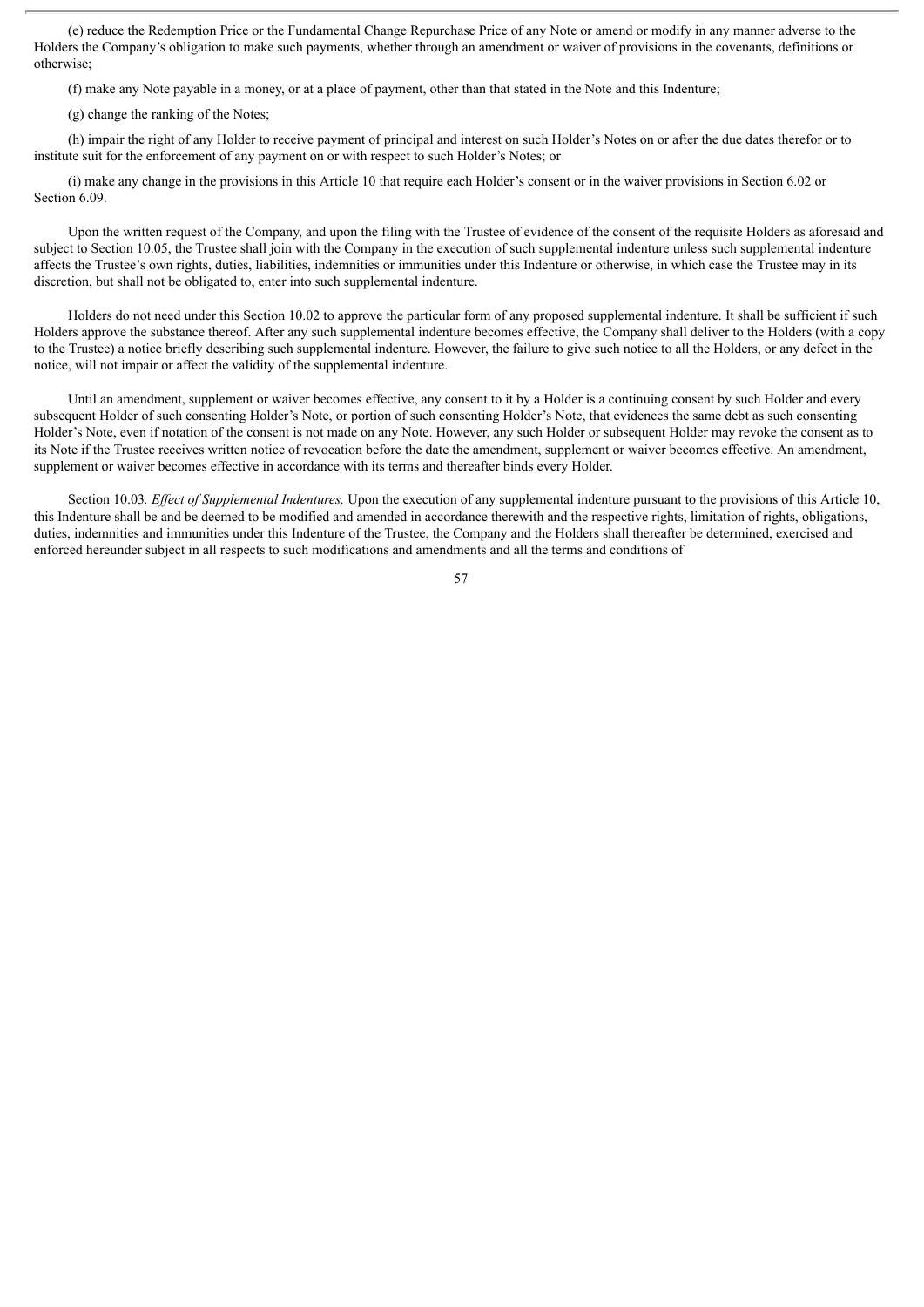(e) reduce the Redemption Price or the Fundamental Change Repurchase Price of any Note or amend or modify in any manner adverse to the Holders the Company's obligation to make such payments, whether through an amendment or waiver of provisions in the covenants, definitions or otherwise;

(f) make any Note payable in a money, or at a place of payment, other than that stated in the Note and this Indenture;

(g) change the ranking of the Notes;

(h) impair the right of any Holder to receive payment of principal and interest on such Holder's Notes on or after the due dates therefor or to institute suit for the enforcement of any payment on or with respect to such Holder's Notes; or

(i) make any change in the provisions in this Article 10 that require each Holder's consent or in the waiver provisions in Section 6.02 or Section 6.09.

Upon the written request of the Company, and upon the filing with the Trustee of evidence of the consent of the requisite Holders as aforesaid and subject to Section 10.05, the Trustee shall join with the Company in the execution of such supplemental indenture unless such supplemental indenture affects the Trustee's own rights, duties, liabilities, indemnities or immunities under this Indenture or otherwise, in which case the Trustee may in its discretion, but shall not be obligated to, enter into such supplemental indenture.

Holders do not need under this Section 10.02 to approve the particular form of any proposed supplemental indenture. It shall be sufficient if such Holders approve the substance thereof. After any such supplemental indenture becomes effective, the Company shall deliver to the Holders (with a copy to the Trustee) a notice briefly describing such supplemental indenture. However, the failure to give such notice to all the Holders, or any defect in the notice, will not impair or affect the validity of the supplemental indenture.

Until an amendment, supplement or waiver becomes effective, any consent to it by a Holder is a continuing consent by such Holder and every subsequent Holder of such consenting Holder's Note, or portion of such consenting Holder's Note, that evidences the same debt as such consenting Holder's Note, even if notation of the consent is not made on any Note. However, any such Holder or subsequent Holder may revoke the consent as to its Note if the Trustee receives written notice of revocation before the date the amendment, supplement or waiver becomes effective. An amendment, supplement or waiver becomes effective in accordance with its terms and thereafter binds every Holder.

Section 10.03. *Effect of Supplemental Indentures.* Upon the execution of any supplemental indenture pursuant to the provisions of this Article 10, this Indenture shall be and be deemed to be modified and amended in accordance therewith and the respective rights, limitation of rights, obligations, duties, indemnities and immunities under this Indenture of the Trustee, the Company and the Holders shall thereafter be determined, exercised and enforced hereunder subject in all respects to such modifications and amendments and all the terms and conditions of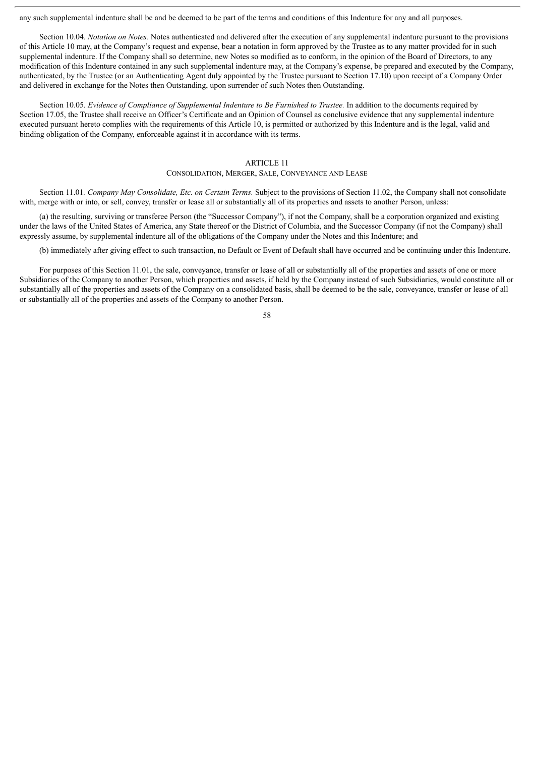any such supplemental indenture shall be and be deemed to be part of the terms and conditions of this Indenture for any and all purposes.

Section 10.04*. Notation on Notes.* Notes authenticated and delivered after the execution of any supplemental indenture pursuant to the provisions of this Article 10 may, at the Company's request and expense, bear a notation in form approved by the Trustee as to any matter provided for in such supplemental indenture. If the Company shall so determine, new Notes so modified as to conform, in the opinion of the Board of Directors, to any modification of this Indenture contained in any such supplemental indenture may, at the Company's expense, be prepared and executed by the Company, authenticated, by the Trustee (or an Authenticating Agent duly appointed by the Trustee pursuant to Section 17.10) upon receipt of a Company Order and delivered in exchange for the Notes then Outstanding, upon surrender of such Notes then Outstanding.

Section 10.05*. Evidence of Compliance of Supplemental Indenture to Be Furnished to Trustee.* In addition to the documents required by Section 17.05, the Trustee shall receive an Officer's Certificate and an Opinion of Counsel as conclusive evidence that any supplemental indenture executed pursuant hereto complies with the requirements of this Article 10, is permitted or authorized by this Indenture and is the legal, valid and binding obligation of the Company, enforceable against it in accordance with its terms.

## ARTICLE 11
## CONSOLIDATION, MERGER, SALE, CONVEYANCE AND LEASE

Section 11.01*. Company May Consolidate, Etc. on Certain Terms.* Subject to the provisions of Section 11.02, the Company shall not consolidate with, merge with or into, or sell, convey, transfer or lease all or substantially all of its properties and assets to another Person, unless:

(a) the resulting, surviving or transferee Person (the "Successor Company"), if not the Company, shall be a corporation organized and existing under the laws of the United States of America, any State thereof or the District of Columbia, and the Successor Company (if not the Company) shall expressly assume, by supplemental indenture all of the obligations of the Company under the Notes and this Indenture; and

(b) immediately after giving effect to such transaction, no Default or Event of Default shall have occurred and be continuing under this Indenture.

For purposes of this Section 11.01, the sale, conveyance, transfer or lease of all or substantially all of the properties and assets of one or more Subsidiaries of the Company to another Person, which properties and assets, if held by the Company instead of such Subsidiaries, would constitute all or substantially all of the properties and assets of the Company on a consolidated basis, shall be deemed to be the sale, conveyance, transfer or lease of all or substantially all of the properties and assets of the Company to another Person.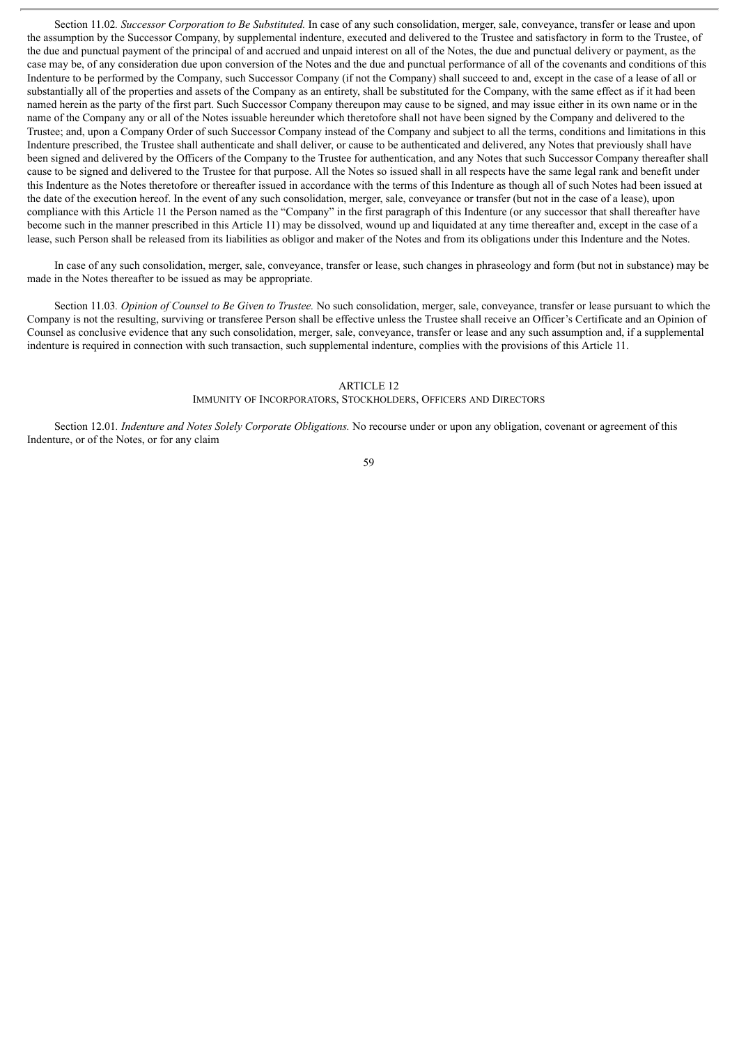Section 11.02. *Successor Corporation to Be Substituted.* In case of any such consolidation, merger, sale, conveyance, transfer or lease and upon the assumption by the Successor Company, by supplemental indenture, executed and delivered to the Trustee and satisfactory in form to the Trustee, of the due and punctual payment of the principal of and accrued and unpaid interest on all of the Notes, the due and punctual delivery or payment, as the case may be, of any consideration due upon conversion of the Notes and the due and punctual performance of all of the covenants and conditions of this Indenture to be performed by the Company, such Successor Company (if not the Company) shall succeed to and, except in the case of a lease of all or substantially all of the properties and assets of the Company as an entirety, shall be substituted for the Company, with the same effect as if it had been named herein as the party of the first part. Such Successor Company thereupon may cause to be signed, and may issue either in its own name or in the name of the Company any or all of the Notes issuable hereunder which theretofore shall not have been signed by the Company and delivered to the Trustee; and, upon a Company Order of such Successor Company instead of the Company and subject to all the terms, conditions and limitations in this Indenture prescribed, the Trustee shall authenticate and shall deliver, or cause to be authenticated and delivered, any Notes that previously shall have been signed and delivered by the Officers of the Company to the Trustee for authentication, and any Notes that such Successor Company thereafter shall cause to be signed and delivered to the Trustee for that purpose. All the Notes so issued shall in all respects have the same legal rank and benefit under this Indenture as the Notes theretofore or thereafter issued in accordance with the terms of this Indenture as though all of such Notes had been issued at the date of the execution hereof. In the event of any such consolidation, merger, sale, conveyance or transfer (but not in the case of a lease), upon compliance with this Article 11 the Person named as the "Company" in the first paragraph of this Indenture (or any successor that shall thereafter have become such in the manner prescribed in this Article 11) may be dissolved, wound up and liquidated at any time thereafter and, except in the case of a lease, such Person shall be released from its liabilities as obligor and maker of the Notes and from its obligations under this Indenture and the Notes.

In case of any such consolidation, merger, sale, conveyance, transfer or lease, such changes in phraseology and form (but not in substance) may be made in the Notes thereafter to be issued as may be appropriate.

Section 11.03. *Opinion of Counsel to Be Given to Trustee.* No such consolidation, merger, sale, conveyance, transfer or lease pursuant to which the Company is not the resulting, surviving or transferee Person shall be effective unless the Trustee shall receive an Officer's Certificate and an Opinion of Counsel as conclusive evidence that any such consolidation, merger, sale, conveyance, transfer or lease and any such assumption and, if a supplemental indenture is required in connection with such transaction, such supplemental indenture, complies with the provisions of this Article 11.

## ARTICLE 12
### IMMUNITY OF INCORPORATORS, STOCKHOLDERS, OFFICERS AND DIRECTORS

Section 12.01. *Indenture and Notes Solely Corporate Obligations.* No recourse under or upon any obligation, covenant or agreement of this Indenture, or of the Notes, or for any claim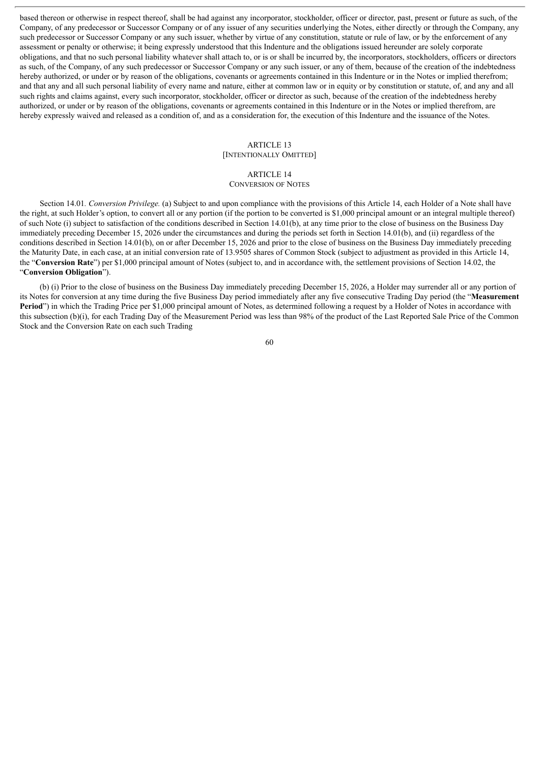based thereon or otherwise in respect thereof, shall be had against any incorporator, stockholder, officer or director, past, present or future as such, of the Company, of any predecessor or Successor Company or of any issuer of any securities underlying the Notes, either directly or through the Company, any such predecessor or Successor Company or any such issuer, whether by virtue of any constitution, statute or rule of law, or by the enforcement of any assessment or penalty or otherwise; it being expressly understood that this Indenture and the obligations issued hereunder are solely corporate obligations, and that no such personal liability whatever shall attach to, or is or shall be incurred by, the incorporators, stockholders, officers or directors as such, of the Company, of any such predecessor or Successor Company or any such issuer, or any of them, because of the creation of the indebtedness hereby authorized, or under or by reason of the obligations, covenants or agreements contained in this Indenture or in the Notes or implied therefrom; and that any and all such personal liability of every name and nature, either at common law or in equity or by constitution or statute, of, and any and all such rights and claims against, every such incorporator, stockholder, officer or director as such, because of the creation of the indebtedness hereby authorized, or under or by reason of the obligations, covenants or agreements contained in this Indenture or in the Notes or implied therefrom, are hereby expressly waived and released as a condition of, and as a consideration for, the execution of this Indenture and the issuance of the Notes.

## ARTICLE 13
## [INTENTIONALLY OMITTED]

## ARTICLE 14
## CONVERSION OF NOTES

Section 14.01. *Conversion Privilege.* (a) Subject to and upon compliance with the provisions of this Article 14, each Holder of a Note shall have the right, at such Holder's option, to convert all or any portion (if the portion to be converted is $1,000 principal amount or an integral multiple thereof) of such Note (i) subject to satisfaction of the conditions described in Section 14.01(b), at any time prior to the close of business on the Business Day immediately preceding December 15, 2026 under the circumstances and during the periods set forth in Section 14.01(b), and (ii) regardless of the conditions described in Section 14.01(b), on or after December 15, 2026 and prior to the close of business on the Business Day immediately preceding the Maturity Date, in each case, at an initial conversion rate of 13.9505 shares of Common Stock (subject to adjustment as provided in this Article 14, the "**Conversion Rate**") per $1,000 principal amount of Notes (subject to, and in accordance with, the settlement provisions of Section 14.02, the "**Conversion Obligation**").

(b) (i) Prior to the close of business on the Business Day immediately preceding December 15, 2026, a Holder may surrender all or any portion of its Notes for conversion at any time during the five Business Day period immediately after any five consecutive Trading Day period (the "**Measurement Period**") in which the Trading Price per $1,000 principal amount of Notes, as determined following a request by a Holder of Notes in accordance with this subsection (b)(i), for each Trading Day of the Measurement Period was less than 98% of the product of the Last Reported Sale Price of the Common Stock and the Conversion Rate on each such Trading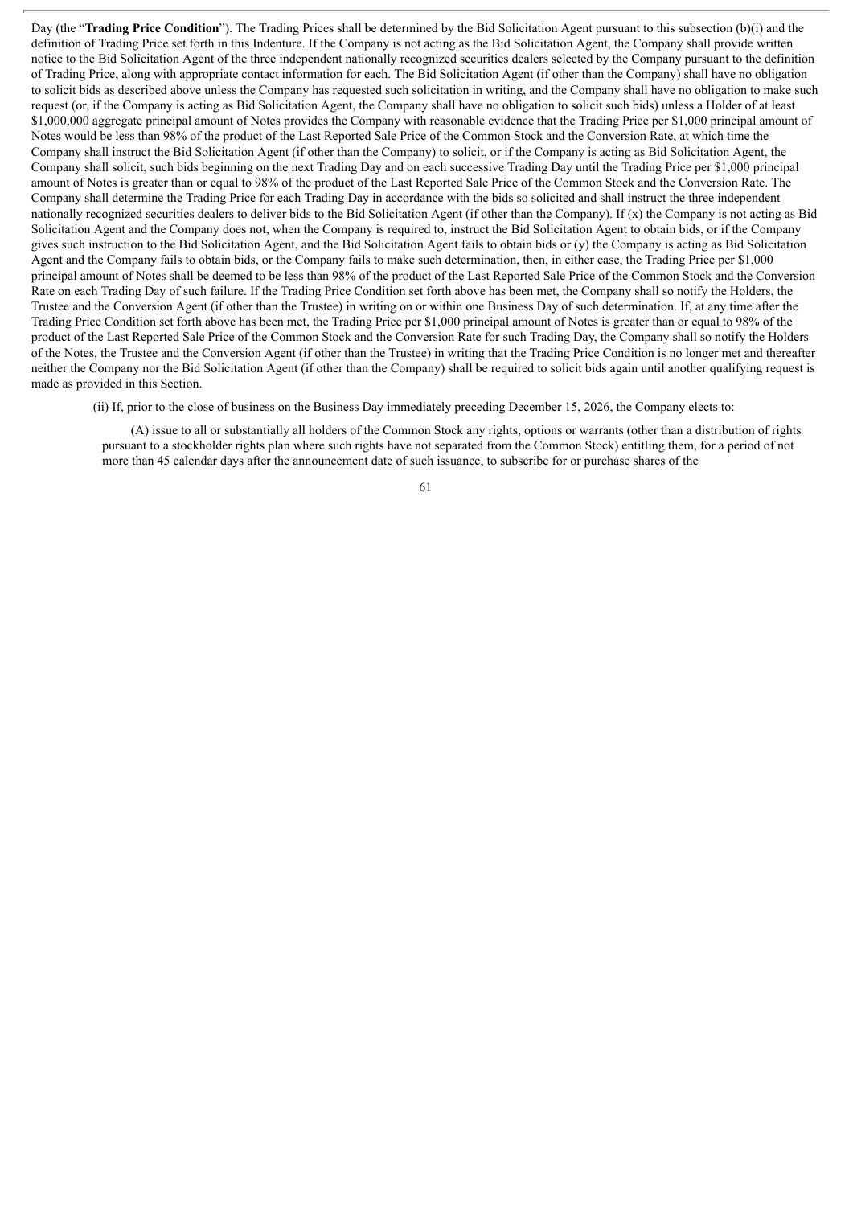Day (the "**Trading Price Condition**"). The Trading Prices shall be determined by the Bid Solicitation Agent pursuant to this subsection (b)(i) and the definition of Trading Price set forth in this Indenture. If the Company is not acting as the Bid Solicitation Agent, the Company shall provide written notice to the Bid Solicitation Agent of the three independent nationally recognized securities dealers selected by the Company pursuant to the definition of Trading Price, along with appropriate contact information for each. The Bid Solicitation Agent (if other than the Company) shall have no obligation to solicit bids as described above unless the Company has requested such solicitation in writing, and the Company shall have no obligation to make such request (or, if the Company is acting as Bid Solicitation Agent, the Company shall have no obligation to solicit such bids) unless a Holder of at least $1,000,000 aggregate principal amount of Notes provides the Company with reasonable evidence that the Trading Price per $1,000 principal amount of Notes would be less than 98% of the product of the Last Reported Sale Price of the Common Stock and the Conversion Rate, at which time the Company shall instruct the Bid Solicitation Agent (if other than the Company) to solicit, or if the Company is acting as Bid Solicitation Agent, the Company shall solicit, such bids beginning on the next Trading Day and on each successive Trading Day until the Trading Price per $1,000 principal amount of Notes is greater than or equal to 98% of the product of the Last Reported Sale Price of the Common Stock and the Conversion Rate. The Company shall determine the Trading Price for each Trading Day in accordance with the bids so solicited and shall instruct the three independent nationally recognized securities dealers to deliver bids to the Bid Solicitation Agent (if other than the Company). If (x) the Company is not acting as Bid Solicitation Agent and the Company does not, when the Company is required to, instruct the Bid Solicitation Agent to obtain bids, or if the Company gives such instruction to the Bid Solicitation Agent, and the Bid Solicitation Agent fails to obtain bids or (y) the Company is acting as Bid Solicitation Agent and the Company fails to obtain bids, or the Company fails to make such determination, then, in either case, the Trading Price per $1,000 principal amount of Notes shall be deemed to be less than 98% of the product of the Last Reported Sale Price of the Common Stock and the Conversion Rate on each Trading Day of such failure. If the Trading Price Condition set forth above has been met, the Company shall so notify the Holders, the Trustee and the Conversion Agent (if other than the Trustee) in writing on or within one Business Day of such determination. If, at any time after the Trading Price Condition set forth above has been met, the Trading Price per $1,000 principal amount of Notes is greater than or equal to 98% of the product of the Last Reported Sale Price of the Common Stock and the Conversion Rate for such Trading Day, the Company shall so notify the Holders of the Notes, the Trustee and the Conversion Agent (if other than the Trustee) in writing that the Trading Price Condition is no longer met and thereafter neither the Company nor the Bid Solicitation Agent (if other than the Company) shall be required to solicit bids again until another qualifying request is made as provided in this Section.

(ii) If, prior to the close of business on the Business Day immediately preceding December 15, 2026, the Company elects to:

(A) issue to all or substantially all holders of the Common Stock any rights, options or warrants (other than a distribution of rights pursuant to a stockholder rights plan where such rights have not separated from the Common Stock) entitling them, for a period of not more than 45 calendar days after the announcement date of such issuance, to subscribe for or purchase shares of the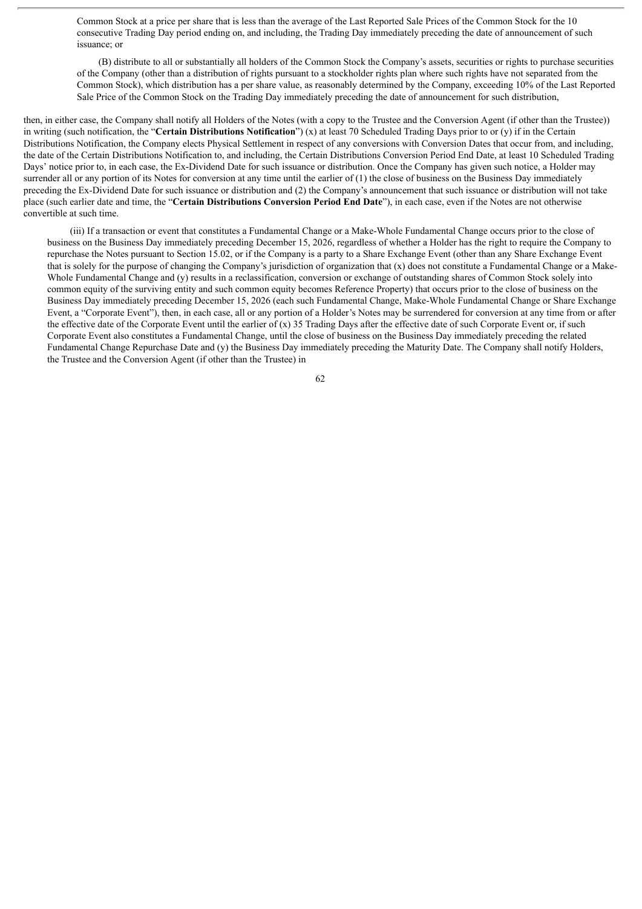Common Stock at a price per share that is less than the average of the Last Reported Sale Prices of the Common Stock for the 10 consecutive Trading Day period ending on, and including, the Trading Day immediately preceding the date of announcement of such issuance; or

(B) distribute to all or substantially all holders of the Common Stock the Company's assets, securities or rights to purchase securities of the Company (other than a distribution of rights pursuant to a stockholder rights plan where such rights have not separated from the Common Stock), which distribution has a per share value, as reasonably determined by the Company, exceeding 10% of the Last Reported Sale Price of the Common Stock on the Trading Day immediately preceding the date of announcement for such distribution,

then, in either case, the Company shall notify all Holders of the Notes (with a copy to the Trustee and the Conversion Agent (if other than the Trustee)) in writing (such notification, the "**Certain Distributions Notification**") (x) at least 70 Scheduled Trading Days prior to or (y) if in the Certain Distributions Notification, the Company elects Physical Settlement in respect of any conversions with Conversion Dates that occur from, and including, the date of the Certain Distributions Notification to, and including, the Certain Distributions Conversion Period End Date, at least 10 Scheduled Trading Days' notice prior to, in each case, the Ex-Dividend Date for such issuance or distribution. Once the Company has given such notice, a Holder may surrender all or any portion of its Notes for conversion at any time until the earlier of (1) the close of business on the Business Day immediately preceding the Ex-Dividend Date for such issuance or distribution and (2) the Company's announcement that such issuance or distribution will not take place (such earlier date and time, the "**Certain Distributions Conversion Period End Date**"), in each case, even if the Notes are not otherwise convertible at such time.

(iii) If a transaction or event that constitutes a Fundamental Change or a Make-Whole Fundamental Change occurs prior to the close of business on the Business Day immediately preceding December 15, 2026, regardless of whether a Holder has the right to require the Company to repurchase the Notes pursuant to Section 15.02, or if the Company is a party to a Share Exchange Event (other than any Share Exchange Event that is solely for the purpose of changing the Company's jurisdiction of organization that (x) does not constitute a Fundamental Change or a Make-Whole Fundamental Change and (y) results in a reclassification, conversion or exchange of outstanding shares of Common Stock solely into common equity of the surviving entity and such common equity becomes Reference Property) that occurs prior to the close of business on the Business Day immediately preceding December 15, 2026 (each such Fundamental Change, Make-Whole Fundamental Change or Share Exchange Event, a "Corporate Event"), then, in each case, all or any portion of a Holder's Notes may be surrendered for conversion at any time from or after the effective date of the Corporate Event until the earlier of (x) 35 Trading Days after the effective date of such Corporate Event or, if such Corporate Event also constitutes a Fundamental Change, until the close of business on the Business Day immediately preceding the related Fundamental Change Repurchase Date and (y) the Business Day immediately preceding the Maturity Date. The Company shall notify Holders, the Trustee and the Conversion Agent (if other than the Trustee) in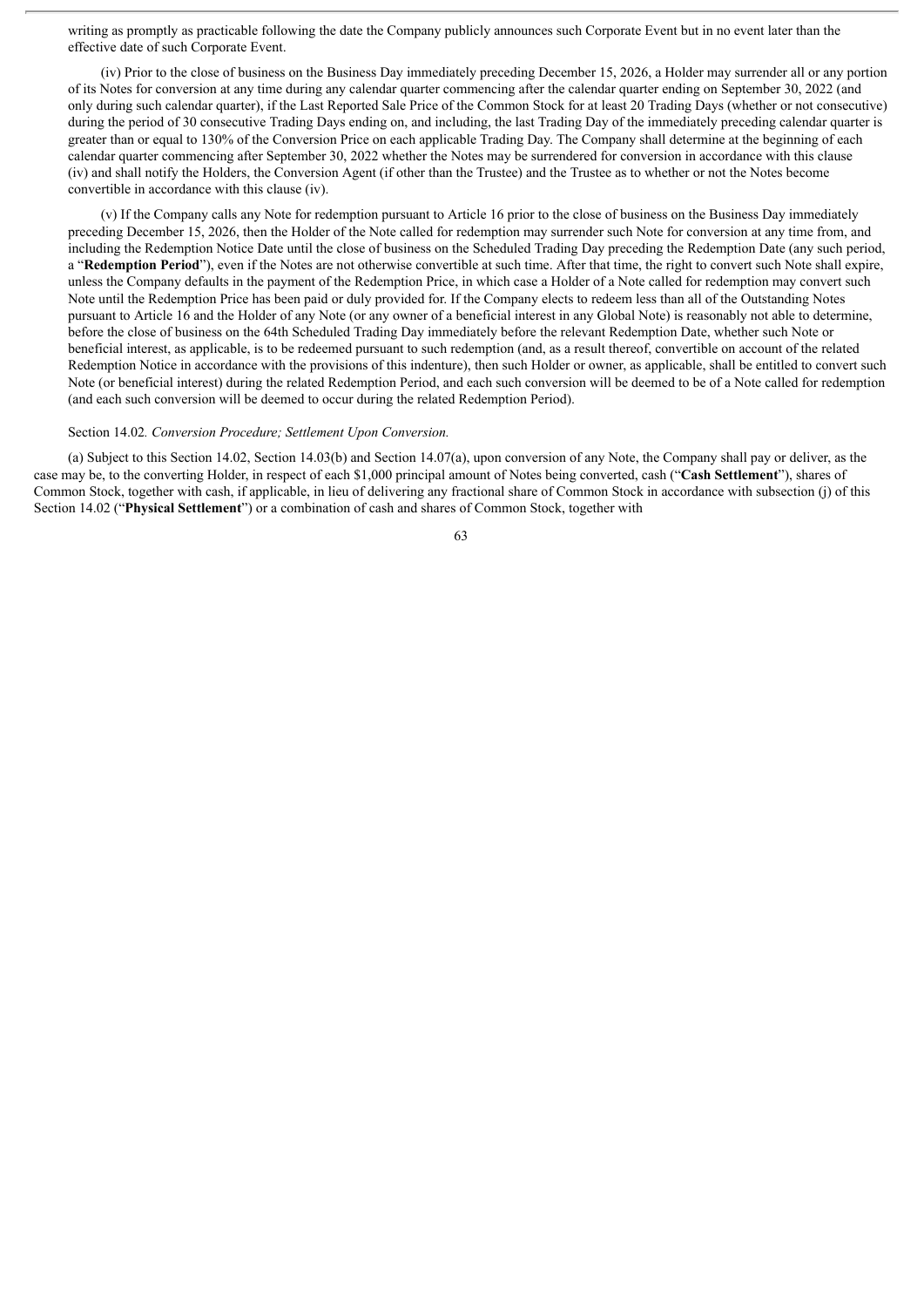writing as promptly as practicable following the date the Company publicly announces such Corporate Event but in no event later than the effective date of such Corporate Event.

(iv) Prior to the close of business on the Business Day immediately preceding December 15, 2026, a Holder may surrender all or any portion of its Notes for conversion at any time during any calendar quarter commencing after the calendar quarter ending on September 30, 2022 (and only during such calendar quarter), if the Last Reported Sale Price of the Common Stock for at least 20 Trading Days (whether or not consecutive) during the period of 30 consecutive Trading Days ending on, and including, the last Trading Day of the immediately preceding calendar quarter is greater than or equal to 130% of the Conversion Price on each applicable Trading Day. The Company shall determine at the beginning of each calendar quarter commencing after September 30, 2022 whether the Notes may be surrendered for conversion in accordance with this clause (iv) and shall notify the Holders, the Conversion Agent (if other than the Trustee) and the Trustee as to whether or not the Notes become convertible in accordance with this clause (iv).

(v) If the Company calls any Note for redemption pursuant to Article 16 prior to the close of business on the Business Day immediately preceding December 15, 2026, then the Holder of the Note called for redemption may surrender such Note for conversion at any time from, and including the Redemption Notice Date until the close of business on the Scheduled Trading Day preceding the Redemption Date (any such period, a "**Redemption Period**"), even if the Notes are not otherwise convertible at such time. After that time, the right to convert such Note shall expire, unless the Company defaults in the payment of the Redemption Price, in which case a Holder of a Note called for redemption may convert such Note until the Redemption Price has been paid or duly provided for. If the Company elects to redeem less than all of the Outstanding Notes pursuant to Article 16 and the Holder of any Note (or any owner of a beneficial interest in any Global Note) is reasonably not able to determine, before the close of business on the 64th Scheduled Trading Day immediately before the relevant Redemption Date, whether such Note or beneficial interest, as applicable, is to be redeemed pursuant to such redemption (and, as a result thereof, convertible on account of the related Redemption Notice in accordance with the provisions of this indenture), then such Holder or owner, as applicable, shall be entitled to convert such Note (or beneficial interest) during the related Redemption Period, and each such conversion will be deemed to be of a Note called for redemption (and each such conversion will be deemed to occur during the related Redemption Period).

Section 14.02. *Conversion Procedure; Settlement Upon Conversion.*

(a) Subject to this Section 14.02, Section 14.03(b) and Section 14.07(a), upon conversion of any Note, the Company shall pay or deliver, as the case may be, to the converting Holder, in respect of each $1,000 principal amount of Notes being converted, cash ("**Cash Settlement**"), shares of Common Stock, together with cash, if applicable, in lieu of delivering any fractional share of Common Stock in accordance with subsection (j) of this Section 14.02 ("**Physical Settlement**") or a combination of cash and shares of Common Stock, together with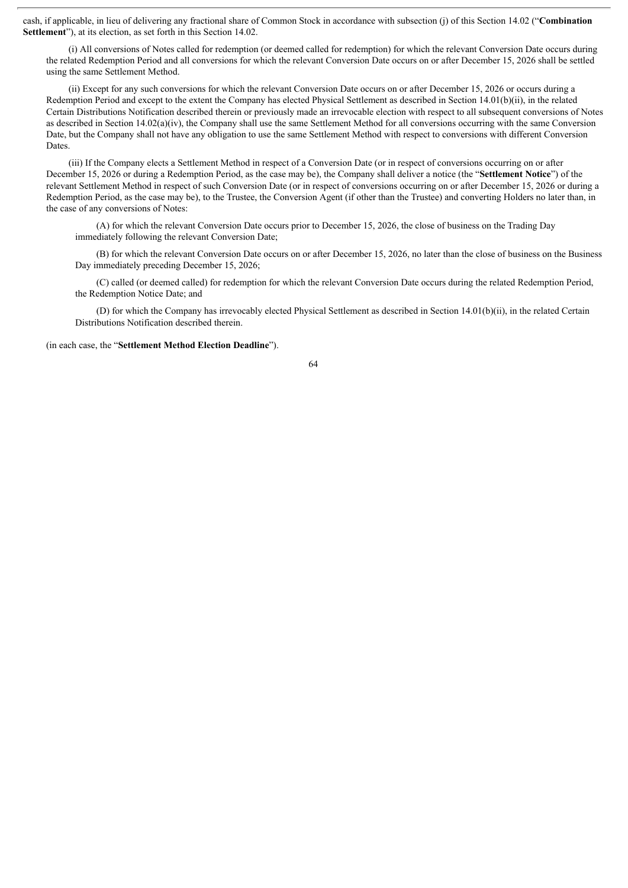cash, if applicable, in lieu of delivering any fractional share of Common Stock in accordance with subsection (j) of this Section 14.02 ("**Combination Settlement**"), at its election, as set forth in this Section 14.02.

(i) All conversions of Notes called for redemption (or deemed called for redemption) for which the relevant Conversion Date occurs during the related Redemption Period and all conversions for which the relevant Conversion Date occurs on or after December 15, 2026 shall be settled using the same Settlement Method.

(ii) Except for any such conversions for which the relevant Conversion Date occurs on or after December 15, 2026 or occurs during a Redemption Period and except to the extent the Company has elected Physical Settlement as described in Section 14.01(b)(ii), in the related Certain Distributions Notification described therein or previously made an irrevocable election with respect to all subsequent conversions of Notes as described in Section 14.02(a)(iv), the Company shall use the same Settlement Method for all conversions occurring with the same Conversion Date, but the Company shall not have any obligation to use the same Settlement Method with respect to conversions with different Conversion Dates.

(iii) If the Company elects a Settlement Method in respect of a Conversion Date (or in respect of conversions occurring on or after December 15, 2026 or during a Redemption Period, as the case may be), the Company shall deliver a notice (the "**Settlement Notice**") of the relevant Settlement Method in respect of such Conversion Date (or in respect of conversions occurring on or after December 15, 2026 or during a Redemption Period, as the case may be), to the Trustee, the Conversion Agent (if other than the Trustee) and converting Holders no later than, in the case of any conversions of Notes:

(A) for which the relevant Conversion Date occurs prior to December 15, 2026, the close of business on the Trading Day immediately following the relevant Conversion Date;

(B) for which the relevant Conversion Date occurs on or after December 15, 2026, no later than the close of business on the Business Day immediately preceding December 15, 2026;

(C) called (or deemed called) for redemption for which the relevant Conversion Date occurs during the related Redemption Period, the Redemption Notice Date; and

(D) for which the Company has irrevocably elected Physical Settlement as described in Section 14.01(b)(ii), in the related Certain Distributions Notification described therein.

(in each case, the "**Settlement Method Election Deadline**").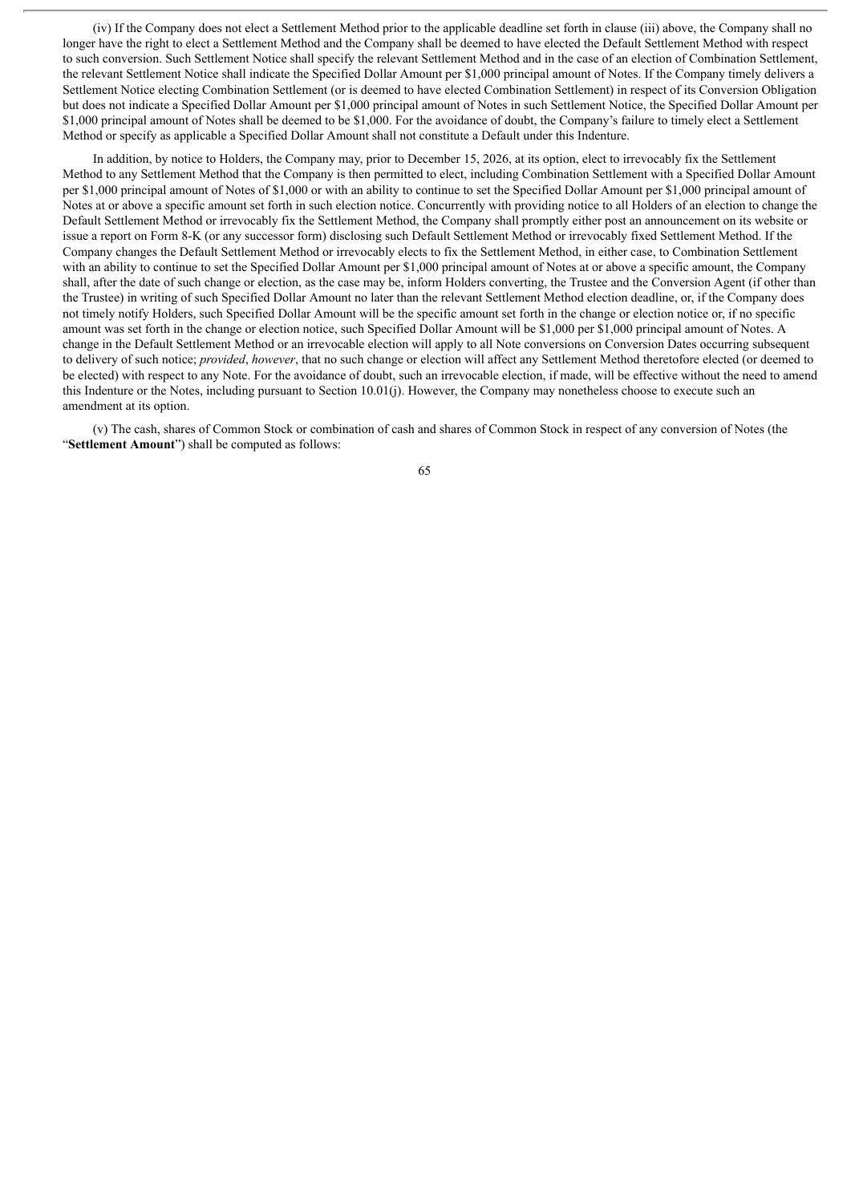(iv) If the Company does not elect a Settlement Method prior to the applicable deadline set forth in clause (iii) above, the Company shall no longer have the right to elect a Settlement Method and the Company shall be deemed to have elected the Default Settlement Method with respect to such conversion. Such Settlement Notice shall specify the relevant Settlement Method and in the case of an election of Combination Settlement, the relevant Settlement Notice shall indicate the Specified Dollar Amount per $1,000 principal amount of Notes. If the Company timely delivers a Settlement Notice electing Combination Settlement (or is deemed to have elected Combination Settlement) in respect of its Conversion Obligation but does not indicate a Specified Dollar Amount per $1,000 principal amount of Notes in such Settlement Notice, the Specified Dollar Amount per $1,000 principal amount of Notes shall be deemed to be $1,000. For the avoidance of doubt, the Company's failure to timely elect a Settlement Method or specify as applicable a Specified Dollar Amount shall not constitute a Default under this Indenture.

In addition, by notice to Holders, the Company may, prior to December 15, 2026, at its option, elect to irrevocably fix the Settlement Method to any Settlement Method that the Company is then permitted to elect, including Combination Settlement with a Specified Dollar Amount per $1,000 principal amount of Notes of $1,000 or with an ability to continue to set the Specified Dollar Amount per $1,000 principal amount of Notes at or above a specific amount set forth in such election notice. Concurrently with providing notice to all Holders of an election to change the Default Settlement Method or irrevocably fix the Settlement Method, the Company shall promptly either post an announcement on its website or issue a report on Form 8-K (or any successor form) disclosing such Default Settlement Method or irrevocably fixed Settlement Method. If the Company changes the Default Settlement Method or irrevocably elects to fix the Settlement Method, in either case, to Combination Settlement with an ability to continue to set the Specified Dollar Amount per $1,000 principal amount of Notes at or above a specific amount, the Company shall, after the date of such change or election, as the case may be, inform Holders converting, the Trustee and the Conversion Agent (if other than the Trustee) in writing of such Specified Dollar Amount no later than the relevant Settlement Method election deadline, or, if the Company does not timely notify Holders, such Specified Dollar Amount will be the specific amount set forth in the change or election notice or, if no specific amount was set forth in the change or election notice, such Specified Dollar Amount will be $1,000 per $1,000 principal amount of Notes. A change in the Default Settlement Method or an irrevocable election will apply to all Note conversions on Conversion Dates occurring subsequent to delivery of such notice; *provided*, *however*, that no such change or election will affect any Settlement Method theretofore elected (or deemed to be elected) with respect to any Note. For the avoidance of doubt, such an irrevocable election, if made, will be effective without the need to amend this Indenture or the Notes, including pursuant to Section 10.01(j). However, the Company may nonetheless choose to execute such an amendment at its option.

(v) The cash, shares of Common Stock or combination of cash and shares of Common Stock in respect of any conversion of Notes (the "**Settlement Amount**") shall be computed as follows: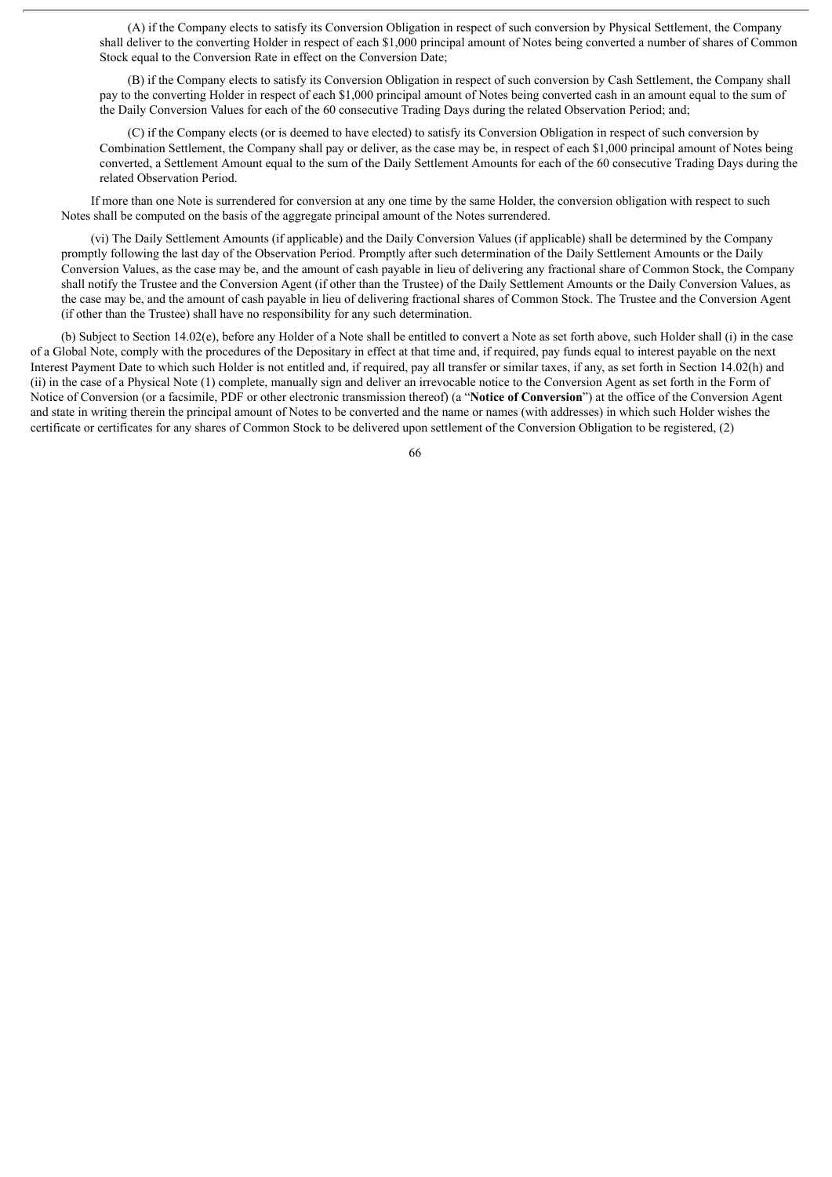(A) if the Company elects to satisfy its Conversion Obligation in respect of such conversion by Physical Settlement, the Company shall deliver to the converting Holder in respect of each \$1,000 principal amount of Notes being converted a number of shares of Common Stock equal to the Conversion Rate in effect on the Conversion Date;

(B) if the Company elects to satisfy its Conversion Obligation in respect of such conversion by Cash Settlement, the Company shall pay to the converting Holder in respect of each \$1,000 principal amount of Notes being converted cash in an amount equal to the sum of the Daily Conversion Values for each of the 60 consecutive Trading Days during the related Observation Period; and;

(C) if the Company elects (or is deemed to have elected) to satisfy its Conversion Obligation in respect of such conversion by Combination Settlement, the Company shall pay or deliver, as the case may be, in respect of each \$1,000 principal amount of Notes being converted, a Settlement Amount equal to the sum of the Daily Settlement Amounts for each of the 60 consecutive Trading Days during the related Observation Period.

If more than one Note is surrendered for conversion at any one time by the same Holder, the conversion obligation with respect to such Notes shall be computed on the basis of the aggregate principal amount of the Notes surrendered.

(vi) The Daily Settlement Amounts (if applicable) and the Daily Conversion Values (if applicable) shall be determined by the Company promptly following the last day of the Observation Period. Promptly after such determination of the Daily Settlement Amounts or the Daily Conversion Values, as the case may be, and the amount of cash payable in lieu of delivering any fractional share of Common Stock, the Company shall notify the Trustee and the Conversion Agent (if other than the Trustee) of the Daily Settlement Amounts or the Daily Conversion Values, as the case may be, and the amount of cash payable in lieu of delivering fractional shares of Common Stock. The Trustee and the Conversion Agent (if other than the Trustee) shall have no responsibility for any such determination.

(b) Subject to Section 14.02(e), before any Holder of a Note shall be entitled to convert a Note as set forth above, such Holder shall (i) in the case of a Global Note, comply with the procedures of the Depositary in effect at that time and, if required, pay funds equal to interest payable on the next Interest Payment Date to which such Holder is not entitled and, if required, pay all transfer or similar taxes, if any, as set forth in Section 14.02(h) and (ii) in the case of a Physical Note (1) complete, manually sign and deliver an irrevocable notice to the Conversion Agent as set forth in the Form of Notice of Conversion (or a facsimile, PDF or other electronic transmission thereof) (a "**Notice of Conversion**") at the office of the Conversion Agent and state in writing therein the principal amount of Notes to be converted and the name or names (with addresses) in which such Holder wishes the certificate or certificates for any shares of Common Stock to be delivered upon settlement of the Conversion Obligation to be registered, (2)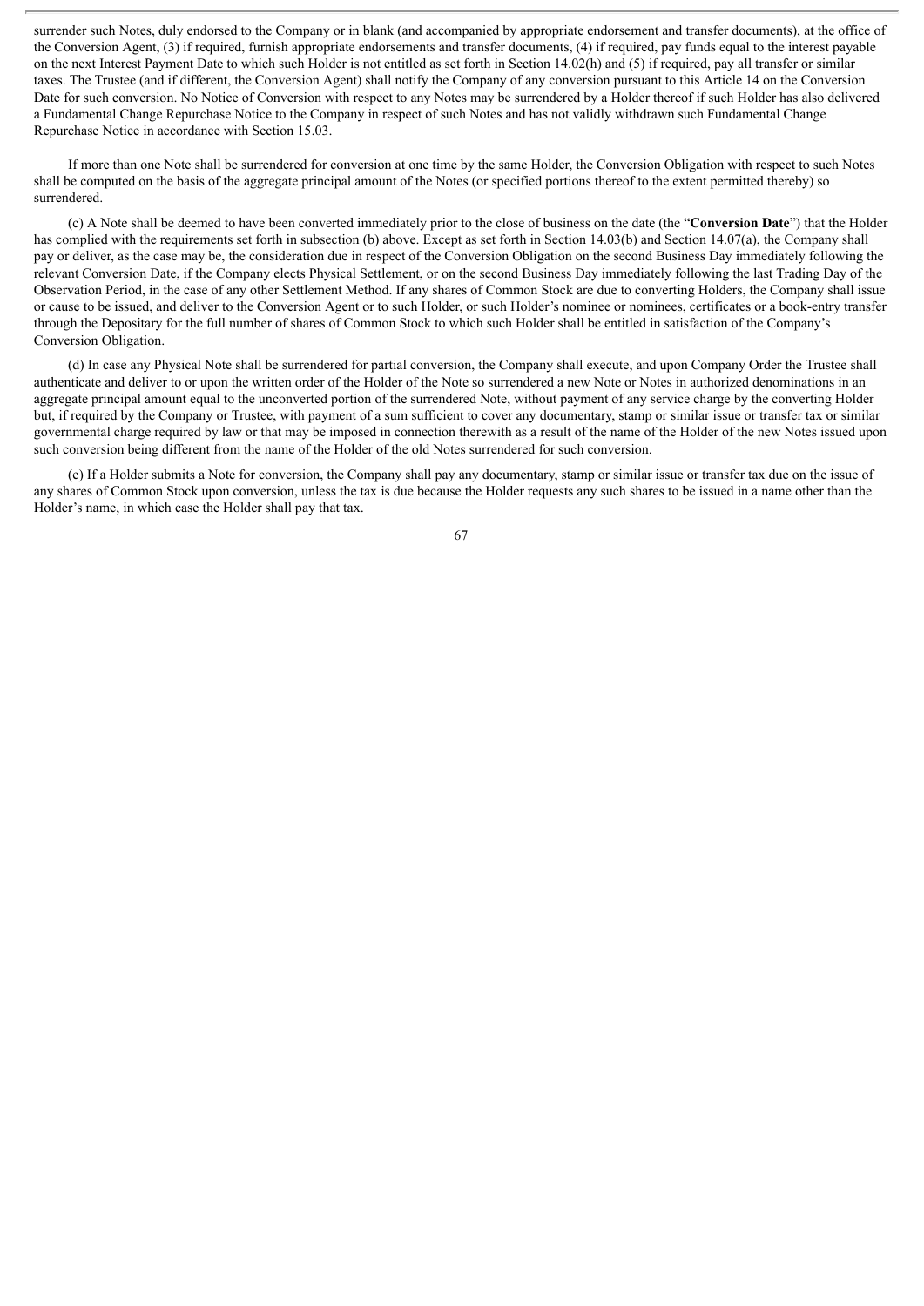surrender such Notes, duly endorsed to the Company or in blank (and accompanied by appropriate endorsement and transfer documents), at the office of the Conversion Agent, (3) if required, furnish appropriate endorsements and transfer documents, (4) if required, pay funds equal to the interest payable on the next Interest Payment Date to which such Holder is not entitled as set forth in Section 14.02(h) and (5) if required, pay all transfer or similar taxes. The Trustee (and if different, the Conversion Agent) shall notify the Company of any conversion pursuant to this Article 14 on the Conversion Date for such conversion. No Notice of Conversion with respect to any Notes may be surrendered by a Holder thereof if such Holder has also delivered a Fundamental Change Repurchase Notice to the Company in respect of such Notes and has not validly withdrawn such Fundamental Change Repurchase Notice in accordance with Section 15.03.

If more than one Note shall be surrendered for conversion at one time by the same Holder, the Conversion Obligation with respect to such Notes shall be computed on the basis of the aggregate principal amount of the Notes (or specified portions thereof to the extent permitted thereby) so surrendered.

(c) A Note shall be deemed to have been converted immediately prior to the close of business on the date (the "**Conversion Date**") that the Holder has complied with the requirements set forth in subsection (b) above. Except as set forth in Section 14.03(b) and Section 14.07(a), the Company shall pay or deliver, as the case may be, the consideration due in respect of the Conversion Obligation on the second Business Day immediately following the relevant Conversion Date, if the Company elects Physical Settlement, or on the second Business Day immediately following the last Trading Day of the Observation Period, in the case of any other Settlement Method. If any shares of Common Stock are due to converting Holders, the Company shall issue or cause to be issued, and deliver to the Conversion Agent or to such Holder, or such Holder's nominee or nominees, certificates or a book-entry transfer through the Depositary for the full number of shares of Common Stock to which such Holder shall be entitled in satisfaction of the Company's Conversion Obligation.

(d) In case any Physical Note shall be surrendered for partial conversion, the Company shall execute, and upon Company Order the Trustee shall authenticate and deliver to or upon the written order of the Holder of the Note so surrendered a new Note or Notes in authorized denominations in an aggregate principal amount equal to the unconverted portion of the surrendered Note, without payment of any service charge by the converting Holder but, if required by the Company or Trustee, with payment of a sum sufficient to cover any documentary, stamp or similar issue or transfer tax or similar governmental charge required by law or that may be imposed in connection therewith as a result of the name of the Holder of the new Notes issued upon such conversion being different from the name of the Holder of the old Notes surrendered for such conversion.

(e) If a Holder submits a Note for conversion, the Company shall pay any documentary, stamp or similar issue or transfer tax due on the issue of any shares of Common Stock upon conversion, unless the tax is due because the Holder requests any such shares to be issued in a name other than the Holder's name, in which case the Holder shall pay that tax.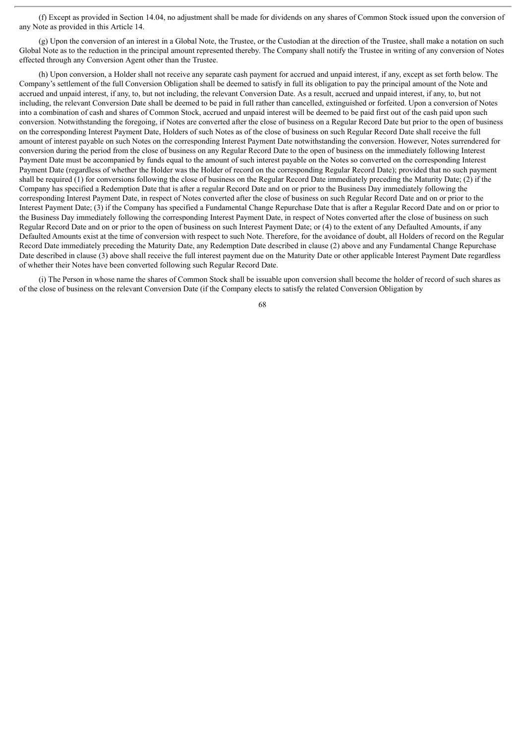(f) Except as provided in Section 14.04, no adjustment shall be made for dividends on any shares of Common Stock issued upon the conversion of any Note as provided in this Article 14.

(g) Upon the conversion of an interest in a Global Note, the Trustee, or the Custodian at the direction of the Trustee, shall make a notation on such Global Note as to the reduction in the principal amount represented thereby. The Company shall notify the Trustee in writing of any conversion of Notes effected through any Conversion Agent other than the Trustee.

(h) Upon conversion, a Holder shall not receive any separate cash payment for accrued and unpaid interest, if any, except as set forth below. The Company's settlement of the full Conversion Obligation shall be deemed to satisfy in full its obligation to pay the principal amount of the Note and accrued and unpaid interest, if any, to, but not including, the relevant Conversion Date. As a result, accrued and unpaid interest, if any, to, but not including, the relevant Conversion Date shall be deemed to be paid in full rather than cancelled, extinguished or forfeited. Upon a conversion of Notes into a combination of cash and shares of Common Stock, accrued and unpaid interest will be deemed to be paid first out of the cash paid upon such conversion. Notwithstanding the foregoing, if Notes are converted after the close of business on a Regular Record Date but prior to the open of business on the corresponding Interest Payment Date, Holders of such Notes as of the close of business on such Regular Record Date shall receive the full amount of interest payable on such Notes on the corresponding Interest Payment Date notwithstanding the conversion. However, Notes surrendered for conversion during the period from the close of business on any Regular Record Date to the open of business on the immediately following Interest Payment Date must be accompanied by funds equal to the amount of such interest payable on the Notes so converted on the corresponding Interest Payment Date (regardless of whether the Holder was the Holder of record on the corresponding Regular Record Date); provided that no such payment shall be required (1) for conversions following the close of business on the Regular Record Date immediately preceding the Maturity Date; (2) if the Company has specified a Redemption Date that is after a regular Record Date and on or prior to the Business Day immediately following the corresponding Interest Payment Date, in respect of Notes converted after the close of business on such Regular Record Date and on or prior to the Interest Payment Date; (3) if the Company has specified a Fundamental Change Repurchase Date that is after a Regular Record Date and on or prior to the Business Day immediately following the corresponding Interest Payment Date, in respect of Notes converted after the close of business on such Regular Record Date and on or prior to the open of business on such Interest Payment Date; or (4) to the extent of any Defaulted Amounts, if any Defaulted Amounts exist at the time of conversion with respect to such Note. Therefore, for the avoidance of doubt, all Holders of record on the Regular Record Date immediately preceding the Maturity Date, any Redemption Date described in clause (2) above and any Fundamental Change Repurchase Date described in clause (3) above shall receive the full interest payment due on the Maturity Date or other applicable Interest Payment Date regardless of whether their Notes have been converted following such Regular Record Date.

(i) The Person in whose name the shares of Common Stock shall be issuable upon conversion shall become the holder of record of such shares as of the close of business on the relevant Conversion Date (if the Company elects to satisfy the related Conversion Obligation by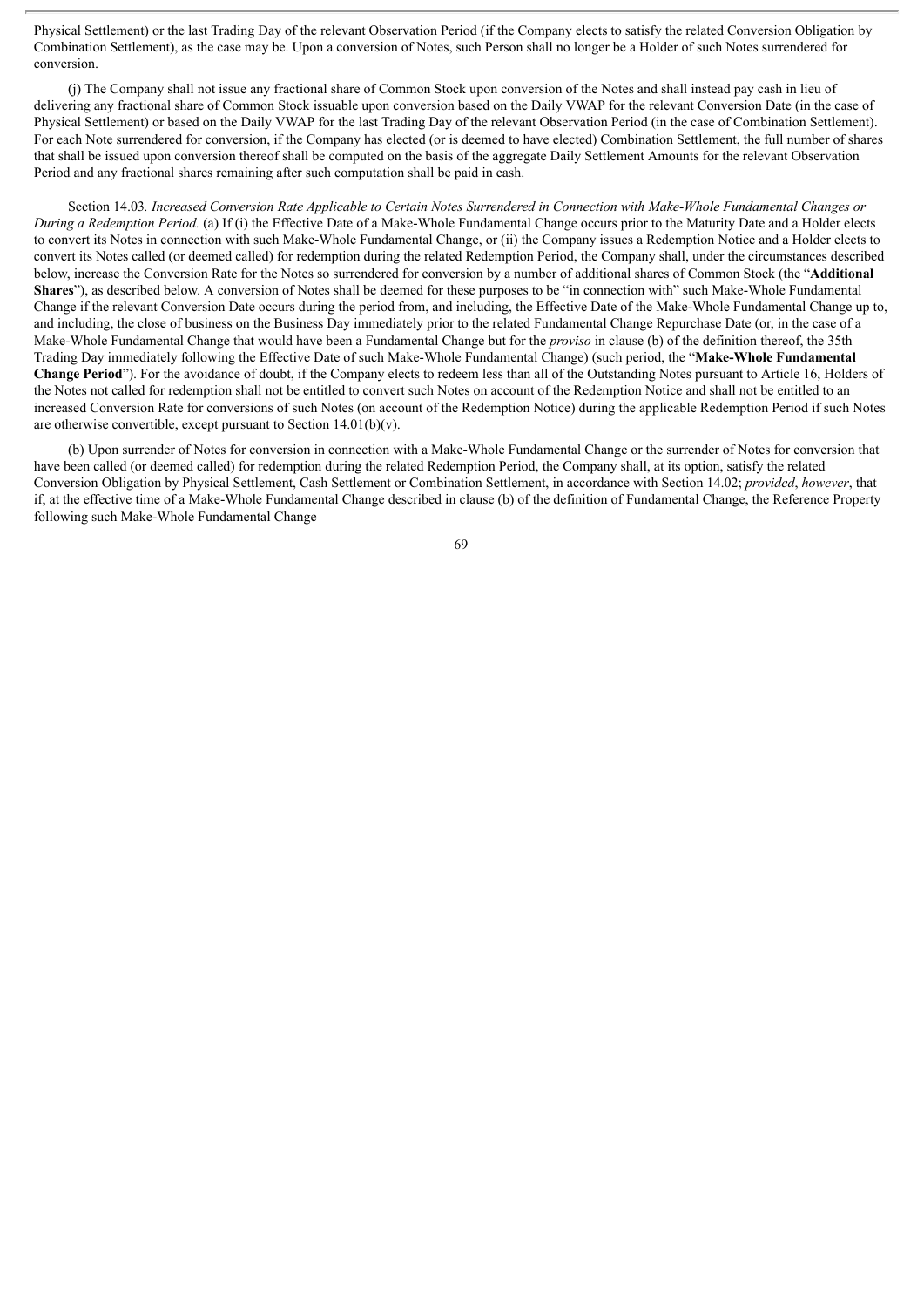Physical Settlement) or the last Trading Day of the relevant Observation Period (if the Company elects to satisfy the related Conversion Obligation by Combination Settlement), as the case may be. Upon a conversion of Notes, such Person shall no longer be a Holder of such Notes surrendered for conversion.

(j) The Company shall not issue any fractional share of Common Stock upon conversion of the Notes and shall instead pay cash in lieu of delivering any fractional share of Common Stock issuable upon conversion based on the Daily VWAP for the relevant Conversion Date (in the case of Physical Settlement) or based on the Daily VWAP for the last Trading Day of the relevant Observation Period (in the case of Combination Settlement). For each Note surrendered for conversion, if the Company has elected (or is deemed to have elected) Combination Settlement, the full number of shares that shall be issued upon conversion thereof shall be computed on the basis of the aggregate Daily Settlement Amounts for the relevant Observation Period and any fractional shares remaining after such computation shall be paid in cash.

Section 14.03. *Increased Conversion Rate Applicable to Certain Notes Surrendered in Connection with Make-Whole Fundamental Changes or During a Redemption Period.* (a) If (i) the Effective Date of a Make-Whole Fundamental Change occurs prior to the Maturity Date and a Holder elects to convert its Notes in connection with such Make-Whole Fundamental Change, or (ii) the Company issues a Redemption Notice and a Holder elects to convert its Notes called (or deemed called) for redemption during the related Redemption Period, the Company shall, under the circumstances described below, increase the Conversion Rate for the Notes so surrendered for conversion by a number of additional shares of Common Stock (the "**Additional Shares**"), as described below. A conversion of Notes shall be deemed for these purposes to be "in connection with" such Make-Whole Fundamental Change if the relevant Conversion Date occurs during the period from, and including, the Effective Date of the Make-Whole Fundamental Change up to, and including, the close of business on the Business Day immediately prior to the related Fundamental Change Repurchase Date (or, in the case of a Make-Whole Fundamental Change that would have been a Fundamental Change but for the *proviso* in clause (b) of the definition thereof, the 35th Trading Day immediately following the Effective Date of such Make-Whole Fundamental Change) (such period, the "**Make-Whole Fundamental Change Period**"). For the avoidance of doubt, if the Company elects to redeem less than all of the Outstanding Notes pursuant to Article 16, Holders of the Notes not called for redemption shall not be entitled to convert such Notes on account of the Redemption Notice and shall not be entitled to an increased Conversion Rate for conversions of such Notes (on account of the Redemption Notice) during the applicable Redemption Period if such Notes are otherwise convertible, except pursuant to Section 14.01(b)(v).

(b) Upon surrender of Notes for conversion in connection with a Make-Whole Fundamental Change or the surrender of Notes for conversion that have been called (or deemed called) for redemption during the related Redemption Period, the Company shall, at its option, satisfy the related Conversion Obligation by Physical Settlement, Cash Settlement or Combination Settlement, in accordance with Section 14.02; *provided*, *however*, that if, at the effective time of a Make-Whole Fundamental Change described in clause (b) of the definition of Fundamental Change, the Reference Property following such Make-Whole Fundamental Change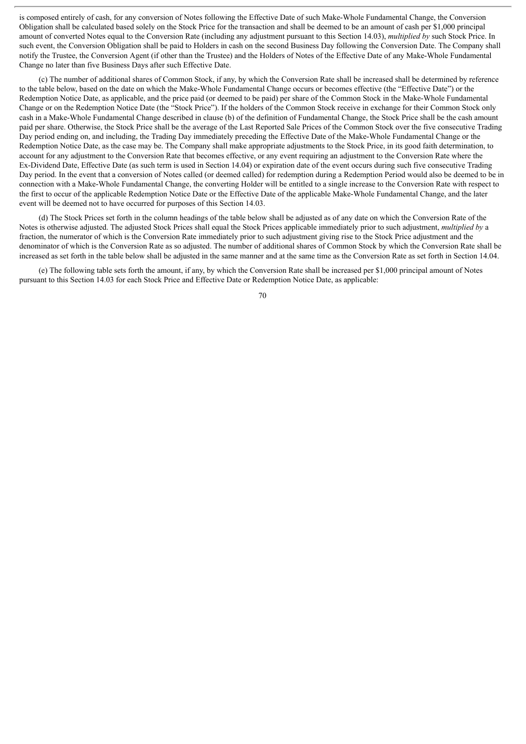is composed entirely of cash, for any conversion of Notes following the Effective Date of such Make-Whole Fundamental Change, the Conversion Obligation shall be calculated based solely on the Stock Price for the transaction and shall be deemed to be an amount of cash per $1,000 principal amount of converted Notes equal to the Conversion Rate (including any adjustment pursuant to this Section 14.03), *multiplied by* such Stock Price. In such event, the Conversion Obligation shall be paid to Holders in cash on the second Business Day following the Conversion Date. The Company shall notify the Trustee, the Conversion Agent (if other than the Trustee) and the Holders of Notes of the Effective Date of any Make-Whole Fundamental Change no later than five Business Days after such Effective Date.

(c) The number of additional shares of Common Stock, if any, by which the Conversion Rate shall be increased shall be determined by reference to the table below, based on the date on which the Make-Whole Fundamental Change occurs or becomes effective (the "Effective Date") or the Redemption Notice Date, as applicable, and the price paid (or deemed to be paid) per share of the Common Stock in the Make-Whole Fundamental Change or on the Redemption Notice Date (the "Stock Price"). If the holders of the Common Stock receive in exchange for their Common Stock only cash in a Make-Whole Fundamental Change described in clause (b) of the definition of Fundamental Change, the Stock Price shall be the cash amount paid per share. Otherwise, the Stock Price shall be the average of the Last Reported Sale Prices of the Common Stock over the five consecutive Trading Day period ending on, and including, the Trading Day immediately preceding the Effective Date of the Make-Whole Fundamental Change or the Redemption Notice Date, as the case may be. The Company shall make appropriate adjustments to the Stock Price, in its good faith determination, to account for any adjustment to the Conversion Rate that becomes effective, or any event requiring an adjustment to the Conversion Rate where the Ex-Dividend Date, Effective Date (as such term is used in Section 14.04) or expiration date of the event occurs during such five consecutive Trading Day period. In the event that a conversion of Notes called (or deemed called) for redemption during a Redemption Period would also be deemed to be in connection with a Make-Whole Fundamental Change, the converting Holder will be entitled to a single increase to the Conversion Rate with respect to the first to occur of the applicable Redemption Notice Date or the Effective Date of the applicable Make-Whole Fundamental Change, and the later event will be deemed not to have occurred for purposes of this Section 14.03.

(d) The Stock Prices set forth in the column headings of the table below shall be adjusted as of any date on which the Conversion Rate of the Notes is otherwise adjusted. The adjusted Stock Prices shall equal the Stock Prices applicable immediately prior to such adjustment, *multiplied by* a fraction, the numerator of which is the Conversion Rate immediately prior to such adjustment giving rise to the Stock Price adjustment and the denominator of which is the Conversion Rate as so adjusted. The number of additional shares of Common Stock by which the Conversion Rate shall be increased as set forth in the table below shall be adjusted in the same manner and at the same time as the Conversion Rate as set forth in Section 14.04.

(e) The following table sets forth the amount, if any, by which the Conversion Rate shall be increased per $1,000 principal amount of Notes pursuant to this Section 14.03 for each Stock Price and Effective Date or Redemption Notice Date, as applicable: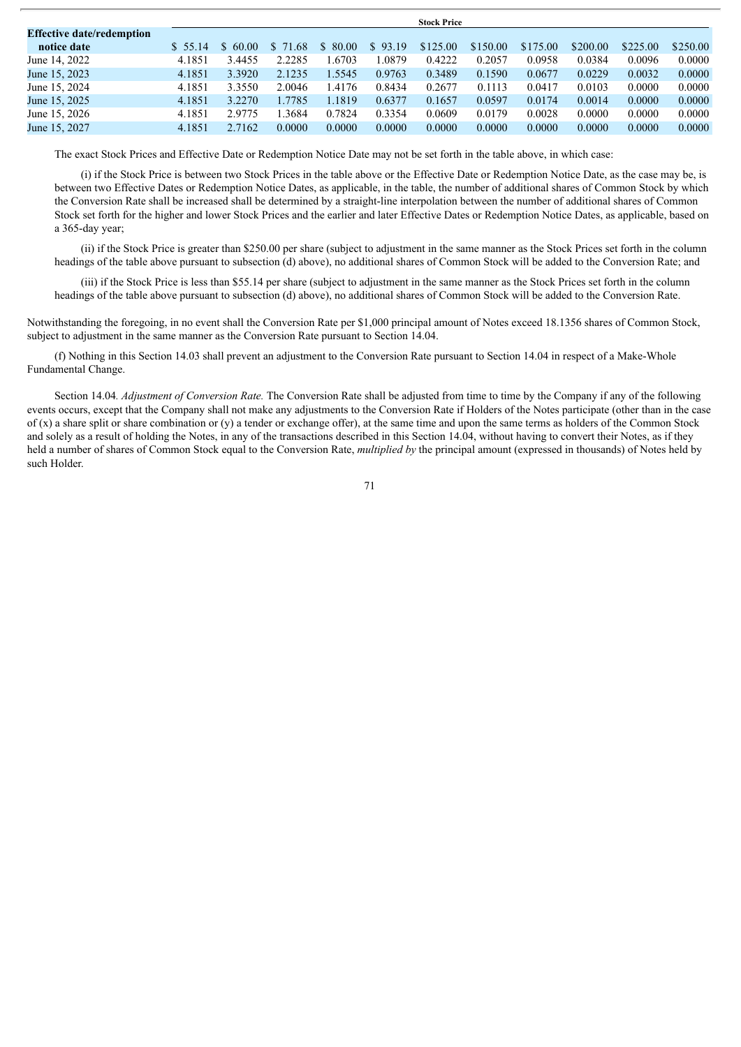| Effective date/redemption notice date | Stock Price | | | | | | | | | | |
|---|---|---|---|---|---|---|---|---|---|---|---|
| | $ 55.14 | $ 60.00 | $ 71.68 | $ 80.00 | $ 93.19 | $125.00 | $150.00 | $175.00 | $200.00 | $225.00 | $250.00 |
| June 14, 2022 | 4.1851 | 3.4455 | 2.2285 | 1.6703 | 1.0879 | 0.4222 | 0.2057 | 0.0958 | 0.0384 | 0.0096 | 0.0000 |
| June 15, 2023 | 4.1851 | 3.3920 | 2.1235 | 1.5545 | 0.9763 | 0.3489 | 0.1590 | 0.0677 | 0.0229 | 0.0032 | 0.0000 |
| June 15, 2024 | 4.1851 | 3.3550 | 2.0046 | 1.4176 | 0.8434 | 0.2677 | 0.1113 | 0.0417 | 0.0103 | 0.0000 | 0.0000 |
| June 15, 2025 | 4.1851 | 3.2270 | 1.7785 | 1.1819 | 0.6377 | 0.1657 | 0.0597 | 0.0174 | 0.0014 | 0.0000 | 0.0000 |
| June 15, 2026 | 4.1851 | 2.9775 | 1.3684 | 0.7824 | 0.3354 | 0.0609 | 0.0179 | 0.0028 | 0.0000 | 0.0000 | 0.0000 |
| June 15, 2027 | 4.1851 | 2.7162 | 0.0000 | 0.0000 | 0.0000 | 0.0000 | 0.0000 | 0.0000 | 0.0000 | 0.0000 | 0.0000 |

The exact Stock Prices and Effective Date or Redemption Notice Date may not be set forth in the table above, in which case:

(i) if the Stock Price is between two Stock Prices in the table above or the Effective Date or Redemption Notice Date, as the case may be, is between two Effective Dates or Redemption Notice Dates, as applicable, in the table, the number of additional shares of Common Stock by which the Conversion Rate shall be increased shall be determined by a straight-line interpolation between the number of additional shares of Common Stock set forth for the higher and lower Stock Prices and the earlier and later Effective Dates or Redemption Notice Dates, as applicable, based on a 365-day year;

(ii) if the Stock Price is greater than $250.00 per share (subject to adjustment in the same manner as the Stock Prices set forth in the column headings of the table above pursuant to subsection (d) above), no additional shares of Common Stock will be added to the Conversion Rate; and

(iii) if the Stock Price is less than $55.14 per share (subject to adjustment in the same manner as the Stock Prices set forth in the column headings of the table above pursuant to subsection (d) above), no additional shares of Common Stock will be added to the Conversion Rate.

Notwithstanding the foregoing, in no event shall the Conversion Rate per $1,000 principal amount of Notes exceed 18.1356 shares of Common Stock, subject to adjustment in the same manner as the Conversion Rate pursuant to Section 14.04.

(f) Nothing in this Section 14.03 shall prevent an adjustment to the Conversion Rate pursuant to Section 14.04 in respect of a Make-Whole Fundamental Change.

Section 14.04. *Adjustment of Conversion Rate.* The Conversion Rate shall be adjusted from time to time by the Company if any of the following events occurs, except that the Company shall not make any adjustments to the Conversion Rate if Holders of the Notes participate (other than in the case of (x) a share split or share combination or (y) a tender or exchange offer), at the same time and upon the same terms as holders of the Common Stock and solely as a result of holding the Notes, in any of the transactions described in this Section 14.04, without having to convert their Notes, as if they held a number of shares of Common Stock equal to the Conversion Rate, *multiplied by* the principal amount (expressed in thousands) of Notes held by such Holder.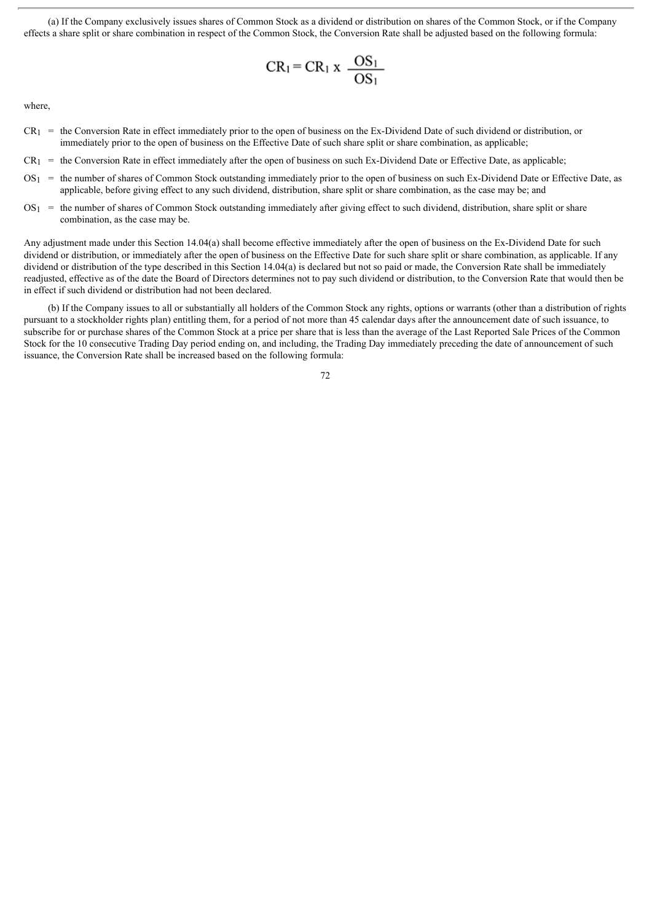(a) If the Company exclusively issues shares of Common Stock as a dividend or distribution on shares of the Common Stock, or if the Company effects a share split or share combination in respect of the Common Stock, the Conversion Rate shall be adjusted based on the following formula:

$$CR_1 = CR_1 \text{ x } \frac{OS_1}{OS_1}$$

where,

$CR_1$ = the Conversion Rate in effect immediately prior to the open of business on the Ex-Dividend Date of such dividend or distribution, or immediately prior to the open of business on the Effective Date of such share split or share combination, as applicable;

$CR_1$ = the Conversion Rate in effect immediately after the open of business on such Ex-Dividend Date or Effective Date, as applicable;

$OS_1$ = the number of shares of Common Stock outstanding immediately prior to the open of business on such Ex-Dividend Date or Effective Date, as applicable, before giving effect to any such dividend, distribution, share split or share combination, as the case may be; and

$OS_1$ = the number of shares of Common Stock outstanding immediately after giving effect to such dividend, distribution, share split or share combination, as the case may be.

Any adjustment made under this Section 14.04(a) shall become effective immediately after the open of business on the Ex-Dividend Date for such dividend or distribution, or immediately after the open of business on the Effective Date for such share split or share combination, as applicable. If any dividend or distribution of the type described in this Section 14.04(a) is declared but not so paid or made, the Conversion Rate shall be immediately readjusted, effective as of the date the Board of Directors determines not to pay such dividend or distribution, to the Conversion Rate that would then be in effect if such dividend or distribution had not been declared.

(b) If the Company issues to all or substantially all holders of the Common Stock any rights, options or warrants (other than a distribution of rights pursuant to a stockholder rights plan) entitling them, for a period of not more than 45 calendar days after the announcement date of such issuance, to subscribe for or purchase shares of the Common Stock at a price per share that is less than the average of the Last Reported Sale Prices of the Common Stock for the 10 consecutive Trading Day period ending on, and including, the Trading Day immediately preceding the date of announcement of such issuance, the Conversion Rate shall be increased based on the following formula: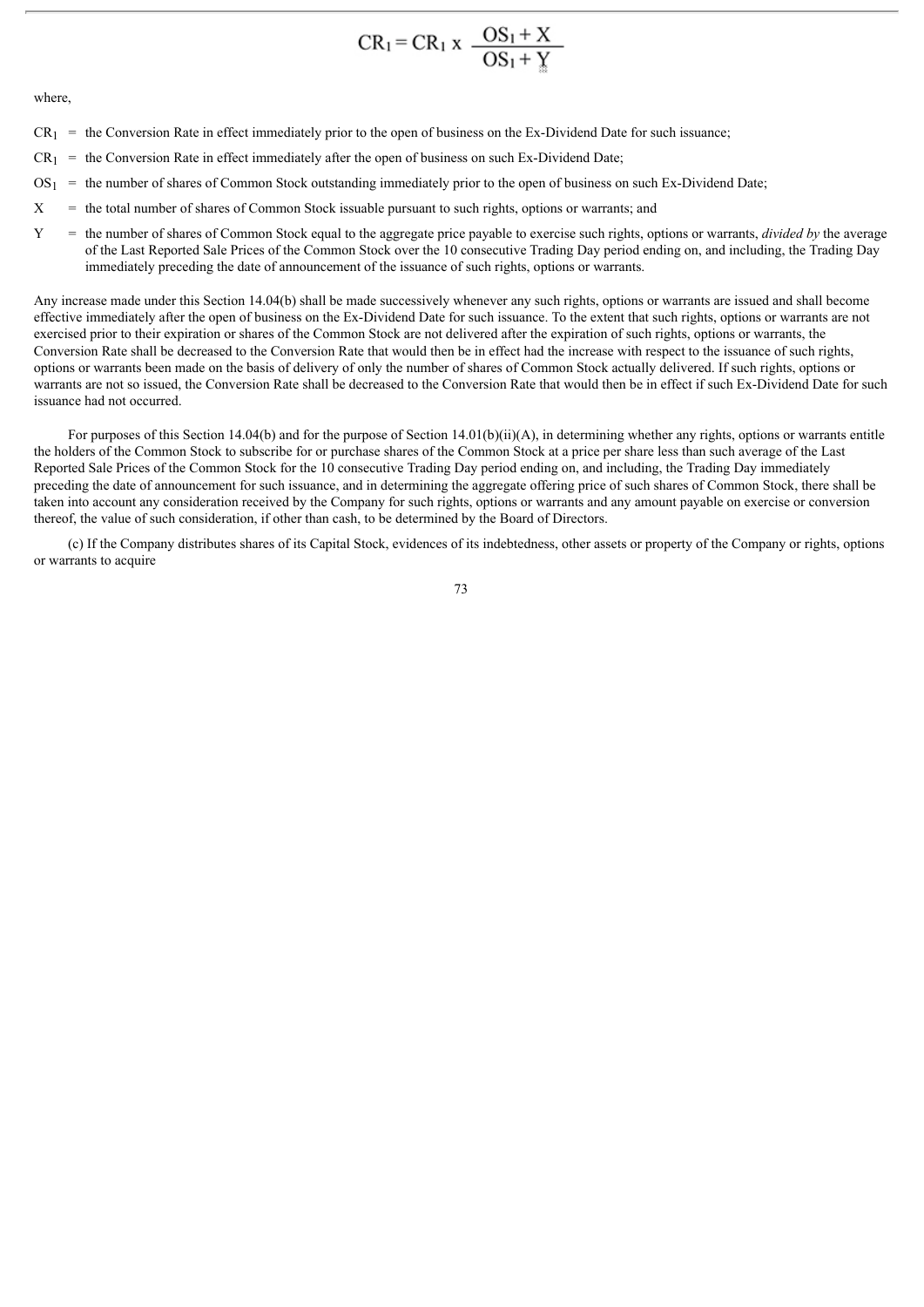$$CR_1 = CR_1 \times \frac{OS_1 + X}{OS_1 + Y}$$

where,

$CR_1$ = the Conversion Rate in effect immediately prior to the open of business on the Ex-Dividend Date for such issuance;

$CR_1$ = the Conversion Rate in effect immediately after the open of business on such Ex-Dividend Date;

$OS_1$ = the number of shares of Common Stock outstanding immediately prior to the open of business on such Ex-Dividend Date;

$X$ = the total number of shares of Common Stock issuable pursuant to such rights, options or warrants; and

$Y$ = the number of shares of Common Stock equal to the aggregate price payable to exercise such rights, options or warrants, *divided by* the average of the Last Reported Sale Prices of the Common Stock over the 10 consecutive Trading Day period ending on, and including, the Trading Day immediately preceding the date of announcement of the issuance of such rights, options or warrants.

Any increase made under this Section 14.04(b) shall be made successively whenever any such rights, options or warrants are issued and shall become effective immediately after the open of business on the Ex-Dividend Date for such issuance. To the extent that such rights, options or warrants are not exercised prior to their expiration or shares of the Common Stock are not delivered after the expiration of such rights, options or warrants, the Conversion Rate shall be decreased to the Conversion Rate that would then be in effect had the increase with respect to the issuance of such rights, options or warrants been made on the basis of delivery of only the number of shares of Common Stock actually delivered. If such rights, options or warrants are not so issued, the Conversion Rate shall be decreased to the Conversion Rate that would then be in effect if such Ex-Dividend Date for such issuance had not occurred.

For purposes of this Section 14.04(b) and for the purpose of Section 14.01(b)(ii)(A), in determining whether any rights, options or warrants entitle the holders of the Common Stock to subscribe for or purchase shares of the Common Stock at a price per share less than such average of the Last Reported Sale Prices of the Common Stock for the 10 consecutive Trading Day period ending on, and including, the Trading Day immediately preceding the date of announcement for such issuance, and in determining the aggregate offering price of such shares of Common Stock, there shall be taken into account any consideration received by the Company for such rights, options or warrants and any amount payable on exercise or conversion thereof, the value of such consideration, if other than cash, to be determined by the Board of Directors.

(c) If the Company distributes shares of its Capital Stock, evidences of its indebtedness, other assets or property of the Company or rights, options or warrants to acquire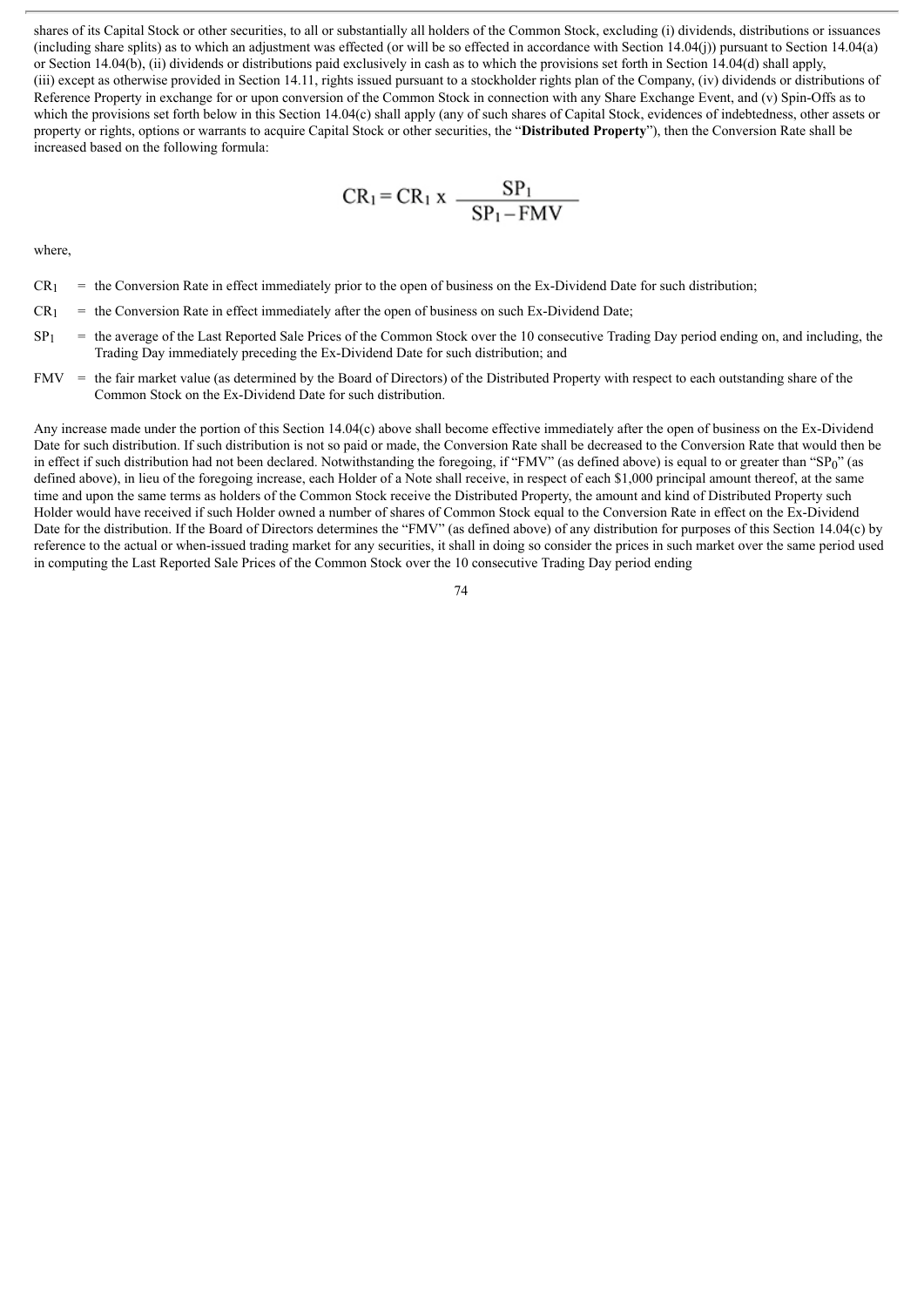shares of its Capital Stock or other securities, to all or substantially all holders of the Common Stock, excluding (i) dividends, distributions or issuances (including share splits) as to which an adjustment was effected (or will be so effected in accordance with Section 14.04(j)) pursuant to Section 14.04(a) or Section 14.04(b), (ii) dividends or distributions paid exclusively in cash as to which the provisions set forth in Section 14.04(d) shall apply, (iii) except as otherwise provided in Section 14.11, rights issued pursuant to a stockholder rights plan of the Company, (iv) dividends or distributions of Reference Property in exchange for or upon conversion of the Common Stock in connection with any Share Exchange Event, and (v) Spin-Offs as to which the provisions set forth below in this Section 14.04(c) shall apply (any of such shares of Capital Stock, evidences of indebtedness, other assets or property or rights, options or warrants to acquire Capital Stock or other securities, the "**Distributed Property**"), then the Conversion Rate shall be increased based on the following formula:

$$CR_1 = CR_1 \times \frac{SP_1}{SP_1 - FMV}$$

where,

$CR_1$ = the Conversion Rate in effect immediately prior to the open of business on the Ex-Dividend Date for such distribution;

$CR_1$ = the Conversion Rate in effect immediately after the open of business on such Ex-Dividend Date;

$SP_1$ = the average of the Last Reported Sale Prices of the Common Stock over the 10 consecutive Trading Day period ending on, and including, the Trading Day immediately preceding the Ex-Dividend Date for such distribution; and

FMV = the fair market value (as determined by the Board of Directors) of the Distributed Property with respect to each outstanding share of the Common Stock on the Ex-Dividend Date for such distribution.

Any increase made under the portion of this Section 14.04(c) above shall become effective immediately after the open of business on the Ex-Dividend Date for such distribution. If such distribution is not so paid or made, the Conversion Rate shall be decreased to the Conversion Rate that would then be in effect if such distribution had not been declared. Notwithstanding the foregoing, if "FMV" (as defined above) is equal to or greater than "$SP_0$" (as defined above), in lieu of the foregoing increase, each Holder of a Note shall receive, in respect of each $1,000 principal amount thereof, at the same time and upon the same terms as holders of the Common Stock receive the Distributed Property, the amount and kind of Distributed Property such Holder would have received if such Holder owned a number of shares of Common Stock equal to the Conversion Rate in effect on the Ex-Dividend Date for the distribution. If the Board of Directors determines the "FMV" (as defined above) of any distribution for purposes of this Section 14.04(c) by reference to the actual or when-issued trading market for any securities, it shall in doing so consider the prices in such market over the same period used in computing the Last Reported Sale Prices of the Common Stock over the 10 consecutive Trading Day period ending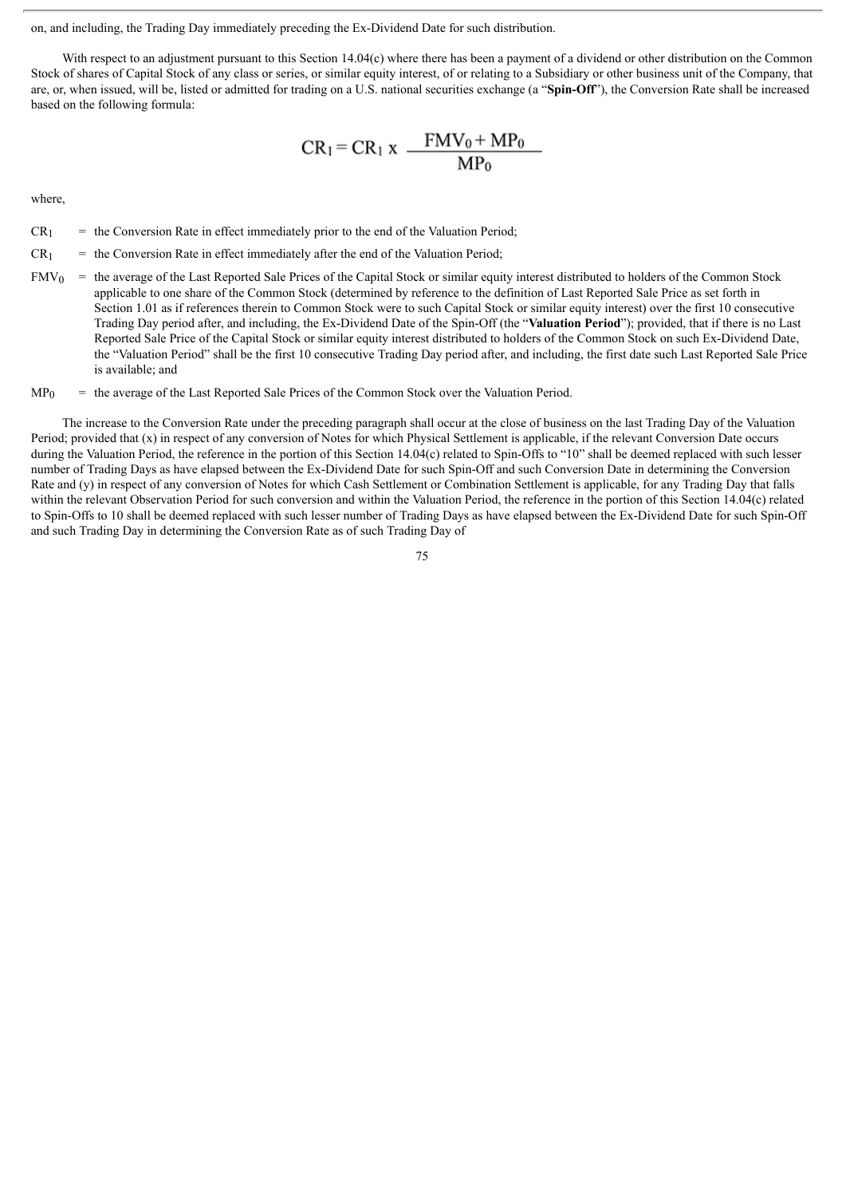on, and including, the Trading Day immediately preceding the Ex-Dividend Date for such distribution.

With respect to an adjustment pursuant to this Section 14.04(c) where there has been a payment of a dividend or other distribution on the Common Stock of shares of Capital Stock of any class or series, or similar equity interest, of or relating to a Subsidiary or other business unit of the Company, that are, or, when issued, will be, listed or admitted for trading on a U.S. national securities exchange (a "**Spin-Off**"), the Conversion Rate shall be increased based on the following formula:

$$CR_1 = CR_1 \text{ x } \frac{FMV_0 + MP_0}{MP_0}$$

where,

$CR_1$ = the Conversion Rate in effect immediately prior to the end of the Valuation Period;

$CR_1$ = the Conversion Rate in effect immediately after the end of the Valuation Period;

$FMV_0$ = the average of the Last Reported Sale Prices of the Capital Stock or similar equity interest distributed to holders of the Common Stock applicable to one share of the Common Stock (determined by reference to the definition of Last Reported Sale Price as set forth in Section 1.01 as if references therein to Common Stock were to such Capital Stock or similar equity interest) over the first 10 consecutive Trading Day period after, and including, the Ex-Dividend Date of the Spin-Off (the "**Valuation Period**"); provided, that if there is no Last Reported Sale Price of the Capital Stock or similar equity interest distributed to holders of the Common Stock on such Ex-Dividend Date, the "Valuation Period" shall be the first 10 consecutive Trading Day period after, and including, the first date such Last Reported Sale Price is available; and

$MP_0$ = the average of the Last Reported Sale Prices of the Common Stock over the Valuation Period.

The increase to the Conversion Rate under the preceding paragraph shall occur at the close of business on the last Trading Day of the Valuation Period; provided that (x) in respect of any conversion of Notes for which Physical Settlement is applicable, if the relevant Conversion Date occurs during the Valuation Period, the reference in the portion of this Section 14.04(c) related to Spin-Offs to "10" shall be deemed replaced with such lesser number of Trading Days as have elapsed between the Ex-Dividend Date for such Spin-Off and such Conversion Date in determining the Conversion Rate and (y) in respect of any conversion of Notes for which Cash Settlement or Combination Settlement is applicable, for any Trading Day that falls within the relevant Observation Period for such conversion and within the Valuation Period, the reference in the portion of this Section 14.04(c) related to Spin-Offs to 10 shall be deemed replaced with such lesser number of Trading Days as have elapsed between the Ex-Dividend Date for such Spin-Off and such Trading Day in determining the Conversion Rate as of such Trading Day of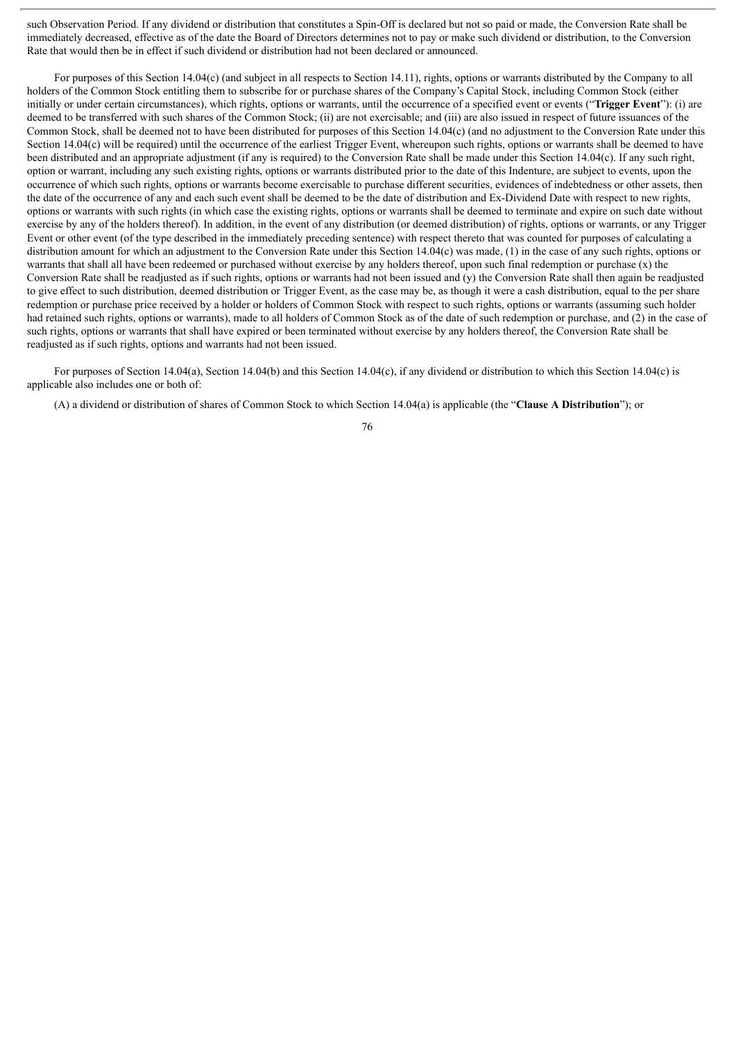such Observation Period. If any dividend or distribution that constitutes a Spin-Off is declared but not so paid or made, the Conversion Rate shall be immediately decreased, effective as of the date the Board of Directors determines not to pay or make such dividend or distribution, to the Conversion Rate that would then be in effect if such dividend or distribution had not been declared or announced.

For purposes of this Section 14.04(c) (and subject in all respects to Section 14.11), rights, options or warrants distributed by the Company to all holders of the Common Stock entitling them to subscribe for or purchase shares of the Company's Capital Stock, including Common Stock (either initially or under certain circumstances), which rights, options or warrants, until the occurrence of a specified event or events ("**Trigger Event**"): (i) are deemed to be transferred with such shares of the Common Stock; (ii) are not exercisable; and (iii) are also issued in respect of future issuances of the Common Stock, shall be deemed not to have been distributed for purposes of this Section 14.04(c) (and no adjustment to the Conversion Rate under this Section 14.04(c) will be required) until the occurrence of the earliest Trigger Event, whereupon such rights, options or warrants shall be deemed to have been distributed and an appropriate adjustment (if any is required) to the Conversion Rate shall be made under this Section 14.04(c). If any such right, option or warrant, including any such existing rights, options or warrants distributed prior to the date of this Indenture, are subject to events, upon the occurrence of which such rights, options or warrants become exercisable to purchase different securities, evidences of indebtedness or other assets, then the date of the occurrence of any and each such event shall be deemed to be the date of distribution and Ex-Dividend Date with respect to new rights, options or warrants with such rights (in which case the existing rights, options or warrants shall be deemed to terminate and expire on such date without exercise by any of the holders thereof). In addition, in the event of any distribution (or deemed distribution) of rights, options or warrants, or any Trigger Event or other event (of the type described in the immediately preceding sentence) with respect thereto that was counted for purposes of calculating a distribution amount for which an adjustment to the Conversion Rate under this Section 14.04(c) was made, (1) in the case of any such rights, options or warrants that shall all have been redeemed or purchased without exercise by any holders thereof, upon such final redemption or purchase (x) the Conversion Rate shall be readjusted as if such rights, options or warrants had not been issued and (y) the Conversion Rate shall then again be readjusted to give effect to such distribution, deemed distribution or Trigger Event, as the case may be, as though it were a cash distribution, equal to the per share redemption or purchase price received by a holder or holders of Common Stock with respect to such rights, options or warrants (assuming such holder had retained such rights, options or warrants), made to all holders of Common Stock as of the date of such redemption or purchase, and (2) in the case of such rights, options or warrants that shall have expired or been terminated without exercise by any holders thereof, the Conversion Rate shall be readjusted as if such rights, options and warrants had not been issued.

For purposes of Section 14.04(a), Section 14.04(b) and this Section 14.04(c), if any dividend or distribution to which this Section 14.04(c) is applicable also includes one or both of:

(A) a dividend or distribution of shares of Common Stock to which Section 14.04(a) is applicable (the "**Clause A Distribution**"); or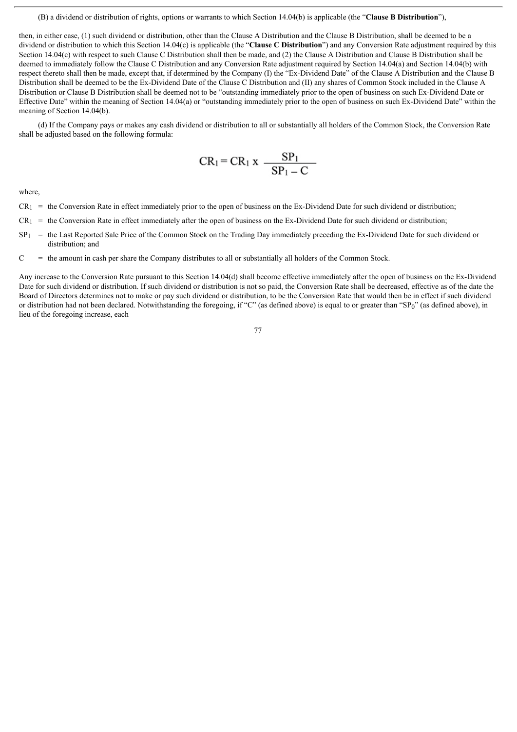(B) a dividend or distribution of rights, options or warrants to which Section 14.04(b) is applicable (the "**Clause B Distribution**"),

then, in either case, (1) such dividend or distribution, other than the Clause A Distribution and the Clause B Distribution, shall be deemed to be a dividend or distribution to which this Section 14.04(c) is applicable (the "**Clause C Distribution**") and any Conversion Rate adjustment required by this Section 14.04(c) with respect to such Clause C Distribution shall then be made, and (2) the Clause A Distribution and Clause B Distribution shall be deemed to immediately follow the Clause C Distribution and any Conversion Rate adjustment required by Section 14.04(a) and Section 14.04(b) with respect thereto shall then be made, except that, if determined by the Company (I) the "Ex-Dividend Date" of the Clause A Distribution and the Clause B Distribution shall be deemed to be the Ex-Dividend Date of the Clause C Distribution and (II) any shares of Common Stock included in the Clause A Distribution or Clause B Distribution shall be deemed not to be "outstanding immediately prior to the open of business on such Ex-Dividend Date or Effective Date" within the meaning of Section 14.04(a) or "outstanding immediately prior to the open of business on such Ex-Dividend Date" within the meaning of Section 14.04(b).

(d) If the Company pays or makes any cash dividend or distribution to all or substantially all holders of the Common Stock, the Conversion Rate shall be adjusted based on the following formula:

$$CR_1 = CR_1 \times \frac{SP_1}{SP_1 - C}$$

where,

$CR_1$ = the Conversion Rate in effect immediately prior to the open of business on the Ex-Dividend Date for such dividend or distribution;

$CR_1$ = the Conversion Rate in effect immediately after the open of business on the Ex-Dividend Date for such dividend or distribution;

$SP_1$ = the Last Reported Sale Price of the Common Stock on the Trading Day immediately preceding the Ex-Dividend Date for such dividend or distribution; and

C = the amount in cash per share the Company distributes to all or substantially all holders of the Common Stock.

Any increase to the Conversion Rate pursuant to this Section 14.04(d) shall become effective immediately after the open of business on the Ex-Dividend Date for such dividend or distribution. If such dividend or distribution is not so paid, the Conversion Rate shall be decreased, effective as of the date the Board of Directors determines not to make or pay such dividend or distribution, to be the Conversion Rate that would then be in effect if such dividend or distribution had not been declared. Notwithstanding the foregoing, if "C" (as defined above) is equal to or greater than "$SP_0$" (as defined above), in lieu of the foregoing increase, each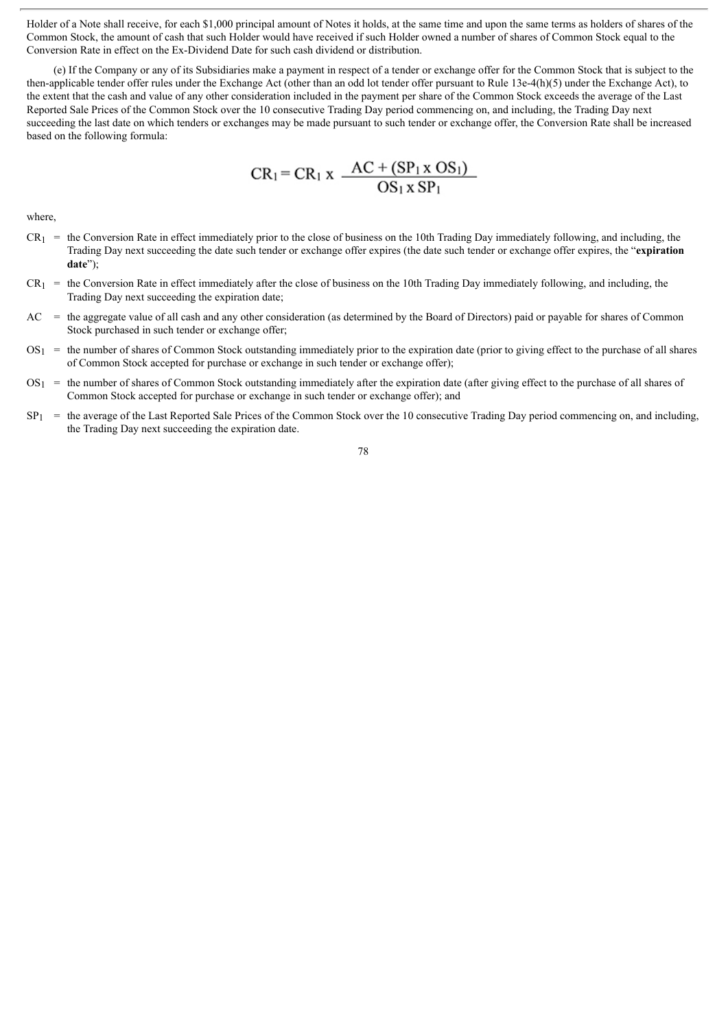Holder of a Note shall receive, for each $1,000 principal amount of Notes it holds, at the same time and upon the same terms as holders of shares of the Common Stock, the amount of cash that such Holder would have received if such Holder owned a number of shares of Common Stock equal to the Conversion Rate in effect on the Ex-Dividend Date for such cash dividend or distribution.

(e) If the Company or any of its Subsidiaries make a payment in respect of a tender or exchange offer for the Common Stock that is subject to the then-applicable tender offer rules under the Exchange Act (other than an odd lot tender offer pursuant to Rule 13e-4(h)(5) under the Exchange Act), to the extent that the cash and value of any other consideration included in the payment per share of the Common Stock exceeds the average of the Last Reported Sale Prices of the Common Stock over the 10 consecutive Trading Day period commencing on, and including, the Trading Day next succeeding the last date on which tenders or exchanges may be made pursuant to such tender or exchange offer, the Conversion Rate shall be increased based on the following formula:

$$CR_1 = CR_1 \text{ x } \frac{AC + (SP_1 \text{ x } OS_1)}{OS_1 \text{ x } SP_1}$$

where,

$CR_1$ = the Conversion Rate in effect immediately prior to the close of business on the 10th Trading Day immediately following, and including, the Trading Day next succeeding the date such tender or exchange offer expires (the date such tender or exchange offer expires, the "**expiration date**");

$CR_1$ = the Conversion Rate in effect immediately after the close of business on the 10th Trading Day immediately following, and including, the Trading Day next succeeding the expiration date;

$AC$ = the aggregate value of all cash and any other consideration (as determined by the Board of Directors) paid or payable for shares of Common Stock purchased in such tender or exchange offer;

$OS_1$ = the number of shares of Common Stock outstanding immediately prior to the expiration date (prior to giving effect to the purchase of all shares of Common Stock accepted for purchase or exchange in such tender or exchange offer);

$OS_1$ = the number of shares of Common Stock outstanding immediately after the expiration date (after giving effect to the purchase of all shares of Common Stock accepted for purchase or exchange in such tender or exchange offer); and

$SP_1$ = the average of the Last Reported Sale Prices of the Common Stock over the 10 consecutive Trading Day period commencing on, and including, the Trading Day next succeeding the expiration date.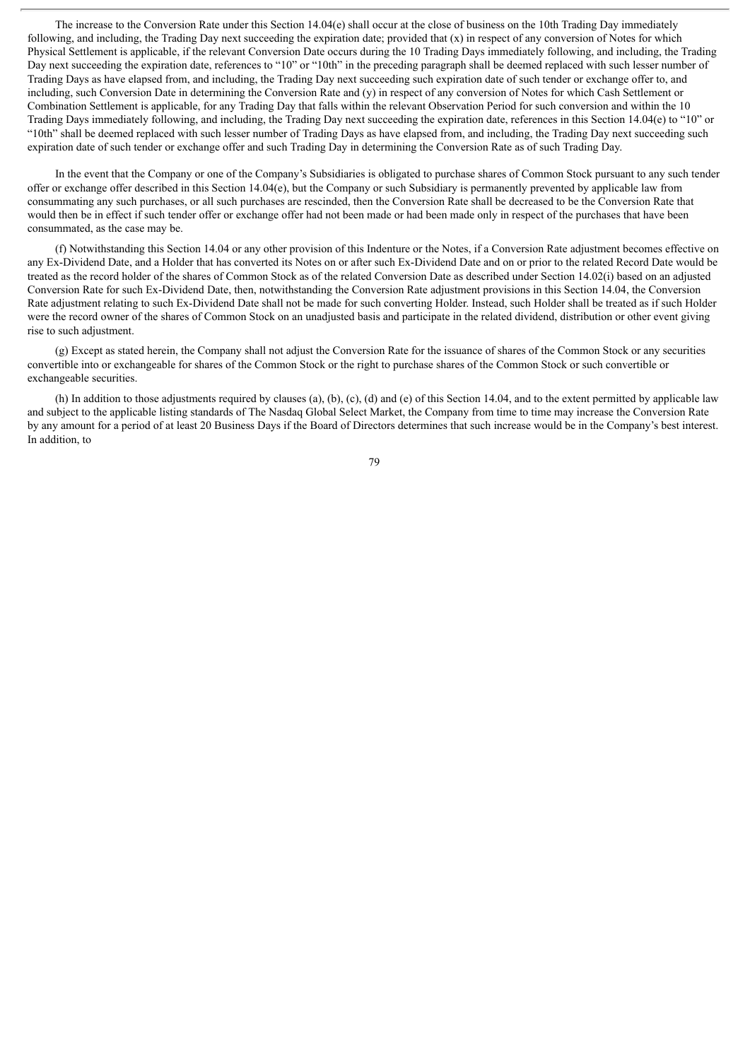The increase to the Conversion Rate under this Section 14.04(e) shall occur at the close of business on the 10th Trading Day immediately following, and including, the Trading Day next succeeding the expiration date; provided that (x) in respect of any conversion of Notes for which Physical Settlement is applicable, if the relevant Conversion Date occurs during the 10 Trading Days immediately following, and including, the Trading Day next succeeding the expiration date, references to "10" or "10th" in the preceding paragraph shall be deemed replaced with such lesser number of Trading Days as have elapsed from, and including, the Trading Day next succeeding such expiration date of such tender or exchange offer to, and including, such Conversion Date in determining the Conversion Rate and (y) in respect of any conversion of Notes for which Cash Settlement or Combination Settlement is applicable, for any Trading Day that falls within the relevant Observation Period for such conversion and within the 10 Trading Days immediately following, and including, the Trading Day next succeeding the expiration date, references in this Section 14.04(e) to "10" or "10th" shall be deemed replaced with such lesser number of Trading Days as have elapsed from, and including, the Trading Day next succeeding such expiration date of such tender or exchange offer and such Trading Day in determining the Conversion Rate as of such Trading Day.

In the event that the Company or one of the Company's Subsidiaries is obligated to purchase shares of Common Stock pursuant to any such tender offer or exchange offer described in this Section 14.04(e), but the Company or such Subsidiary is permanently prevented by applicable law from consummating any such purchases, or all such purchases are rescinded, then the Conversion Rate shall be decreased to be the Conversion Rate that would then be in effect if such tender offer or exchange offer had not been made or had been made only in respect of the purchases that have been consummated, as the case may be.

(f) Notwithstanding this Section 14.04 or any other provision of this Indenture or the Notes, if a Conversion Rate adjustment becomes effective on any Ex-Dividend Date, and a Holder that has converted its Notes on or after such Ex-Dividend Date and on or prior to the related Record Date would be treated as the record holder of the shares of Common Stock as of the related Conversion Date as described under Section 14.02(i) based on an adjusted Conversion Rate for such Ex-Dividend Date, then, notwithstanding the Conversion Rate adjustment provisions in this Section 14.04, the Conversion Rate adjustment relating to such Ex-Dividend Date shall not be made for such converting Holder. Instead, such Holder shall be treated as if such Holder were the record owner of the shares of Common Stock on an unadjusted basis and participate in the related dividend, distribution or other event giving rise to such adjustment.

(g) Except as stated herein, the Company shall not adjust the Conversion Rate for the issuance of shares of the Common Stock or any securities convertible into or exchangeable for shares of the Common Stock or the right to purchase shares of the Common Stock or such convertible or exchangeable securities.

(h) In addition to those adjustments required by clauses (a), (b), (c), (d) and (e) of this Section 14.04, and to the extent permitted by applicable law and subject to the applicable listing standards of The Nasdaq Global Select Market, the Company from time to time may increase the Conversion Rate by any amount for a period of at least 20 Business Days if the Board of Directors determines that such increase would be in the Company's best interest. In addition, to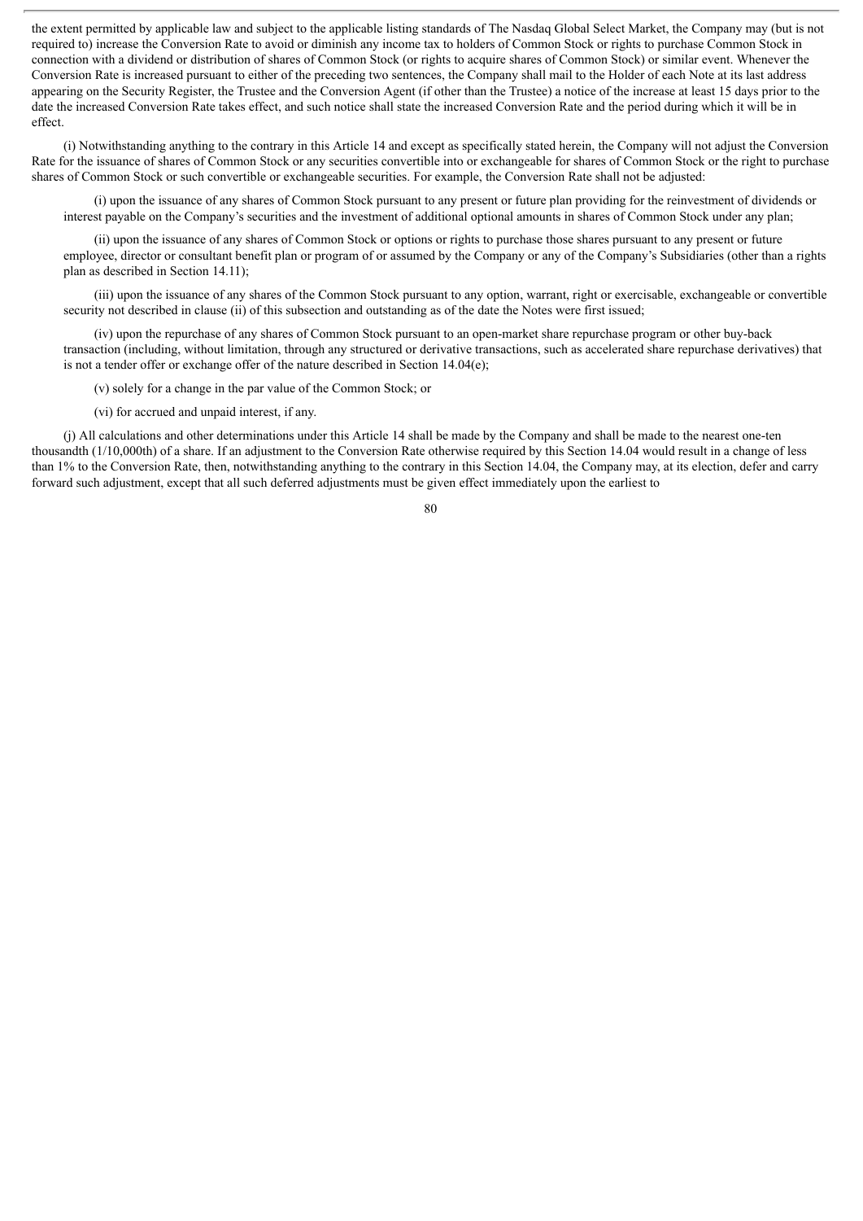the extent permitted by applicable law and subject to the applicable listing standards of The Nasdaq Global Select Market, the Company may (but is not required to) increase the Conversion Rate to avoid or diminish any income tax to holders of Common Stock or rights to purchase Common Stock in connection with a dividend or distribution of shares of Common Stock (or rights to acquire shares of Common Stock) or similar event. Whenever the Conversion Rate is increased pursuant to either of the preceding two sentences, the Company shall mail to the Holder of each Note at its last address appearing on the Security Register, the Trustee and the Conversion Agent (if other than the Trustee) a notice of the increase at least 15 days prior to the date the increased Conversion Rate takes effect, and such notice shall state the increased Conversion Rate and the period during which it will be in effect.

(i) Notwithstanding anything to the contrary in this Article 14 and except as specifically stated herein, the Company will not adjust the Conversion Rate for the issuance of shares of Common Stock or any securities convertible into or exchangeable for shares of Common Stock or the right to purchase shares of Common Stock or such convertible or exchangeable securities. For example, the Conversion Rate shall not be adjusted:

(i) upon the issuance of any shares of Common Stock pursuant to any present or future plan providing for the reinvestment of dividends or interest payable on the Company's securities and the investment of additional optional amounts in shares of Common Stock under any plan;

(ii) upon the issuance of any shares of Common Stock or options or rights to purchase those shares pursuant to any present or future employee, director or consultant benefit plan or program of or assumed by the Company or any of the Company's Subsidiaries (other than a rights plan as described in Section 14.11);

(iii) upon the issuance of any shares of the Common Stock pursuant to any option, warrant, right or exercisable, exchangeable or convertible security not described in clause (ii) of this subsection and outstanding as of the date the Notes were first issued;

(iv) upon the repurchase of any shares of Common Stock pursuant to an open-market share repurchase program or other buy-back transaction (including, without limitation, through any structured or derivative transactions, such as accelerated share repurchase derivatives) that is not a tender offer or exchange offer of the nature described in Section 14.04(e);

(v) solely for a change in the par value of the Common Stock; or

(vi) for accrued and unpaid interest, if any.

(j) All calculations and other determinations under this Article 14 shall be made by the Company and shall be made to the nearest one-ten thousandth (1/10,000th) of a share. If an adjustment to the Conversion Rate otherwise required by this Section 14.04 would result in a change of less than 1% to the Conversion Rate, then, notwithstanding anything to the contrary in this Section 14.04, the Company may, at its election, defer and carry forward such adjustment, except that all such deferred adjustments must be given effect immediately upon the earliest to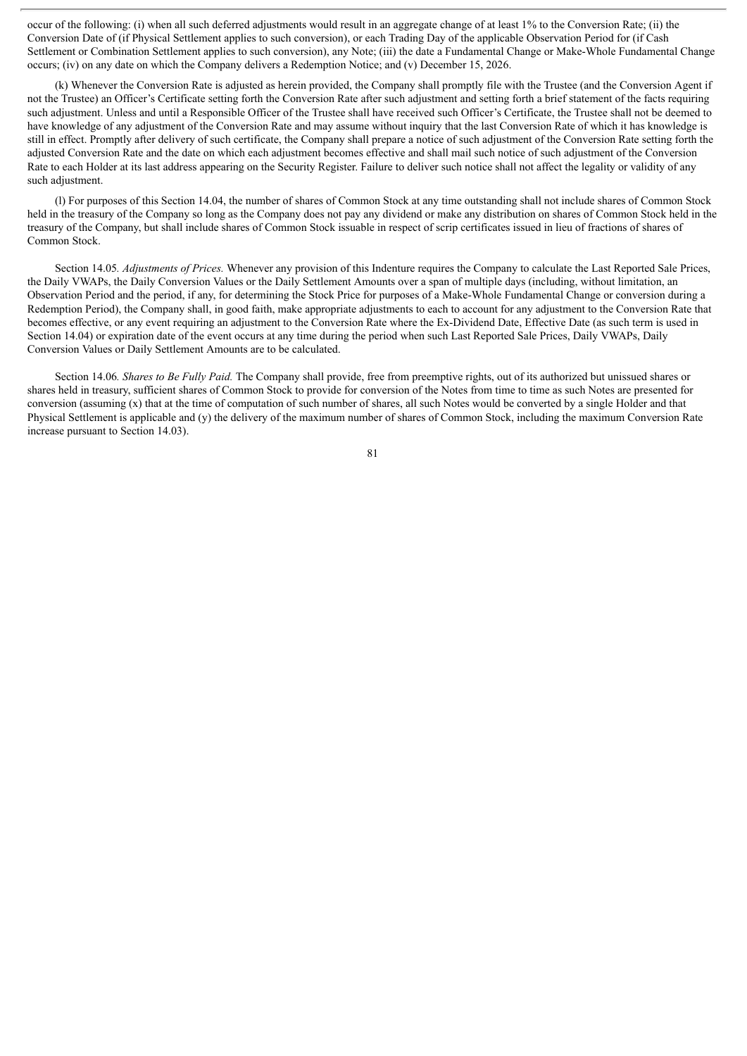occur of the following: (i) when all such deferred adjustments would result in an aggregate change of at least 1% to the Conversion Rate; (ii) the Conversion Date of (if Physical Settlement applies to such conversion), or each Trading Day of the applicable Observation Period for (if Cash Settlement or Combination Settlement applies to such conversion), any Note; (iii) the date a Fundamental Change or Make-Whole Fundamental Change occurs; (iv) on any date on which the Company delivers a Redemption Notice; and (v) December 15, 2026.

(k) Whenever the Conversion Rate is adjusted as herein provided, the Company shall promptly file with the Trustee (and the Conversion Agent if not the Trustee) an Officer's Certificate setting forth the Conversion Rate after such adjustment and setting forth a brief statement of the facts requiring such adjustment. Unless and until a Responsible Officer of the Trustee shall have received such Officer's Certificate, the Trustee shall not be deemed to have knowledge of any adjustment of the Conversion Rate and may assume without inquiry that the last Conversion Rate of which it has knowledge is still in effect. Promptly after delivery of such certificate, the Company shall prepare a notice of such adjustment of the Conversion Rate setting forth the adjusted Conversion Rate and the date on which each adjustment becomes effective and shall mail such notice of such adjustment of the Conversion Rate to each Holder at its last address appearing on the Security Register. Failure to deliver such notice shall not affect the legality or validity of any such adjustment.

(l) For purposes of this Section 14.04, the number of shares of Common Stock at any time outstanding shall not include shares of Common Stock held in the treasury of the Company so long as the Company does not pay any dividend or make any distribution on shares of Common Stock held in the treasury of the Company, but shall include shares of Common Stock issuable in respect of scrip certificates issued in lieu of fractions of shares of Common Stock.

Section 14.05. *Adjustments of Prices.* Whenever any provision of this Indenture requires the Company to calculate the Last Reported Sale Prices, the Daily VWAPs, the Daily Conversion Values or the Daily Settlement Amounts over a span of multiple days (including, without limitation, an Observation Period and the period, if any, for determining the Stock Price for purposes of a Make-Whole Fundamental Change or conversion during a Redemption Period), the Company shall, in good faith, make appropriate adjustments to each to account for any adjustment to the Conversion Rate that becomes effective, or any event requiring an adjustment to the Conversion Rate where the Ex-Dividend Date, Effective Date (as such term is used in Section 14.04) or expiration date of the event occurs at any time during the period when such Last Reported Sale Prices, Daily VWAPs, Daily Conversion Values or Daily Settlement Amounts are to be calculated.

Section 14.06. *Shares to Be Fully Paid.* The Company shall provide, free from preemptive rights, out of its authorized but unissued shares or shares held in treasury, sufficient shares of Common Stock to provide for conversion of the Notes from time to time as such Notes are presented for conversion (assuming (x) that at the time of computation of such number of shares, all such Notes would be converted by a single Holder and that Physical Settlement is applicable and (y) the delivery of the maximum number of shares of Common Stock, including the maximum Conversion Rate increase pursuant to Section 14.03).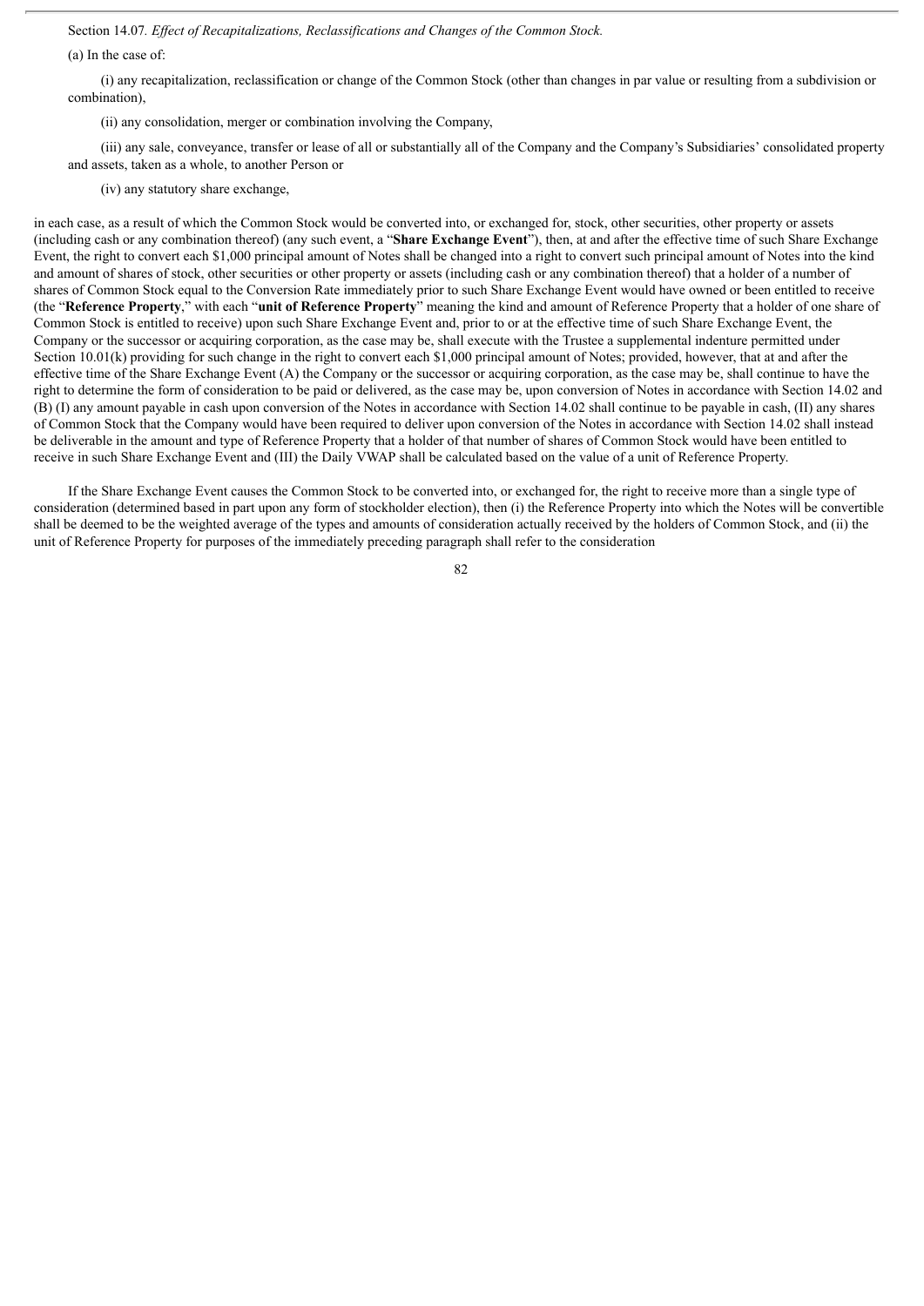Section 14.07. *Effect of Recapitalizations, Reclassifications and Changes of the Common Stock.*

(a) In the case of:

(i) any recapitalization, reclassification or change of the Common Stock (other than changes in par value or resulting from a subdivision or combination),

(ii) any consolidation, merger or combination involving the Company,

(iii) any sale, conveyance, transfer or lease of all or substantially all of the Company and the Company's Subsidiaries' consolidated property and assets, taken as a whole, to another Person or

(iv) any statutory share exchange,

in each case, as a result of which the Common Stock would be converted into, or exchanged for, stock, other securities, other property or assets (including cash or any combination thereof) (any such event, a "**Share Exchange Event**"), then, at and after the effective time of such Share Exchange Event, the right to convert each $1,000 principal amount of Notes shall be changed into a right to convert such principal amount of Notes into the kind and amount of shares of stock, other securities or other property or assets (including cash or any combination thereof) that a holder of a number of shares of Common Stock equal to the Conversion Rate immediately prior to such Share Exchange Event would have owned or been entitled to receive (the "**Reference Property**," with each "**unit of Reference Property**" meaning the kind and amount of Reference Property that a holder of one share of Common Stock is entitled to receive) upon such Share Exchange Event and, prior to or at the effective time of such Share Exchange Event, the Company or the successor or acquiring corporation, as the case may be, shall execute with the Trustee a supplemental indenture permitted under Section 10.01(k) providing for such change in the right to convert each $1,000 principal amount of Notes; provided, however, that at and after the effective time of the Share Exchange Event (A) the Company or the successor or acquiring corporation, as the case may be, shall continue to have the right to determine the form of consideration to be paid or delivered, as the case may be, upon conversion of Notes in accordance with Section 14.02 and (B) (I) any amount payable in cash upon conversion of the Notes in accordance with Section 14.02 shall continue to be payable in cash, (II) any shares of Common Stock that the Company would have been required to deliver upon conversion of the Notes in accordance with Section 14.02 shall instead be deliverable in the amount and type of Reference Property that a holder of that number of shares of Common Stock would have been entitled to receive in such Share Exchange Event and (III) the Daily VWAP shall be calculated based on the value of a unit of Reference Property.

If the Share Exchange Event causes the Common Stock to be converted into, or exchanged for, the right to receive more than a single type of consideration (determined based in part upon any form of stockholder election), then (i) the Reference Property into which the Notes will be convertible shall be deemed to be the weighted average of the types and amounts of consideration actually received by the holders of Common Stock, and (ii) the unit of Reference Property for purposes of the immediately preceding paragraph shall refer to the consideration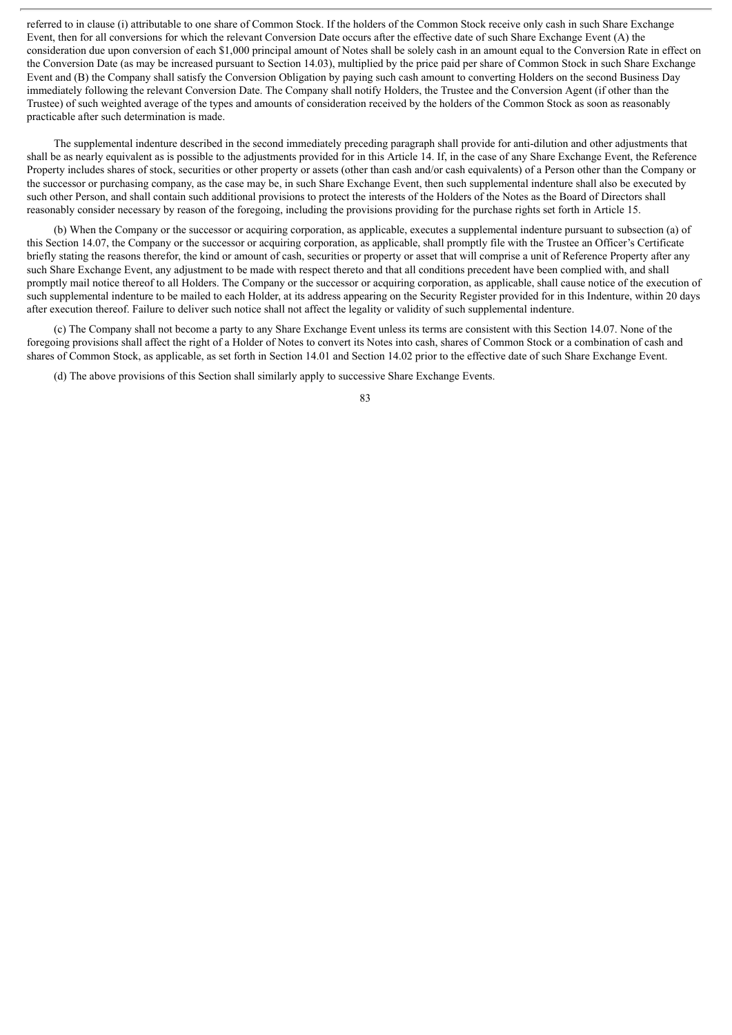referred to in clause (i) attributable to one share of Common Stock. If the holders of the Common Stock receive only cash in such Share Exchange Event, then for all conversions for which the relevant Conversion Date occurs after the effective date of such Share Exchange Event (A) the consideration due upon conversion of each $1,000 principal amount of Notes shall be solely cash in an amount equal to the Conversion Rate in effect on the Conversion Date (as may be increased pursuant to Section 14.03), multiplied by the price paid per share of Common Stock in such Share Exchange Event and (B) the Company shall satisfy the Conversion Obligation by paying such cash amount to converting Holders on the second Business Day immediately following the relevant Conversion Date. The Company shall notify Holders, the Trustee and the Conversion Agent (if other than the Trustee) of such weighted average of the types and amounts of consideration received by the holders of the Common Stock as soon as reasonably practicable after such determination is made.

The supplemental indenture described in the second immediately preceding paragraph shall provide for anti-dilution and other adjustments that shall be as nearly equivalent as is possible to the adjustments provided for in this Article 14. If, in the case of any Share Exchange Event, the Reference Property includes shares of stock, securities or other property or assets (other than cash and/or cash equivalents) of a Person other than the Company or the successor or purchasing company, as the case may be, in such Share Exchange Event, then such supplemental indenture shall also be executed by such other Person, and shall contain such additional provisions to protect the interests of the Holders of the Notes as the Board of Directors shall reasonably consider necessary by reason of the foregoing, including the provisions providing for the purchase rights set forth in Article 15.

(b) When the Company or the successor or acquiring corporation, as applicable, executes a supplemental indenture pursuant to subsection (a) of this Section 14.07, the Company or the successor or acquiring corporation, as applicable, shall promptly file with the Trustee an Officer's Certificate briefly stating the reasons therefor, the kind or amount of cash, securities or property or asset that will comprise a unit of Reference Property after any such Share Exchange Event, any adjustment to be made with respect thereto and that all conditions precedent have been complied with, and shall promptly mail notice thereof to all Holders. The Company or the successor or acquiring corporation, as applicable, shall cause notice of the execution of such supplemental indenture to be mailed to each Holder, at its address appearing on the Security Register provided for in this Indenture, within 20 days after execution thereof. Failure to deliver such notice shall not affect the legality or validity of such supplemental indenture.

(c) The Company shall not become a party to any Share Exchange Event unless its terms are consistent with this Section 14.07. None of the foregoing provisions shall affect the right of a Holder of Notes to convert its Notes into cash, shares of Common Stock or a combination of cash and shares of Common Stock, as applicable, as set forth in Section 14.01 and Section 14.02 prior to the effective date of such Share Exchange Event.

(d) The above provisions of this Section shall similarly apply to successive Share Exchange Events.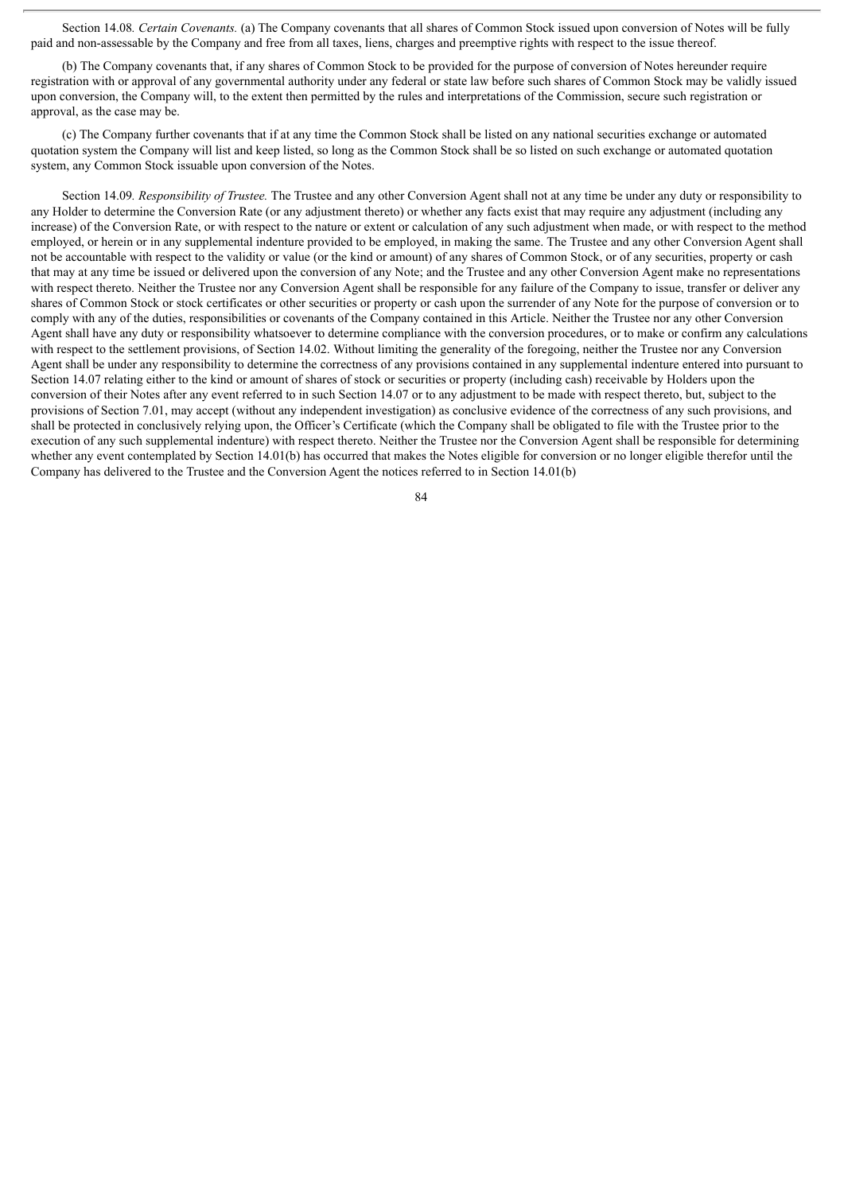Section 14.08*. Certain Covenants.* (a) The Company covenants that all shares of Common Stock issued upon conversion of Notes will be fully paid and non-assessable by the Company and free from all taxes, liens, charges and preemptive rights with respect to the issue thereof.

(b) The Company covenants that, if any shares of Common Stock to be provided for the purpose of conversion of Notes hereunder require registration with or approval of any governmental authority under any federal or state law before such shares of Common Stock may be validly issued upon conversion, the Company will, to the extent then permitted by the rules and interpretations of the Commission, secure such registration or approval, as the case may be.

(c) The Company further covenants that if at any time the Common Stock shall be listed on any national securities exchange or automated quotation system the Company will list and keep listed, so long as the Common Stock shall be so listed on such exchange or automated quotation system, any Common Stock issuable upon conversion of the Notes.

Section 14.09*. Responsibility of Trustee.* The Trustee and any other Conversion Agent shall not at any time be under any duty or responsibility to any Holder to determine the Conversion Rate (or any adjustment thereto) or whether any facts exist that may require any adjustment (including any increase) of the Conversion Rate, or with respect to the nature or extent or calculation of any such adjustment when made, or with respect to the method employed, or herein or in any supplemental indenture provided to be employed, in making the same. The Trustee and any other Conversion Agent shall not be accountable with respect to the validity or value (or the kind or amount) of any shares of Common Stock, or of any securities, property or cash that may at any time be issued or delivered upon the conversion of any Note; and the Trustee and any other Conversion Agent make no representations with respect thereto. Neither the Trustee nor any Conversion Agent shall be responsible for any failure of the Company to issue, transfer or deliver any shares of Common Stock or stock certificates or other securities or property or cash upon the surrender of any Note for the purpose of conversion or to comply with any of the duties, responsibilities or covenants of the Company contained in this Article. Neither the Trustee nor any other Conversion Agent shall have any duty or responsibility whatsoever to determine compliance with the conversion procedures, or to make or confirm any calculations with respect to the settlement provisions, of Section 14.02. Without limiting the generality of the foregoing, neither the Trustee nor any Conversion Agent shall be under any responsibility to determine the correctness of any provisions contained in any supplemental indenture entered into pursuant to Section 14.07 relating either to the kind or amount of shares of stock or securities or property (including cash) receivable by Holders upon the conversion of their Notes after any event referred to in such Section 14.07 or to any adjustment to be made with respect thereto, but, subject to the provisions of Section 7.01, may accept (without any independent investigation) as conclusive evidence of the correctness of any such provisions, and shall be protected in conclusively relying upon, the Officer's Certificate (which the Company shall be obligated to file with the Trustee prior to the execution of any such supplemental indenture) with respect thereto. Neither the Trustee nor the Conversion Agent shall be responsible for determining whether any event contemplated by Section 14.01(b) has occurred that makes the Notes eligible for conversion or no longer eligible therefor until the Company has delivered to the Trustee and the Conversion Agent the notices referred to in Section 14.01(b)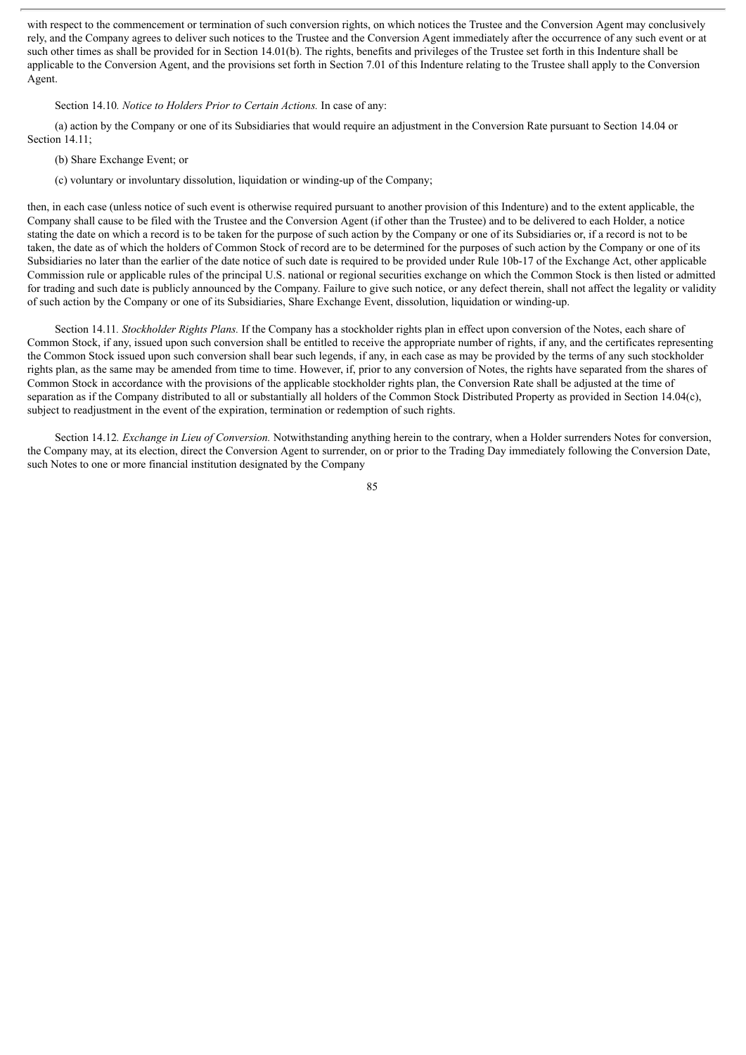with respect to the commencement or termination of such conversion rights, on which notices the Trustee and the Conversion Agent may conclusively rely, and the Company agrees to deliver such notices to the Trustee and the Conversion Agent immediately after the occurrence of any such event or at such other times as shall be provided for in Section 14.01(b). The rights, benefits and privileges of the Trustee set forth in this Indenture shall be applicable to the Conversion Agent, and the provisions set forth in Section 7.01 of this Indenture relating to the Trustee shall apply to the Conversion Agent.

Section 14.10. *Notice to Holders Prior to Certain Actions.* In case of any:

(a) action by the Company or one of its Subsidiaries that would require an adjustment in the Conversion Rate pursuant to Section 14.04 or Section 14.11;

(b) Share Exchange Event; or

(c) voluntary or involuntary dissolution, liquidation or winding-up of the Company;

then, in each case (unless notice of such event is otherwise required pursuant to another provision of this Indenture) and to the extent applicable, the Company shall cause to be filed with the Trustee and the Conversion Agent (if other than the Trustee) and to be delivered to each Holder, a notice stating the date on which a record is to be taken for the purpose of such action by the Company or one of its Subsidiaries or, if a record is not to be taken, the date as of which the holders of Common Stock of record are to be determined for the purposes of such action by the Company or one of its Subsidiaries no later than the earlier of the date notice of such date is required to be provided under Rule 10b-17 of the Exchange Act, other applicable Commission rule or applicable rules of the principal U.S. national or regional securities exchange on which the Common Stock is then listed or admitted for trading and such date is publicly announced by the Company. Failure to give such notice, or any defect therein, shall not affect the legality or validity of such action by the Company or one of its Subsidiaries, Share Exchange Event, dissolution, liquidation or winding-up.

Section 14.11. *Stockholder Rights Plans.* If the Company has a stockholder rights plan in effect upon conversion of the Notes, each share of Common Stock, if any, issued upon such conversion shall be entitled to receive the appropriate number of rights, if any, and the certificates representing the Common Stock issued upon such conversion shall bear such legends, if any, in each case as may be provided by the terms of any such stockholder rights plan, as the same may be amended from time to time. However, if, prior to any conversion of Notes, the rights have separated from the shares of Common Stock in accordance with the provisions of the applicable stockholder rights plan, the Conversion Rate shall be adjusted at the time of separation as if the Company distributed to all or substantially all holders of the Common Stock Distributed Property as provided in Section 14.04(c), subject to readjustment in the event of the expiration, termination or redemption of such rights.

Section 14.12. *Exchange in Lieu of Conversion.* Notwithstanding anything herein to the contrary, when a Holder surrenders Notes for conversion, the Company may, at its election, direct the Conversion Agent to surrender, on or prior to the Trading Day immediately following the Conversion Date, such Notes to one or more financial institution designated by the Company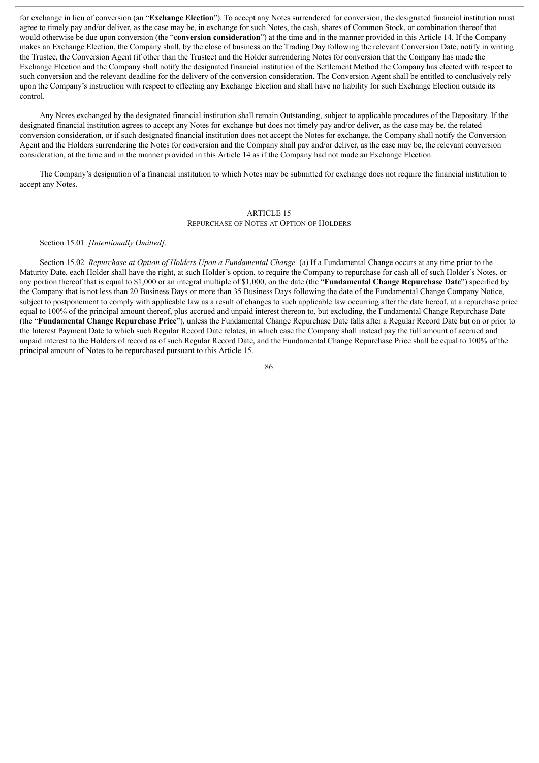for exchange in lieu of conversion (an "**Exchange Election**"). To accept any Notes surrendered for conversion, the designated financial institution must agree to timely pay and/or deliver, as the case may be, in exchange for such Notes, the cash, shares of Common Stock, or combination thereof that would otherwise be due upon conversion (the "**conversion consideration**") at the time and in the manner provided in this Article 14. If the Company makes an Exchange Election, the Company shall, by the close of business on the Trading Day following the relevant Conversion Date, notify in writing the Trustee, the Conversion Agent (if other than the Trustee) and the Holder surrendering Notes for conversion that the Company has made the Exchange Election and the Company shall notify the designated financial institution of the Settlement Method the Company has elected with respect to such conversion and the relevant deadline for the delivery of the conversion consideration. The Conversion Agent shall be entitled to conclusively rely upon the Company's instruction with respect to effecting any Exchange Election and shall have no liability for such Exchange Election outside its control.

Any Notes exchanged by the designated financial institution shall remain Outstanding, subject to applicable procedures of the Depositary. If the designated financial institution agrees to accept any Notes for exchange but does not timely pay and/or deliver, as the case may be, the related conversion consideration, or if such designated financial institution does not accept the Notes for exchange, the Company shall notify the Conversion Agent and the Holders surrendering the Notes for conversion and the Company shall pay and/or deliver, as the case may be, the relevant conversion consideration, at the time and in the manner provided in this Article 14 as if the Company had not made an Exchange Election.

The Company's designation of a financial institution to which Notes may be submitted for exchange does not require the financial institution to accept any Notes.

## ARTICLE 15
## Repurchase of Notes at Option of Holders

Section 15.01. *[Intentionally Omitted].*

Section 15.02. *Repurchase at Option of Holders Upon a Fundamental Change.* (a) If a Fundamental Change occurs at any time prior to the Maturity Date, each Holder shall have the right, at such Holder's option, to require the Company to repurchase for cash all of such Holder's Notes, or any portion thereof that is equal to $1,000 or an integral multiple of $1,000, on the date (the "**Fundamental Change Repurchase Date**") specified by the Company that is not less than 20 Business Days or more than 35 Business Days following the date of the Fundamental Change Company Notice, subject to postponement to comply with applicable law as a result of changes to such applicable law occurring after the date hereof, at a repurchase price equal to 100% of the principal amount thereof, plus accrued and unpaid interest thereon to, but excluding, the Fundamental Change Repurchase Date (the "**Fundamental Change Repurchase Price**"), unless the Fundamental Change Repurchase Date falls after a Regular Record Date but on or prior to the Interest Payment Date to which such Regular Record Date relates, in which case the Company shall instead pay the full amount of accrued and unpaid interest to the Holders of record as of such Regular Record Date, and the Fundamental Change Repurchase Price shall be equal to 100% of the principal amount of Notes to be repurchased pursuant to this Article 15.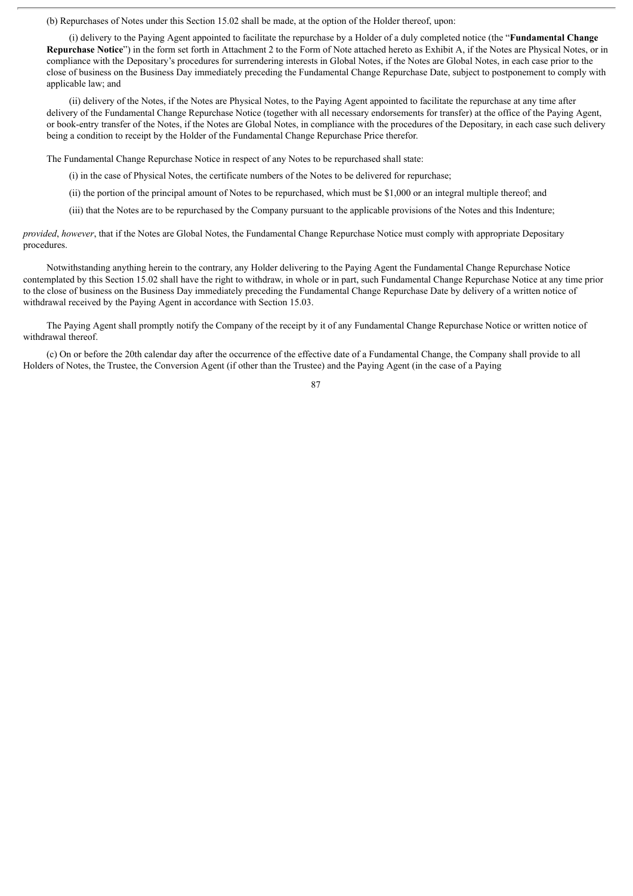(b) Repurchases of Notes under this Section 15.02 shall be made, at the option of the Holder thereof, upon:

(i) delivery to the Paying Agent appointed to facilitate the repurchase by a Holder of a duly completed notice (the "**Fundamental Change Repurchase Notice**") in the form set forth in Attachment 2 to the Form of Note attached hereto as Exhibit A, if the Notes are Physical Notes, or in compliance with the Depositary's procedures for surrendering interests in Global Notes, if the Notes are Global Notes, in each case prior to the close of business on the Business Day immediately preceding the Fundamental Change Repurchase Date, subject to postponement to comply with applicable law; and

(ii) delivery of the Notes, if the Notes are Physical Notes, to the Paying Agent appointed to facilitate the repurchase at any time after delivery of the Fundamental Change Repurchase Notice (together with all necessary endorsements for transfer) at the office of the Paying Agent, or book-entry transfer of the Notes, if the Notes are Global Notes, in compliance with the procedures of the Depositary, in each case such delivery being a condition to receipt by the Holder of the Fundamental Change Repurchase Price therefor.

The Fundamental Change Repurchase Notice in respect of any Notes to be repurchased shall state:

(i) in the case of Physical Notes, the certificate numbers of the Notes to be delivered for repurchase;

(ii) the portion of the principal amount of Notes to be repurchased, which must be $1,000 or an integral multiple thereof; and

(iii) that the Notes are to be repurchased by the Company pursuant to the applicable provisions of the Notes and this Indenture;

*provided*, *however*, that if the Notes are Global Notes, the Fundamental Change Repurchase Notice must comply with appropriate Depositary procedures.

Notwithstanding anything herein to the contrary, any Holder delivering to the Paying Agent the Fundamental Change Repurchase Notice contemplated by this Section 15.02 shall have the right to withdraw, in whole or in part, such Fundamental Change Repurchase Notice at any time prior to the close of business on the Business Day immediately preceding the Fundamental Change Repurchase Date by delivery of a written notice of withdrawal received by the Paying Agent in accordance with Section 15.03.

The Paying Agent shall promptly notify the Company of the receipt by it of any Fundamental Change Repurchase Notice or written notice of withdrawal thereof.

(c) On or before the 20th calendar day after the occurrence of the effective date of a Fundamental Change, the Company shall provide to all Holders of Notes, the Trustee, the Conversion Agent (if other than the Trustee) and the Paying Agent (in the case of a Paying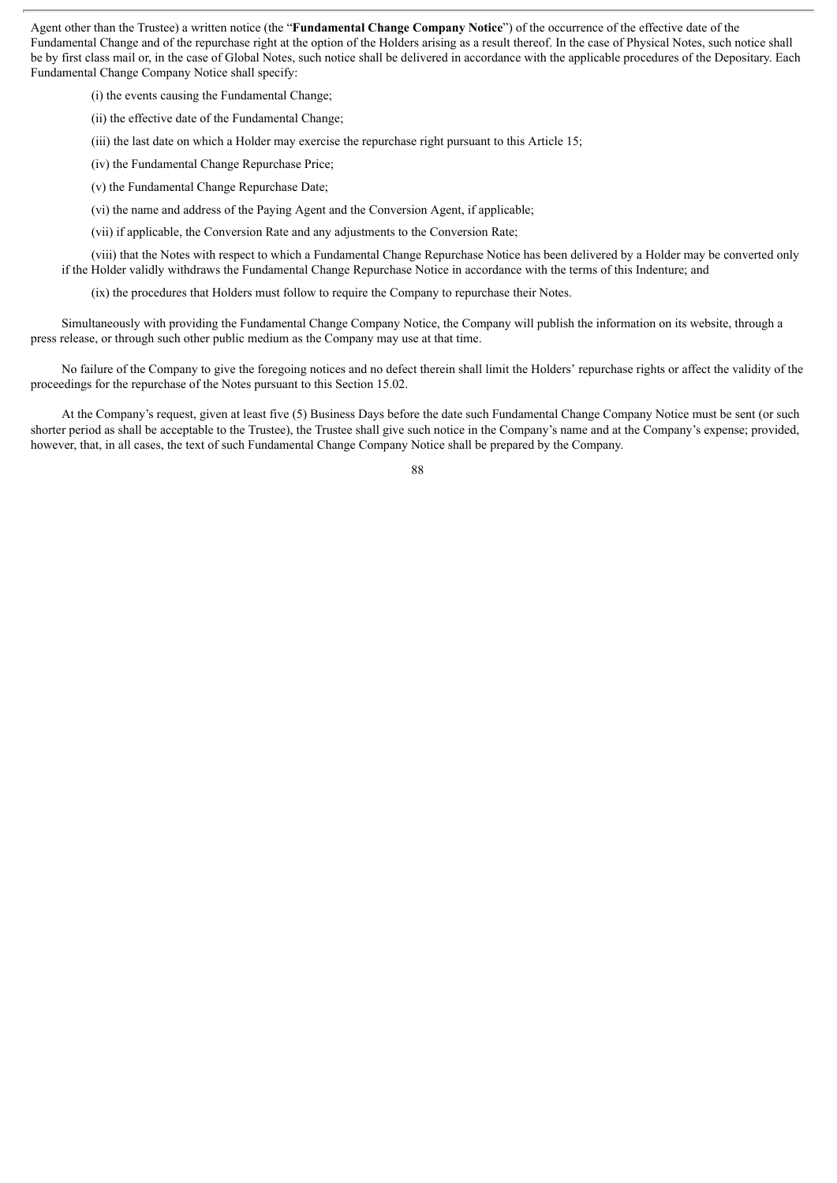Agent other than the Trustee) a written notice (the "**Fundamental Change Company Notice**") of the occurrence of the effective date of the Fundamental Change and of the repurchase right at the option of the Holders arising as a result thereof. In the case of Physical Notes, such notice shall be by first class mail or, in the case of Global Notes, such notice shall be delivered in accordance with the applicable procedures of the Depositary. Each Fundamental Change Company Notice shall specify:

(i) the events causing the Fundamental Change;

(ii) the effective date of the Fundamental Change;

(iii) the last date on which a Holder may exercise the repurchase right pursuant to this Article 15;

(iv) the Fundamental Change Repurchase Price;

(v) the Fundamental Change Repurchase Date;

(vi) the name and address of the Paying Agent and the Conversion Agent, if applicable;

(vii) if applicable, the Conversion Rate and any adjustments to the Conversion Rate;

(viii) that the Notes with respect to which a Fundamental Change Repurchase Notice has been delivered by a Holder may be converted only if the Holder validly withdraws the Fundamental Change Repurchase Notice in accordance with the terms of this Indenture; and

(ix) the procedures that Holders must follow to require the Company to repurchase their Notes.

Simultaneously with providing the Fundamental Change Company Notice, the Company will publish the information on its website, through a press release, or through such other public medium as the Company may use at that time.

No failure of the Company to give the foregoing notices and no defect therein shall limit the Holders' repurchase rights or affect the validity of the proceedings for the repurchase of the Notes pursuant to this Section 15.02.

At the Company's request, given at least five (5) Business Days before the date such Fundamental Change Company Notice must be sent (or such shorter period as shall be acceptable to the Trustee), the Trustee shall give such notice in the Company's name and at the Company's expense; provided, however, that, in all cases, the text of such Fundamental Change Company Notice shall be prepared by the Company.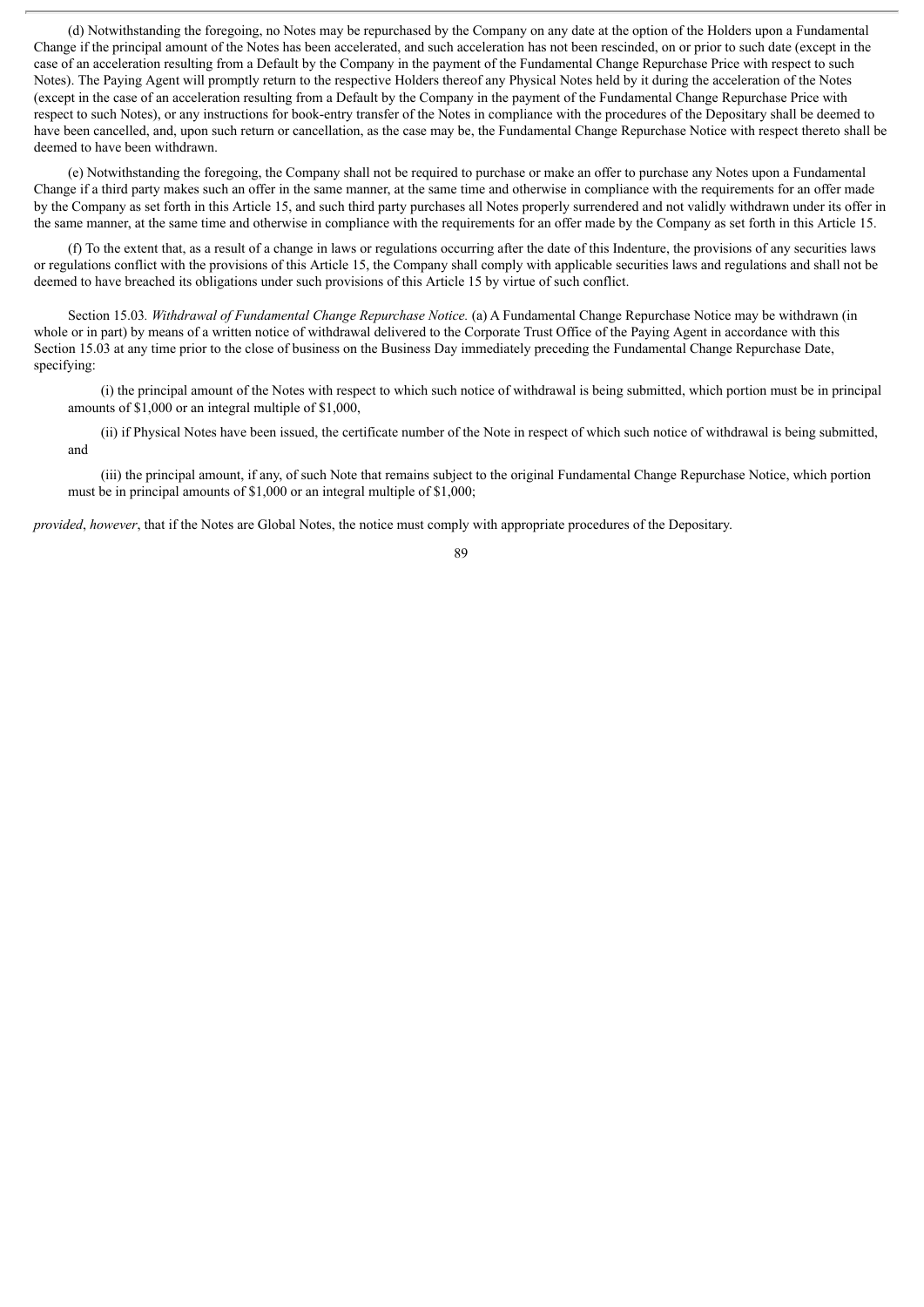(d) Notwithstanding the foregoing, no Notes may be repurchased by the Company on any date at the option of the Holders upon a Fundamental Change if the principal amount of the Notes has been accelerated, and such acceleration has not been rescinded, on or prior to such date (except in the case of an acceleration resulting from a Default by the Company in the payment of the Fundamental Change Repurchase Price with respect to such Notes). The Paying Agent will promptly return to the respective Holders thereof any Physical Notes held by it during the acceleration of the Notes (except in the case of an acceleration resulting from a Default by the Company in the payment of the Fundamental Change Repurchase Price with respect to such Notes), or any instructions for book-entry transfer of the Notes in compliance with the procedures of the Depositary shall be deemed to have been cancelled, and, upon such return or cancellation, as the case may be, the Fundamental Change Repurchase Notice with respect thereto shall be deemed to have been withdrawn.

(e) Notwithstanding the foregoing, the Company shall not be required to purchase or make an offer to purchase any Notes upon a Fundamental Change if a third party makes such an offer in the same manner, at the same time and otherwise in compliance with the requirements for an offer made by the Company as set forth in this Article 15, and such third party purchases all Notes properly surrendered and not validly withdrawn under its offer in the same manner, at the same time and otherwise in compliance with the requirements for an offer made by the Company as set forth in this Article 15.

(f) To the extent that, as a result of a change in laws or regulations occurring after the date of this Indenture, the provisions of any securities laws or regulations conflict with the provisions of this Article 15, the Company shall comply with applicable securities laws and regulations and shall not be deemed to have breached its obligations under such provisions of this Article 15 by virtue of such conflict.

Section 15.03. *Withdrawal of Fundamental Change Repurchase Notice.* (a) A Fundamental Change Repurchase Notice may be withdrawn (in whole or in part) by means of a written notice of withdrawal delivered to the Corporate Trust Office of the Paying Agent in accordance with this Section 15.03 at any time prior to the close of business on the Business Day immediately preceding the Fundamental Change Repurchase Date, specifying:

(i) the principal amount of the Notes with respect to which such notice of withdrawal is being submitted, which portion must be in principal amounts of $1,000 or an integral multiple of $1,000,

(ii) if Physical Notes have been issued, the certificate number of the Note in respect of which such notice of withdrawal is being submitted, and

(iii) the principal amount, if any, of such Note that remains subject to the original Fundamental Change Repurchase Notice, which portion must be in principal amounts of $1,000 or an integral multiple of $1,000;

*provided*, *however*, that if the Notes are Global Notes, the notice must comply with appropriate procedures of the Depositary.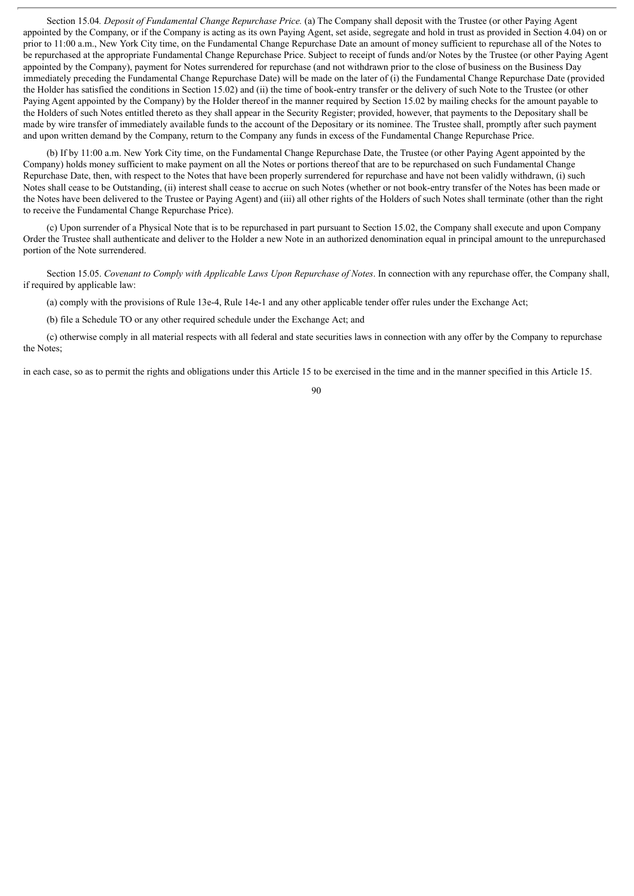Section 15.04. *Deposit of Fundamental Change Repurchase Price.* (a) The Company shall deposit with the Trustee (or other Paying Agent appointed by the Company, or if the Company is acting as its own Paying Agent, set aside, segregate and hold in trust as provided in Section 4.04) on or prior to 11:00 a.m., New York City time, on the Fundamental Change Repurchase Date an amount of money sufficient to repurchase all of the Notes to be repurchased at the appropriate Fundamental Change Repurchase Price. Subject to receipt of funds and/or Notes by the Trustee (or other Paying Agent appointed by the Company), payment for Notes surrendered for repurchase (and not withdrawn prior to the close of business on the Business Day immediately preceding the Fundamental Change Repurchase Date) will be made on the later of (i) the Fundamental Change Repurchase Date (provided the Holder has satisfied the conditions in Section 15.02) and (ii) the time of book-entry transfer or the delivery of such Note to the Trustee (or other Paying Agent appointed by the Company) by the Holder thereof in the manner required by Section 15.02 by mailing checks for the amount payable to the Holders of such Notes entitled thereto as they shall appear in the Security Register; provided, however, that payments to the Depositary shall be made by wire transfer of immediately available funds to the account of the Depositary or its nominee. The Trustee shall, promptly after such payment and upon written demand by the Company, return to the Company any funds in excess of the Fundamental Change Repurchase Price.

(b) If by 11:00 a.m. New York City time, on the Fundamental Change Repurchase Date, the Trustee (or other Paying Agent appointed by the Company) holds money sufficient to make payment on all the Notes or portions thereof that are to be repurchased on such Fundamental Change Repurchase Date, then, with respect to the Notes that have been properly surrendered for repurchase and have not been validly withdrawn, (i) such Notes shall cease to be Outstanding, (ii) interest shall cease to accrue on such Notes (whether or not book-entry transfer of the Notes has been made or the Notes have been delivered to the Trustee or Paying Agent) and (iii) all other rights of the Holders of such Notes shall terminate (other than the right to receive the Fundamental Change Repurchase Price).

(c) Upon surrender of a Physical Note that is to be repurchased in part pursuant to Section 15.02, the Company shall execute and upon Company Order the Trustee shall authenticate and deliver to the Holder a new Note in an authorized denomination equal in principal amount to the unrepurchased portion of the Note surrendered.

Section 15.05. *Covenant to Comply with Applicable Laws Upon Repurchase of Notes*. In connection with any repurchase offer, the Company shall, if required by applicable law:

(a) comply with the provisions of Rule 13e-4, Rule 14e-1 and any other applicable tender offer rules under the Exchange Act;

(b) file a Schedule TO or any other required schedule under the Exchange Act; and

(c) otherwise comply in all material respects with all federal and state securities laws in connection with any offer by the Company to repurchase the Notes;

in each case, so as to permit the rights and obligations under this Article 15 to be exercised in the time and in the manner specified in this Article 15.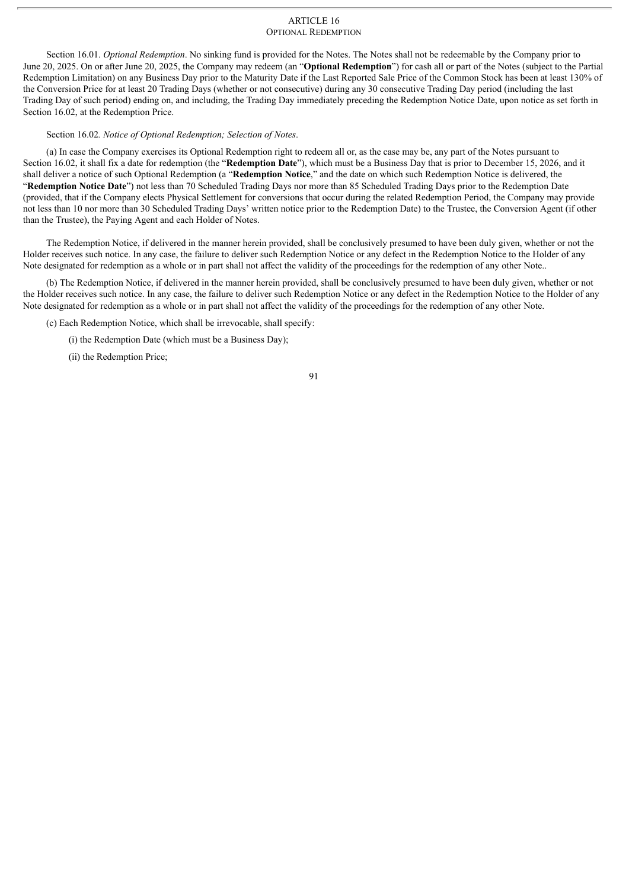# ARTICLE 16
## OPTIONAL REDEMPTION

Section 16.01. *Optional Redemption*. No sinking fund is provided for the Notes. The Notes shall not be redeemable by the Company prior to June 20, 2025. On or after June 20, 2025, the Company may redeem (an "**Optional Redemption**") for cash all or part of the Notes (subject to the Partial Redemption Limitation) on any Business Day prior to the Maturity Date if the Last Reported Sale Price of the Common Stock has been at least 130% of the Conversion Price for at least 20 Trading Days (whether or not consecutive) during any 30 consecutive Trading Day period (including the last Trading Day of such period) ending on, and including, the Trading Day immediately preceding the Redemption Notice Date, upon notice as set forth in Section 16.02, at the Redemption Price.

Section 16.02*. Notice of Optional Redemption; Selection of Notes*.

(a) In case the Company exercises its Optional Redemption right to redeem all or, as the case may be, any part of the Notes pursuant to Section 16.02, it shall fix a date for redemption (the "**Redemption Date**"), which must be a Business Day that is prior to December 15, 2026, and it shall deliver a notice of such Optional Redemption (a "**Redemption Notice**," and the date on which such Redemption Notice is delivered, the "**Redemption Notice Date**") not less than 70 Scheduled Trading Days nor more than 85 Scheduled Trading Days prior to the Redemption Date (provided, that if the Company elects Physical Settlement for conversions that occur during the related Redemption Period, the Company may provide not less than 10 nor more than 30 Scheduled Trading Days' written notice prior to the Redemption Date) to the Trustee, the Conversion Agent (if other than the Trustee), the Paying Agent and each Holder of Notes.

The Redemption Notice, if delivered in the manner herein provided, shall be conclusively presumed to have been duly given, whether or not the Holder receives such notice. In any case, the failure to deliver such Redemption Notice or any defect in the Redemption Notice to the Holder of any Note designated for redemption as a whole or in part shall not affect the validity of the proceedings for the redemption of any other Note..

(b) The Redemption Notice, if delivered in the manner herein provided, shall be conclusively presumed to have been duly given, whether or not the Holder receives such notice. In any case, the failure to deliver such Redemption Notice or any defect in the Redemption Notice to the Holder of any Note designated for redemption as a whole or in part shall not affect the validity of the proceedings for the redemption of any other Note.

(c) Each Redemption Notice, which shall be irrevocable, shall specify:

(i) the Redemption Date (which must be a Business Day);

(ii) the Redemption Price;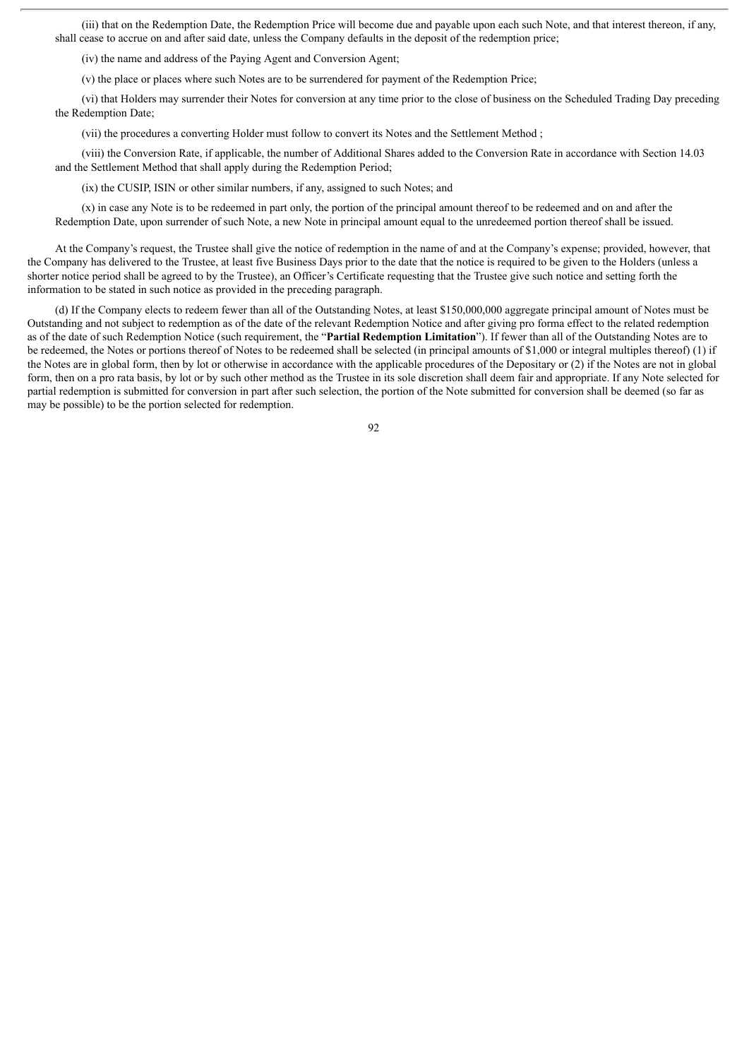(iii) that on the Redemption Date, the Redemption Price will become due and payable upon each such Note, and that interest thereon, if any, shall cease to accrue on and after said date, unless the Company defaults in the deposit of the redemption price;

(iv) the name and address of the Paying Agent and Conversion Agent;

(v) the place or places where such Notes are to be surrendered for payment of the Redemption Price;

(vi) that Holders may surrender their Notes for conversion at any time prior to the close of business on the Scheduled Trading Day preceding the Redemption Date;

(vii) the procedures a converting Holder must follow to convert its Notes and the Settlement Method ;

(viii) the Conversion Rate, if applicable, the number of Additional Shares added to the Conversion Rate in accordance with Section 14.03 and the Settlement Method that shall apply during the Redemption Period;

(ix) the CUSIP, ISIN or other similar numbers, if any, assigned to such Notes; and

(x) in case any Note is to be redeemed in part only, the portion of the principal amount thereof to be redeemed and on and after the Redemption Date, upon surrender of such Note, a new Note in principal amount equal to the unredeemed portion thereof shall be issued.

At the Company's request, the Trustee shall give the notice of redemption in the name of and at the Company's expense; provided, however, that the Company has delivered to the Trustee, at least five Business Days prior to the date that the notice is required to be given to the Holders (unless a shorter notice period shall be agreed to by the Trustee), an Officer's Certificate requesting that the Trustee give such notice and setting forth the information to be stated in such notice as provided in the preceding paragraph.

(d) If the Company elects to redeem fewer than all of the Outstanding Notes, at least $150,000,000 aggregate principal amount of Notes must be Outstanding and not subject to redemption as of the date of the relevant Redemption Notice and after giving pro forma effect to the related redemption as of the date of such Redemption Notice (such requirement, the "**Partial Redemption Limitation**"). If fewer than all of the Outstanding Notes are to be redeemed, the Notes or portions thereof of Notes to be redeemed shall be selected (in principal amounts of $1,000 or integral multiples thereof) (1) if the Notes are in global form, then by lot or otherwise in accordance with the applicable procedures of the Depositary or (2) if the Notes are not in global form, then on a pro rata basis, by lot or by such other method as the Trustee in its sole discretion shall deem fair and appropriate. If any Note selected for partial redemption is submitted for conversion in part after such selection, the portion of the Note submitted for conversion shall be deemed (so far as may be possible) to be the portion selected for redemption.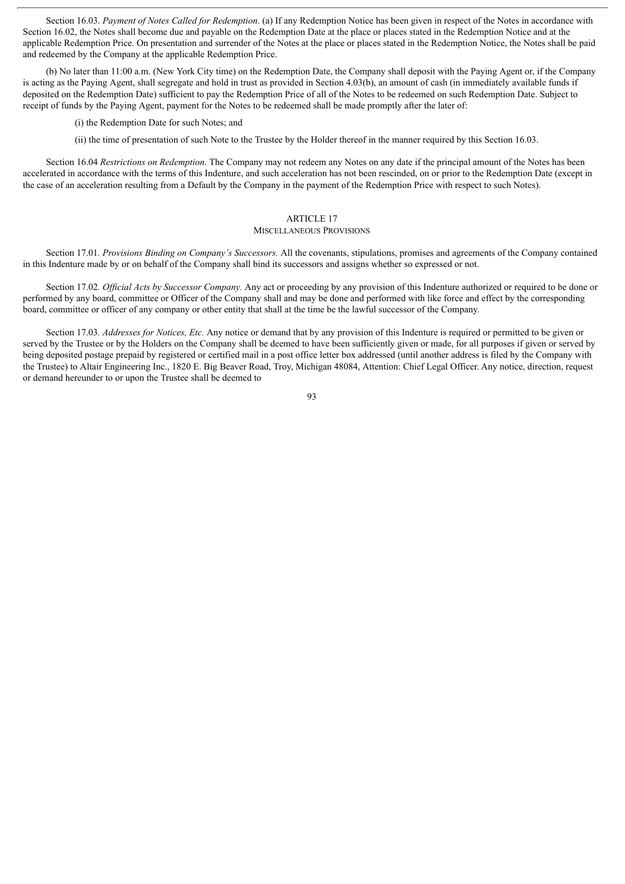Section 16.03. *Payment of Notes Called for Redemption*. (a) If any Redemption Notice has been given in respect of the Notes in accordance with Section 16.02, the Notes shall become due and payable on the Redemption Date at the place or places stated in the Redemption Notice and at the applicable Redemption Price. On presentation and surrender of the Notes at the place or places stated in the Redemption Notice, the Notes shall be paid and redeemed by the Company at the applicable Redemption Price.

(b) No later than 11:00 a.m. (New York City time) on the Redemption Date, the Company shall deposit with the Paying Agent or, if the Company is acting as the Paying Agent, shall segregate and hold in trust as provided in Section 4.03(b), an amount of cash (in immediately available funds if deposited on the Redemption Date) sufficient to pay the Redemption Price of all of the Notes to be redeemed on such Redemption Date. Subject to receipt of funds by the Paying Agent, payment for the Notes to be redeemed shall be made promptly after the later of:

(i) the Redemption Date for such Notes; and

(ii) the time of presentation of such Note to the Trustee by the Holder thereof in the manner required by this Section 16.03.

Section 16.04 *Restrictions on Redemption*. The Company may not redeem any Notes on any date if the principal amount of the Notes has been accelerated in accordance with the terms of this Indenture, and such acceleration has not been rescinded, on or prior to the Redemption Date (except in the case of an acceleration resulting from a Default by the Company in the payment of the Redemption Price with respect to such Notes).

## ARTICLE 17
## MISCELLANEOUS PROVISIONS

Section 17.01*. Provisions Binding on Company's Successors.* All the covenants, stipulations, promises and agreements of the Company contained in this Indenture made by or on behalf of the Company shall bind its successors and assigns whether so expressed or not.

Section 17.02*. Official Acts by Successor Company.* Any act or proceeding by any provision of this Indenture authorized or required to be done or performed by any board, committee or Officer of the Company shall and may be done and performed with like force and effect by the corresponding board, committee or officer of any company or other entity that shall at the time be the lawful successor of the Company.

Section 17.03*. Addresses for Notices, Etc.* Any notice or demand that by any provision of this Indenture is required or permitted to be given or served by the Trustee or by the Holders on the Company shall be deemed to have been sufficiently given or made, for all purposes if given or served by being deposited postage prepaid by registered or certified mail in a post office letter box addressed (until another address is filed by the Company with the Trustee) to Altair Engineering Inc., 1820 E. Big Beaver Road, Troy, Michigan 48084, Attention: Chief Legal Officer. Any notice, direction, request or demand hereunder to or upon the Trustee shall be deemed to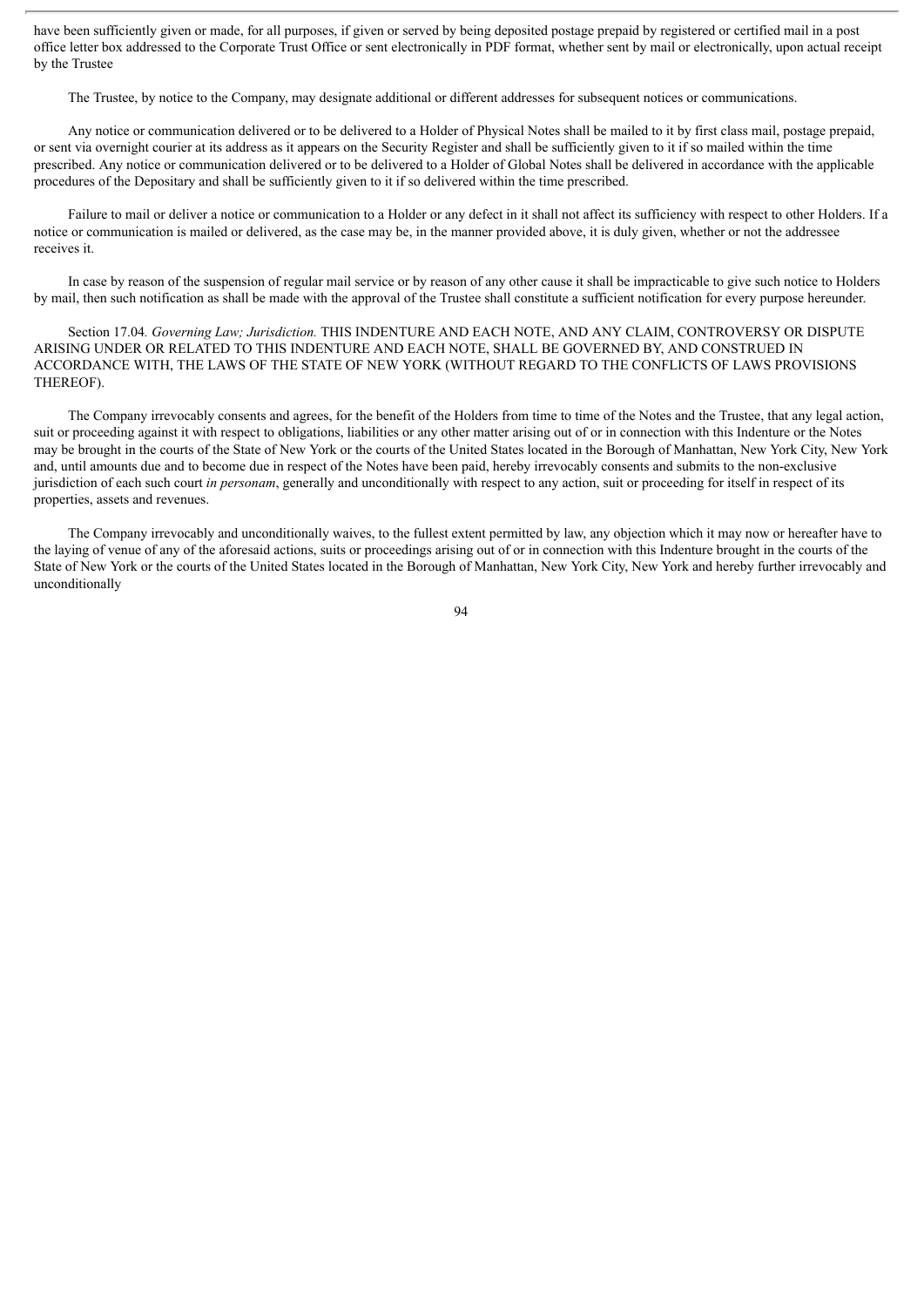have been sufficiently given or made, for all purposes, if given or served by being deposited postage prepaid by registered or certified mail in a post office letter box addressed to the Corporate Trust Office or sent electronically in PDF format, whether sent by mail or electronically, upon actual receipt by the Trustee

The Trustee, by notice to the Company, may designate additional or different addresses for subsequent notices or communications.

Any notice or communication delivered or to be delivered to a Holder of Physical Notes shall be mailed to it by first class mail, postage prepaid, or sent via overnight courier at its address as it appears on the Security Register and shall be sufficiently given to it if so mailed within the time prescribed. Any notice or communication delivered or to be delivered to a Holder of Global Notes shall be delivered in accordance with the applicable procedures of the Depositary and shall be sufficiently given to it if so delivered within the time prescribed.

Failure to mail or deliver a notice or communication to a Holder or any defect in it shall not affect its sufficiency with respect to other Holders. If a notice or communication is mailed or delivered, as the case may be, in the manner provided above, it is duly given, whether or not the addressee receives it.

In case by reason of the suspension of regular mail service or by reason of any other cause it shall be impracticable to give such notice to Holders by mail, then such notification as shall be made with the approval of the Trustee shall constitute a sufficient notification for every purpose hereunder.

Section 17.04. *Governing Law; Jurisdiction.* THIS INDENTURE AND EACH NOTE, AND ANY CLAIM, CONTROVERSY OR DISPUTE ARISING UNDER OR RELATED TO THIS INDENTURE AND EACH NOTE, SHALL BE GOVERNED BY, AND CONSTRUED IN ACCORDANCE WITH, THE LAWS OF THE STATE OF NEW YORK (WITHOUT REGARD TO THE CONFLICTS OF LAWS PROVISIONS THEREOF).

The Company irrevocably consents and agrees, for the benefit of the Holders from time to time of the Notes and the Trustee, that any legal action, suit or proceeding against it with respect to obligations, liabilities or any other matter arising out of or in connection with this Indenture or the Notes may be brought in the courts of the State of New York or the courts of the United States located in the Borough of Manhattan, New York City, New York and, until amounts due and to become due in respect of the Notes have been paid, hereby irrevocably consents and submits to the non-exclusive jurisdiction of each such court *in personam*, generally and unconditionally with respect to any action, suit or proceeding for itself in respect of its properties, assets and revenues.

The Company irrevocably and unconditionally waives, to the fullest extent permitted by law, any objection which it may now or hereafter have to the laying of venue of any of the aforesaid actions, suits or proceedings arising out of or in connection with this Indenture brought in the courts of the State of New York or the courts of the United States located in the Borough of Manhattan, New York City, New York and hereby further irrevocably and unconditionally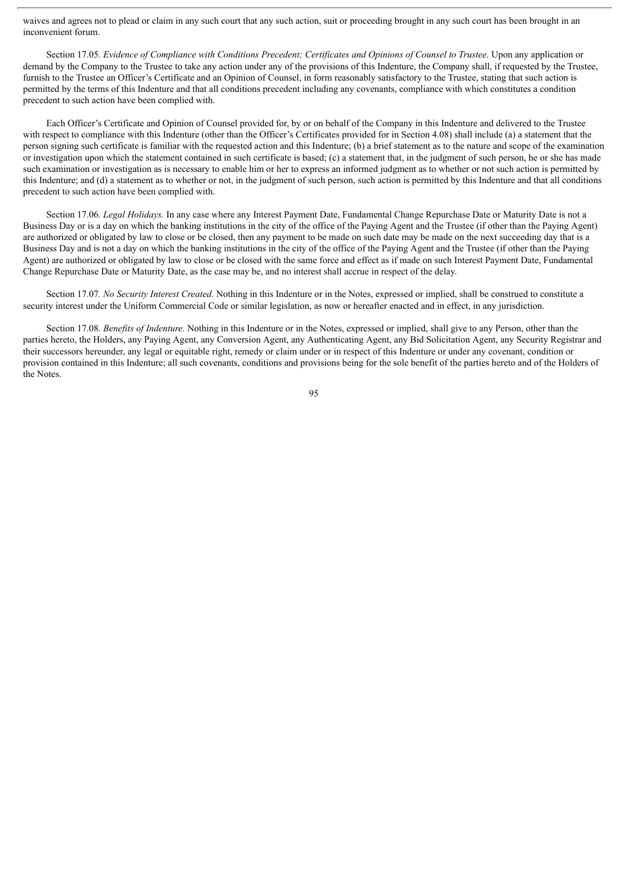waives and agrees not to plead or claim in any such court that any such action, suit or proceeding brought in any such court has been brought in an inconvenient forum.

Section 17.05. *Evidence of Compliance with Conditions Precedent; Certificates and Opinions of Counsel to Trustee.* Upon any application or demand by the Company to the Trustee to take any action under any of the provisions of this Indenture, the Company shall, if requested by the Trustee, furnish to the Trustee an Officer's Certificate and an Opinion of Counsel, in form reasonably satisfactory to the Trustee, stating that such action is permitted by the terms of this Indenture and that all conditions precedent including any covenants, compliance with which constitutes a condition precedent to such action have been complied with.

Each Officer's Certificate and Opinion of Counsel provided for, by or on behalf of the Company in this Indenture and delivered to the Trustee with respect to compliance with this Indenture (other than the Officer's Certificates provided for in Section 4.08) shall include (a) a statement that the person signing such certificate is familiar with the requested action and this Indenture; (b) a brief statement as to the nature and scope of the examination or investigation upon which the statement contained in such certificate is based; (c) a statement that, in the judgment of such person, he or she has made such examination or investigation as is necessary to enable him or her to express an informed judgment as to whether or not such action is permitted by this Indenture; and (d) a statement as to whether or not, in the judgment of such person, such action is permitted by this Indenture and that all conditions precedent to such action have been complied with.

Section 17.06. *Legal Holidays.* In any case where any Interest Payment Date, Fundamental Change Repurchase Date or Maturity Date is not a Business Day or is a day on which the banking institutions in the city of the office of the Paying Agent and the Trustee (if other than the Paying Agent) are authorized or obligated by law to close or be closed, then any payment to be made on such date may be made on the next succeeding day that is a Business Day and is not a day on which the banking institutions in the city of the office of the Paying Agent and the Trustee (if other than the Paying Agent) are authorized or obligated by law to close or be closed with the same force and effect as if made on such Interest Payment Date, Fundamental Change Repurchase Date or Maturity Date, as the case may be, and no interest shall accrue in respect of the delay.

Section 17.07. *No Security Interest Created.* Nothing in this Indenture or in the Notes, expressed or implied, shall be construed to constitute a security interest under the Uniform Commercial Code or similar legislation, as now or hereafter enacted and in effect, in any jurisdiction.

Section 17.08. *Benefits of Indenture.* Nothing in this Indenture or in the Notes, expressed or implied, shall give to any Person, other than the parties hereto, the Holders, any Paying Agent, any Conversion Agent, any Authenticating Agent, any Bid Solicitation Agent, any Security Registrar and their successors hereunder, any legal or equitable right, remedy or claim under or in respect of this Indenture or under any covenant, condition or provision contained in this Indenture; all such covenants, conditions and provisions being for the sole benefit of the parties hereto and of the Holders of the Notes.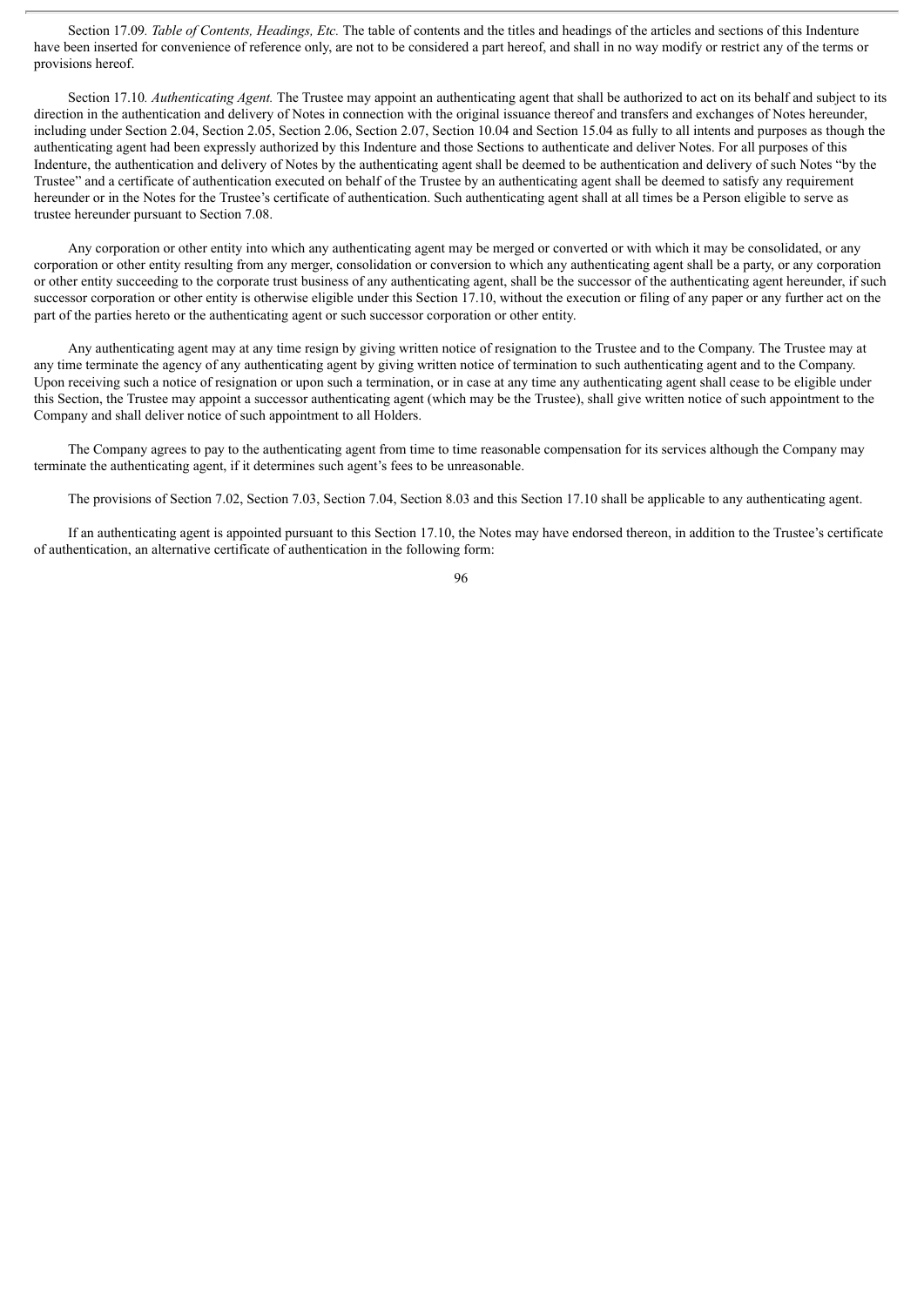Section 17.09. *Table of Contents, Headings, Etc.* The table of contents and the titles and headings of the articles and sections of this Indenture have been inserted for convenience of reference only, are not to be considered a part hereof, and shall in no way modify or restrict any of the terms or provisions hereof.

Section 17.10. *Authenticating Agent.* The Trustee may appoint an authenticating agent that shall be authorized to act on its behalf and subject to its direction in the authentication and delivery of Notes in connection with the original issuance thereof and transfers and exchanges of Notes hereunder, including under Section 2.04, Section 2.05, Section 2.06, Section 2.07, Section 10.04 and Section 15.04 as fully to all intents and purposes as though the authenticating agent had been expressly authorized by this Indenture and those Sections to authenticate and deliver Notes. For all purposes of this Indenture, the authentication and delivery of Notes by the authenticating agent shall be deemed to be authentication and delivery of such Notes "by the Trustee" and a certificate of authentication executed on behalf of the Trustee by an authenticating agent shall be deemed to satisfy any requirement hereunder or in the Notes for the Trustee's certificate of authentication. Such authenticating agent shall at all times be a Person eligible to serve as trustee hereunder pursuant to Section 7.08.

Any corporation or other entity into which any authenticating agent may be merged or converted or with which it may be consolidated, or any corporation or other entity resulting from any merger, consolidation or conversion to which any authenticating agent shall be a party, or any corporation or other entity succeeding to the corporate trust business of any authenticating agent, shall be the successor of the authenticating agent hereunder, if such successor corporation or other entity is otherwise eligible under this Section 17.10, without the execution or filing of any paper or any further act on the part of the parties hereto or the authenticating agent or such successor corporation or other entity.

Any authenticating agent may at any time resign by giving written notice of resignation to the Trustee and to the Company. The Trustee may at any time terminate the agency of any authenticating agent by giving written notice of termination to such authenticating agent and to the Company. Upon receiving such a notice of resignation or upon such a termination, or in case at any time any authenticating agent shall cease to be eligible under this Section, the Trustee may appoint a successor authenticating agent (which may be the Trustee), shall give written notice of such appointment to the Company and shall deliver notice of such appointment to all Holders.

The Company agrees to pay to the authenticating agent from time to time reasonable compensation for its services although the Company may terminate the authenticating agent, if it determines such agent's fees to be unreasonable.

The provisions of Section 7.02, Section 7.03, Section 7.04, Section 8.03 and this Section 17.10 shall be applicable to any authenticating agent.

If an authenticating agent is appointed pursuant to this Section 17.10, the Notes may have endorsed thereon, in addition to the Trustee's certificate of authentication, an alternative certificate of authentication in the following form: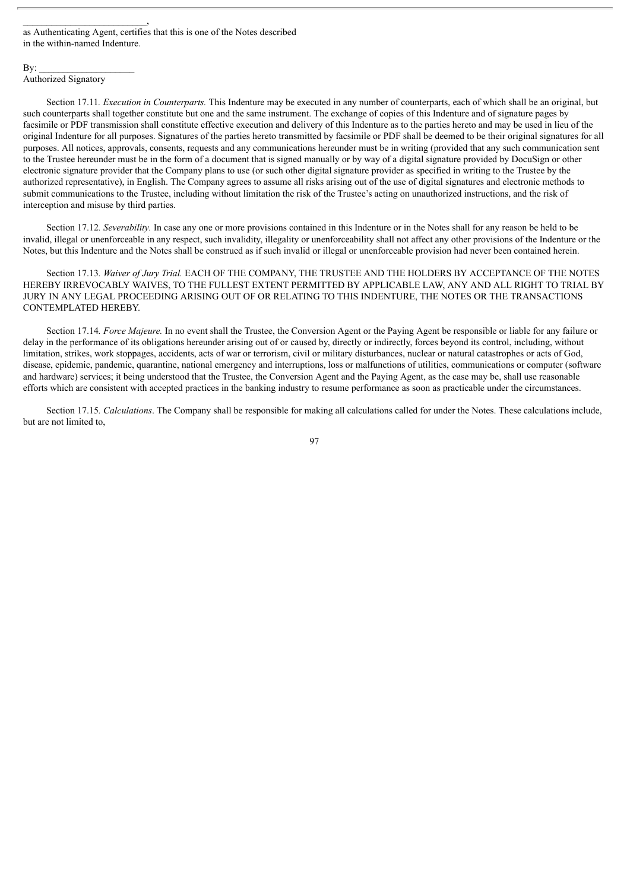\_\_\_\_\_\_\_\_\_\_\_\_\_\_\_\_\_\_\_\_\_\_\_\_\_\_,
as Authenticating Agent, certifies that this is one of the Notes described in the within-named Indenture.

By: \_\_\_\_\_\_\_\_\_\_\_\_\_\_\_\_\_\_\_\_
Authorized Signatory

Section 17.11. *Execution in Counterparts.* This Indenture may be executed in any number of counterparts, each of which shall be an original, but such counterparts shall together constitute but one and the same instrument. The exchange of copies of this Indenture and of signature pages by facsimile or PDF transmission shall constitute effective execution and delivery of this Indenture as to the parties hereto and may be used in lieu of the original Indenture for all purposes. Signatures of the parties hereto transmitted by facsimile or PDF shall be deemed to be their original signatures for all purposes. All notices, approvals, consents, requests and any communications hereunder must be in writing (provided that any such communication sent to the Trustee hereunder must be in the form of a document that is signed manually or by way of a digital signature provided by DocuSign or other electronic signature provider that the Company plans to use (or such other digital signature provider as specified in writing to the Trustee by the authorized representative), in English. The Company agrees to assume all risks arising out of the use of digital signatures and electronic methods to submit communications to the Trustee, including without limitation the risk of the Trustee's acting on unauthorized instructions, and the risk of interception and misuse by third parties.

Section 17.12. *Severability.* In case any one or more provisions contained in this Indenture or in the Notes shall for any reason be held to be invalid, illegal or unenforceable in any respect, such invalidity, illegality or unenforceability shall not affect any other provisions of the Indenture or the Notes, but this Indenture and the Notes shall be construed as if such invalid or illegal or unenforceable provision had never been contained herein.

Section 17.13. *Waiver of Jury Trial.* EACH OF THE COMPANY, THE TRUSTEE AND THE HOLDERS BY ACCEPTANCE OF THE NOTES HEREBY IRREVOCABLY WAIVES, TO THE FULLEST EXTENT PERMITTED BY APPLICABLE LAW, ANY AND ALL RIGHT TO TRIAL BY JURY IN ANY LEGAL PROCEEDING ARISING OUT OF OR RELATING TO THIS INDENTURE, THE NOTES OR THE TRANSACTIONS CONTEMPLATED HEREBY.

Section 17.14. *Force Majeure.* In no event shall the Trustee, the Conversion Agent or the Paying Agent be responsible or liable for any failure or delay in the performance of its obligations hereunder arising out of or caused by, directly or indirectly, forces beyond its control, including, without limitation, strikes, work stoppages, accidents, acts of war or terrorism, civil or military disturbances, nuclear or natural catastrophes or acts of God, disease, epidemic, pandemic, quarantine, national emergency and interruptions, loss or malfunctions of utilities, communications or computer (software and hardware) services; it being understood that the Trustee, the Conversion Agent and the Paying Agent, as the case may be, shall use reasonable efforts which are consistent with accepted practices in the banking industry to resume performance as soon as practicable under the circumstances.

Section 17.15. *Calculations*. The Company shall be responsible for making all calculations called for under the Notes. These calculations include, but are not limited to,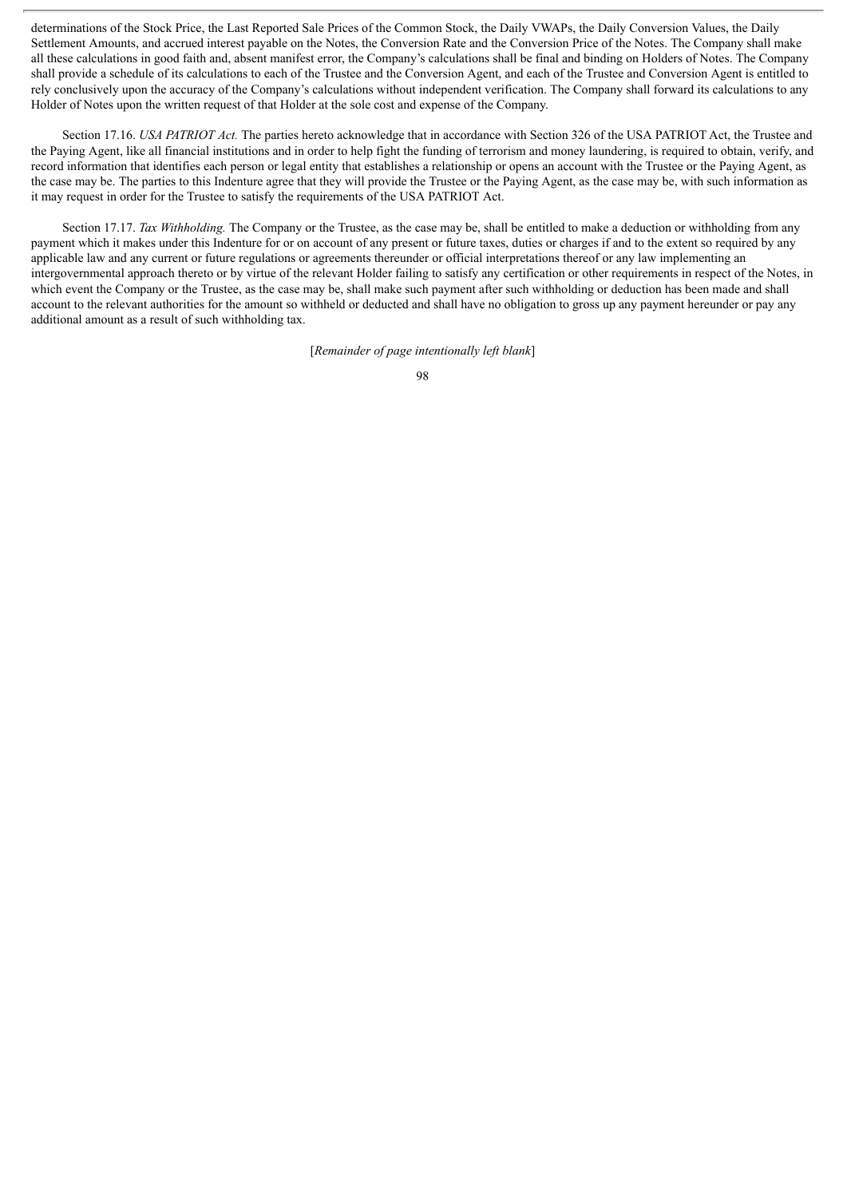determinations of the Stock Price, the Last Reported Sale Prices of the Common Stock, the Daily VWAPs, the Daily Conversion Values, the Daily Settlement Amounts, and accrued interest payable on the Notes, the Conversion Rate and the Conversion Price of the Notes. The Company shall make all these calculations in good faith and, absent manifest error, the Company's calculations shall be final and binding on Holders of Notes. The Company shall provide a schedule of its calculations to each of the Trustee and the Conversion Agent, and each of the Trustee and Conversion Agent is entitled to rely conclusively upon the accuracy of the Company's calculations without independent verification. The Company shall forward its calculations to any Holder of Notes upon the written request of that Holder at the sole cost and expense of the Company.

Section 17.16. *USA PATRIOT Act.* The parties hereto acknowledge that in accordance with Section 326 of the USA PATRIOT Act, the Trustee and the Paying Agent, like all financial institutions and in order to help fight the funding of terrorism and money laundering, is required to obtain, verify, and record information that identifies each person or legal entity that establishes a relationship or opens an account with the Trustee or the Paying Agent, as the case may be. The parties to this Indenture agree that they will provide the Trustee or the Paying Agent, as the case may be, with such information as it may request in order for the Trustee to satisfy the requirements of the USA PATRIOT Act.

Section 17.17. *Tax Withholding.* The Company or the Trustee, as the case may be, shall be entitled to make a deduction or withholding from any payment which it makes under this Indenture for or on account of any present or future taxes, duties or charges if and to the extent so required by any applicable law and any current or future regulations or agreements thereunder or official interpretations thereof or any law implementing an intergovernmental approach thereto or by virtue of the relevant Holder failing to satisfy any certification or other requirements in respect of the Notes, in which event the Company or the Trustee, as the case may be, shall make such payment after such withholding or deduction has been made and shall account to the relevant authorities for the amount so withheld or deducted and shall have no obligation to gross up any payment hereunder or pay any additional amount as a result of such withholding tax.

[*Remainder of page intentionally left blank*]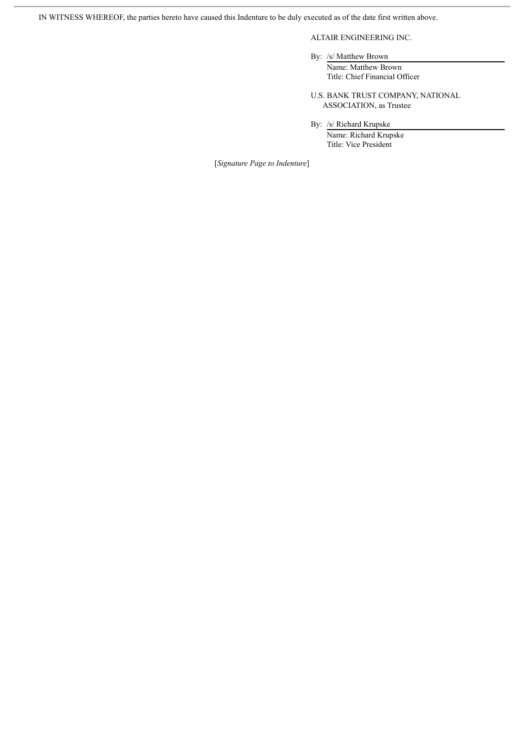IN WITNESS WHEREOF, the parties hereto have caused this Indenture to be duly executed as of the date first written above.

ALTAIR ENGINEERING INC.

By: /s/ Matthew Brown
Name: Matthew Brown
Title: Chief Financial Officer

U.S. BANK TRUST COMPANY, NATIONAL ASSOCIATION, as Trustee

By: /s/ Richard Krupske
Name: Richard Krupske
Title: Vice President

[*Signature Page to Indenture*]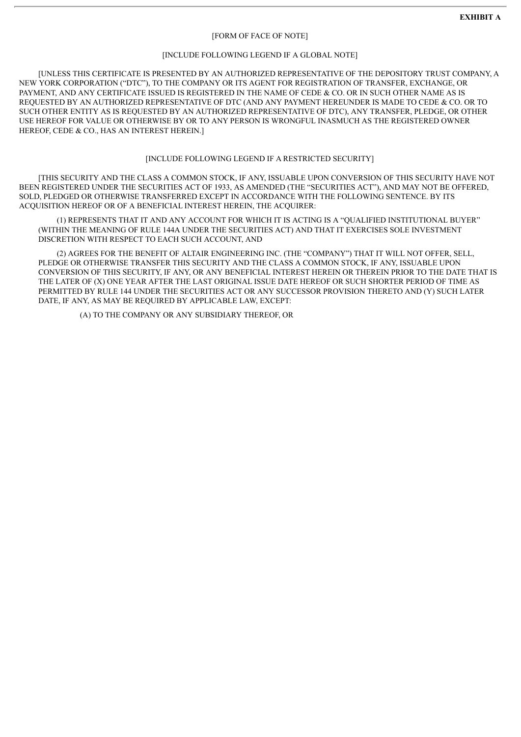**EXHIBIT A**

[FORM OF FACE OF NOTE]

[INCLUDE FOLLOWING LEGEND IF A GLOBAL NOTE]

[UNLESS THIS CERTIFICATE IS PRESENTED BY AN AUTHORIZED REPRESENTATIVE OF THE DEPOSITORY TRUST COMPANY, A NEW YORK CORPORATION ("DTC"), TO THE COMPANY OR ITS AGENT FOR REGISTRATION OF TRANSFER, EXCHANGE, OR PAYMENT, AND ANY CERTIFICATE ISSUED IS REGISTERED IN THE NAME OF CEDE & CO. OR IN SUCH OTHER NAME AS IS REQUESTED BY AN AUTHORIZED REPRESENTATIVE OF DTC (AND ANY PAYMENT HEREUNDER IS MADE TO CEDE & CO. OR TO SUCH OTHER ENTITY AS IS REQUESTED BY AN AUTHORIZED REPRESENTATIVE OF DTC), ANY TRANSFER, PLEDGE, OR OTHER USE HEREOF FOR VALUE OR OTHERWISE BY OR TO ANY PERSON IS WRONGFUL INASMUCH AS THE REGISTERED OWNER HEREOF, CEDE & CO., HAS AN INTEREST HEREIN.]

[INCLUDE FOLLOWING LEGEND IF A RESTRICTED SECURITY]

[THIS SECURITY AND THE CLASS A COMMON STOCK, IF ANY, ISSUABLE UPON CONVERSION OF THIS SECURITY HAVE NOT BEEN REGISTERED UNDER THE SECURITIES ACT OF 1933, AS AMENDED (THE "SECURITIES ACT"), AND MAY NOT BE OFFERED, SOLD, PLEDGED OR OTHERWISE TRANSFERRED EXCEPT IN ACCORDANCE WITH THE FOLLOWING SENTENCE. BY ITS ACQUISITION HEREOF OR OF A BENEFICIAL INTEREST HEREIN, THE ACQUIRER:

(1) REPRESENTS THAT IT AND ANY ACCOUNT FOR WHICH IT IS ACTING IS A "QUALIFIED INSTITUTIONAL BUYER" (WITHIN THE MEANING OF RULE 144A UNDER THE SECURITIES ACT) AND THAT IT EXERCISES SOLE INVESTMENT DISCRETION WITH RESPECT TO EACH SUCH ACCOUNT, AND

(2) AGREES FOR THE BENEFIT OF ALTAIR ENGINEERING INC. (THE "COMPANY") THAT IT WILL NOT OFFER, SELL, PLEDGE OR OTHERWISE TRANSFER THIS SECURITY AND THE CLASS A COMMON STOCK, IF ANY, ISSUABLE UPON CONVERSION OF THIS SECURITY, IF ANY, OR ANY BENEFICIAL INTEREST HEREIN OR THEREIN PRIOR TO THE DATE THAT IS THE LATER OF (X) ONE YEAR AFTER THE LAST ORIGINAL ISSUE DATE HEREOF OR SUCH SHORTER PERIOD OF TIME AS PERMITTED BY RULE 144 UNDER THE SECURITIES ACT OR ANY SUCCESSOR PROVISION THERETO AND (Y) SUCH LATER DATE, IF ANY, AS MAY BE REQUIRED BY APPLICABLE LAW, EXCEPT:

(A) TO THE COMPANY OR ANY SUBSIDIARY THEREOF, OR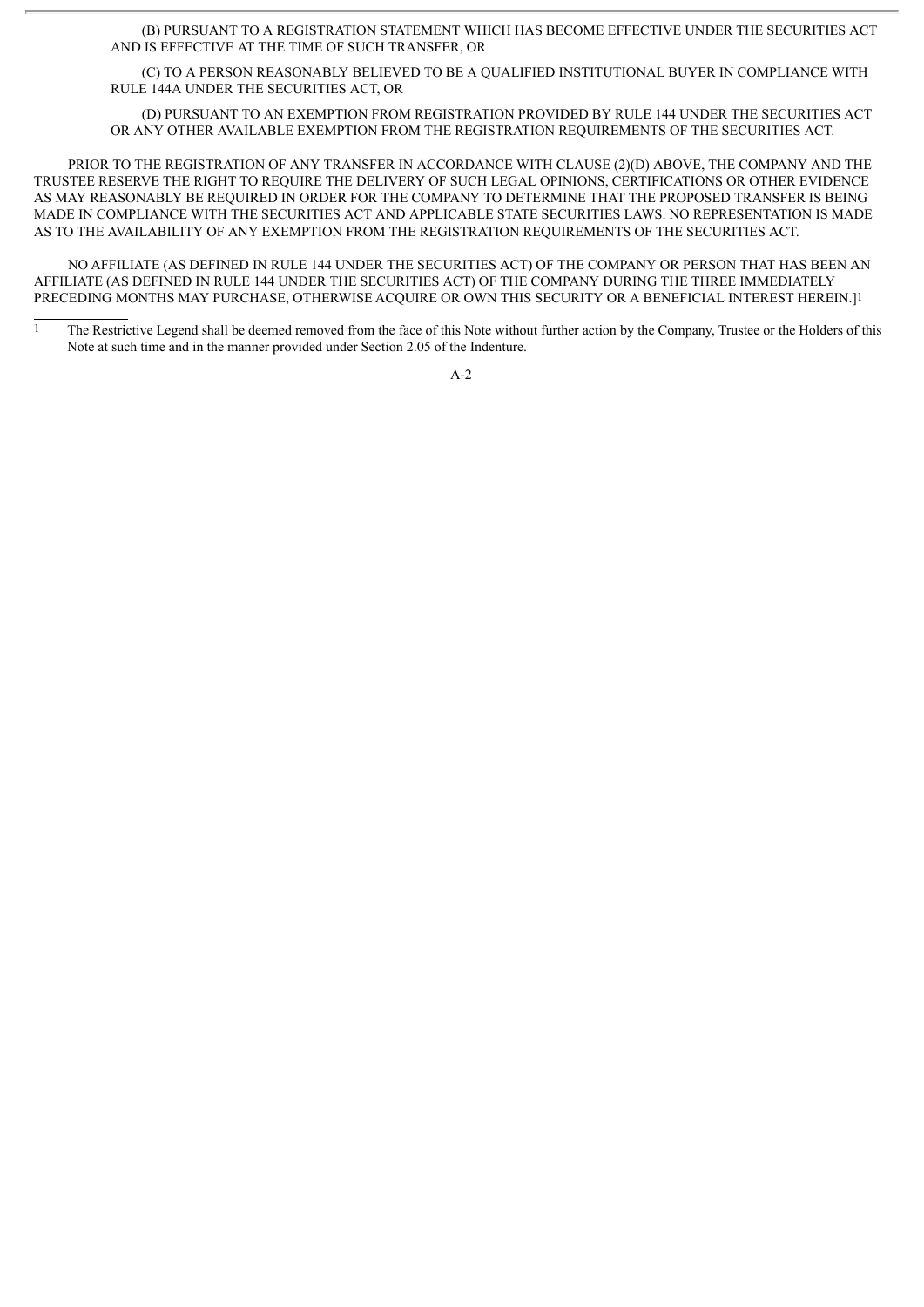(B) PURSUANT TO A REGISTRATION STATEMENT WHICH HAS BECOME EFFECTIVE UNDER THE SECURITIES ACT AND IS EFFECTIVE AT THE TIME OF SUCH TRANSFER, OR

(C) TO A PERSON REASONABLY BELIEVED TO BE A QUALIFIED INSTITUTIONAL BUYER IN COMPLIANCE WITH RULE 144A UNDER THE SECURITIES ACT, OR

(D) PURSUANT TO AN EXEMPTION FROM REGISTRATION PROVIDED BY RULE 144 UNDER THE SECURITIES ACT OR ANY OTHER AVAILABLE EXEMPTION FROM THE REGISTRATION REQUIREMENTS OF THE SECURITIES ACT.

PRIOR TO THE REGISTRATION OF ANY TRANSFER IN ACCORDANCE WITH CLAUSE (2)(D) ABOVE, THE COMPANY AND THE TRUSTEE RESERVE THE RIGHT TO REQUIRE THE DELIVERY OF SUCH LEGAL OPINIONS, CERTIFICATIONS OR OTHER EVIDENCE AS MAY REASONABLY BE REQUIRED IN ORDER FOR THE COMPANY TO DETERMINE THAT THE PROPOSED TRANSFER IS BEING MADE IN COMPLIANCE WITH THE SECURITIES ACT AND APPLICABLE STATE SECURITIES LAWS. NO REPRESENTATION IS MADE AS TO THE AVAILABILITY OF ANY EXEMPTION FROM THE REGISTRATION REQUIREMENTS OF THE SECURITIES ACT.

NO AFFILIATE (AS DEFINED IN RULE 144 UNDER THE SECURITIES ACT) OF THE COMPANY OR PERSON THAT HAS BEEN AN AFFILIATE (AS DEFINED IN RULE 144 UNDER THE SECURITIES ACT) OF THE COMPANY DURING THE THREE IMMEDIATELY PRECEDING MONTHS MAY PURCHASE, OTHERWISE ACQUIRE OR OWN THIS SECURITY OR A BENEFICIAL INTEREST HEREIN.][1]

---

[1] The Restrictive Legend shall be deemed removed from the face of this Note without further action by the Company, Trustee or the Holders of this Note at such time and in the manner provided under Section 2.05 of the Indenture.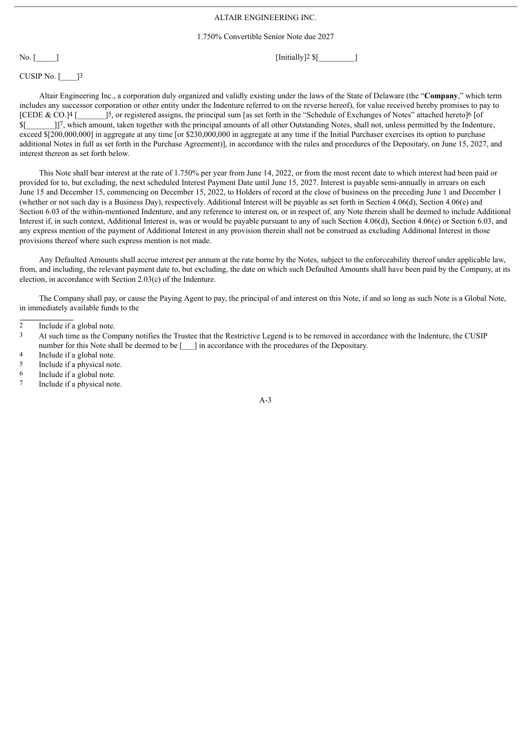ALTAIR ENGINEERING INC.

1.750% Convertible Senior Note due 2027

No. [_____] [Initially][2] $[_________]

CUSIP No. [____][3]

Altair Engineering Inc., a corporation duly organized and validly existing under the laws of the State of Delaware (the "**Company**," which term includes any successor corporation or other entity under the Indenture referred to on the reverse hereof), for value received hereby promises to pay to [CEDE & CO.][4] [_______][5], or registered assigns, the principal sum [as set forth in the "Schedule of Exchanges of Notes" attached hereto][6] [of $[_______]][7], which amount, taken together with the principal amounts of all other Outstanding Notes, shall not, unless permitted by the Indenture, exceed $[200,000,000] in aggregate at any time [or $230,000,000 in aggregate at any time if the Initial Purchaser exercises its option to purchase additional Notes in full as set forth in the Purchase Agreement)], in accordance with the rules and procedures of the Depositary, on June 15, 2027, and interest thereon as set forth below.

This Note shall bear interest at the rate of 1.750% per year from June 14, 2022, or from the most recent date to which interest had been paid or provided for to, but excluding, the next scheduled Interest Payment Date until June 15, 2027. Interest is payable semi-annually in arrears on each June 15 and December 15, commencing on December 15, 2022, to Holders of record at the close of business on the preceding June 1 and December 1 (whether or not such day is a Business Day), respectively. Additional Interest will be payable as set forth in Section 4.06(d), Section 4.06(e) and Section 6.03 of the within-mentioned Indenture, and any reference to interest on, or in respect of, any Note therein shall be deemed to include Additional Interest if, in such context, Additional Interest is, was or would be payable pursuant to any of such Section 4.06(d), Section 4.06(e) or Section 6.03, and any express mention of the payment of Additional Interest in any provision therein shall not be construed as excluding Additional Interest in those provisions thereof where such express mention is not made.

Any Defaulted Amounts shall accrue interest per annum at the rate borne by the Notes, subject to the enforceability thereof under applicable law, from, and including, the relevant payment date to, but excluding, the date on which such Defaulted Amounts shall have been paid by the Company, at its election, in accordance with Section 2.03(c) of the Indenture.

The Company shall pay, or cause the Paying Agent to pay, the principal of and interest on this Note, if and so long as such Note is a Global Note, in immediately available funds to the

---

2 Include if a global note.

3 At such time as the Company notifies the Trustee that the Restrictive Legend is to be removed in accordance with the Indenture, the CUSIP number for this Note shall be deemed to be [___] in accordance with the procedures of the Depositary.

4 Include if a global note.

5 Include if a physical note.

6 Include if a global note.

7 Include if a physical note.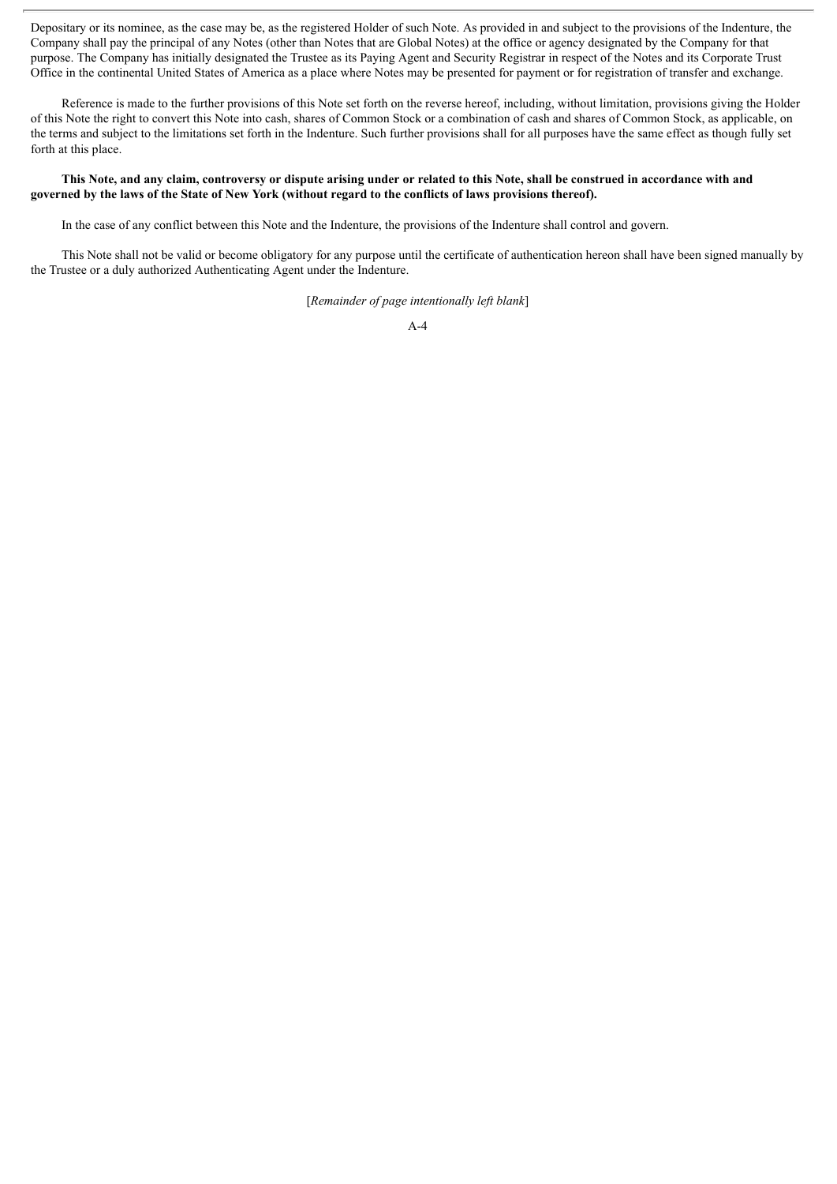Depositary or its nominee, as the case may be, as the registered Holder of such Note. As provided in and subject to the provisions of the Indenture, the Company shall pay the principal of any Notes (other than Notes that are Global Notes) at the office or agency designated by the Company for that purpose. The Company has initially designated the Trustee as its Paying Agent and Security Registrar in respect of the Notes and its Corporate Trust Office in the continental United States of America as a place where Notes may be presented for payment or for registration of transfer and exchange.

Reference is made to the further provisions of this Note set forth on the reverse hereof, including, without limitation, provisions giving the Holder of this Note the right to convert this Note into cash, shares of Common Stock or a combination of cash and shares of Common Stock, as applicable, on the terms and subject to the limitations set forth in the Indenture. Such further provisions shall for all purposes have the same effect as though fully set forth at this place.

**This Note, and any claim, controversy or dispute arising under or related to this Note, shall be construed in accordance with and governed by the laws of the State of New York (without regard to the conflicts of laws provisions thereof).**

In the case of any conflict between this Note and the Indenture, the provisions of the Indenture shall control and govern.

This Note shall not be valid or become obligatory for any purpose until the certificate of authentication hereon shall have been signed manually by the Trustee or a duly authorized Authenticating Agent under the Indenture.

[*Remainder of page intentionally left blank*]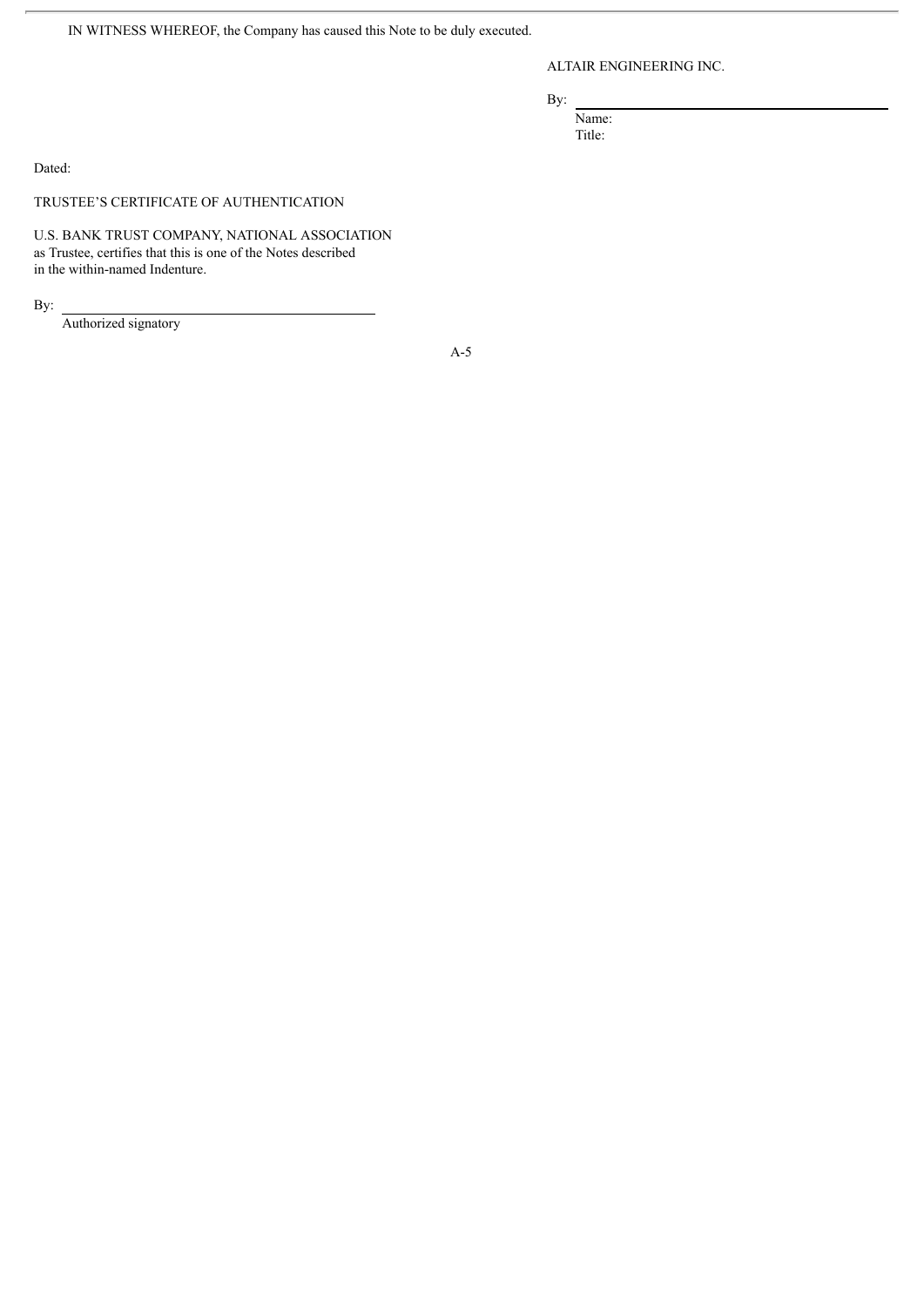IN WITNESS WHEREOF, the Company has caused this Note to be duly executed.

ALTAIR ENGINEERING INC.

By: \_\_\_\_\_\_\_\_\_\_\_\_\_\_\_\_\_\_\_\_\_\_\_\_\_\_\_\_\_\_
Name:
Title:

Dated:

TRUSTEE'S CERTIFICATE OF AUTHENTICATION

U.S. BANK TRUST COMPANY, NATIONAL ASSOCIATION
as Trustee, certifies that this is one of the Notes described
in the within-named Indenture.

By: \_\_\_\_\_\_\_\_\_\_\_\_\_\_\_\_\_\_\_\_\_\_\_\_\_\_\_\_\_\_
Authorized signatory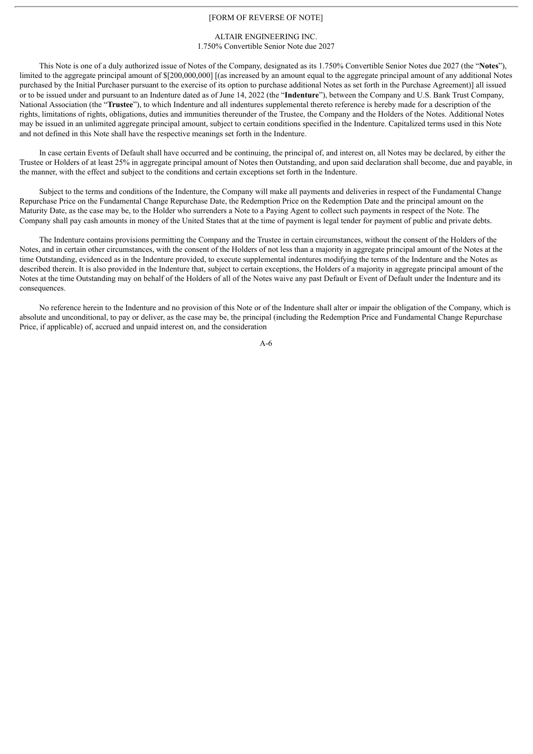[FORM OF REVERSE OF NOTE]

ALTAIR ENGINEERING INC.
1.750% Convertible Senior Note due 2027

This Note is one of a duly authorized issue of Notes of the Company, designated as its 1.750% Convertible Senior Notes due 2027 (the "**Notes**"), limited to the aggregate principal amount of $[200,000,000] [(as increased by an amount equal to the aggregate principal amount of any additional Notes purchased by the Initial Purchaser pursuant to the exercise of its option to purchase additional Notes as set forth in the Purchase Agreement)] all issued or to be issued under and pursuant to an Indenture dated as of June 14, 2022 (the "**Indenture**"), between the Company and U.S. Bank Trust Company, National Association (the "**Trustee**"), to which Indenture and all indentures supplemental thereto reference is hereby made for a description of the rights, limitations of rights, obligations, duties and immunities thereunder of the Trustee, the Company and the Holders of the Notes. Additional Notes may be issued in an unlimited aggregate principal amount, subject to certain conditions specified in the Indenture. Capitalized terms used in this Note and not defined in this Note shall have the respective meanings set forth in the Indenture.

In case certain Events of Default shall have occurred and be continuing, the principal of, and interest on, all Notes may be declared, by either the Trustee or Holders of at least 25% in aggregate principal amount of Notes then Outstanding, and upon said declaration shall become, due and payable, in the manner, with the effect and subject to the conditions and certain exceptions set forth in the Indenture.

Subject to the terms and conditions of the Indenture, the Company will make all payments and deliveries in respect of the Fundamental Change Repurchase Price on the Fundamental Change Repurchase Date, the Redemption Price on the Redemption Date and the principal amount on the Maturity Date, as the case may be, to the Holder who surrenders a Note to a Paying Agent to collect such payments in respect of the Note. The Company shall pay cash amounts in money of the United States that at the time of payment is legal tender for payment of public and private debts.

The Indenture contains provisions permitting the Company and the Trustee in certain circumstances, without the consent of the Holders of the Notes, and in certain other circumstances, with the consent of the Holders of not less than a majority in aggregate principal amount of the Notes at the time Outstanding, evidenced as in the Indenture provided, to execute supplemental indentures modifying the terms of the Indenture and the Notes as described therein. It is also provided in the Indenture that, subject to certain exceptions, the Holders of a majority in aggregate principal amount of the Notes at the time Outstanding may on behalf of the Holders of all of the Notes waive any past Default or Event of Default under the Indenture and its consequences.

No reference herein to the Indenture and no provision of this Note or of the Indenture shall alter or impair the obligation of the Company, which is absolute and unconditional, to pay or deliver, as the case may be, the principal (including the Redemption Price and Fundamental Change Repurchase Price, if applicable) of, accrued and unpaid interest on, and the consideration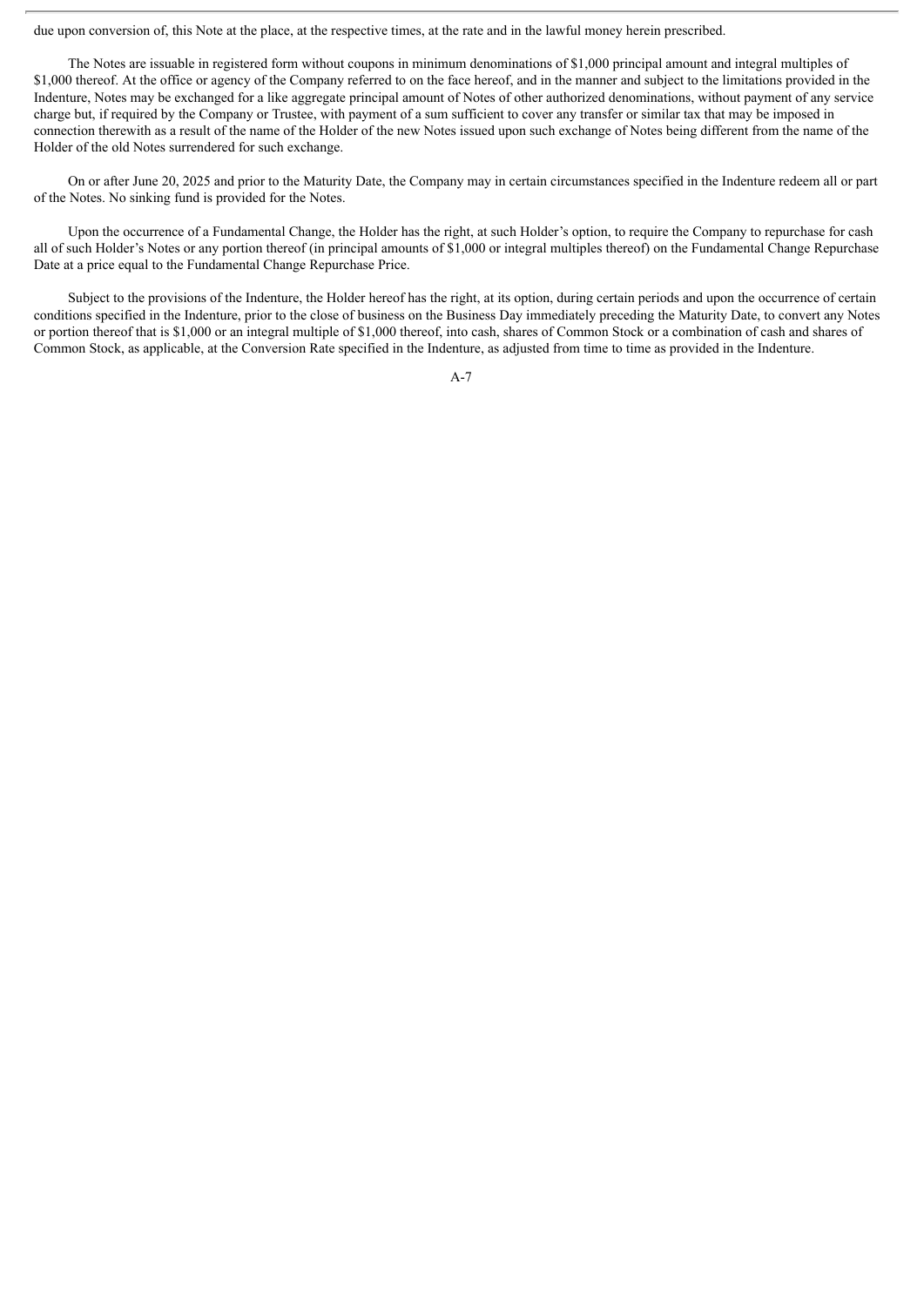due upon conversion of, this Note at the place, at the respective times, at the rate and in the lawful money herein prescribed.

The Notes are issuable in registered form without coupons in minimum denominations of $1,000 principal amount and integral multiples of $1,000 thereof. At the office or agency of the Company referred to on the face hereof, and in the manner and subject to the limitations provided in the Indenture, Notes may be exchanged for a like aggregate principal amount of Notes of other authorized denominations, without payment of any service charge but, if required by the Company or Trustee, with payment of a sum sufficient to cover any transfer or similar tax that may be imposed in connection therewith as a result of the name of the Holder of the new Notes issued upon such exchange of Notes being different from the name of the Holder of the old Notes surrendered for such exchange.

On or after June 20, 2025 and prior to the Maturity Date, the Company may in certain circumstances specified in the Indenture redeem all or part of the Notes. No sinking fund is provided for the Notes.

Upon the occurrence of a Fundamental Change, the Holder has the right, at such Holder's option, to require the Company to repurchase for cash all of such Holder's Notes or any portion thereof (in principal amounts of $1,000 or integral multiples thereof) on the Fundamental Change Repurchase Date at a price equal to the Fundamental Change Repurchase Price.

Subject to the provisions of the Indenture, the Holder hereof has the right, at its option, during certain periods and upon the occurrence of certain conditions specified in the Indenture, prior to the close of business on the Business Day immediately preceding the Maturity Date, to convert any Notes or portion thereof that is $1,000 or an integral multiple of $1,000 thereof, into cash, shares of Common Stock or a combination of cash and shares of Common Stock, as applicable, at the Conversion Rate specified in the Indenture, as adjusted from time to time as provided in the Indenture.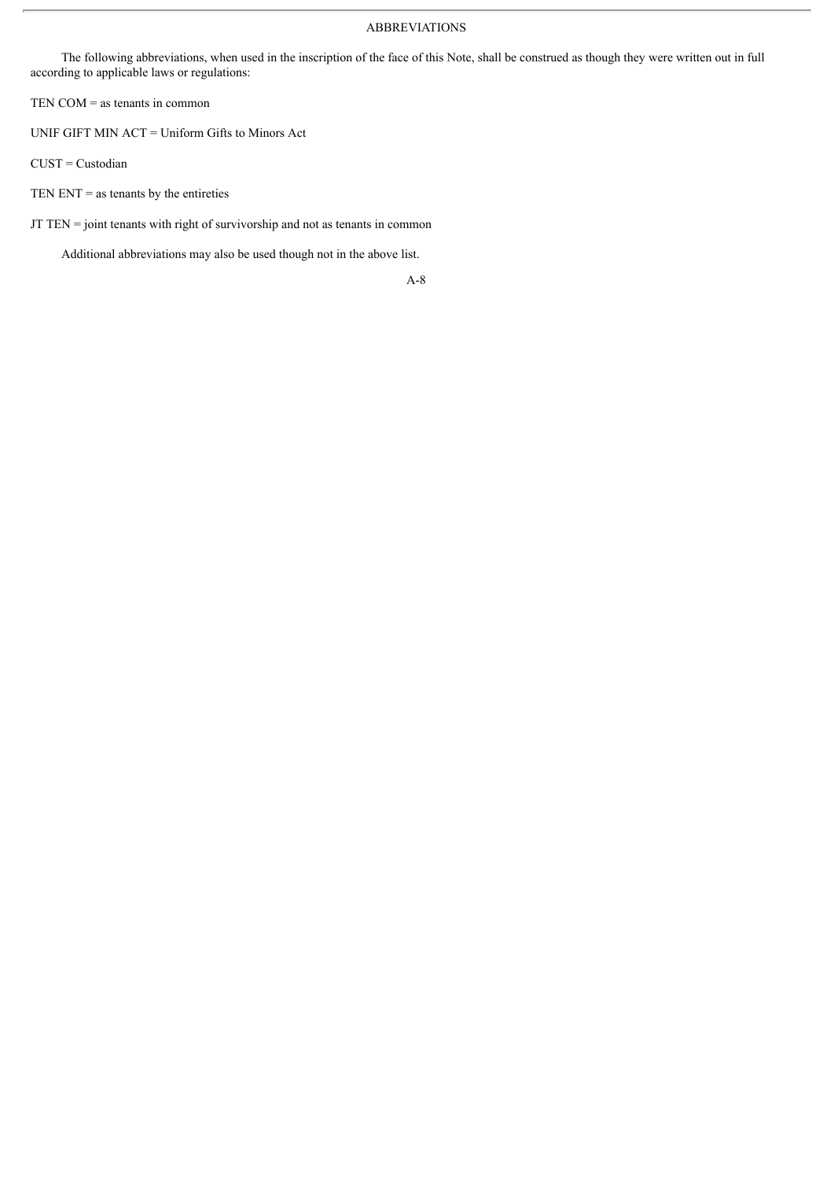ABBREVIATIONS

The following abbreviations, when used in the inscription of the face of this Note, shall be construed as though they were written out in full according to applicable laws or regulations:

TEN COM = as tenants in common

UNIF GIFT MIN ACT = Uniform Gifts to Minors Act

CUST = Custodian

TEN ENT = as tenants by the entireties

JT TEN = joint tenants with right of survivorship and not as tenants in common

Additional abbreviations may also be used though not in the above list.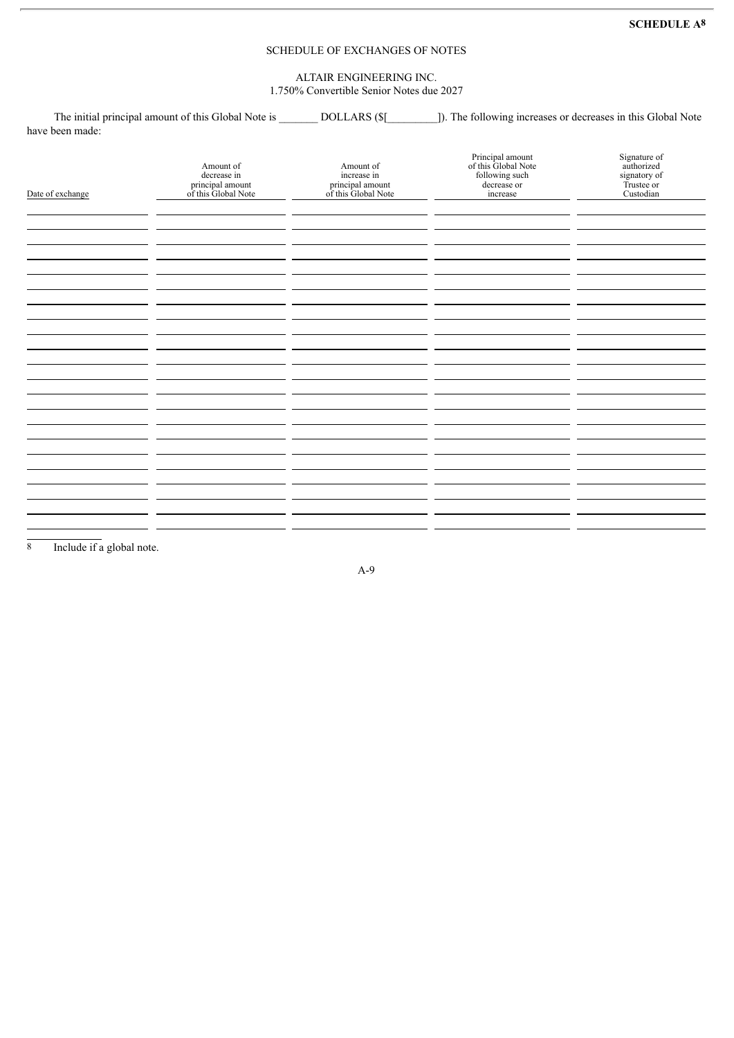**SCHEDULE A[8]**

SCHEDULE OF EXCHANGES OF NOTES

ALTAIR ENGINEERING INC.
1.750% Convertible Senior Notes due 2027

The initial principal amount of this Global Note is _______ DOLLARS ($[_________]). The following increases or decreases in this Global Note have been made:

| Date of exchange | Amount of decrease in principal amount of this Global Note | Amount of increase in principal amount of this Global Note | Principal amount of this Global Note following such decrease or increase | Signature of authorized signatory of Trustee or Custodian |
|---|---|---|---|---|
| | | | | |
| | | | | |
| | | | | |
| | | | | |
| | | | | |
| | | | | |
| | | | | |
| | | | | |
| | | | | |
| | | | | |
| | | | | |
| | | | | |
| | | | | |
| | | | | |
| | | | | |
| | | | | |
| | | | | |
| | | | | |
| | | | | |
| | | | | |
| | | | | |
| | | | | |

8 Include if a global note.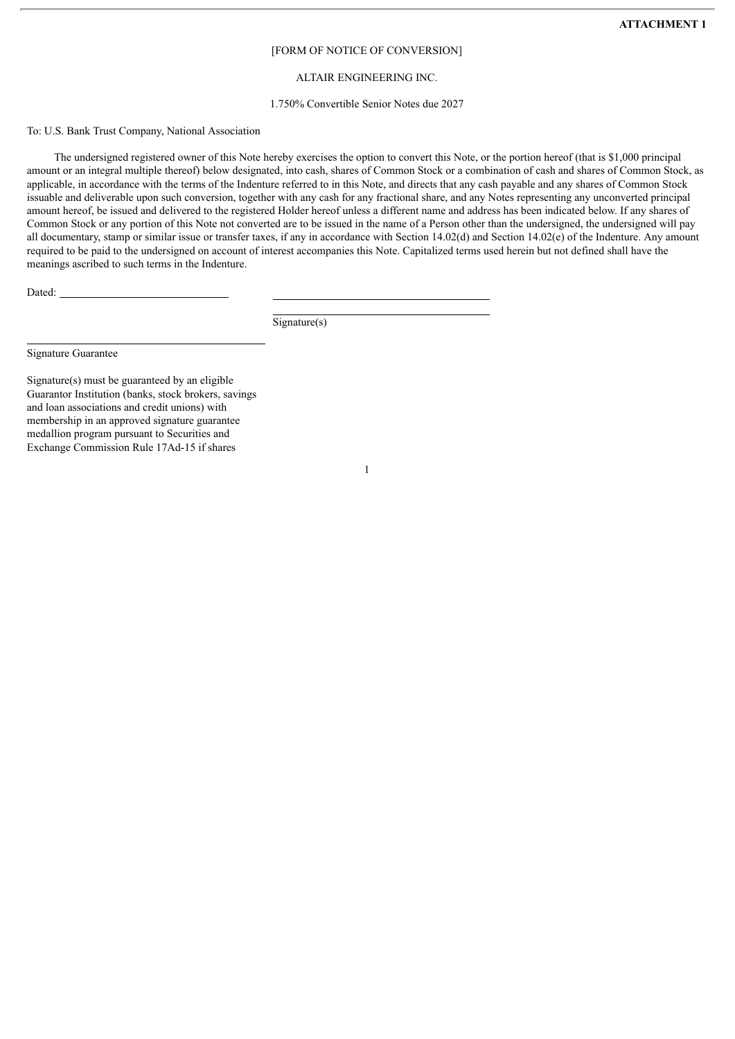**ATTACHMENT 1**

[FORM OF NOTICE OF CONVERSION]

ALTAIR ENGINEERING INC.

1.750% Convertible Senior Notes due 2027

To: U.S. Bank Trust Company, National Association

The undersigned registered owner of this Note hereby exercises the option to convert this Note, or the portion hereof (that is $1,000 principal amount or an integral multiple thereof) below designated, into cash, shares of Common Stock or a combination of cash and shares of Common Stock, as applicable, in accordance with the terms of the Indenture referred to in this Note, and directs that any cash payable and any shares of Common Stock issuable and deliverable upon such conversion, together with any cash for any fractional share, and any Notes representing any unconverted principal amount hereof, be issued and delivered to the registered Holder hereof unless a different name and address has been indicated below. If any shares of Common Stock or any portion of this Note not converted are to be issued in the name of a Person other than the undersigned, the undersigned will pay all documentary, stamp or similar issue or transfer taxes, if any in accordance with Section 14.02(d) and Section 14.02(e) of the Indenture. Any amount required to be paid to the undersigned on account of interest accompanies this Note. Capitalized terms used herein but not defined shall have the meanings ascribed to such terms in the Indenture.

Dated: \_\_\_\_\_\_\_\_\_\_\_\_\_\_\_\_\_\_\_\_\_\_\_\_\_\_\_\_\_\_

\_\_\_\_\_\_\_\_\_\_\_\_\_\_\_\_\_\_\_\_\_\_\_\_\_\_\_\_\_\_\_\_\_\_\_\_\_\_\_\_

\_\_\_\_\_\_\_\_\_\_\_\_\_\_\_\_\_\_\_\_\_\_\_\_\_\_\_\_\_\_\_\_\_\_\_\_\_\_\_\_

Signature(s)

\_\_\_\_\_\_\_\_\_\_\_\_\_\_\_\_\_\_\_\_\_\_\_\_\_\_\_\_\_\_\_\_\_\_\_\_\_\_\_\_

Signature Guarantee

Signature(s) must be guaranteed by an eligible Guarantor Institution (banks, stock brokers, savings and loan associations and credit unions) with membership in an approved signature guarantee medallion program pursuant to Securities and Exchange Commission Rule 17Ad-15 if shares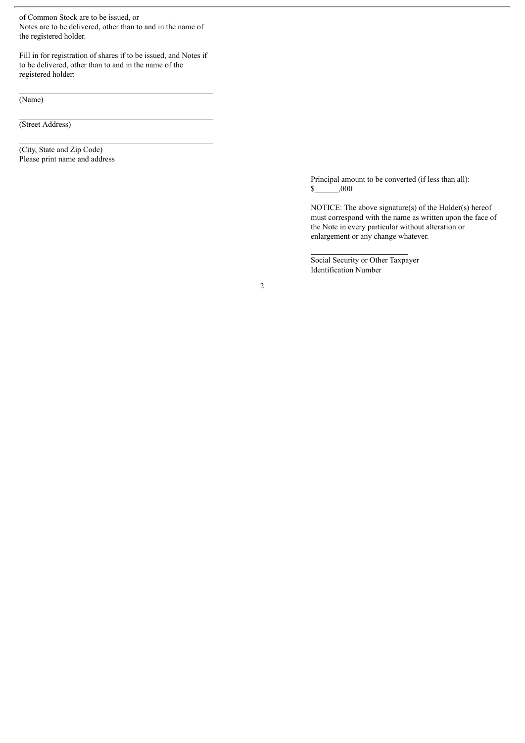of Common Stock are to be issued, or
Notes are to be delivered, other than to and in the name of the registered holder.

Fill in for registration of shares if to be issued, and Notes if to be delivered, other than to and in the name of the registered holder:

\_\_\_\_\_\_\_\_\_\_\_\_\_\_\_\_\_\_\_\_\_\_\_\_\_\_\_\_\_\_\_\_\_\_\_\_\_\_\_\_
(Name)

\_\_\_\_\_\_\_\_\_\_\_\_\_\_\_\_\_\_\_\_\_\_\_\_\_\_\_\_\_\_\_\_\_\_\_\_\_\_\_\_
(Street Address)

\_\_\_\_\_\_\_\_\_\_\_\_\_\_\_\_\_\_\_\_\_\_\_\_\_\_\_\_\_\_\_\_\_\_\_\_\_\_\_\_
(City, State and Zip Code)
Please print name and address

Principal amount to be converted (if less than all):
$______,000

NOTICE: The above signature(s) of the Holder(s) hereof must correspond with the name as written upon the face of the Note in every particular without alteration or enlargement or any change whatever.

\_\_\_\_\_\_\_\_\_\_\_\_\_\_\_\_\_\_\_\_\_\_\_\_\_
Social Security or Other Taxpayer Identification Number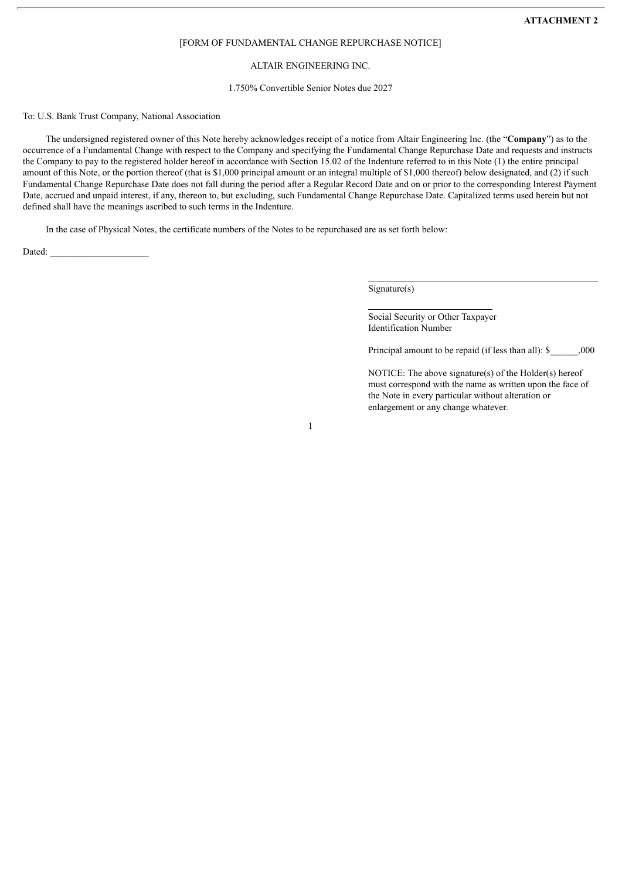**ATTACHMENT 2**

[FORM OF FUNDAMENTAL CHANGE REPURCHASE NOTICE]

ALTAIR ENGINEERING INC.

1.750% Convertible Senior Notes due 2027

To: U.S. Bank Trust Company, National Association

The undersigned registered owner of this Note hereby acknowledges receipt of a notice from Altair Engineering Inc. (the "**Company**") as to the occurrence of a Fundamental Change with respect to the Company and specifying the Fundamental Change Repurchase Date and requests and instructs the Company to pay to the registered holder hereof in accordance with Section 15.02 of the Indenture referred to in this Note (1) the entire principal amount of this Note, or the portion thereof (that is $1,000 principal amount or an integral multiple of $1,000 thereof) below designated, and (2) if such Fundamental Change Repurchase Date does not fall during the period after a Regular Record Date and on or prior to the corresponding Interest Payment Date, accrued and unpaid interest, if any, thereon to, but excluding, such Fundamental Change Repurchase Date. Capitalized terms used herein but not defined shall have the meanings ascribed to such terms in the Indenture.

In the case of Physical Notes, the certificate numbers of the Notes to be repurchased are as set forth below:

Dated: ____________________

______________________________
Signature(s)

______________________________
Social Security or Other Taxpayer Identification Number

Principal amount to be repaid (if less than all): $______,000

NOTICE: The above signature(s) of the Holder(s) hereof must correspond with the name as written upon the face of the Note in every particular without alteration or enlargement or any change whatever.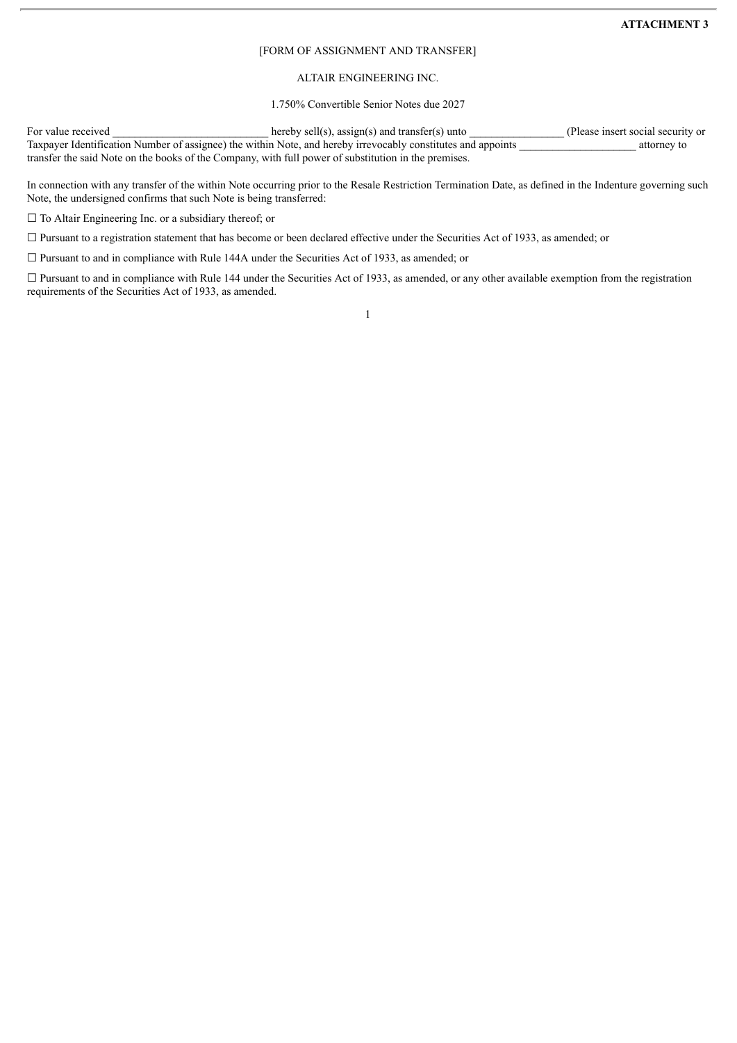**ATTACHMENT 3**

[FORM OF ASSIGNMENT AND TRANSFER]

ALTAIR ENGINEERING INC.

1.750% Convertible Senior Notes due 2027

For value received ____________________________ hereby sell(s), assign(s) and transfer(s) unto _________________ (Please insert social security or Taxpayer Identification Number of assignee) the within Note, and hereby irrevocably constitutes and appoints _____________________ attorney to transfer the said Note on the books of the Company, with full power of substitution in the premises.

In connection with any transfer of the within Note occurring prior to the Resale Restriction Termination Date, as defined in the Indenture governing such Note, the undersigned confirms that such Note is being transferred:

☐ To Altair Engineering Inc. or a subsidiary thereof; or

☐ Pursuant to a registration statement that has become or been declared effective under the Securities Act of 1933, as amended; or

☐ Pursuant to and in compliance with Rule 144A under the Securities Act of 1933, as amended; or

☐ Pursuant to and in compliance with Rule 144 under the Securities Act of 1933, as amended, or any other available exemption from the registration requirements of the Securities Act of 1933, as amended.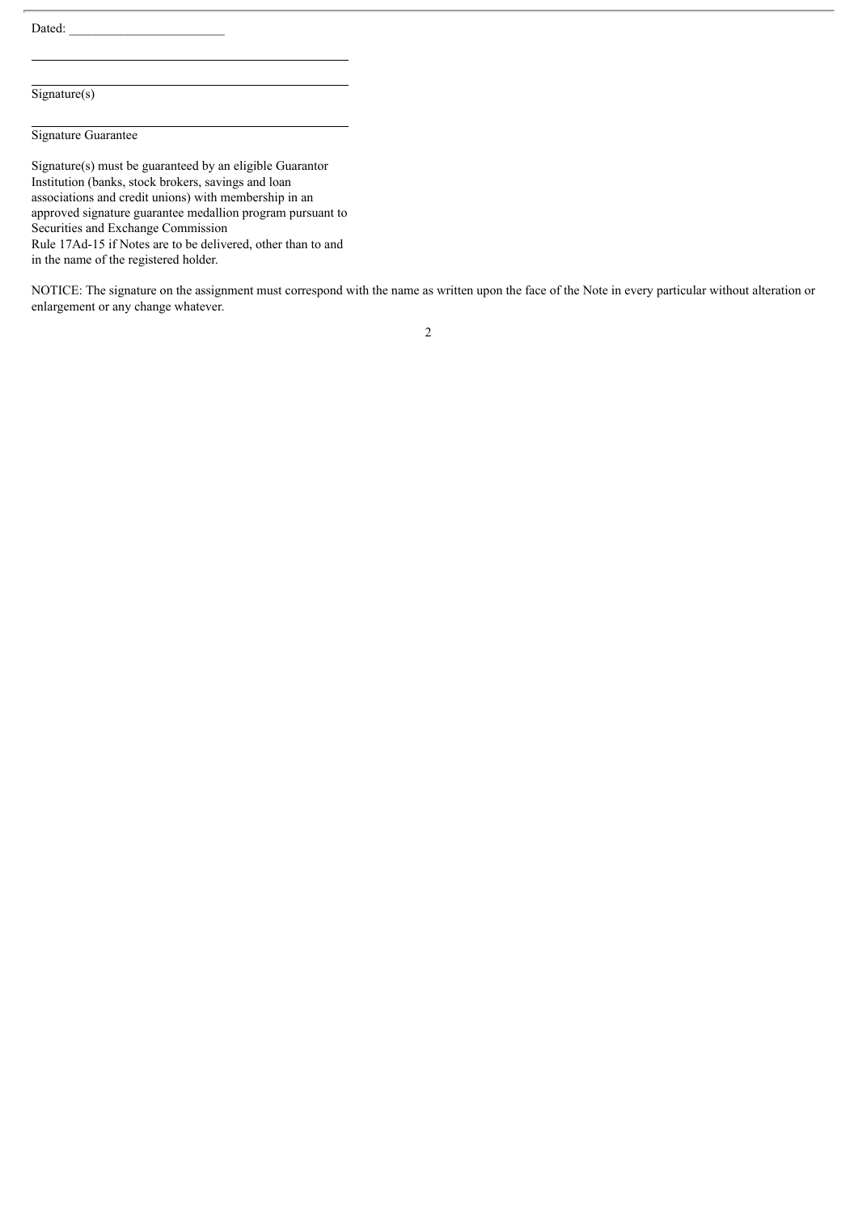Dated: ________________________

______________________________________________

______________________________________________

Signature(s)

______________________________________________

Signature Guarantee

Signature(s) must be guaranteed by an eligible Guarantor Institution (banks, stock brokers, savings and loan associations and credit unions) with membership in an approved signature guarantee medallion program pursuant to Securities and Exchange Commission Rule 17Ad-15 if Notes are to be delivered, other than to and in the name of the registered holder.

NOTICE: The signature on the assignment must correspond with the name as written upon the face of the Note in every particular without alteration or enlargement or any change whatever.